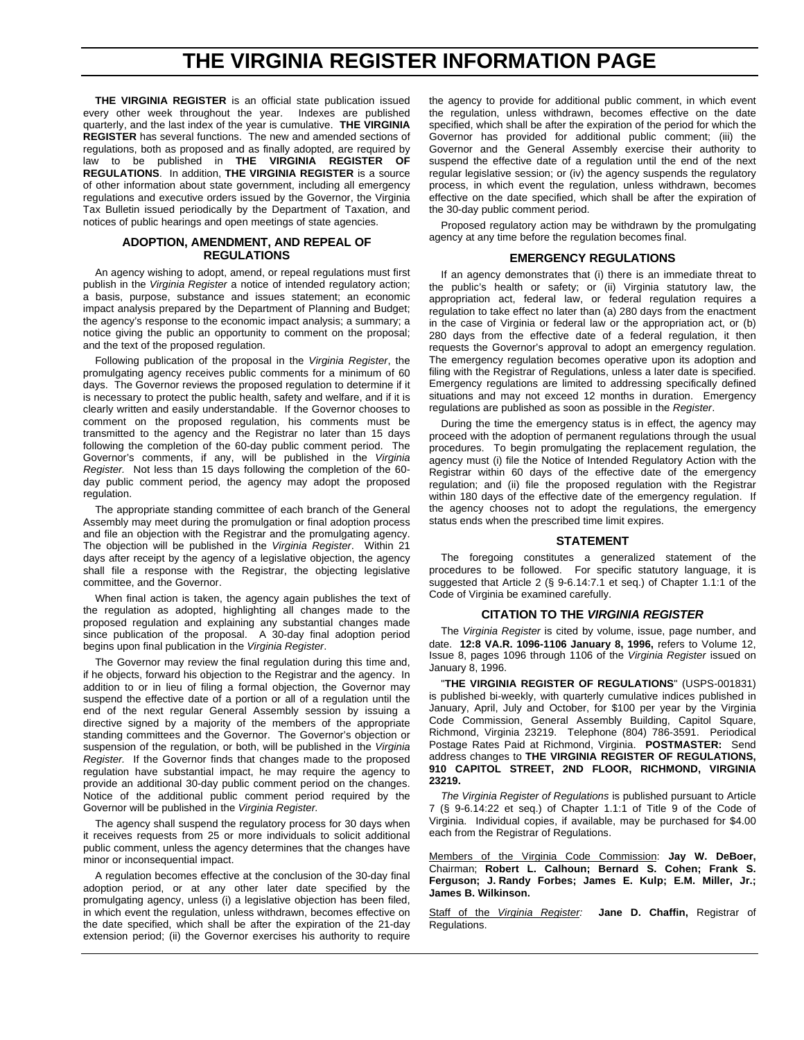# THE VIRGINIA REGISTER INFORMATION PAGE

**THE VIRGINIA REGISTER** is an official state publication issued every other week throughout the year. Indexes are published quarterly, and the last index of the year is cumulative. **THE VIRGINIA REGISTER** has several functions. The new and amended sections of regulations, both as proposed and as finally adopted, are required by law to be published in **THE VIRGINIA REGISTER OF REGULATIONS**. In addition, **THE VIRGINIA REGISTER** is a source of other information about state government, including all emergency regulations and executive orders issued by the Governor, the Virginia Tax Bulletin issued periodically by the Department of Taxation, and notices of public hearings and open meetings of state agencies.

### ADOPTION, AMENDMENT, AND REPEAL OF REGULATIONS

An agency wishing to adopt, amend, or repeal regulations must first publish in the *Virginia Register* a notice of intended regulatory action; a basis, purpose, substance and issues statement; an economic impact analysis prepared by the Department of Planning and Budget; the agency's response to the economic impact analysis; a summary; a notice giving the public an opportunity to comment on the proposal; and the text of the proposed regulation.

Following publication of the proposal in the *Virginia Register*, the promulgating agency receives public comments for a minimum of 60 days. The Governor reviews the proposed regulation to determine if it is necessary to protect the public health, safety and welfare, and if it is clearly written and easily understandable. If the Governor chooses to comment on the proposed regulation, his comments must be transmitted to the agency and the Registrar no later than 15 days following the completion of the 60-day public comment period. The Governor's comments, if any, will be published in the *Virginia Register.* Not less than 15 days following the completion of the 60-day public comment period, the agency may adopt the proposed regulation.

The appropriate standing committee of each branch of the General Assembly may meet during the promulgation or final adoption process and file an objection with the Registrar and the promulgating agency. The objection will be published in the *Virginia Register*. Within 21 days after receipt by the agency of a legislative objection, the agency shall file a response with the Registrar, the objecting legislative committee, and the Governor.

When final action is taken, the agency again publishes the text of the regulation as adopted, highlighting all changes made to the proposed regulation and explaining any substantial changes made since publication of the proposal. A 30-day final adoption period begins upon final publication in the *Virginia Register*.

The Governor may review the final regulation during this time and, if he objects, forward his objection to the Registrar and the agency. In addition to or in lieu of filing a formal objection, the Governor may suspend the effective date of a portion or all of a regulation until the end of the next regular General Assembly session by issuing a directive signed by a majority of the members of the appropriate standing committees and the Governor. The Governor's objection or suspension of the regulation, or both, will be published in the *Virginia Register.* If the Governor finds that changes made to the proposed regulation have substantial impact, he may require the agency to provide an additional 30-day public comment period on the changes. Notice of the additional public comment period required by the Governor will be published in the *Virginia Register.*

The agency shall suspend the regulatory process for 30 days when it receives requests from 25 or more individuals to solicit additional public comment, unless the agency determines that the changes have minor or inconsequential impact.

A regulation becomes effective at the conclusion of the 30-day final adoption period, or at any other later date specified by the promulgating agency, unless (i) a legislative objection has been filed, in which event the regulation, unless withdrawn, becomes effective on the date specified, which shall be after the expiration of the 21-day extension period; (ii) the Governor exercises his authority to require the agency to provide for additional public comment, in which event the regulation, unless withdrawn, becomes effective on the date specified, which shall be after the expiration of the period for which the Governor has provided for additional public comment; (iii) the Governor and the General Assembly exercise their authority to suspend the effective date of a regulation until the end of the next regular legislative session; or (iv) the agency suspends the regulatory process, in which event the regulation, unless withdrawn, becomes effective on the date specified, which shall be after the expiration of the 30-day public comment period.

Proposed regulatory action may be withdrawn by the promulgating agency at any time before the regulation becomes final.

### EMERGENCY REGULATIONS

If an agency demonstrates that (i) there is an immediate threat to the public's health or safety; or (ii) Virginia statutory law, the appropriation act, federal law, or federal regulation requires a regulation to take effect no later than (a) 280 days from the enactment in the case of Virginia or federal law or the appropriation act, or (b) 280 days from the effective date of a federal regulation, it then requests the Governor's approval to adopt an emergency regulation. The emergency regulation becomes operative upon its adoption and filing with the Registrar of Regulations, unless a later date is specified. Emergency regulations are limited to addressing specifically defined situations and may not exceed 12 months in duration. Emergency regulations are published as soon as possible in the *Register*.

During the time the emergency status is in effect, the agency may proceed with the adoption of permanent regulations through the usual procedures. To begin promulgating the replacement regulation, the agency must (i) file the Notice of Intended Regulatory Action with the Registrar within 60 days of the effective date of the emergency regulation; and (ii) file the proposed regulation with the Registrar within 180 days of the effective date of the emergency regulation. If the agency chooses not to adopt the regulations, the emergency status ends when the prescribed time limit expires.

### STATEMENT

The foregoing constitutes a generalized statement of the procedures to be followed. For specific statutory language, it is suggested that Article 2 (§ 9-6.14:7.1 et seq.) of Chapter 1.1:1 of the Code of Virginia be examined carefully.

### CITATION TO THE *VIRGINIA REGISTER*

The *Virginia Register* is cited by volume, issue, page number, and date. **12:8 VA.R. 1096-1106 January 8, 1996,** refers to Volume 12, Issue 8, pages 1096 through 1106 of the *Virginia Register* issued on January 8, 1996.

"**THE VIRGINIA REGISTER OF REGULATIONS**" (USPS-001831) is published bi-weekly, with quarterly cumulative indices published in January, April, July and October, for $100 per year by the Virginia Code Commission, General Assembly Building, Capitol Square, Richmond, Virginia 23219. Telephone (804) 786-3591. Periodical Postage Rates Paid at Richmond, Virginia. **POSTMASTER:** Send address changes to **THE VIRGINIA REGISTER OF REGULATIONS, 910 CAPITOL STREET, 2ND FLOOR, RICHMOND, VIRGINIA 23219.**

*The Virginia Register of Regulations* is published pursuant to Article 7 (§ 9-6.14:22 et seq.) of Chapter 1.1:1 of Title 9 of the Code of Virginia. Individual copies, if available, may be purchased for $4.00 each from the Registrar of Regulations.

Members of the Virginia Code Commission: **Jay W. DeBoer,** Chairman; **Robert L. Calhoun; Bernard S. Cohen; Frank S. Ferguson; J. Randy Forbes; James E. Kulp; E.M. Miller, Jr.; James B. Wilkinson.**

Staff of the *Virginia Register:* **Jane D. Chaffin,** Registrar of Regulations.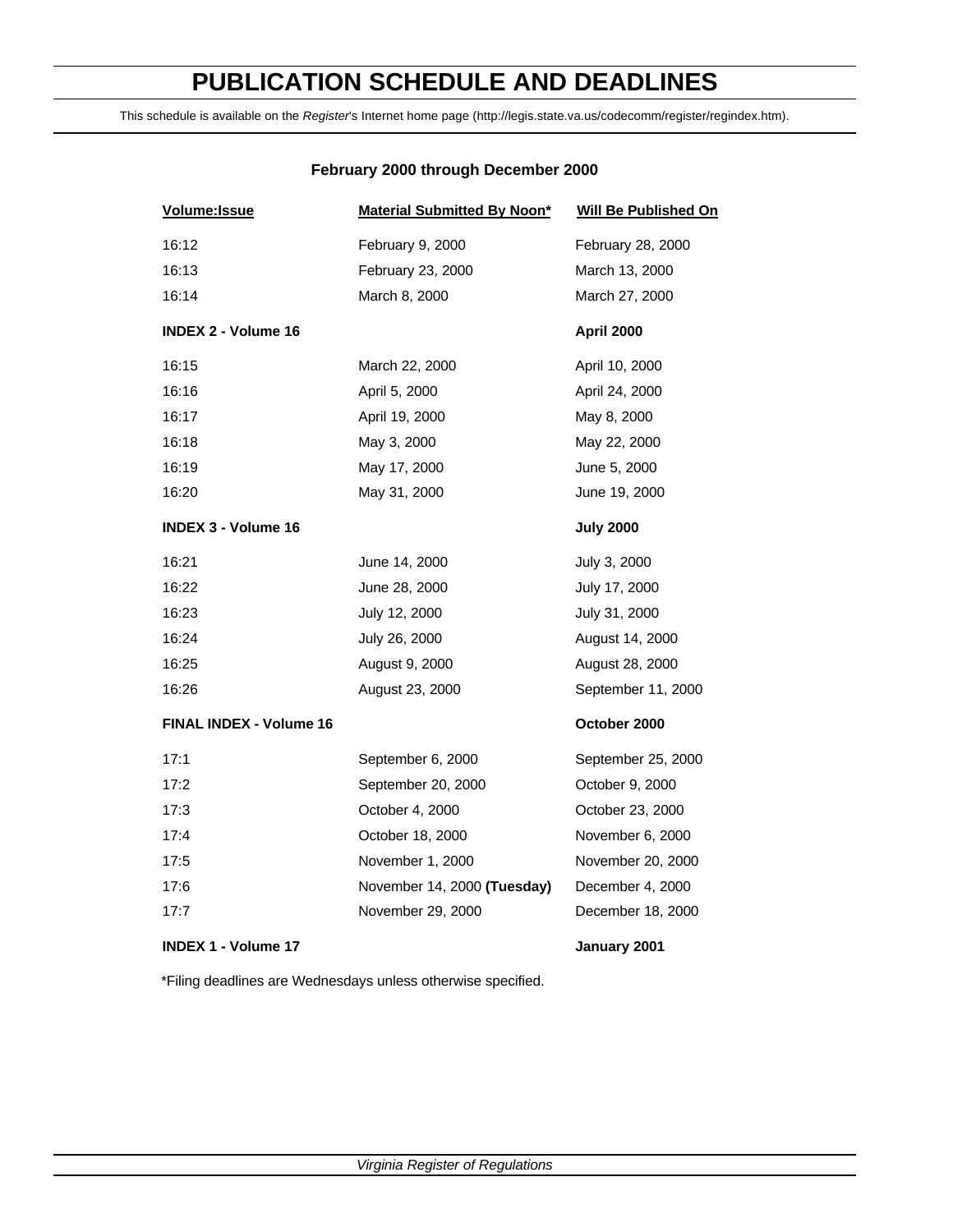# PUBLICATION SCHEDULE AND DEADLINES

This schedule is available on the *Register*'s Internet home page (http://legis.state.va.us/codecomm/register/regindex.htm).

**February 2000 through December 2000**

| Volume:Issue | Material Submitted By Noon* | Will Be Published On |
|---|---|---|
| 16:12 | February 9, 2000 | February 28, 2000 |
| 16:13 | February 23, 2000 | March 13, 2000 |
| 16:14 | March 8, 2000 | March 27, 2000 |
| **INDEX 2 - Volume 16** | | **April 2000** |
| 16:15 | March 22, 2000 | April 10, 2000 |
| 16:16 | April 5, 2000 | April 24, 2000 |
| 16:17 | April 19, 2000 | May 8, 2000 |
| 16:18 | May 3, 2000 | May 22, 2000 |
| 16:19 | May 17, 2000 | June 5, 2000 |
| 16:20 | May 31, 2000 | June 19, 2000 |
| **INDEX 3 - Volume 16** | | **July 2000** |
| 16:21 | June 14, 2000 | July 3, 2000 |
| 16:22 | June 28, 2000 | July 17, 2000 |
| 16:23 | July 12, 2000 | July 31, 2000 |
| 16:24 | July 26, 2000 | August 14, 2000 |
| 16:25 | August 9, 2000 | August 28, 2000 |
| 16:26 | August 23, 2000 | September 11, 2000 |
| **FINAL INDEX - Volume 16** | | **October 2000** |
| 17:1 | September 6, 2000 | September 25, 2000 |
| 17:2 | September 20, 2000 | October 9, 2000 |
| 17:3 | October 4, 2000 | October 23, 2000 |
| 17:4 | October 18, 2000 | November 6, 2000 |
| 17:5 | November 1, 2000 | November 20, 2000 |
| 17:6 | November 14, 2000 **(Tuesday)** | December 4, 2000 |
| 17:7 | November 29, 2000 | December 18, 2000 |
| **INDEX 1 - Volume 17** | | **January 2001** |

*Filing deadlines are Wednesdays unless otherwise specified.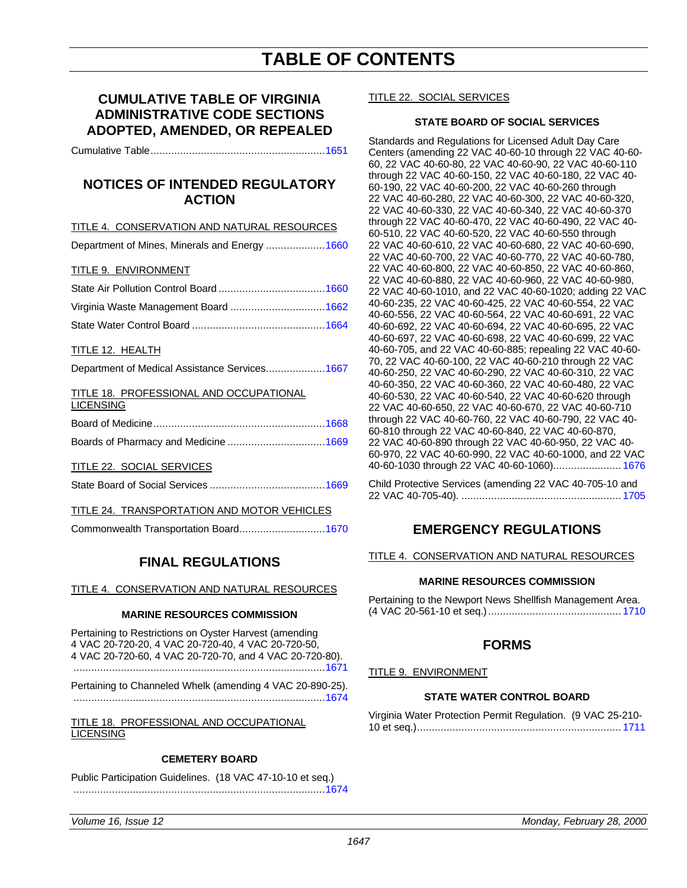# TABLE OF CONTENTS

## CUMULATIVE TABLE OF VIRGINIA ADMINISTRATIVE CODE SECTIONS ADOPTED, AMENDED, OR REPEALED

Cumulative Table ........................................................... 1651

## NOTICES OF INTENDED REGULATORY ACTION

TITLE 4. CONSERVATION AND NATURAL RESOURCES

Department of Mines, Minerals and Energy .................... 1660

TITLE 9. ENVIRONMENT

State Air Pollution Control Board .................................... 1660

Virginia Waste Management Board ................................ 1662

State Water Control Board ............................................. 1664

TITLE 12. HEALTH

Department of Medical Assistance Services.................... 1667

TITLE 18. PROFESSIONAL AND OCCUPATIONAL LICENSING

Board of Medicine .......................................................... 1668

Boards of Pharmacy and Medicine ................................. 1669

TITLE 22. SOCIAL SERVICES

State Board of Social Services ....................................... 1669

TITLE 24. TRANSPORTATION AND MOTOR VEHICLES

Commonwealth Transportation Board............................. 1670

## FINAL REGULATIONS

TITLE 4. CONSERVATION AND NATURAL RESOURCES

### MARINE RESOURCES COMMISSION

Pertaining to Restrictions on Oyster Harvest (amending 4 VAC 20-720-20, 4 VAC 20-720-40, 4 VAC 20-720-50, 4 VAC 20-720-60, 4 VAC 20-720-70, and 4 VAC 20-720-80). ..................................................................................... 1671

Pertaining to Channeled Whelk (amending 4 VAC 20-890-25). ..................................................................................... 1674

TITLE 18. PROFESSIONAL AND OCCUPATIONAL LICENSING

### CEMETERY BOARD

Public Participation Guidelines. (18 VAC 47-10-10 et seq.) ..................................................................................... 1674

TITLE 22. SOCIAL SERVICES

### STATE BOARD OF SOCIAL SERVICES

Standards and Regulations for Licensed Adult Day Care Centers (amending 22 VAC 40-60-10 through 22 VAC 40-60-60, 22 VAC 40-60-80, 22 VAC 40-60-90, 22 VAC 40-60-110 through 22 VAC 40-60-150, 22 VAC 40-60-180, 22 VAC 40-60-190, 22 VAC 40-60-200, 22 VAC 40-60-260 through 22 VAC 40-60-280, 22 VAC 40-60-300, 22 VAC 40-60-320, 22 VAC 40-60-330, 22 VAC 40-60-340, 22 VAC 40-60-370 through 22 VAC 40-60-470, 22 VAC 40-60-490, 22 VAC 40-60-510, 22 VAC 40-60-520, 22 VAC 40-60-550 through 22 VAC 40-60-610, 22 VAC 40-60-680, 22 VAC 40-60-690, 22 VAC 40-60-700, 22 VAC 40-60-770, 22 VAC 40-60-780, 22 VAC 40-60-800, 22 VAC 40-60-850, 22 VAC 40-60-860, 22 VAC 40-60-880, 22 VAC 40-60-960, 22 VAC 40-60-980, 22 VAC 40-60-1010, and 22 VAC 40-60-1020; adding 22 VAC 40-60-235, 22 VAC 40-60-425, 22 VAC 40-60-554, 22 VAC 40-60-556, 22 VAC 40-60-564, 22 VAC 40-60-691, 22 VAC 40-60-692, 22 VAC 40-60-694, 22 VAC 40-60-695, 22 VAC 40-60-697, 22 VAC 40-60-698, 22 VAC 40-60-699, 22 VAC 40-60-705, and 22 VAC 40-60-885; repealing 22 VAC 40-60-70, 22 VAC 40-60-100, 22 VAC 40-60-210 through 22 VAC 40-60-250, 22 VAC 40-60-290, 22 VAC 40-60-310, 22 VAC 40-60-350, 22 VAC 40-60-360, 22 VAC 40-60-480, 22 VAC 40-60-530, 22 VAC 40-60-540, 22 VAC 40-60-620 through 22 VAC 40-60-650, 22 VAC 40-60-670, 22 VAC 40-60-710 through 22 VAC 40-60-760, 22 VAC 40-60-790, 22 VAC 40-60-810 through 22 VAC 40-60-840, 22 VAC 40-60-870, 22 VAC 40-60-890 through 22 VAC 40-60-950, 22 VAC 40-60-970, 22 VAC 40-60-990, 22 VAC 40-60-1000, and 22 VAC 40-60-1030 through 22 VAC 40-60-1060)....................... 1676

Child Protective Services (amending 22 VAC 40-705-10 and 22 VAC 40-705-40). ...................................................... 1705

## EMERGENCY REGULATIONS

TITLE 4. CONSERVATION AND NATURAL RESOURCES

### MARINE RESOURCES COMMISSION

Pertaining to the Newport News Shellfish Management Area. (4 VAC 20-561-10 et seq.) ............................................. 1710

## FORMS

TITLE 9. ENVIRONMENT

### STATE WATER CONTROL BOARD

Virginia Water Protection Permit Regulation. (9 VAC 25-210-10 et seq.)..................................................................... 1711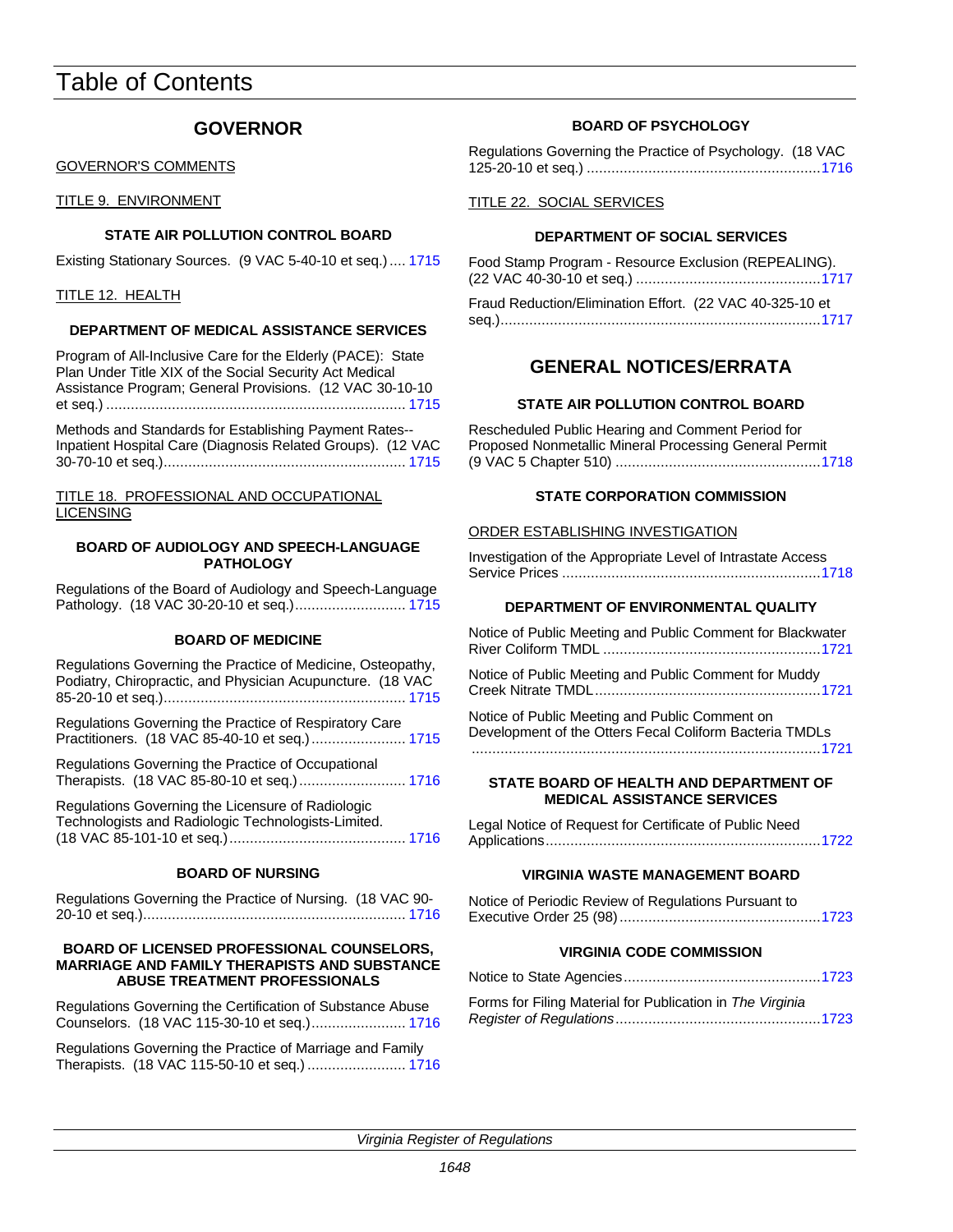# Table of Contents

## GOVERNOR

GOVERNOR'S COMMENTS

TITLE 9. ENVIRONMENT

#### STATE AIR POLLUTION CONTROL BOARD

Existing Stationary Sources. (9 VAC 5-40-10 et seq.) .... 1715

TITLE 12. HEALTH

#### DEPARTMENT OF MEDICAL ASSISTANCE SERVICES

Program of All-Inclusive Care for the Elderly (PACE): State Plan Under Title XIX of the Social Security Act Medical Assistance Program; General Provisions. (12 VAC 30-10-10 et seq.) ........................................................................ 1715

Methods and Standards for Establishing Payment Rates--Inpatient Hospital Care (Diagnosis Related Groups). (12 VAC 30-70-10 et seq.)............................................................ 1715

TITLE 18. PROFESSIONAL AND OCCUPATIONAL LICENSING

#### BOARD OF AUDIOLOGY AND SPEECH-LANGUAGE PATHOLOGY

Regulations of the Board of Audiology and Speech-Language Pathology. (18 VAC 30-20-10 et seq.)........................... 1715

#### BOARD OF MEDICINE

Regulations Governing the Practice of Medicine, Osteopathy, Podiatry, Chiropractic, and Physician Acupuncture. (18 VAC 85-20-10 et seq.)............................................................ 1715

Regulations Governing the Practice of Respiratory Care Practitioners. (18 VAC 85-40-10 et seq.)....................... 1715

Regulations Governing the Practice of Occupational Therapists. (18 VAC 85-80-10 et seq.).......................... 1716

Regulations Governing the Licensure of Radiologic Technologists and Radiologic Technologists-Limited. (18 VAC 85-101-10 et seq.)........................................... 1716

#### BOARD OF NURSING

Regulations Governing the Practice of Nursing. (18 VAC 90-20-10 et seq.)................................................................ 1716

#### BOARD OF LICENSED PROFESSIONAL COUNSELORS, MARRIAGE AND FAMILY THERAPISTS AND SUBSTANCE ABUSE TREATMENT PROFESSIONALS

Regulations Governing the Certification of Substance Abuse Counselors. (18 VAC 115-30-10 et seq.)....................... 1716

Regulations Governing the Practice of Marriage and Family Therapists. (18 VAC 115-50-10 et seq.) ........................ 1716

#### BOARD OF PSYCHOLOGY

Regulations Governing the Practice of Psychology. (18 VAC 125-20-10 et seq.) .........................................................1716

TITLE 22. SOCIAL SERVICES

#### DEPARTMENT OF SOCIAL SERVICES

Food Stamp Program - Resource Exclusion (REPEALING). (22 VAC 40-30-10 et seq.) .............................................1717

Fraud Reduction/Elimination Effort. (22 VAC 40-325-10 et seq.)..............................................................................1717

## GENERAL NOTICES/ERRATA

#### STATE AIR POLLUTION CONTROL BOARD

Rescheduled Public Hearing and Comment Period for Proposed Nonmetallic Mineral Processing General Permit (9 VAC 5 Chapter 510) ..................................................1718

#### STATE CORPORATION COMMISSION

ORDER ESTABLISHING INVESTIGATION

Investigation of the Appropriate Level of Intrastate Access Service Prices ...............................................................1718

#### DEPARTMENT OF ENVIRONMENTAL QUALITY

Notice of Public Meeting and Public Comment for Blackwater River Coliform TMDL .....................................................1721

Notice of Public Meeting and Public Comment for Muddy Creek Nitrate TMDL.......................................................1721

Notice of Public Meeting and Public Comment on Development of the Otters Fecal Coliform Bacteria TMDLs ....................................................................................1721

#### STATE BOARD OF HEALTH AND DEPARTMENT OF MEDICAL ASSISTANCE SERVICES

Legal Notice of Request for Certificate of Public Need Applications..................................................................1722

#### VIRGINIA WASTE MANAGEMENT BOARD

Notice of Periodic Review of Regulations Pursuant to Executive Order 25 (98).................................................1723

#### VIRGINIA CODE COMMISSION

Notice to State Agencies................................................1723

Forms for Filing Material for Publication in *The Virginia Register of Regulations*.................................................1723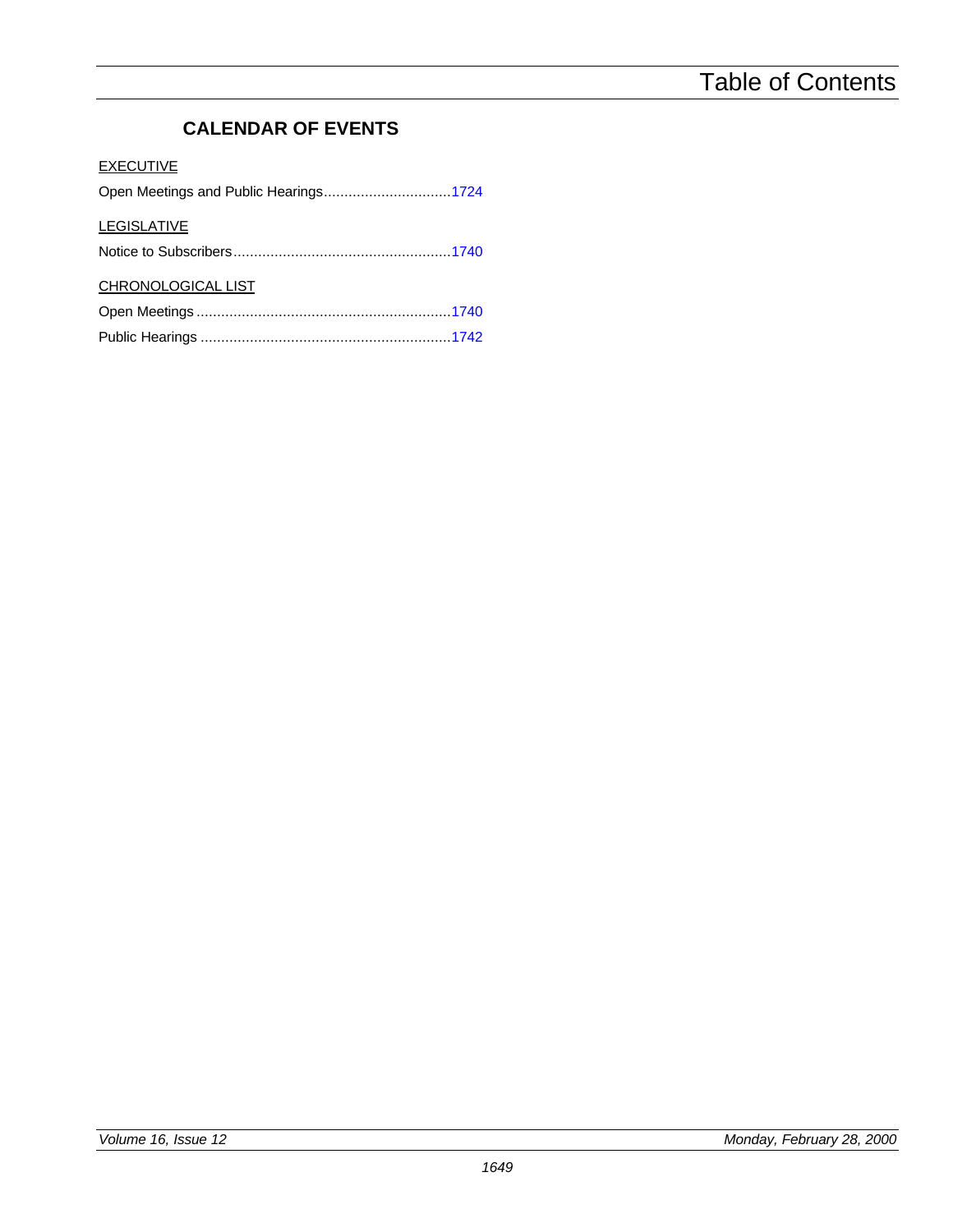## CALENDAR OF EVENTS

EXECUTIVE

Open Meetings and Public Hearings...............................1724

LEGISLATIVE

Notice to Subscribers.....................................................1740

CHRONOLOGICAL LIST

Open Meetings ..............................................................1740

Public Hearings .............................................................1742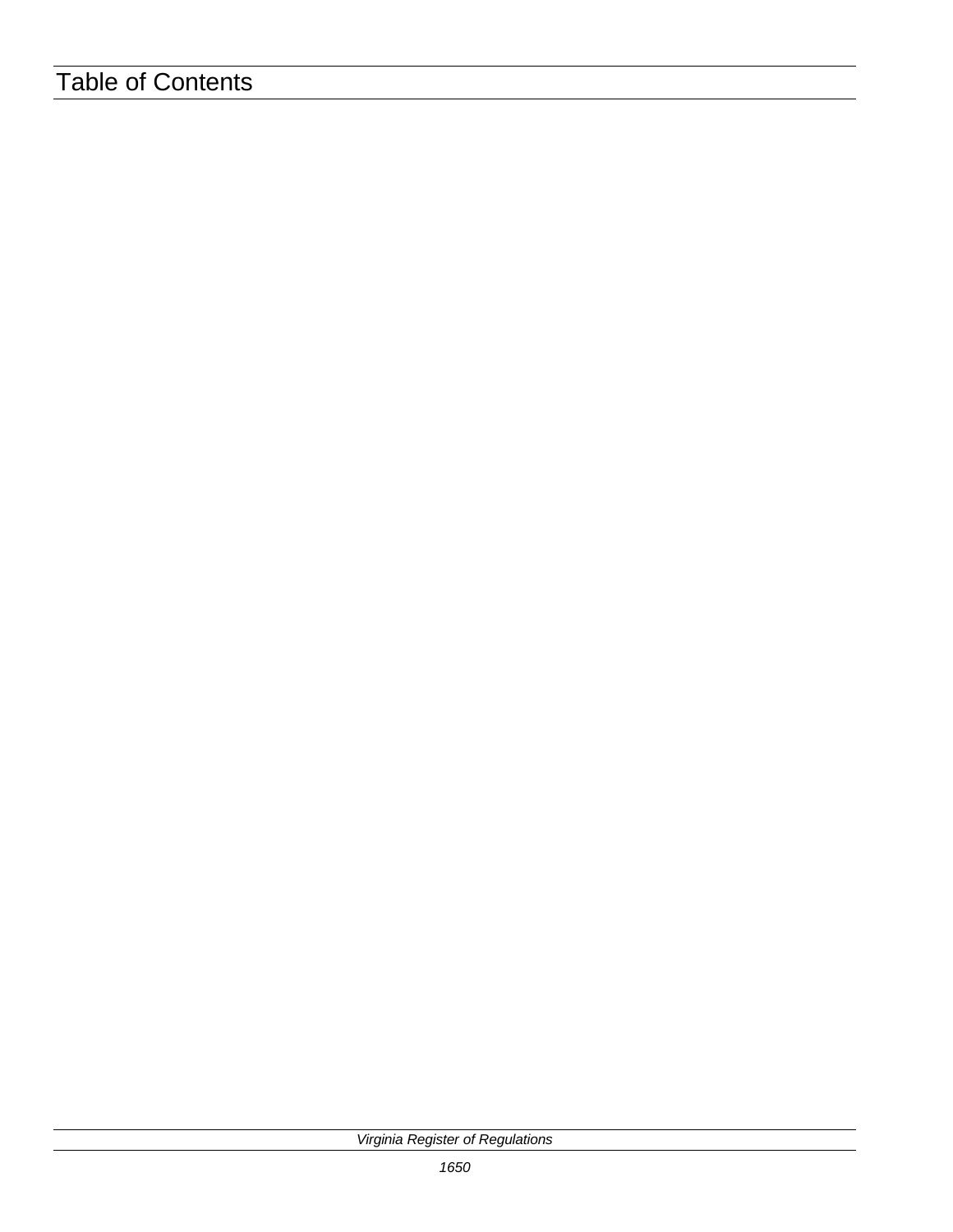# Table of Contents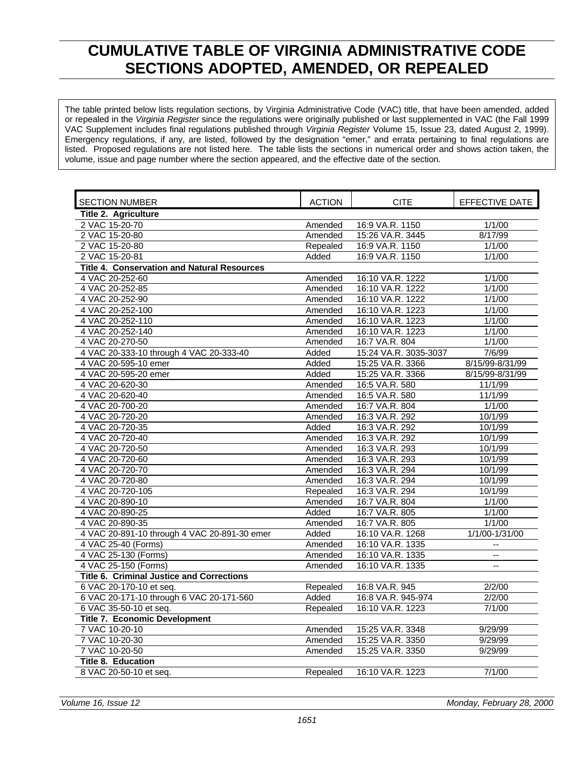# CUMULATIVE TABLE OF VIRGINIA ADMINISTRATIVE CODE SECTIONS ADOPTED, AMENDED, OR REPEALED

The table printed below lists regulation sections, by Virginia Administrative Code (VAC) title, that have been amended, added or repealed in the *Virginia Register* since the regulations were originally published or last supplemented in VAC (the Fall 1999 VAC Supplement includes final regulations published through *Virginia Register* Volume 15, Issue 23, dated August 2, 1999). Emergency regulations, if any, are listed, followed by the designation "emer," and errata pertaining to final regulations are listed. Proposed regulations are not listed here. The table lists the sections in numerical order and shows action taken, the volume, issue and page number where the section appeared, and the effective date of the section.

| SECTION NUMBER | ACTION | CITE | EFFECTIVE DATE |
|---|---|---|---|
| **Title 2. Agriculture** | | | |
| 2 VAC 15-20-70 | Amended | 16:9 VA.R. 1150 | 1/1/00 |
| 2 VAC 15-20-80 | Amended | 15:26 VA.R. 3445 | 8/17/99 |
| 2 VAC 15-20-80 | Repealed | 16:9 VA.R. 1150 | 1/1/00 |
| 2 VAC 15-20-81 | Added | 16:9 VA.R. 1150 | 1/1/00 |
| **Title 4. Conservation and Natural Resources** | | | |
| 4 VAC 20-252-60 | Amended | 16:10 VA.R. 1222 | 1/1/00 |
| 4 VAC 20-252-85 | Amended | 16:10 VA.R. 1222 | 1/1/00 |
| 4 VAC 20-252-90 | Amended | 16:10 VA.R. 1222 | 1/1/00 |
| 4 VAC 20-252-100 | Amended | 16:10 VA.R. 1223 | 1/1/00 |
| 4 VAC 20-252-110 | Amended | 16:10 VA.R. 1223 | 1/1/00 |
| 4 VAC 20-252-140 | Amended | 16:10 VA.R. 1223 | 1/1/00 |
| 4 VAC 20-270-50 | Amended | 16:7 VA.R. 804 | 1/1/00 |
| 4 VAC 20-333-10 through 4 VAC 20-333-40 | Added | 15:24 VA.R. 3035-3037 | 7/6/99 |
| 4 VAC 20-595-10 emer | Added | 15:25 VA.R. 3366 | 8/15/99-8/31/99 |
| 4 VAC 20-595-20 emer | Added | 15:25 VA.R. 3366 | 8/15/99-8/31/99 |
| 4 VAC 20-620-30 | Amended | 16:5 VA.R. 580 | 11/1/99 |
| 4 VAC 20-620-40 | Amended | 16:5 VA.R. 580 | 11/1/99 |
| 4 VAC 20-700-20 | Amended | 16:7 VA.R. 804 | 1/1/00 |
| 4 VAC 20-720-20 | Amended | 16:3 VA.R. 292 | 10/1/99 |
| 4 VAC 20-720-35 | Added | 16:3 VA.R. 292 | 10/1/99 |
| 4 VAC 20-720-40 | Amended | 16:3 VA.R. 292 | 10/1/99 |
| 4 VAC 20-720-50 | Amended | 16:3 VA.R. 293 | 10/1/99 |
| 4 VAC 20-720-60 | Amended | 16:3 VA.R. 293 | 10/1/99 |
| 4 VAC 20-720-70 | Amended | 16:3 VA.R. 294 | 10/1/99 |
| 4 VAC 20-720-80 | Amended | 16:3 VA.R. 294 | 10/1/99 |
| 4 VAC 20-720-105 | Repealed | 16:3 VA.R. 294 | 10/1/99 |
| 4 VAC 20-890-10 | Amended | 16:7 VA.R. 804 | 1/1/00 |
| 4 VAC 20-890-25 | Added | 16:7 VA.R. 805 | 1/1/00 |
| 4 VAC 20-890-35 | Amended | 16:7 VA.R. 805 | 1/1/00 |
| 4 VAC 20-891-10 through 4 VAC 20-891-30 emer | Added | 16:10 VA.R. 1268 | 1/1/00-1/31/00 |
| 4 VAC 25-40 (Forms) | Amended | 16:10 VA.R. 1335 | -- |
| 4 VAC 25-130 (Forms) | Amended | 16:10 VA.R. 1335 | -- |
| 4 VAC 25-150 (Forms) | Amended | 16:10 VA.R. 1335 | -- |
| **Title 6. Criminal Justice and Corrections** | | | |
| 6 VAC 20-170-10 et seq. | Repealed | 16:8 VA.R. 945 | 2/2/00 |
| 6 VAC 20-171-10 through 6 VAC 20-171-560 | Added | 16:8 VA.R. 945-974 | 2/2/00 |
| 6 VAC 35-50-10 et seq. | Repealed | 16:10 VA.R. 1223 | 7/1/00 |
| **Title 7. Economic Development** | | | |
| 7 VAC 10-20-10 | Amended | 15:25 VA.R. 3348 | 9/29/99 |
| 7 VAC 10-20-30 | Amended | 15:25 VA.R. 3350 | 9/29/99 |
| 7 VAC 10-20-50 | Amended | 15:25 VA.R. 3350 | 9/29/99 |
| **Title 8. Education** | | | |
| 8 VAC 20-50-10 et seq. | Repealed | 16:10 VA.R. 1223 | 7/1/00 |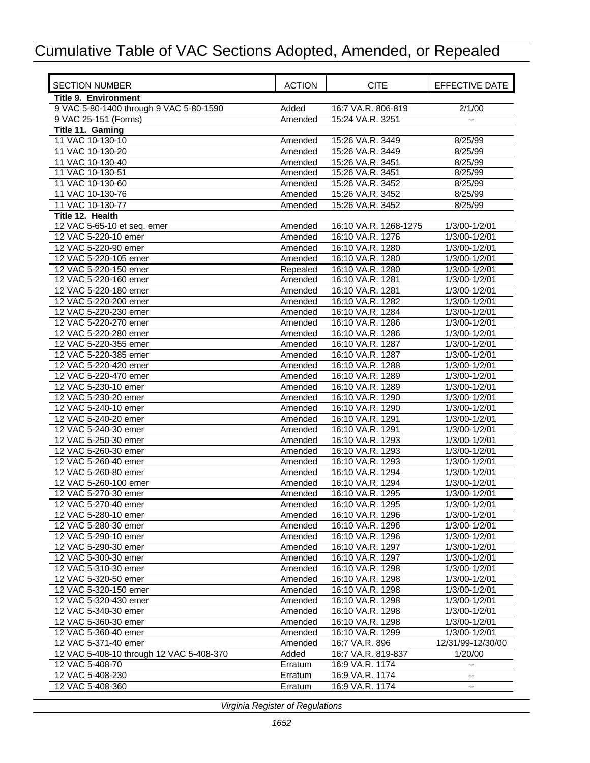# Cumulative Table of VAC Sections Adopted, Amended, or Repealed

| SECTION NUMBER | ACTION | CITE | EFFECTIVE DATE |
|---|---|---|---|
| **Title 9. Environment** | | | |
| 9 VAC 5-80-1400 through 9 VAC 5-80-1590 | Added | 16:7 VA.R. 806-819 | 2/1/00 |
| 9 VAC 25-151 (Forms) | Amended | 15:24 VA.R. 3251 | -- |
| **Title 11. Gaming** | | | |
| 11 VAC 10-130-10 | Amended | 15:26 VA.R. 3449 | 8/25/99 |
| 11 VAC 10-130-20 | Amended | 15:26 VA.R. 3449 | 8/25/99 |
| 11 VAC 10-130-40 | Amended | 15:26 VA.R. 3451 | 8/25/99 |
| 11 VAC 10-130-51 | Amended | 15:26 VA.R. 3451 | 8/25/99 |
| 11 VAC 10-130-60 | Amended | 15:26 VA.R. 3452 | 8/25/99 |
| 11 VAC 10-130-76 | Amended | 15:26 VA.R. 3452 | 8/25/99 |
| 11 VAC 10-130-77 | Amended | 15:26 VA.R. 3452 | 8/25/99 |
| **Title 12. Health** | | | |
| 12 VAC 5-65-10 et seq. emer | Amended | 16:10 VA.R. 1268-1275 | 1/3/00-1/2/01 |
| 12 VAC 5-220-10 emer | Amended | 16:10 VA.R. 1276 | 1/3/00-1/2/01 |
| 12 VAC 5-220-90 emer | Amended | 16:10 VA.R. 1280 | 1/3/00-1/2/01 |
| 12 VAC 5-220-105 emer | Amended | 16:10 VA.R. 1280 | 1/3/00-1/2/01 |
| 12 VAC 5-220-150 emer | Repealed | 16:10 VA.R. 1280 | 1/3/00-1/2/01 |
| 12 VAC 5-220-160 emer | Amended | 16:10 VA.R. 1281 | 1/3/00-1/2/01 |
| 12 VAC 5-220-180 emer | Amended | 16:10 VA.R. 1281 | 1/3/00-1/2/01 |
| 12 VAC 5-220-200 emer | Amended | 16:10 VA.R. 1282 | 1/3/00-1/2/01 |
| 12 VAC 5-220-230 emer | Amended | 16:10 VA.R. 1284 | 1/3/00-1/2/01 |
| 12 VAC 5-220-270 emer | Amended | 16:10 VA.R. 1286 | 1/3/00-1/2/01 |
| 12 VAC 5-220-280 emer | Amended | 16:10 VA.R. 1286 | 1/3/00-1/2/01 |
| 12 VAC 5-220-355 emer | Amended | 16:10 VA.R. 1287 | 1/3/00-1/2/01 |
| 12 VAC 5-220-385 emer | Amended | 16:10 VA.R. 1287 | 1/3/00-1/2/01 |
| 12 VAC 5-220-420 emer | Amended | 16:10 VA.R. 1288 | 1/3/00-1/2/01 |
| 12 VAC 5-220-470 emer | Amended | 16:10 VA.R. 1289 | 1/3/00-1/2/01 |
| 12 VAC 5-230-10 emer | Amended | 16:10 VA.R. 1289 | 1/3/00-1/2/01 |
| 12 VAC 5-230-20 emer | Amended | 16:10 VA.R. 1290 | 1/3/00-1/2/01 |
| 12 VAC 5-240-10 emer | Amended | 16:10 VA.R. 1290 | 1/3/00-1/2/01 |
| 12 VAC 5-240-20 emer | Amended | 16:10 VA.R. 1291 | 1/3/00-1/2/01 |
| 12 VAC 5-240-30 emer | Amended | 16:10 VA.R. 1291 | 1/3/00-1/2/01 |
| 12 VAC 5-250-30 emer | Amended | 16:10 VA.R. 1293 | 1/3/00-1/2/01 |
| 12 VAC 5-260-30 emer | Amended | 16:10 VA.R. 1293 | 1/3/00-1/2/01 |
| 12 VAC 5-260-40 emer | Amended | 16:10 VA.R. 1293 | 1/3/00-1/2/01 |
| 12 VAC 5-260-80 emer | Amended | 16:10 VA.R. 1294 | 1/3/00-1/2/01 |
| 12 VAC 5-260-100 emer | Amended | 16:10 VA.R. 1294 | 1/3/00-1/2/01 |
| 12 VAC 5-270-30 emer | Amended | 16:10 VA.R. 1295 | 1/3/00-1/2/01 |
| 12 VAC 5-270-40 emer | Amended | 16:10 VA.R. 1295 | 1/3/00-1/2/01 |
| 12 VAC 5-280-10 emer | Amended | 16:10 VA.R. 1296 | 1/3/00-1/2/01 |
| 12 VAC 5-280-30 emer | Amended | 16:10 VA.R. 1296 | 1/3/00-1/2/01 |
| 12 VAC 5-290-10 emer | Amended | 16:10 VA.R. 1296 | 1/3/00-1/2/01 |
| 12 VAC 5-290-30 emer | Amended | 16:10 VA.R. 1297 | 1/3/00-1/2/01 |
| 12 VAC 5-300-30 emer | Amended | 16:10 VA.R. 1297 | 1/3/00-1/2/01 |
| 12 VAC 5-310-30 emer | Amended | 16:10 VA.R. 1298 | 1/3/00-1/2/01 |
| 12 VAC 5-320-50 emer | Amended | 16:10 VA.R. 1298 | 1/3/00-1/2/01 |
| 12 VAC 5-320-150 emer | Amended | 16:10 VA.R. 1298 | 1/3/00-1/2/01 |
| 12 VAC 5-320-430 emer | Amended | 16:10 VA.R. 1298 | 1/3/00-1/2/01 |
| 12 VAC 5-340-30 emer | Amended | 16:10 VA.R. 1298 | 1/3/00-1/2/01 |
| 12 VAC 5-360-30 emer | Amended | 16:10 VA.R. 1298 | 1/3/00-1/2/01 |
| 12 VAC 5-360-40 emer | Amended | 16:10 VA.R. 1299 | 1/3/00-1/2/01 |
| 12 VAC 5-371-40 emer | Amended | 16:7 VA.R. 896 | 12/31/99-12/30/00 |
| 12 VAC 5-408-10 through 12 VAC 5-408-370 | Added | 16:7 VA.R. 819-837 | 1/20/00 |
| 12 VAC 5-408-70 | Erratum | 16:9 VA.R. 1174 | -- |
| 12 VAC 5-408-230 | Erratum | 16:9 VA.R. 1174 | -- |
| 12 VAC 5-408-360 | Erratum | 16:9 VA.R. 1174 | -- |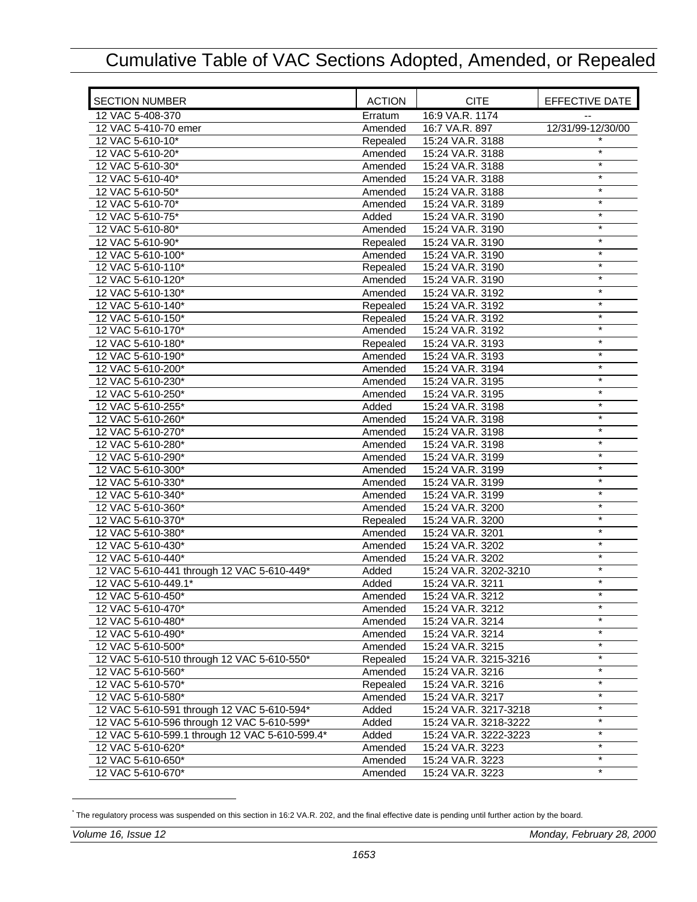# Cumulative Table of VAC Sections Adopted, Amended, or Repealed

| SECTION NUMBER | ACTION | CITE | EFFECTIVE DATE |
|---|---|---|---|
| 12 VAC 5-408-370 | Erratum | 16:9 VA.R. 1174 | -- |
| 12 VAC 5-410-70 emer | Amended | 16:7 VA.R. 897 | 12/31/99-12/30/00 |
| 12 VAC 5-610-10* | Repealed | 15:24 VA.R. 3188 | * |
| 12 VAC 5-610-20* | Amended | 15:24 VA.R. 3188 | * |
| 12 VAC 5-610-30* | Amended | 15:24 VA.R. 3188 | * |
| 12 VAC 5-610-40* | Amended | 15:24 VA.R. 3188 | * |
| 12 VAC 5-610-50* | Amended | 15:24 VA.R. 3188 | * |
| 12 VAC 5-610-70* | Amended | 15:24 VA.R. 3189 | * |
| 12 VAC 5-610-75* | Added | 15:24 VA.R. 3190 | * |
| 12 VAC 5-610-80* | Amended | 15:24 VA.R. 3190 | * |
| 12 VAC 5-610-90* | Repealed | 15:24 VA.R. 3190 | * |
| 12 VAC 5-610-100* | Amended | 15:24 VA.R. 3190 | * |
| 12 VAC 5-610-110* | Repealed | 15:24 VA.R. 3190 | * |
| 12 VAC 5-610-120* | Amended | 15:24 VA.R. 3190 | * |
| 12 VAC 5-610-130* | Amended | 15:24 VA.R. 3192 | * |
| 12 VAC 5-610-140* | Repealed | 15:24 VA.R. 3192 | * |
| 12 VAC 5-610-150* | Repealed | 15:24 VA.R. 3192 | * |
| 12 VAC 5-610-170* | Amended | 15:24 VA.R. 3192 | * |
| 12 VAC 5-610-180* | Repealed | 15:24 VA.R. 3193 | * |
| 12 VAC 5-610-190* | Amended | 15:24 VA.R. 3193 | * |
| 12 VAC 5-610-200* | Amended | 15:24 VA.R. 3194 | * |
| 12 VAC 5-610-230* | Amended | 15:24 VA.R. 3195 | * |
| 12 VAC 5-610-250* | Amended | 15:24 VA.R. 3195 | * |
| 12 VAC 5-610-255* | Added | 15:24 VA.R. 3198 | * |
| 12 VAC 5-610-260* | Amended | 15:24 VA.R. 3198 | * |
| 12 VAC 5-610-270* | Amended | 15:24 VA.R. 3198 | * |
| 12 VAC 5-610-280* | Amended | 15:24 VA.R. 3198 | * |
| 12 VAC 5-610-290* | Amended | 15:24 VA.R. 3199 | * |
| 12 VAC 5-610-300* | Amended | 15:24 VA.R. 3199 | * |
| 12 VAC 5-610-330* | Amended | 15:24 VA.R. 3199 | * |
| 12 VAC 5-610-340* | Amended | 15:24 VA.R. 3199 | * |
| 12 VAC 5-610-360* | Amended | 15:24 VA.R. 3200 | * |
| 12 VAC 5-610-370* | Repealed | 15:24 VA.R. 3200 | * |
| 12 VAC 5-610-380* | Amended | 15:24 VA.R. 3201 | * |
| 12 VAC 5-610-430* | Amended | 15:24 VA.R. 3202 | * |
| 12 VAC 5-610-440* | Amended | 15:24 VA.R. 3202 | * |
| 12 VAC 5-610-441 through 12 VAC 5-610-449* | Added | 15:24 VA.R. 3202-3210 | * |
| 12 VAC 5-610-449.1* | Added | 15:24 VA.R. 3211 | * |
| 12 VAC 5-610-450* | Amended | 15:24 VA.R. 3212 | * |
| 12 VAC 5-610-470* | Amended | 15:24 VA.R. 3212 | * |
| 12 VAC 5-610-480* | Amended | 15:24 VA.R. 3214 | * |
| 12 VAC 5-610-490* | Amended | 15:24 VA.R. 3214 | * |
| 12 VAC 5-610-500* | Amended | 15:24 VA.R. 3215 | * |
| 12 VAC 5-610-510 through 12 VAC 5-610-550* | Repealed | 15:24 VA.R. 3215-3216 | * |
| 12 VAC 5-610-560* | Amended | 15:24 VA.R. 3216 | * |
| 12 VAC 5-610-570* | Repealed | 15:24 VA.R. 3216 | * |
| 12 VAC 5-610-580* | Amended | 15:24 VA.R. 3217 | * |
| 12 VAC 5-610-591 through 12 VAC 5-610-594* | Added | 15:24 VA.R. 3217-3218 | * |
| 12 VAC 5-610-596 through 12 VAC 5-610-599* | Added | 15:24 VA.R. 3218-3222 | * |
| 12 VAC 5-610-599.1 through 12 VAC 5-610-599.4* | Added | 15:24 VA.R. 3222-3223 | * |
| 12 VAC 5-610-620* | Amended | 15:24 VA.R. 3223 | * |
| 12 VAC 5-610-650* | Amended | 15:24 VA.R. 3223 | * |
| 12 VAC 5-610-670* | Amended | 15:24 VA.R. 3223 | * |

* The regulatory process was suspended on this section in 16:2 VA.R. 202, and the final effective date is pending until further action by the board.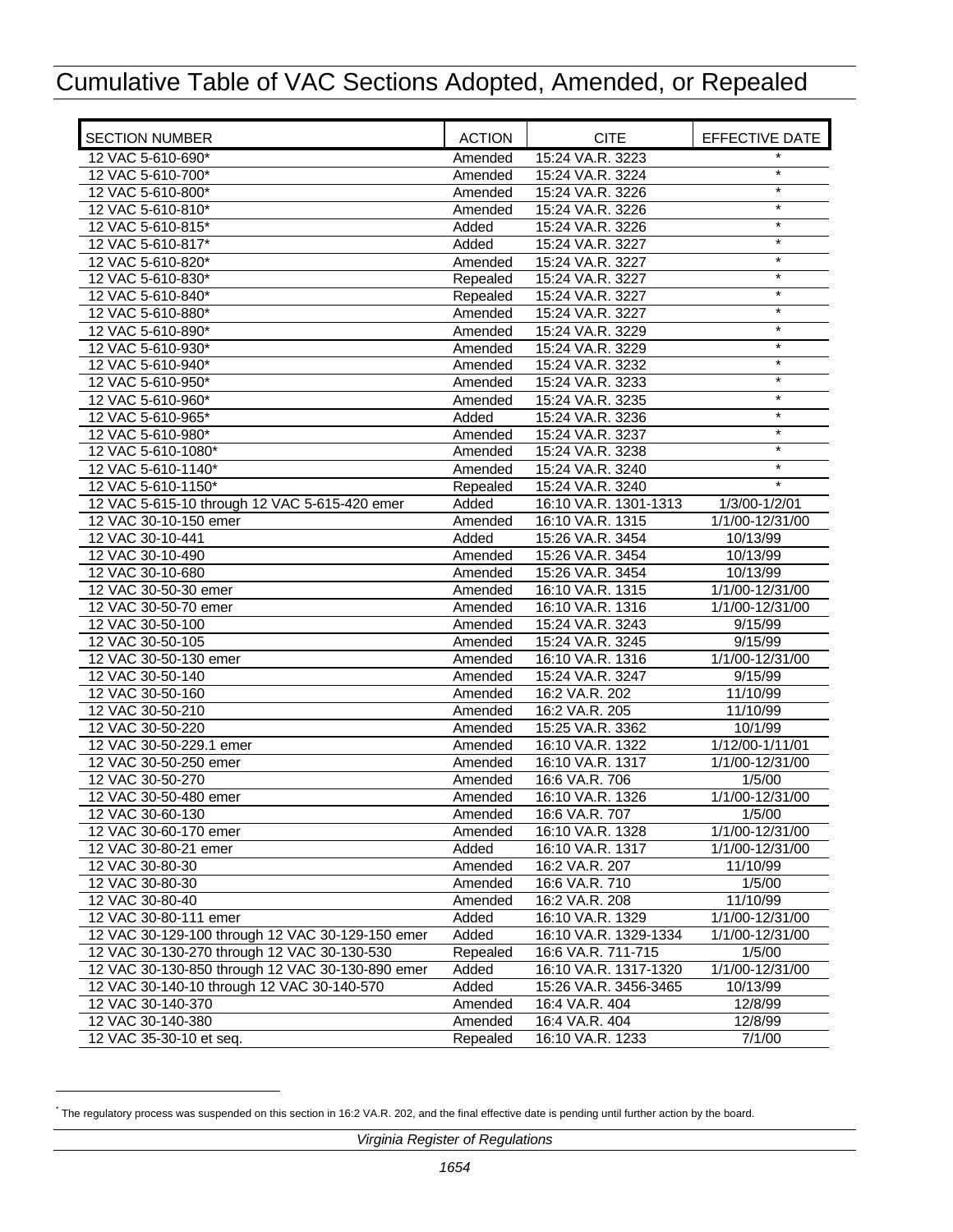# Cumulative Table of VAC Sections Adopted, Amended, or Repealed

| SECTION NUMBER | ACTION | CITE | EFFECTIVE DATE |
|---|---|---|---|
| 12 VAC 5-610-690* | Amended | 15:24 VA.R. 3223 | * |
| 12 VAC 5-610-700* | Amended | 15:24 VA.R. 3224 | * |
| 12 VAC 5-610-800* | Amended | 15:24 VA.R. 3226 | * |
| 12 VAC 5-610-810* | Amended | 15:24 VA.R. 3226 | * |
| 12 VAC 5-610-815* | Added | 15:24 VA.R. 3226 | * |
| 12 VAC 5-610-817* | Added | 15:24 VA.R. 3227 | * |
| 12 VAC 5-610-820* | Amended | 15:24 VA.R. 3227 | * |
| 12 VAC 5-610-830* | Repealed | 15:24 VA.R. 3227 | * |
| 12 VAC 5-610-840* | Repealed | 15:24 VA.R. 3227 | * |
| 12 VAC 5-610-880* | Amended | 15:24 VA.R. 3227 | * |
| 12 VAC 5-610-890* | Amended | 15:24 VA.R. 3229 | * |
| 12 VAC 5-610-930* | Amended | 15:24 VA.R. 3229 | * |
| 12 VAC 5-610-940* | Amended | 15:24 VA.R. 3232 | * |
| 12 VAC 5-610-950* | Amended | 15:24 VA.R. 3233 | * |
| 12 VAC 5-610-960* | Amended | 15:24 VA.R. 3235 | * |
| 12 VAC 5-610-965* | Added | 15:24 VA.R. 3236 | * |
| 12 VAC 5-610-980* | Amended | 15:24 VA.R. 3237 | * |
| 12 VAC 5-610-1080* | Amended | 15:24 VA.R. 3238 | * |
| 12 VAC 5-610-1140* | Amended | 15:24 VA.R. 3240 | * |
| 12 VAC 5-610-1150* | Repealed | 15:24 VA.R. 3240 | * |
| 12 VAC 5-615-10 through 12 VAC 5-615-420 emer | Added | 16:10 VA.R. 1301-1313 | 1/3/00-1/2/01 |
| 12 VAC 30-10-150 emer | Amended | 16:10 VA.R. 1315 | 1/1/00-12/31/00 |
| 12 VAC 30-10-441 | Added | 15:26 VA.R. 3454 | 10/13/99 |
| 12 VAC 30-10-490 | Amended | 15:26 VA.R. 3454 | 10/13/99 |
| 12 VAC 30-10-680 | Amended | 15:26 VA.R. 3454 | 10/13/99 |
| 12 VAC 30-50-30 emer | Amended | 16:10 VA.R. 1315 | 1/1/00-12/31/00 |
| 12 VAC 30-50-70 emer | Amended | 16:10 VA.R. 1316 | 1/1/00-12/31/00 |
| 12 VAC 30-50-100 | Amended | 15:24 VA.R. 3243 | 9/15/99 |
| 12 VAC 30-50-105 | Amended | 15:24 VA.R. 3245 | 9/15/99 |
| 12 VAC 30-50-130 emer | Amended | 16:10 VA.R. 1316 | 1/1/00-12/31/00 |
| 12 VAC 30-50-140 | Amended | 15:24 VA.R. 3247 | 9/15/99 |
| 12 VAC 30-50-160 | Amended | 16:2 VA.R. 202 | 11/10/99 |
| 12 VAC 30-50-210 | Amended | 16:2 VA.R. 205 | 11/10/99 |
| 12 VAC 30-50-220 | Amended | 15:25 VA.R. 3362 | 10/1/99 |
| 12 VAC 30-50-229.1 emer | Amended | 16:10 VA.R. 1322 | 1/12/00-1/11/01 |
| 12 VAC 30-50-250 emer | Amended | 16:10 VA.R. 1317 | 1/1/00-12/31/00 |
| 12 VAC 30-50-270 | Amended | 16:6 VA.R. 706 | 1/5/00 |
| 12 VAC 30-50-480 emer | Amended | 16:10 VA.R. 1326 | 1/1/00-12/31/00 |
| 12 VAC 30-60-130 | Amended | 16:6 VA.R. 707 | 1/5/00 |
| 12 VAC 30-60-170 emer | Amended | 16:10 VA.R. 1328 | 1/1/00-12/31/00 |
| 12 VAC 30-80-21 emer | Added | 16:10 VA.R. 1317 | 1/1/00-12/31/00 |
| 12 VAC 30-80-30 | Amended | 16:2 VA.R. 207 | 11/10/99 |
| 12 VAC 30-80-30 | Amended | 16:6 VA.R. 710 | 1/5/00 |
| 12 VAC 30-80-40 | Amended | 16:2 VA.R. 208 | 11/10/99 |
| 12 VAC 30-80-111 emer | Added | 16:10 VA.R. 1329 | 1/1/00-12/31/00 |
| 12 VAC 30-129-100 through 12 VAC 30-129-150 emer | Added | 16:10 VA.R. 1329-1334 | 1/1/00-12/31/00 |
| 12 VAC 30-130-270 through 12 VAC 30-130-530 | Repealed | 16:6 VA.R. 711-715 | 1/5/00 |
| 12 VAC 30-130-850 through 12 VAC 30-130-890 emer | Added | 16:10 VA.R. 1317-1320 | 1/1/00-12/31/00 |
| 12 VAC 30-140-10 through 12 VAC 30-140-570 | Added | 15:26 VA.R. 3456-3465 | 10/13/99 |
| 12 VAC 30-140-370 | Amended | 16:4 VA.R. 404 | 12/8/99 |
| 12 VAC 30-140-380 | Amended | 16:4 VA.R. 404 | 12/8/99 |
| 12 VAC 35-30-10 et seq. | Repealed | 16:10 VA.R. 1233 | 7/1/00 |

* The regulatory process was suspended on this section in 16:2 VA.R. 202, and the final effective date is pending until further action by the board.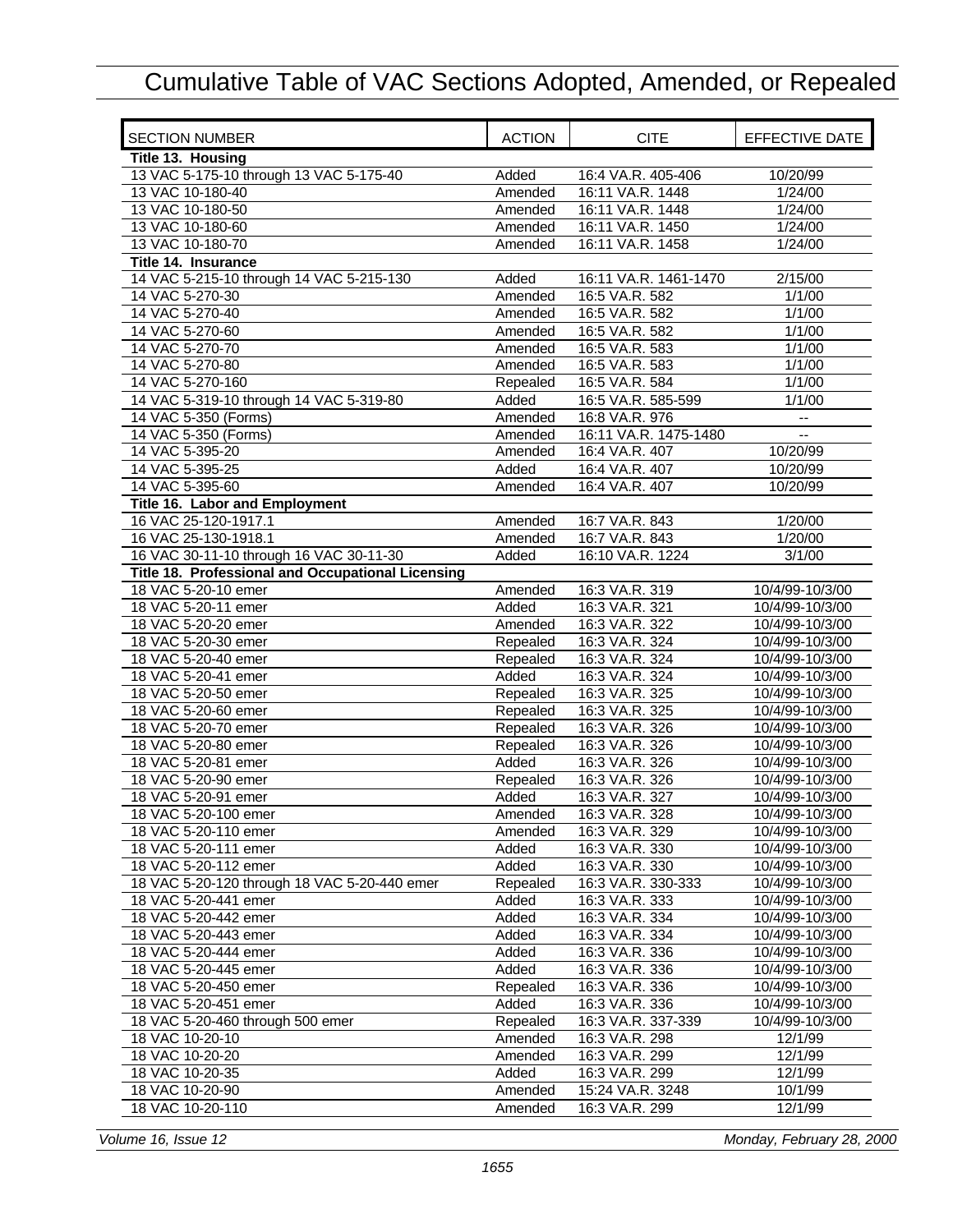# Cumulative Table of VAC Sections Adopted, Amended, or Repealed

| SECTION NUMBER | ACTION | CITE | EFFECTIVE DATE |
|---|---|---|---|
| **Title 13. Housing** | | | |
| 13 VAC 5-175-10 through 13 VAC 5-175-40 | Added | 16:4 VA.R. 405-406 | 10/20/99 |
| 13 VAC 10-180-40 | Amended | 16:11 VA.R. 1448 | 1/24/00 |
| 13 VAC 10-180-50 | Amended | 16:11 VA.R. 1448 | 1/24/00 |
| 13 VAC 10-180-60 | Amended | 16:11 VA.R. 1450 | 1/24/00 |
| 13 VAC 10-180-70 | Amended | 16:11 VA.R. 1458 | 1/24/00 |
| **Title 14. Insurance** | | | |
| 14 VAC 5-215-10 through 14 VAC 5-215-130 | Added | 16:11 VA.R. 1461-1470 | 2/15/00 |
| 14 VAC 5-270-30 | Amended | 16:5 VA.R. 582 | 1/1/00 |
| 14 VAC 5-270-40 | Amended | 16:5 VA.R. 582 | 1/1/00 |
| 14 VAC 5-270-60 | Amended | 16:5 VA.R. 582 | 1/1/00 |
| 14 VAC 5-270-70 | Amended | 16:5 VA.R. 583 | 1/1/00 |
| 14 VAC 5-270-80 | Amended | 16:5 VA.R. 583 | 1/1/00 |
| 14 VAC 5-270-160 | Repealed | 16:5 VA.R. 584 | 1/1/00 |
| 14 VAC 5-319-10 through 14 VAC 5-319-80 | Added | 16:5 VA.R. 585-599 | 1/1/00 |
| 14 VAC 5-350 (Forms) | Amended | 16:8 VA.R. 976 | -- |
| 14 VAC 5-350 (Forms) | Amended | 16:11 VA.R. 1475-1480 | -- |
| 14 VAC 5-395-20 | Amended | 16:4 VA.R. 407 | 10/20/99 |
| 14 VAC 5-395-25 | Added | 16:4 VA.R. 407 | 10/20/99 |
| 14 VAC 5-395-60 | Amended | 16:4 VA.R. 407 | 10/20/99 |
| **Title 16. Labor and Employment** | | | |
| 16 VAC 25-120-1917.1 | Amended | 16:7 VA.R. 843 | 1/20/00 |
| 16 VAC 25-130-1918.1 | Amended | 16:7 VA.R. 843 | 1/20/00 |
| 16 VAC 30-11-10 through 16 VAC 30-11-30 | Added | 16:10 VA.R. 1224 | 3/1/00 |
| **Title 18. Professional and Occupational Licensing** | | | |
| 18 VAC 5-20-10 emer | Amended | 16:3 VA.R. 319 | 10/4/99-10/3/00 |
| 18 VAC 5-20-11 emer | Added | 16:3 VA.R. 321 | 10/4/99-10/3/00 |
| 18 VAC 5-20-20 emer | Amended | 16:3 VA.R. 322 | 10/4/99-10/3/00 |
| 18 VAC 5-20-30 emer | Repealed | 16:3 VA.R. 324 | 10/4/99-10/3/00 |
| 18 VAC 5-20-40 emer | Repealed | 16:3 VA.R. 324 | 10/4/99-10/3/00 |
| 18 VAC 5-20-41 emer | Added | 16:3 VA.R. 324 | 10/4/99-10/3/00 |
| 18 VAC 5-20-50 emer | Repealed | 16:3 VA.R. 325 | 10/4/99-10/3/00 |
| 18 VAC 5-20-60 emer | Repealed | 16:3 VA.R. 325 | 10/4/99-10/3/00 |
| 18 VAC 5-20-70 emer | Repealed | 16:3 VA.R. 326 | 10/4/99-10/3/00 |
| 18 VAC 5-20-80 emer | Repealed | 16:3 VA.R. 326 | 10/4/99-10/3/00 |
| 18 VAC 5-20-81 emer | Added | 16:3 VA.R. 326 | 10/4/99-10/3/00 |
| 18 VAC 5-20-90 emer | Repealed | 16:3 VA.R. 326 | 10/4/99-10/3/00 |
| 18 VAC 5-20-91 emer | Added | 16:3 VA.R. 327 | 10/4/99-10/3/00 |
| 18 VAC 5-20-100 emer | Amended | 16:3 VA.R. 328 | 10/4/99-10/3/00 |
| 18 VAC 5-20-110 emer | Amended | 16:3 VA.R. 329 | 10/4/99-10/3/00 |
| 18 VAC 5-20-111 emer | Added | 16:3 VA.R. 330 | 10/4/99-10/3/00 |
| 18 VAC 5-20-112 emer | Added | 16:3 VA.R. 330 | 10/4/99-10/3/00 |
| 18 VAC 5-20-120 through 18 VAC 5-20-440 emer | Repealed | 16:3 VA.R. 330-333 | 10/4/99-10/3/00 |
| 18 VAC 5-20-441 emer | Added | 16:3 VA.R. 333 | 10/4/99-10/3/00 |
| 18 VAC 5-20-442 emer | Added | 16:3 VA.R. 334 | 10/4/99-10/3/00 |
| 18 VAC 5-20-443 emer | Added | 16:3 VA.R. 334 | 10/4/99-10/3/00 |
| 18 VAC 5-20-444 emer | Added | 16:3 VA.R. 336 | 10/4/99-10/3/00 |
| 18 VAC 5-20-445 emer | Added | 16:3 VA.R. 336 | 10/4/99-10/3/00 |
| 18 VAC 5-20-450 emer | Repealed | 16:3 VA.R. 336 | 10/4/99-10/3/00 |
| 18 VAC 5-20-451 emer | Added | 16:3 VA.R. 336 | 10/4/99-10/3/00 |
| 18 VAC 5-20-460 through 500 emer | Repealed | 16:3 VA.R. 337-339 | 10/4/99-10/3/00 |
| 18 VAC 10-20-10 | Amended | 16:3 VA.R. 298 | 12/1/99 |
| 18 VAC 10-20-20 | Amended | 16:3 VA.R. 299 | 12/1/99 |
| 18 VAC 10-20-35 | Added | 16:3 VA.R. 299 | 12/1/99 |
| 18 VAC 10-20-90 | Amended | 15:24 VA.R. 3248 | 10/1/99 |
| 18 VAC 10-20-110 | Amended | 16:3 VA.R. 299 | 12/1/99 |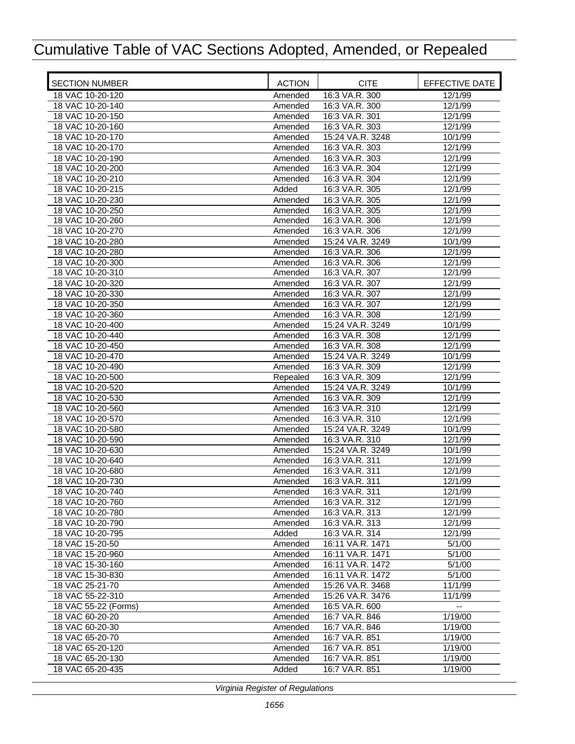# Cumulative Table of VAC Sections Adopted, Amended, or Repealed

| SECTION NUMBER | ACTION | CITE | EFFECTIVE DATE |
|---|---|---|---|
| 18 VAC 10-20-120 | Amended | 16:3 VA.R. 300 | 12/1/99 |
| 18 VAC 10-20-140 | Amended | 16:3 VA.R. 300 | 12/1/99 |
| 18 VAC 10-20-150 | Amended | 16:3 VA.R. 301 | 12/1/99 |
| 18 VAC 10-20-160 | Amended | 16:3 VA.R. 303 | 12/1/99 |
| 18 VAC 10-20-170 | Amended | 15:24 VA.R. 3248 | 10/1/99 |
| 18 VAC 10-20-170 | Amended | 16:3 VA.R. 303 | 12/1/99 |
| 18 VAC 10-20-190 | Amended | 16:3 VA.R. 303 | 12/1/99 |
| 18 VAC 10-20-200 | Amended | 16:3 VA.R. 304 | 12/1/99 |
| 18 VAC 10-20-210 | Amended | 16:3 VA.R. 304 | 12/1/99 |
| 18 VAC 10-20-215 | Added | 16:3 VA.R. 305 | 12/1/99 |
| 18 VAC 10-20-230 | Amended | 16:3 VA.R. 305 | 12/1/99 |
| 18 VAC 10-20-250 | Amended | 16:3 VA.R. 305 | 12/1/99 |
| 18 VAC 10-20-260 | Amended | 16:3 VA.R. 306 | 12/1/99 |
| 18 VAC 10-20-270 | Amended | 16:3 VA.R. 306 | 12/1/99 |
| 18 VAC 10-20-280 | Amended | 15:24 VA.R. 3249 | 10/1/99 |
| 18 VAC 10-20-280 | Amended | 16:3 VA.R. 306 | 12/1/99 |
| 18 VAC 10-20-300 | Amended | 16:3 VA.R. 306 | 12/1/99 |
| 18 VAC 10-20-310 | Amended | 16:3 VA.R. 307 | 12/1/99 |
| 18 VAC 10-20-320 | Amended | 16:3 VA.R. 307 | 12/1/99 |
| 18 VAC 10-20-330 | Amended | 16:3 VA.R. 307 | 12/1/99 |
| 18 VAC 10-20-350 | Amended | 16:3 VA.R. 307 | 12/1/99 |
| 18 VAC 10-20-360 | Amended | 16:3 VA.R. 308 | 12/1/99 |
| 18 VAC 10-20-400 | Amended | 15:24 VA.R. 3249 | 10/1/99 |
| 18 VAC 10-20-440 | Amended | 16:3 VA.R. 308 | 12/1/99 |
| 18 VAC 10-20-450 | Amended | 16:3 VA.R. 308 | 12/1/99 |
| 18 VAC 10-20-470 | Amended | 15:24 VA.R. 3249 | 10/1/99 |
| 18 VAC 10-20-490 | Amended | 16:3 VA.R. 309 | 12/1/99 |
| 18 VAC 10-20-500 | Repealed | 16:3 VA.R. 309 | 12/1/99 |
| 18 VAC 10-20-520 | Amended | 15:24 VA.R. 3249 | 10/1/99 |
| 18 VAC 10-20-530 | Amended | 16:3 VA.R. 309 | 12/1/99 |
| 18 VAC 10-20-560 | Amended | 16:3 VA.R. 310 | 12/1/99 |
| 18 VAC 10-20-570 | Amended | 16:3 VA.R. 310 | 12/1/99 |
| 18 VAC 10-20-580 | Amended | 15:24 VA.R. 3249 | 10/1/99 |
| 18 VAC 10-20-590 | Amended | 16:3 VA.R. 310 | 12/1/99 |
| 18 VAC 10-20-630 | Amended | 15:24 VA.R. 3249 | 10/1/99 |
| 18 VAC 10-20-640 | Amended | 16:3 VA.R. 311 | 12/1/99 |
| 18 VAC 10-20-680 | Amended | 16:3 VA.R. 311 | 12/1/99 |
| 18 VAC 10-20-730 | Amended | 16:3 VA.R. 311 | 12/1/99 |
| 18 VAC 10-20-740 | Amended | 16:3 VA.R. 311 | 12/1/99 |
| 18 VAC 10-20-760 | Amended | 16:3 VA.R. 312 | 12/1/99 |
| 18 VAC 10-20-780 | Amended | 16:3 VA.R. 313 | 12/1/99 |
| 18 VAC 10-20-790 | Amended | 16:3 VA.R. 313 | 12/1/99 |
| 18 VAC 10-20-795 | Added | 16:3 VA.R. 314 | 12/1/99 |
| 18 VAC 15-20-50 | Amended | 16:11 VA.R. 1471 | 5/1/00 |
| 18 VAC 15-20-960 | Amended | 16:11 VA.R. 1471 | 5/1/00 |
| 18 VAC 15-30-160 | Amended | 16:11 VA.R. 1472 | 5/1/00 |
| 18 VAC 15-30-830 | Amended | 16:11 VA.R. 1472 | 5/1/00 |
| 18 VAC 25-21-70 | Amended | 15:26 VA.R. 3468 | 11/1/99 |
| 18 VAC 55-22-310 | Amended | 15:26 VA.R. 3476 | 11/1/99 |
| 18 VAC 55-22 (Forms) | Amended | 16:5 VA.R. 600 | -- |
| 18 VAC 60-20-20 | Amended | 16:7 VA.R. 846 | 1/19/00 |
| 18 VAC 60-20-30 | Amended | 16:7 VA.R. 846 | 1/19/00 |
| 18 VAC 65-20-70 | Amended | 16:7 VA.R. 851 | 1/19/00 |
| 18 VAC 65-20-120 | Amended | 16:7 VA.R. 851 | 1/19/00 |
| 18 VAC 65-20-130 | Amended | 16:7 VA.R. 851 | 1/19/00 |
| 18 VAC 65-20-435 | Added | 16:7 VA.R. 851 | 1/19/00 |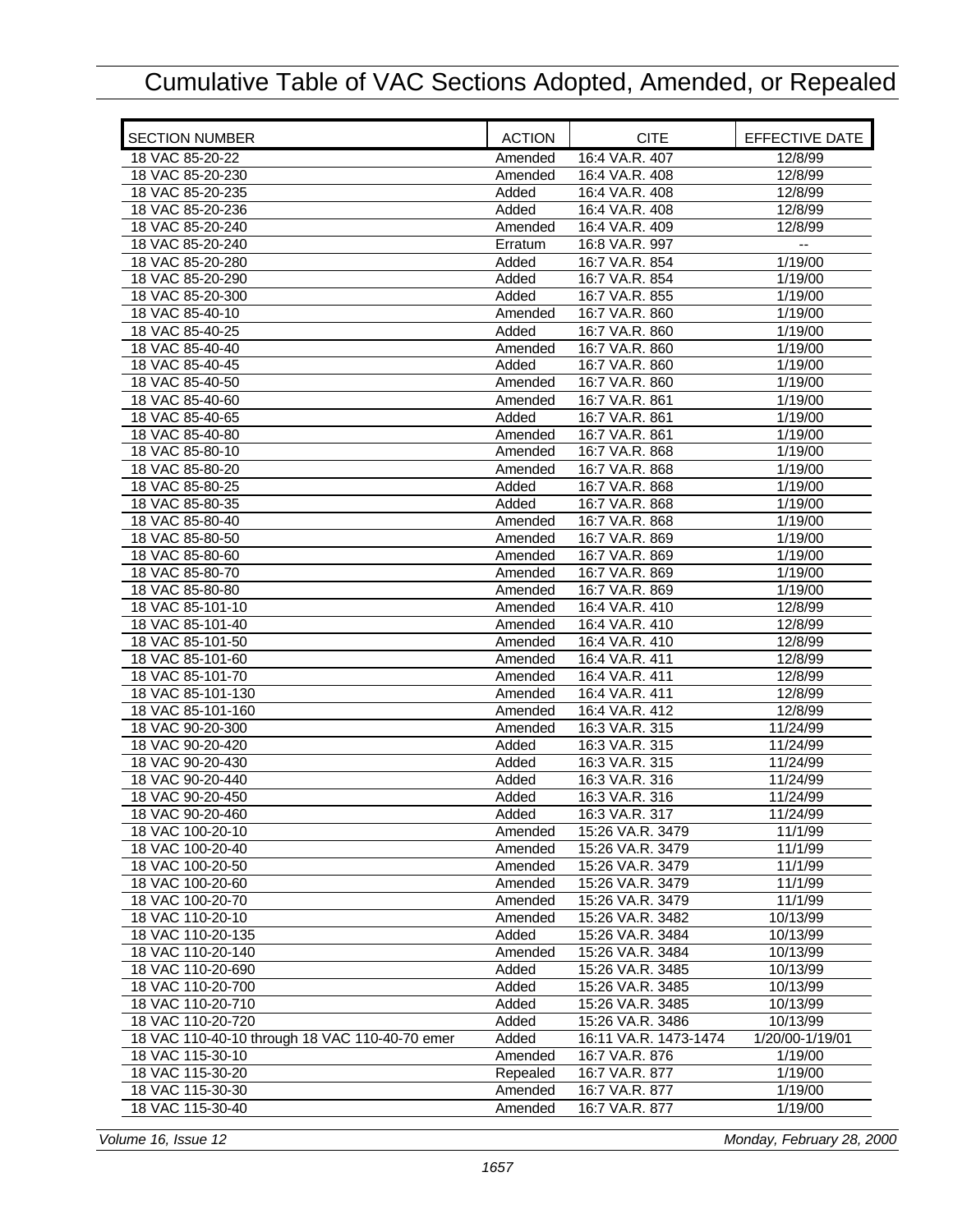# Cumulative Table of VAC Sections Adopted, Amended, or Repealed

| SECTION NUMBER | ACTION | CITE | EFFECTIVE DATE |
|---|---|---|---|
| 18 VAC 85-20-22 | Amended | 16:4 VA.R. 407 | 12/8/99 |
| 18 VAC 85-20-230 | Amended | 16:4 VA.R. 408 | 12/8/99 |
| 18 VAC 85-20-235 | Added | 16:4 VA.R. 408 | 12/8/99 |
| 18 VAC 85-20-236 | Added | 16:4 VA.R. 408 | 12/8/99 |
| 18 VAC 85-20-240 | Amended | 16:4 VA.R. 409 | 12/8/99 |
| 18 VAC 85-20-240 | Erratum | 16:8 VA.R. 997 | -- |
| 18 VAC 85-20-280 | Added | 16:7 VA.R. 854 | 1/19/00 |
| 18 VAC 85-20-290 | Added | 16:7 VA.R. 854 | 1/19/00 |
| 18 VAC 85-20-300 | Added | 16:7 VA.R. 855 | 1/19/00 |
| 18 VAC 85-40-10 | Amended | 16:7 VA.R. 860 | 1/19/00 |
| 18 VAC 85-40-25 | Added | 16:7 VA.R. 860 | 1/19/00 |
| 18 VAC 85-40-40 | Amended | 16:7 VA.R. 860 | 1/19/00 |
| 18 VAC 85-40-45 | Added | 16:7 VA.R. 860 | 1/19/00 |
| 18 VAC 85-40-50 | Amended | 16:7 VA.R. 860 | 1/19/00 |
| 18 VAC 85-40-60 | Amended | 16:7 VA.R. 861 | 1/19/00 |
| 18 VAC 85-40-65 | Added | 16:7 VA.R. 861 | 1/19/00 |
| 18 VAC 85-40-80 | Amended | 16:7 VA.R. 861 | 1/19/00 |
| 18 VAC 85-80-10 | Amended | 16:7 VA.R. 868 | 1/19/00 |
| 18 VAC 85-80-20 | Amended | 16:7 VA.R. 868 | 1/19/00 |
| 18 VAC 85-80-25 | Added | 16:7 VA.R. 868 | 1/19/00 |
| 18 VAC 85-80-35 | Added | 16:7 VA.R. 868 | 1/19/00 |
| 18 VAC 85-80-40 | Amended | 16:7 VA.R. 868 | 1/19/00 |
| 18 VAC 85-80-50 | Amended | 16:7 VA.R. 869 | 1/19/00 |
| 18 VAC 85-80-60 | Amended | 16:7 VA.R. 869 | 1/19/00 |
| 18 VAC 85-80-70 | Amended | 16:7 VA.R. 869 | 1/19/00 |
| 18 VAC 85-80-80 | Amended | 16:7 VA.R. 869 | 1/19/00 |
| 18 VAC 85-101-10 | Amended | 16:4 VA.R. 410 | 12/8/99 |
| 18 VAC 85-101-40 | Amended | 16:4 VA.R. 410 | 12/8/99 |
| 18 VAC 85-101-50 | Amended | 16:4 VA.R. 410 | 12/8/99 |
| 18 VAC 85-101-60 | Amended | 16:4 VA.R. 411 | 12/8/99 |
| 18 VAC 85-101-70 | Amended | 16:4 VA.R. 411 | 12/8/99 |
| 18 VAC 85-101-130 | Amended | 16:4 VA.R. 411 | 12/8/99 |
| 18 VAC 85-101-160 | Amended | 16:4 VA.R. 412 | 12/8/99 |
| 18 VAC 90-20-300 | Amended | 16:3 VA.R. 315 | 11/24/99 |
| 18 VAC 90-20-420 | Added | 16:3 VA.R. 315 | 11/24/99 |
| 18 VAC 90-20-430 | Added | 16:3 VA.R. 315 | 11/24/99 |
| 18 VAC 90-20-440 | Added | 16:3 VA.R. 316 | 11/24/99 |
| 18 VAC 90-20-450 | Added | 16:3 VA.R. 316 | 11/24/99 |
| 18 VAC 90-20-460 | Added | 16:3 VA.R. 317 | 11/24/99 |
| 18 VAC 100-20-10 | Amended | 15:26 VA.R. 3479 | 11/1/99 |
| 18 VAC 100-20-40 | Amended | 15:26 VA.R. 3479 | 11/1/99 |
| 18 VAC 100-20-50 | Amended | 15:26 VA.R. 3479 | 11/1/99 |
| 18 VAC 100-20-60 | Amended | 15:26 VA.R. 3479 | 11/1/99 |
| 18 VAC 100-20-70 | Amended | 15:26 VA.R. 3479 | 11/1/99 |
| 18 VAC 110-20-10 | Amended | 15:26 VA.R. 3482 | 10/13/99 |
| 18 VAC 110-20-135 | Added | 15:26 VA.R. 3484 | 10/13/99 |
| 18 VAC 110-20-140 | Amended | 15:26 VA.R. 3484 | 10/13/99 |
| 18 VAC 110-20-690 | Added | 15:26 VA.R. 3485 | 10/13/99 |
| 18 VAC 110-20-700 | Added | 15:26 VA.R. 3485 | 10/13/99 |
| 18 VAC 110-20-710 | Added | 15:26 VA.R. 3485 | 10/13/99 |
| 18 VAC 110-20-720 | Added | 15:26 VA.R. 3486 | 10/13/99 |
| 18 VAC 110-40-10 through 18 VAC 110-40-70 emer | Added | 16:11 VA.R. 1473-1474 | 1/20/00-1/19/01 |
| 18 VAC 115-30-10 | Amended | 16:7 VA.R. 876 | 1/19/00 |
| 18 VAC 115-30-20 | Repealed | 16:7 VA.R. 877 | 1/19/00 |
| 18 VAC 115-30-30 | Amended | 16:7 VA.R. 877 | 1/19/00 |
| 18 VAC 115-30-40 | Amended | 16:7 VA.R. 877 | 1/19/00 |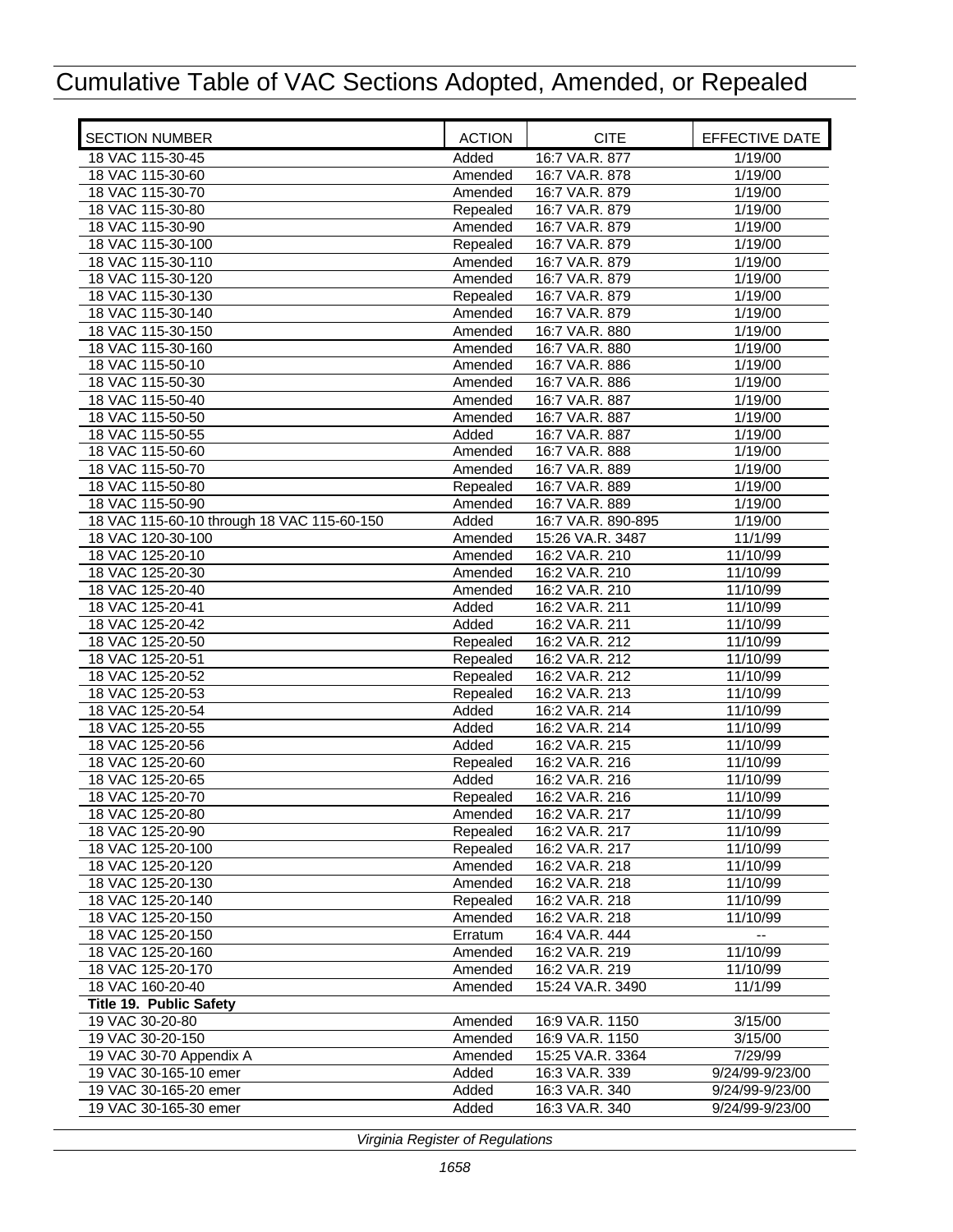# Cumulative Table of VAC Sections Adopted, Amended, or Repealed

| SECTION NUMBER | ACTION | CITE | EFFECTIVE DATE |
|---|---|---|---|
| 18 VAC 115-30-45 | Added | 16:7 VA.R. 877 | 1/19/00 |
| 18 VAC 115-30-60 | Amended | 16:7 VA.R. 878 | 1/19/00 |
| 18 VAC 115-30-70 | Amended | 16:7 VA.R. 879 | 1/19/00 |
| 18 VAC 115-30-80 | Repealed | 16:7 VA.R. 879 | 1/19/00 |
| 18 VAC 115-30-90 | Amended | 16:7 VA.R. 879 | 1/19/00 |
| 18 VAC 115-30-100 | Repealed | 16:7 VA.R. 879 | 1/19/00 |
| 18 VAC 115-30-110 | Amended | 16:7 VA.R. 879 | 1/19/00 |
| 18 VAC 115-30-120 | Amended | 16:7 VA.R. 879 | 1/19/00 |
| 18 VAC 115-30-130 | Repealed | 16:7 VA.R. 879 | 1/19/00 |
| 18 VAC 115-30-140 | Amended | 16:7 VA.R. 879 | 1/19/00 |
| 18 VAC 115-30-150 | Amended | 16:7 VA.R. 880 | 1/19/00 |
| 18 VAC 115-30-160 | Amended | 16:7 VA.R. 880 | 1/19/00 |
| 18 VAC 115-50-10 | Amended | 16:7 VA.R. 886 | 1/19/00 |
| 18 VAC 115-50-30 | Amended | 16:7 VA.R. 886 | 1/19/00 |
| 18 VAC 115-50-40 | Amended | 16:7 VA.R. 887 | 1/19/00 |
| 18 VAC 115-50-50 | Amended | 16:7 VA.R. 887 | 1/19/00 |
| 18 VAC 115-50-55 | Added | 16:7 VA.R. 887 | 1/19/00 |
| 18 VAC 115-50-60 | Amended | 16:7 VA.R. 888 | 1/19/00 |
| 18 VAC 115-50-70 | Amended | 16:7 VA.R. 889 | 1/19/00 |
| 18 VAC 115-50-80 | Repealed | 16:7 VA.R. 889 | 1/19/00 |
| 18 VAC 115-50-90 | Amended | 16:7 VA.R. 889 | 1/19/00 |
| 18 VAC 115-60-10 through 18 VAC 115-60-150 | Added | 16:7 VA.R. 890-895 | 1/19/00 |
| 18 VAC 120-30-100 | Amended | 15:26 VA.R. 3487 | 11/1/99 |
| 18 VAC 125-20-10 | Amended | 16:2 VA.R. 210 | 11/10/99 |
| 18 VAC 125-20-30 | Amended | 16:2 VA.R. 210 | 11/10/99 |
| 18 VAC 125-20-40 | Amended | 16:2 VA.R. 210 | 11/10/99 |
| 18 VAC 125-20-41 | Added | 16:2 VA.R. 211 | 11/10/99 |
| 18 VAC 125-20-42 | Added | 16:2 VA.R. 211 | 11/10/99 |
| 18 VAC 125-20-50 | Repealed | 16:2 VA.R. 212 | 11/10/99 |
| 18 VAC 125-20-51 | Repealed | 16:2 VA.R. 212 | 11/10/99 |
| 18 VAC 125-20-52 | Repealed | 16:2 VA.R. 212 | 11/10/99 |
| 18 VAC 125-20-53 | Repealed | 16:2 VA.R. 213 | 11/10/99 |
| 18 VAC 125-20-54 | Added | 16:2 VA.R. 214 | 11/10/99 |
| 18 VAC 125-20-55 | Added | 16:2 VA.R. 214 | 11/10/99 |
| 18 VAC 125-20-56 | Added | 16:2 VA.R. 215 | 11/10/99 |
| 18 VAC 125-20-60 | Repealed | 16:2 VA.R. 216 | 11/10/99 |
| 18 VAC 125-20-65 | Added | 16:2 VA.R. 216 | 11/10/99 |
| 18 VAC 125-20-70 | Repealed | 16:2 VA.R. 216 | 11/10/99 |
| 18 VAC 125-20-80 | Amended | 16:2 VA.R. 217 | 11/10/99 |
| 18 VAC 125-20-90 | Repealed | 16:2 VA.R. 217 | 11/10/99 |
| 18 VAC 125-20-100 | Repealed | 16:2 VA.R. 217 | 11/10/99 |
| 18 VAC 125-20-120 | Amended | 16:2 VA.R. 218 | 11/10/99 |
| 18 VAC 125-20-130 | Amended | 16:2 VA.R. 218 | 11/10/99 |
| 18 VAC 125-20-140 | Repealed | 16:2 VA.R. 218 | 11/10/99 |
| 18 VAC 125-20-150 | Amended | 16:2 VA.R. 218 | 11/10/99 |
| 18 VAC 125-20-150 | Erratum | 16:4 VA.R. 444 | -- |
| 18 VAC 125-20-160 | Amended | 16:2 VA.R. 219 | 11/10/99 |
| 18 VAC 125-20-170 | Amended | 16:2 VA.R. 219 | 11/10/99 |
| 18 VAC 160-20-40 | Amended | 15:24 VA.R. 3490 | 11/1/99 |
| **Title 19. Public Safety** | | | |
| 19 VAC 30-20-80 | Amended | 16:9 VA.R. 1150 | 3/15/00 |
| 19 VAC 30-20-150 | Amended | 16:9 VA.R. 1150 | 3/15/00 |
| 19 VAC 30-70 Appendix A | Amended | 15:25 VA.R. 3364 | 7/29/99 |
| 19 VAC 30-165-10 emer | Added | 16:3 VA.R. 339 | 9/24/99-9/23/00 |
| 19 VAC 30-165-20 emer | Added | 16:3 VA.R. 340 | 9/24/99-9/23/00 |
| 19 VAC 30-165-30 emer | Added | 16:3 VA.R. 340 | 9/24/99-9/23/00 |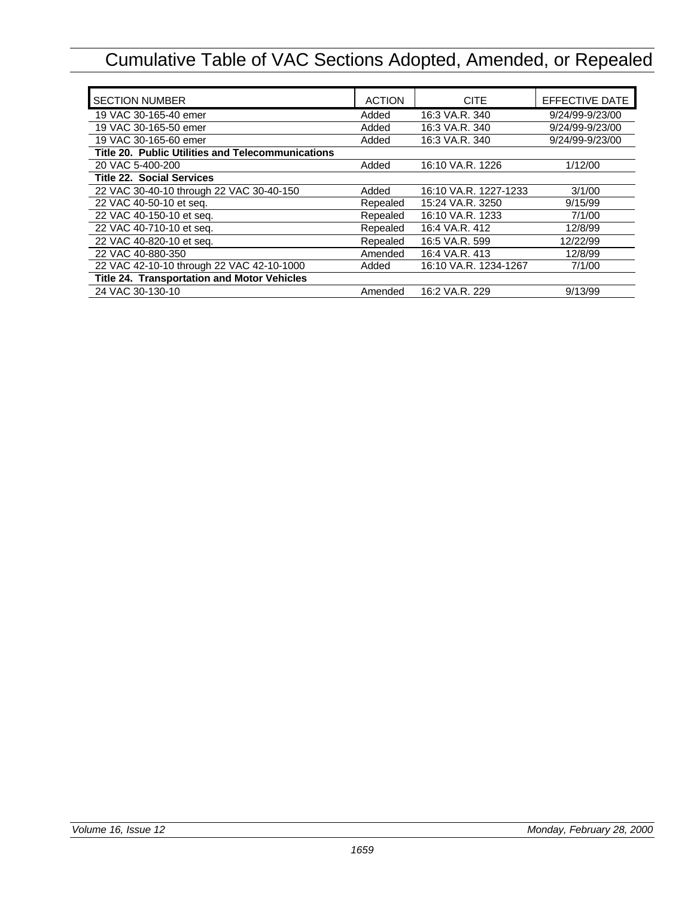# Cumulative Table of VAC Sections Adopted, Amended, or Repealed

| SECTION NUMBER | ACTION | CITE | EFFECTIVE DATE |
| --- | --- | --- | --- |
| 19 VAC 30-165-40 emer | Added | 16:3 VA.R. 340 | 9/24/99-9/23/00 |
| 19 VAC 30-165-50 emer | Added | 16:3 VA.R. 340 | 9/24/99-9/23/00 |
| 19 VAC 30-165-60 emer | Added | 16:3 VA.R. 340 | 9/24/99-9/23/00 |
| **Title 20. Public Utilities and Telecommunications** | | | |
| 20 VAC 5-400-200 | Added | 16:10 VA.R. 1226 | 1/12/00 |
| **Title 22. Social Services** | | | |
| 22 VAC 30-40-10 through 22 VAC 30-40-150 | Added | 16:10 VA.R. 1227-1233 | 3/1/00 |
| 22 VAC 40-50-10 et seq. | Repealed | 15:24 VA.R. 3250 | 9/15/99 |
| 22 VAC 40-150-10 et seq. | Repealed | 16:10 VA.R. 1233 | 7/1/00 |
| 22 VAC 40-710-10 et seq. | Repealed | 16:4 VA.R. 412 | 12/8/99 |
| 22 VAC 40-820-10 et seq. | Repealed | 16:5 VA.R. 599 | 12/22/99 |
| 22 VAC 40-880-350 | Amended | 16:4 VA.R. 413 | 12/8/99 |
| 22 VAC 42-10-10 through 22 VAC 42-10-1000 | Added | 16:10 VA.R. 1234-1267 | 7/1/00 |
| **Title 24. Transportation and Motor Vehicles** | | | |
| 24 VAC 30-130-10 | Amended | 16:2 VA.R. 229 | 9/13/99 |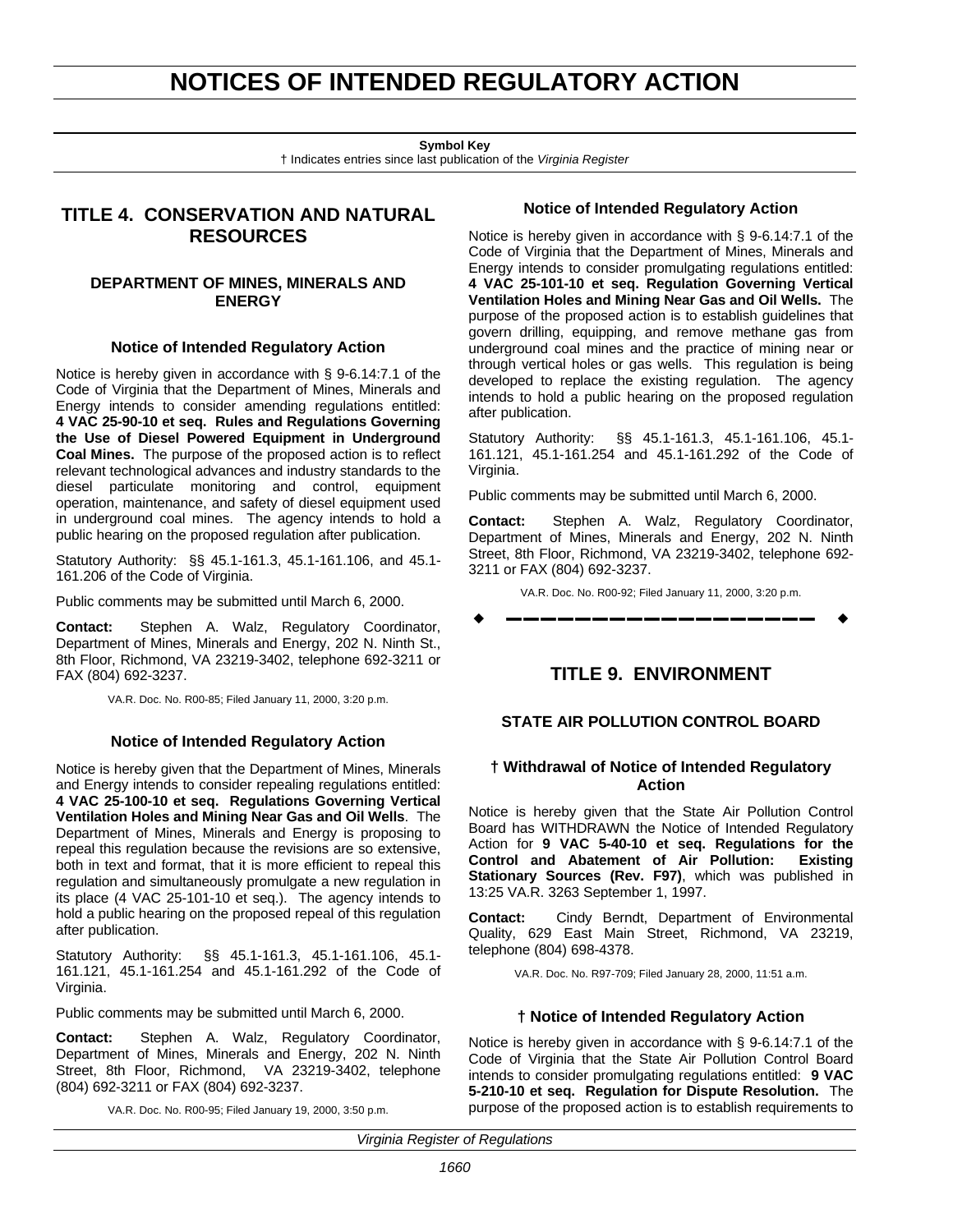# NOTICES OF INTENDED REGULATORY ACTION

**Symbol Key**
† Indicates entries since last publication of the *Virginia Register*

## TITLE 4. CONSERVATION AND NATURAL RESOURCES

### DEPARTMENT OF MINES, MINERALS AND ENERGY

#### Notice of Intended Regulatory Action

Notice is hereby given in accordance with § 9-6.14:7.1 of the Code of Virginia that the Department of Mines, Minerals and Energy intends to consider amending regulations entitled: **4 VAC 25-90-10 et seq. Rules and Regulations Governing the Use of Diesel Powered Equipment in Underground Coal Mines.** The purpose of the proposed action is to reflect relevant technological advances and industry standards to the diesel particulate monitoring and control, equipment operation, maintenance, and safety of diesel equipment used in underground coal mines. The agency intends to hold a public hearing on the proposed regulation after publication.

Statutory Authority: §§ 45.1-161.3, 45.1-161.106, and 45.1-161.206 of the Code of Virginia.

Public comments may be submitted until March 6, 2000.

**Contact:** Stephen A. Walz, Regulatory Coordinator, Department of Mines, Minerals and Energy, 202 N. Ninth St., 8th Floor, Richmond, VA 23219-3402, telephone 692-3211 or FAX (804) 692-3237.

VA.R. Doc. No. R00-85; Filed January 11, 2000, 3:20 p.m.

#### Notice of Intended Regulatory Action

Notice is hereby given that the Department of Mines, Minerals and Energy intends to consider repealing regulations entitled: **4 VAC 25-100-10 et seq. Regulations Governing Vertical Ventilation Holes and Mining Near Gas and Oil Wells**. The Department of Mines, Minerals and Energy is proposing to repeal this regulation because the revisions are so extensive, both in text and format, that it is more efficient to repeal this regulation and simultaneously promulgate a new regulation in its place (4 VAC 25-101-10 et seq.). The agency intends to hold a public hearing on the proposed repeal of this regulation after publication.

Statutory Authority: §§ 45.1-161.3, 45.1-161.106, 45.1-161.121, 45.1-161.254 and 45.1-161.292 of the Code of Virginia.

Public comments may be submitted until March 6, 2000.

**Contact:** Stephen A. Walz, Regulatory Coordinator, Department of Mines, Minerals and Energy, 202 N. Ninth Street, 8th Floor, Richmond, VA 23219-3402, telephone (804) 692-3211 or FAX (804) 692-3237.

VA.R. Doc. No. R00-95; Filed January 19, 2000, 3:50 p.m.

#### Notice of Intended Regulatory Action

Notice is hereby given in accordance with § 9-6.14:7.1 of the Code of Virginia that the Department of Mines, Minerals and Energy intends to consider promulgating regulations entitled: **4 VAC 25-101-10 et seq. Regulation Governing Vertical Ventilation Holes and Mining Near Gas and Oil Wells.** The purpose of the proposed action is to establish guidelines that govern drilling, equipping, and remove methane gas from underground coal mines and the practice of mining near or through vertical holes or gas wells. This regulation is being developed to replace the existing regulation. The agency intends to hold a public hearing on the proposed regulation after publication.

Statutory Authority: §§ 45.1-161.3, 45.1-161.106, 45.1-161.121, 45.1-161.254 and 45.1-161.292 of the Code of Virginia.

Public comments may be submitted until March 6, 2000.

**Contact:** Stephen A. Walz, Regulatory Coordinator, Department of Mines, Minerals and Energy, 202 N. Ninth Street, 8th Floor, Richmond, VA 23219-3402, telephone 692-3211 or FAX (804) 692-3237.

VA.R. Doc. No. R00-92; Filed January 11, 2000, 3:20 p.m.

## TITLE 9. ENVIRONMENT

### STATE AIR POLLUTION CONTROL BOARD

#### † Withdrawal of Notice of Intended Regulatory Action

Notice is hereby given that the State Air Pollution Control Board has WITHDRAWN the Notice of Intended Regulatory Action for **9 VAC 5-40-10 et seq. Regulations for the Control and Abatement of Air Pollution: Existing Stationary Sources (Rev. F97)**, which was published in 13:25 VA.R. 3263 September 1, 1997.

**Contact:** Cindy Berndt, Department of Environmental Quality, 629 East Main Street, Richmond, VA 23219, telephone (804) 698-4378.

VA.R. Doc. No. R97-709; Filed January 28, 2000, 11:51 a.m.

#### † Notice of Intended Regulatory Action

Notice is hereby given in accordance with § 9-6.14:7.1 of the Code of Virginia that the State Air Pollution Control Board intends to consider promulgating regulations entitled: **9 VAC 5-210-10 et seq. Regulation for Dispute Resolution.** The purpose of the proposed action is to establish requirements to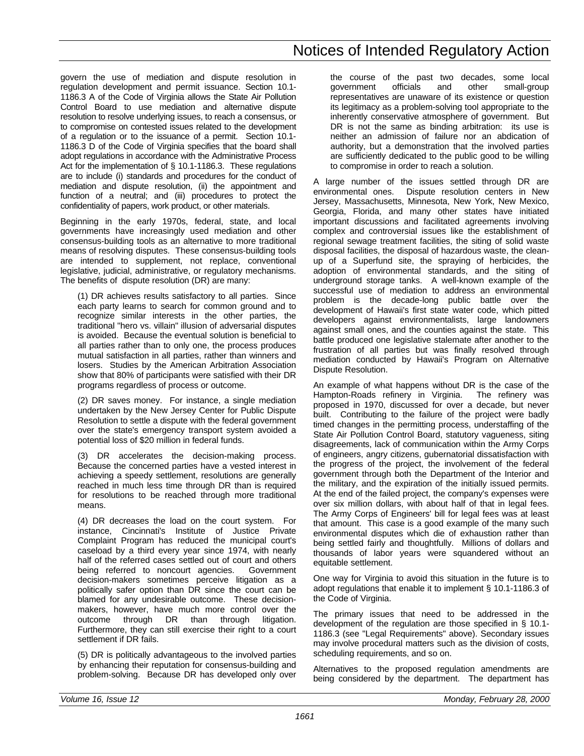govern the use of mediation and dispute resolution in regulation development and permit issuance. Section 10.1-1186.3 A of the Code of Virginia allows the State Air Pollution Control Board to use mediation and alternative dispute resolution to resolve underlying issues, to reach a consensus, or to compromise on contested issues related to the development of a regulation or to the issuance of a permit. Section 10.1-1186.3 D of the Code of Virginia specifies that the board shall adopt regulations in accordance with the Administrative Process Act for the implementation of § 10.1-1186.3. These regulations are to include (i) standards and procedures for the conduct of mediation and dispute resolution, (ii) the appointment and function of a neutral; and (iii) procedures to protect the confidentiality of papers, work product, or other materials.

Beginning in the early 1970s, federal, state, and local governments have increasingly used mediation and other consensus-building tools as an alternative to more traditional means of resolving disputes. These consensus-building tools are intended to supplement, not replace, conventional legislative, judicial, administrative, or regulatory mechanisms. The benefits of dispute resolution (DR) are many:

(1) DR achieves results satisfactory to all parties. Since each party learns to search for common ground and to recognize similar interests in the other parties, the traditional "hero vs. villain" illusion of adversarial disputes is avoided. Because the eventual solution is beneficial to all parties rather than to only one, the process produces mutual satisfaction in all parties, rather than winners and losers. Studies by the American Arbitration Association show that 80% of participants were satisfied with their DR programs regardless of process or outcome.

(2) DR saves money. For instance, a single mediation undertaken by the New Jersey Center for Public Dispute Resolution to settle a dispute with the federal government over the state's emergency transport system avoided a potential loss of $20 million in federal funds.

(3) DR accelerates the decision-making process. Because the concerned parties have a vested interest in achieving a speedy settlement, resolutions are generally reached in much less time through DR than is required for resolutions to be reached through more traditional means.

(4) DR decreases the load on the court system. For instance, Cincinnati's Institute of Justice Private Complaint Program has reduced the municipal court's caseload by a third every year since 1974, with nearly half of the referred cases settled out of court and others being referred to noncourt agencies. Government decision-makers sometimes perceive litigation as a politically safer option than DR since the court can be blamed for any undesirable outcome. These decision-makers, however, have much more control over the outcome through DR than through litigation. Furthermore, they can still exercise their right to a court settlement if DR fails.

(5) DR is politically advantageous to the involved parties by enhancing their reputation for consensus-building and problem-solving. Because DR has developed only over the course of the past two decades, some local government officials and other small-group representatives are unaware of its existence or question its legitimacy as a problem-solving tool appropriate to the inherently conservative atmosphere of government. But DR is not the same as binding arbitration: its use is neither an admission of failure nor an abdication of authority, but a demonstration that the involved parties are sufficiently dedicated to the public good to be willing to compromise in order to reach a solution.

A large number of the issues settled through DR are environmental ones. Dispute resolution centers in New Jersey, Massachusetts, Minnesota, New York, New Mexico, Georgia, Florida, and many other states have initiated important discussions and facilitated agreements involving complex and controversial issues like the establishment of regional sewage treatment facilities, the siting of solid waste disposal facilities, the disposal of hazardous waste, the clean-up of a Superfund site, the spraying of herbicides, the adoption of environmental standards, and the siting of underground storage tanks. A well-known example of the successful use of mediation to address an environmental problem is the decade-long public battle over the development of Hawaii's first state water code, which pitted developers against environmentalists, large landowners against small ones, and the counties against the state. This battle produced one legislative stalemate after another to the frustration of all parties but was finally resolved through mediation conducted by Hawaii's Program on Alternative Dispute Resolution.

An example of what happens without DR is the case of the Hampton-Roads refinery in Virginia. The refinery was proposed in 1970, discussed for over a decade, but never built. Contributing to the failure of the project were badly timed changes in the permitting process, understaffing of the State Air Pollution Control Board, statutory vagueness, siting disagreements, lack of communication within the Army Corps of engineers, angry citizens, gubernatorial dissatisfaction with the progress of the project, the involvement of the federal government through both the Department of the Interior and the military, and the expiration of the initially issued permits. At the end of the failed project, the company's expenses were over six million dollars, with about half of that in legal fees. The Army Corps of Engineers' bill for legal fees was at least that amount. This case is a good example of the many such environmental disputes which die of exhaustion rather than being settled fairly and thoughtfully. Millions of dollars and thousands of labor years were squandered without an equitable settlement.

One way for Virginia to avoid this situation in the future is to adopt regulations that enable it to implement § 10.1-1186.3 of the Code of Virginia.

The primary issues that need to be addressed in the development of the regulation are those specified in § 10.1-1186.3 (see "Legal Requirements" above). Secondary issues may involve procedural matters such as the division of costs, scheduling requirements, and so on.

Alternatives to the proposed regulation amendments are being considered by the department. The department has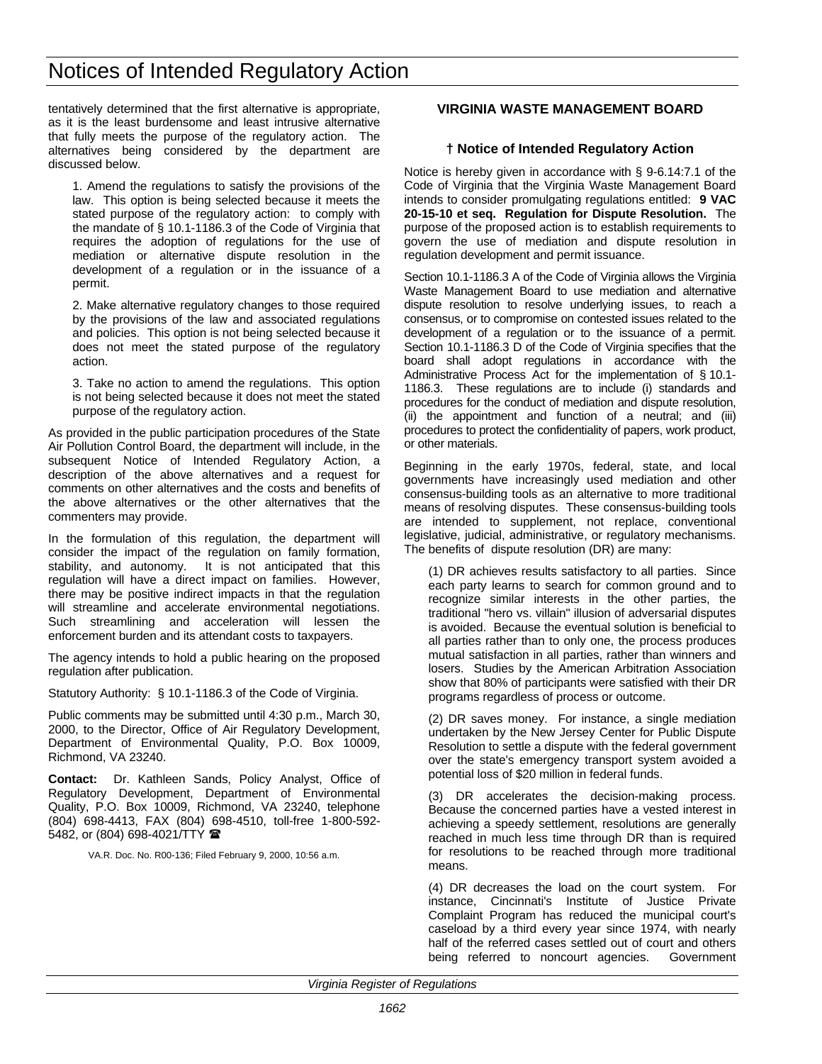tentatively determined that the first alternative is appropriate, as it is the least burdensome and least intrusive alternative that fully meets the purpose of the regulatory action. The alternatives being considered by the department are discussed below.

1. Amend the regulations to satisfy the provisions of the law. This option is being selected because it meets the stated purpose of the regulatory action: to comply with the mandate of § 10.1-1186.3 of the Code of Virginia that requires the adoption of regulations for the use of mediation or alternative dispute resolution in the development of a regulation or in the issuance of a permit.

2. Make alternative regulatory changes to those required by the provisions of the law and associated regulations and policies. This option is not being selected because it does not meet the stated purpose of the regulatory action.

3. Take no action to amend the regulations. This option is not being selected because it does not meet the stated purpose of the regulatory action.

As provided in the public participation procedures of the State Air Pollution Control Board, the department will include, in the subsequent Notice of Intended Regulatory Action, a description of the above alternatives and a request for comments on other alternatives and the costs and benefits of the above alternatives or the other alternatives that the commenters may provide.

In the formulation of this regulation, the department will consider the impact of the regulation on family formation, stability, and autonomy. It is not anticipated that this regulation will have a direct impact on families. However, there may be positive indirect impacts in that the regulation will streamline and accelerate environmental negotiations. Such streamlining and acceleration will lessen the enforcement burden and its attendant costs to taxpayers.

The agency intends to hold a public hearing on the proposed regulation after publication.

Statutory Authority: § 10.1-1186.3 of the Code of Virginia.

Public comments may be submitted until 4:30 p.m., March 30, 2000, to the Director, Office of Air Regulatory Development, Department of Environmental Quality, P.O. Box 10009, Richmond, VA 23240.

**Contact:** Dr. Kathleen Sands, Policy Analyst, Office of Regulatory Development, Department of Environmental Quality, P.O. Box 10009, Richmond, VA 23240, telephone (804) 698-4413, FAX (804) 698-4510, toll-free 1-800-592-5482, or (804) 698-4021/TTY ☎

VA.R. Doc. No. R00-136; Filed February 9, 2000, 10:56 a.m.

## VIRGINIA WASTE MANAGEMENT BOARD

### † Notice of Intended Regulatory Action

Notice is hereby given in accordance with § 9-6.14:7.1 of the Code of Virginia that the Virginia Waste Management Board intends to consider promulgating regulations entitled: **9 VAC 20-15-10 et seq. Regulation for Dispute Resolution.** The purpose of the proposed action is to establish requirements to govern the use of mediation and dispute resolution in regulation development and permit issuance.

Section 10.1-1186.3 A of the Code of Virginia allows the Virginia Waste Management Board to use mediation and alternative dispute resolution to resolve underlying issues, to reach a consensus, or to compromise on contested issues related to the development of a regulation or to the issuance of a permit. Section 10.1-1186.3 D of the Code of Virginia specifies that the board shall adopt regulations in accordance with the Administrative Process Act for the implementation of § 10.1-1186.3. These regulations are to include (i) standards and procedures for the conduct of mediation and dispute resolution, (ii) the appointment and function of a neutral; and (iii) procedures to protect the confidentiality of papers, work product, or other materials.

Beginning in the early 1970s, federal, state, and local governments have increasingly used mediation and other consensus-building tools as an alternative to more traditional means of resolving disputes. These consensus-building tools are intended to supplement, not replace, conventional legislative, judicial, administrative, or regulatory mechanisms. The benefits of dispute resolution (DR) are many:

(1) DR achieves results satisfactory to all parties. Since each party learns to search for common ground and to recognize similar interests in the other parties, the traditional "hero vs. villain" illusion of adversarial disputes is avoided. Because the eventual solution is beneficial to all parties rather than to only one, the process produces mutual satisfaction in all parties, rather than winners and losers. Studies by the American Arbitration Association show that 80% of participants were satisfied with their DR programs regardless of process or outcome.

(2) DR saves money. For instance, a single mediation undertaken by the New Jersey Center for Public Dispute Resolution to settle a dispute with the federal government over the state's emergency transport system avoided a potential loss of $20 million in federal funds.

(3) DR accelerates the decision-making process. Because the concerned parties have a vested interest in achieving a speedy settlement, resolutions are generally reached in much less time through DR than is required for resolutions to be reached through more traditional means.

(4) DR decreases the load on the court system. For instance, Cincinnati's Institute of Justice Private Complaint Program has reduced the municipal court's caseload by a third every year since 1974, with nearly half of the referred cases settled out of court and others being referred to noncourt agencies. Government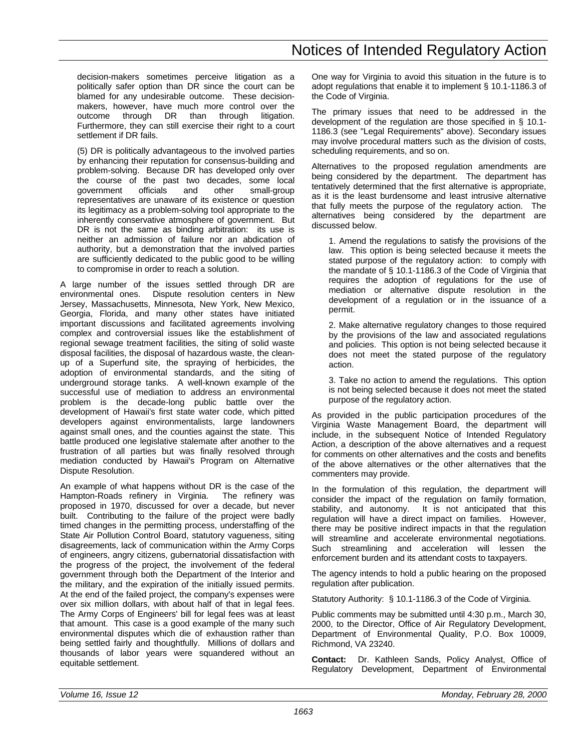decision-makers sometimes perceive litigation as a politically safer option than DR since the court can be blamed for any undesirable outcome. These decision-makers, however, have much more control over the outcome through DR than through litigation. Furthermore, they can still exercise their right to a court settlement if DR fails.

(5) DR is politically advantageous to the involved parties by enhancing their reputation for consensus-building and problem-solving. Because DR has developed only over the course of the past two decades, some local government officials and other small-group representatives are unaware of its existence or question its legitimacy as a problem-solving tool appropriate to the inherently conservative atmosphere of government. But DR is not the same as binding arbitration: its use is neither an admission of failure nor an abdication of authority, but a demonstration that the involved parties are sufficiently dedicated to the public good to be willing to compromise in order to reach a solution.

A large number of the issues settled through DR are environmental ones. Dispute resolution centers in New Jersey, Massachusetts, Minnesota, New York, New Mexico, Georgia, Florida, and many other states have initiated important discussions and facilitated agreements involving complex and controversial issues like the establishment of regional sewage treatment facilities, the siting of solid waste disposal facilities, the disposal of hazardous waste, the clean-up of a Superfund site, the spraying of herbicides, the adoption of environmental standards, and the siting of underground storage tanks. A well-known example of the successful use of mediation to address an environmental problem is the decade-long public battle over the development of Hawaii's first state water code, which pitted developers against environmentalists, large landowners against small ones, and the counties against the state. This battle produced one legislative stalemate after another to the frustration of all parties but was finally resolved through mediation conducted by Hawaii's Program on Alternative Dispute Resolution.

An example of what happens without DR is the case of the Hampton-Roads refinery in Virginia. The refinery was proposed in 1970, discussed for over a decade, but never built. Contributing to the failure of the project were badly timed changes in the permitting process, understaffing of the State Air Pollution Control Board, statutory vagueness, siting disagreements, lack of communication within the Army Corps of engineers, angry citizens, gubernatorial dissatisfaction with the progress of the project, the involvement of the federal government through both the Department of the Interior and the military, and the expiration of the initially issued permits. At the end of the failed project, the company's expenses were over six million dollars, with about half of that in legal fees. The Army Corps of Engineers' bill for legal fees was at least that amount. This case is a good example of the many such environmental disputes which die of exhaustion rather than being settled fairly and thoughtfully. Millions of dollars and thousands of labor years were squandered without an equitable settlement.

One way for Virginia to avoid this situation in the future is to adopt regulations that enable it to implement § 10.1-1186.3 of the Code of Virginia.

The primary issues that need to be addressed in the development of the regulation are those specified in § 10.1-1186.3 (see "Legal Requirements" above). Secondary issues may involve procedural matters such as the division of costs, scheduling requirements, and so on.

Alternatives to the proposed regulation amendments are being considered by the department. The department has tentatively determined that the first alternative is appropriate, as it is the least burdensome and least intrusive alternative that fully meets the purpose of the regulatory action. The alternatives being considered by the department are discussed below.

1. Amend the regulations to satisfy the provisions of the law. This option is being selected because it meets the stated purpose of the regulatory action: to comply with the mandate of § 10.1-1186.3 of the Code of Virginia that requires the adoption of regulations for the use of mediation or alternative dispute resolution in the development of a regulation or in the issuance of a permit.

2. Make alternative regulatory changes to those required by the provisions of the law and associated regulations and policies. This option is not being selected because it does not meet the stated purpose of the regulatory action.

3. Take no action to amend the regulations. This option is not being selected because it does not meet the stated purpose of the regulatory action.

As provided in the public participation procedures of the Virginia Waste Management Board, the department will include, in the subsequent Notice of Intended Regulatory Action, a description of the above alternatives and a request for comments on other alternatives and the costs and benefits of the above alternatives or the other alternatives that the commenters may provide.

In the formulation of this regulation, the department will consider the impact of the regulation on family formation, stability, and autonomy. It is not anticipated that this regulation will have a direct impact on families. However, there may be positive indirect impacts in that the regulation will streamline and accelerate environmental negotiations. Such streamlining and acceleration will lessen the enforcement burden and its attendant costs to taxpayers.

The agency intends to hold a public hearing on the proposed regulation after publication.

Statutory Authority: § 10.1-1186.3 of the Code of Virginia.

Public comments may be submitted until 4:30 p.m., March 30, 2000, to the Director, Office of Air Regulatory Development, Department of Environmental Quality, P.O. Box 10009, Richmond, VA 23240.

**Contact:** Dr. Kathleen Sands, Policy Analyst, Office of Regulatory Development, Department of Environmental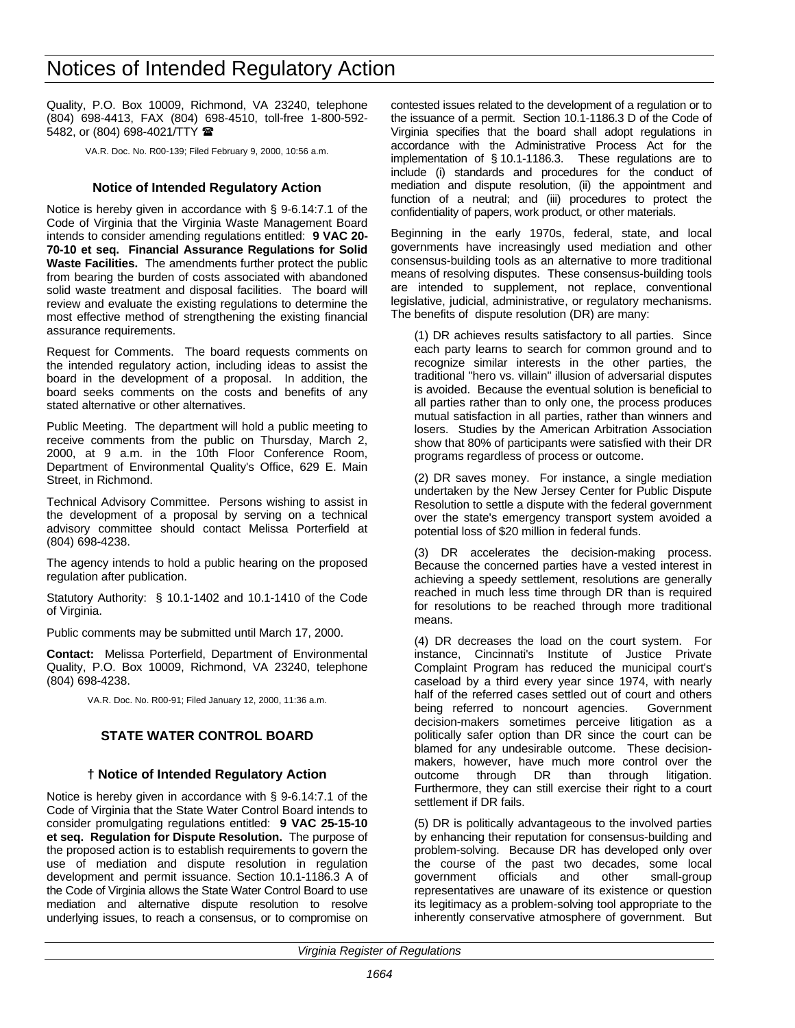Quality, P.O. Box 10009, Richmond, VA 23240, telephone (804) 698-4413, FAX (804) 698-4510, toll-free 1-800-592-5482, or (804) 698-4021/TTY ☎

VA.R. Doc. No. R00-139; Filed February 9, 2000, 10:56 a.m.

### Notice of Intended Regulatory Action

Notice is hereby given in accordance with § 9-6.14:7.1 of the Code of Virginia that the Virginia Waste Management Board intends to consider amending regulations entitled: **9 VAC 20-70-10 et seq. Financial Assurance Regulations for Solid Waste Facilities.** The amendments further protect the public from bearing the burden of costs associated with abandoned solid waste treatment and disposal facilities. The board will review and evaluate the existing regulations to determine the most effective method of strengthening the existing financial assurance requirements.

Request for Comments. The board requests comments on the intended regulatory action, including ideas to assist the board in the development of a proposal. In addition, the board seeks comments on the costs and benefits of any stated alternative or other alternatives.

Public Meeting. The department will hold a public meeting to receive comments from the public on Thursday, March 2, 2000, at 9 a.m. in the 10th Floor Conference Room, Department of Environmental Quality's Office, 629 E. Main Street, in Richmond.

Technical Advisory Committee. Persons wishing to assist in the development of a proposal by serving on a technical advisory committee should contact Melissa Porterfield at (804) 698-4238.

The agency intends to hold a public hearing on the proposed regulation after publication.

Statutory Authority: § 10.1-1402 and 10.1-1410 of the Code of Virginia.

Public comments may be submitted until March 17, 2000.

**Contact:** Melissa Porterfield, Department of Environmental Quality, P.O. Box 10009, Richmond, VA 23240, telephone (804) 698-4238.

VA.R. Doc. No. R00-91; Filed January 12, 2000, 11:36 a.m.

## STATE WATER CONTROL BOARD

### † Notice of Intended Regulatory Action

Notice is hereby given in accordance with § 9-6.14:7.1 of the Code of Virginia that the State Water Control Board intends to consider promulgating regulations entitled: **9 VAC 25-15-10 et seq. Regulation for Dispute Resolution.** The purpose of the proposed action is to establish requirements to govern the use of mediation and dispute resolution in regulation development and permit issuance. Section 10.1-1186.3 A of the Code of Virginia allows the State Water Control Board to use mediation and alternative dispute resolution to resolve underlying issues, to reach a consensus, or to compromise on contested issues related to the development of a regulation or to the issuance of a permit. Section 10.1-1186.3 D of the Code of Virginia specifies that the board shall adopt regulations in accordance with the Administrative Process Act for the implementation of § 10.1-1186.3. These regulations are to include (i) standards and procedures for the conduct of mediation and dispute resolution, (ii) the appointment and function of a neutral; and (iii) procedures to protect the confidentiality of papers, work product, or other materials.

Beginning in the early 1970s, federal, state, and local governments have increasingly used mediation and other consensus-building tools as an alternative to more traditional means of resolving disputes. These consensus-building tools are intended to supplement, not replace, conventional legislative, judicial, administrative, or regulatory mechanisms. The benefits of dispute resolution (DR) are many:

(1) DR achieves results satisfactory to all parties. Since each party learns to search for common ground and to recognize similar interests in the other parties, the traditional "hero vs. villain" illusion of adversarial disputes is avoided. Because the eventual solution is beneficial to all parties rather than to only one, the process produces mutual satisfaction in all parties, rather than winners and losers. Studies by the American Arbitration Association show that 80% of participants were satisfied with their DR programs regardless of process or outcome.

(2) DR saves money. For instance, a single mediation undertaken by the New Jersey Center for Public Dispute Resolution to settle a dispute with the federal government over the state's emergency transport system avoided a potential loss of $20 million in federal funds.

(3) DR accelerates the decision-making process. Because the concerned parties have a vested interest in achieving a speedy settlement, resolutions are generally reached in much less time through DR than is required for resolutions to be reached through more traditional means.

(4) DR decreases the load on the court system. For instance, Cincinnati's Institute of Justice Private Complaint Program has reduced the municipal court's caseload by a third every year since 1974, with nearly half of the referred cases settled out of court and others being referred to noncourt agencies. Government decision-makers sometimes perceive litigation as a politically safer option than DR since the court can be blamed for any undesirable outcome. These decision-makers, however, have much more control over the outcome through DR than through litigation. Furthermore, they can still exercise their right to a court settlement if DR fails.

(5) DR is politically advantageous to the involved parties by enhancing their reputation for consensus-building and problem-solving. Because DR has developed only over the course of the past two decades, some local government officials and other small-group representatives are unaware of its existence or question its legitimacy as a problem-solving tool appropriate to the inherently conservative atmosphere of government. But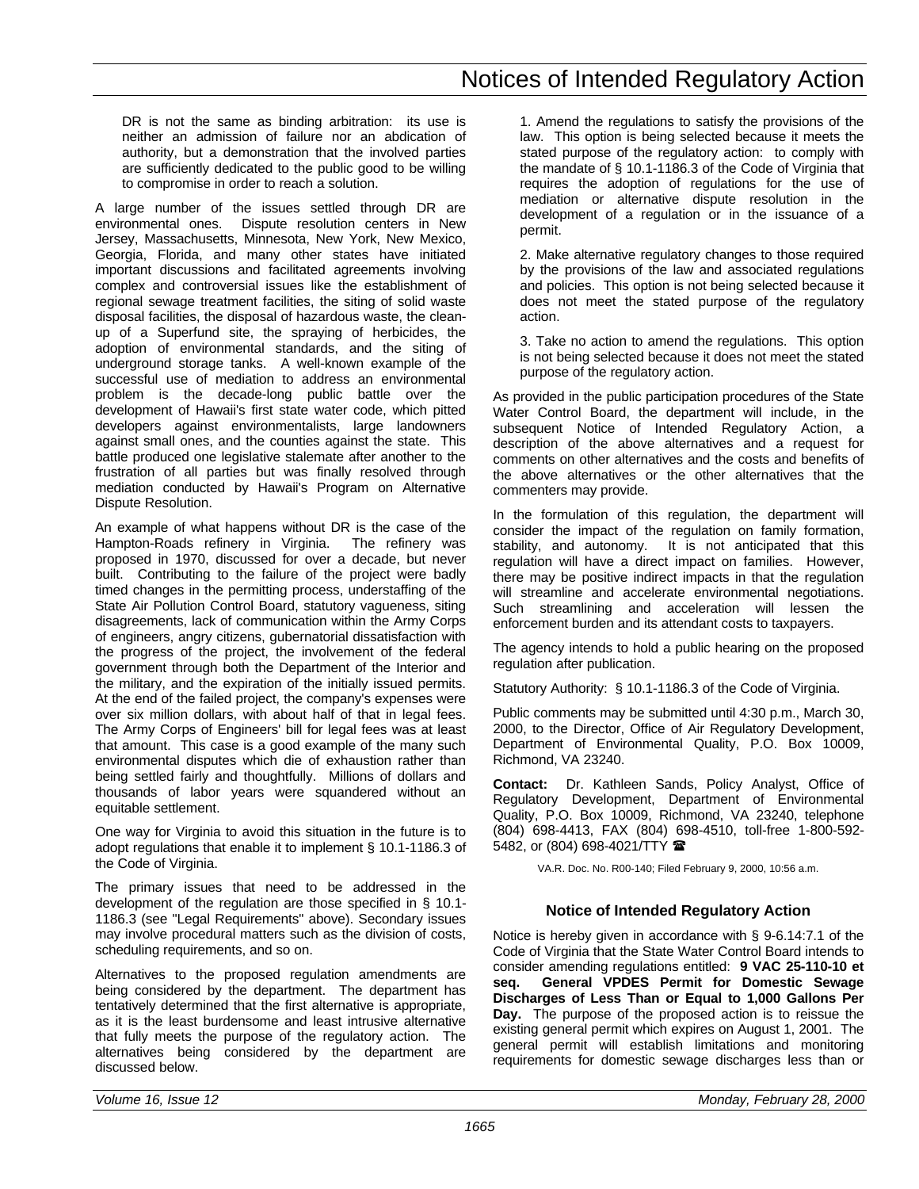DR is not the same as binding arbitration: its use is neither an admission of failure nor an abdication of authority, but a demonstration that the involved parties are sufficiently dedicated to the public good to be willing to compromise in order to reach a solution.

A large number of the issues settled through DR are environmental ones. Dispute resolution centers in New Jersey, Massachusetts, Minnesota, New York, New Mexico, Georgia, Florida, and many other states have initiated important discussions and facilitated agreements involving complex and controversial issues like the establishment of regional sewage treatment facilities, the siting of solid waste disposal facilities, the disposal of hazardous waste, the clean-up of a Superfund site, the spraying of herbicides, the adoption of environmental standards, and the siting of underground storage tanks. A well-known example of the successful use of mediation to address an environmental problem is the decade-long public battle over the development of Hawaii's first state water code, which pitted developers against environmentalists, large landowners against small ones, and the counties against the state. This battle produced one legislative stalemate after another to the frustration of all parties but was finally resolved through mediation conducted by Hawaii's Program on Alternative Dispute Resolution.

An example of what happens without DR is the case of the Hampton-Roads refinery in Virginia. The refinery was proposed in 1970, discussed for over a decade, but never built. Contributing to the failure of the project were badly timed changes in the permitting process, understaffing of the State Air Pollution Control Board, statutory vagueness, siting disagreements, lack of communication within the Army Corps of engineers, angry citizens, gubernatorial dissatisfaction with the progress of the project, the involvement of the federal government through both the Department of the Interior and the military, and the expiration of the initially issued permits. At the end of the failed project, the company's expenses were over six million dollars, with about half of that in legal fees. The Army Corps of Engineers' bill for legal fees was at least that amount. This case is a good example of the many such environmental disputes which die of exhaustion rather than being settled fairly and thoughtfully. Millions of dollars and thousands of labor years were squandered without an equitable settlement.

One way for Virginia to avoid this situation in the future is to adopt regulations that enable it to implement § 10.1-1186.3 of the Code of Virginia.

The primary issues that need to be addressed in the development of the regulation are those specified in § 10.1-1186.3 (see "Legal Requirements" above). Secondary issues may involve procedural matters such as the division of costs, scheduling requirements, and so on.

Alternatives to the proposed regulation amendments are being considered by the department. The department has tentatively determined that the first alternative is appropriate, as it is the least burdensome and least intrusive alternative that fully meets the purpose of the regulatory action. The alternatives being considered by the department are discussed below.

1. Amend the regulations to satisfy the provisions of the law. This option is being selected because it meets the stated purpose of the regulatory action: to comply with the mandate of § 10.1-1186.3 of the Code of Virginia that requires the adoption of regulations for the use of mediation or alternative dispute resolution in the development of a regulation or in the issuance of a permit.

2. Make alternative regulatory changes to those required by the provisions of the law and associated regulations and policies. This option is not being selected because it does not meet the stated purpose of the regulatory action.

3. Take no action to amend the regulations. This option is not being selected because it does not meet the stated purpose of the regulatory action.

As provided in the public participation procedures of the State Water Control Board, the department will include, in the subsequent Notice of Intended Regulatory Action, a description of the above alternatives and a request for comments on other alternatives and the costs and benefits of the above alternatives or the other alternatives that the commenters may provide.

In the formulation of this regulation, the department will consider the impact of the regulation on family formation, stability, and autonomy. It is not anticipated that this regulation will have a direct impact on families. However, there may be positive indirect impacts in that the regulation will streamline and accelerate environmental negotiations. Such streamlining and acceleration will lessen the enforcement burden and its attendant costs to taxpayers.

The agency intends to hold a public hearing on the proposed regulation after publication.

Statutory Authority: § 10.1-1186.3 of the Code of Virginia.

Public comments may be submitted until 4:30 p.m., March 30, 2000, to the Director, Office of Air Regulatory Development, Department of Environmental Quality, P.O. Box 10009, Richmond, VA 23240.

**Contact:** Dr. Kathleen Sands, Policy Analyst, Office of Regulatory Development, Department of Environmental Quality, P.O. Box 10009, Richmond, VA 23240, telephone (804) 698-4413, FAX (804) 698-4510, toll-free 1-800-592-5482, or (804) 698-4021/TTY ☎

VA.R. Doc. No. R00-140; Filed February 9, 2000, 10:56 a.m.

### Notice of Intended Regulatory Action

Notice is hereby given in accordance with § 9-6.14:7.1 of the Code of Virginia that the State Water Control Board intends to consider amending regulations entitled: **9 VAC 25-110-10 et seq. General VPDES Permit for Domestic Sewage Discharges of Less Than or Equal to 1,000 Gallons Per Day.** The purpose of the proposed action is to reissue the existing general permit which expires on August 1, 2001. The general permit will establish limitations and monitoring requirements for domestic sewage discharges less than or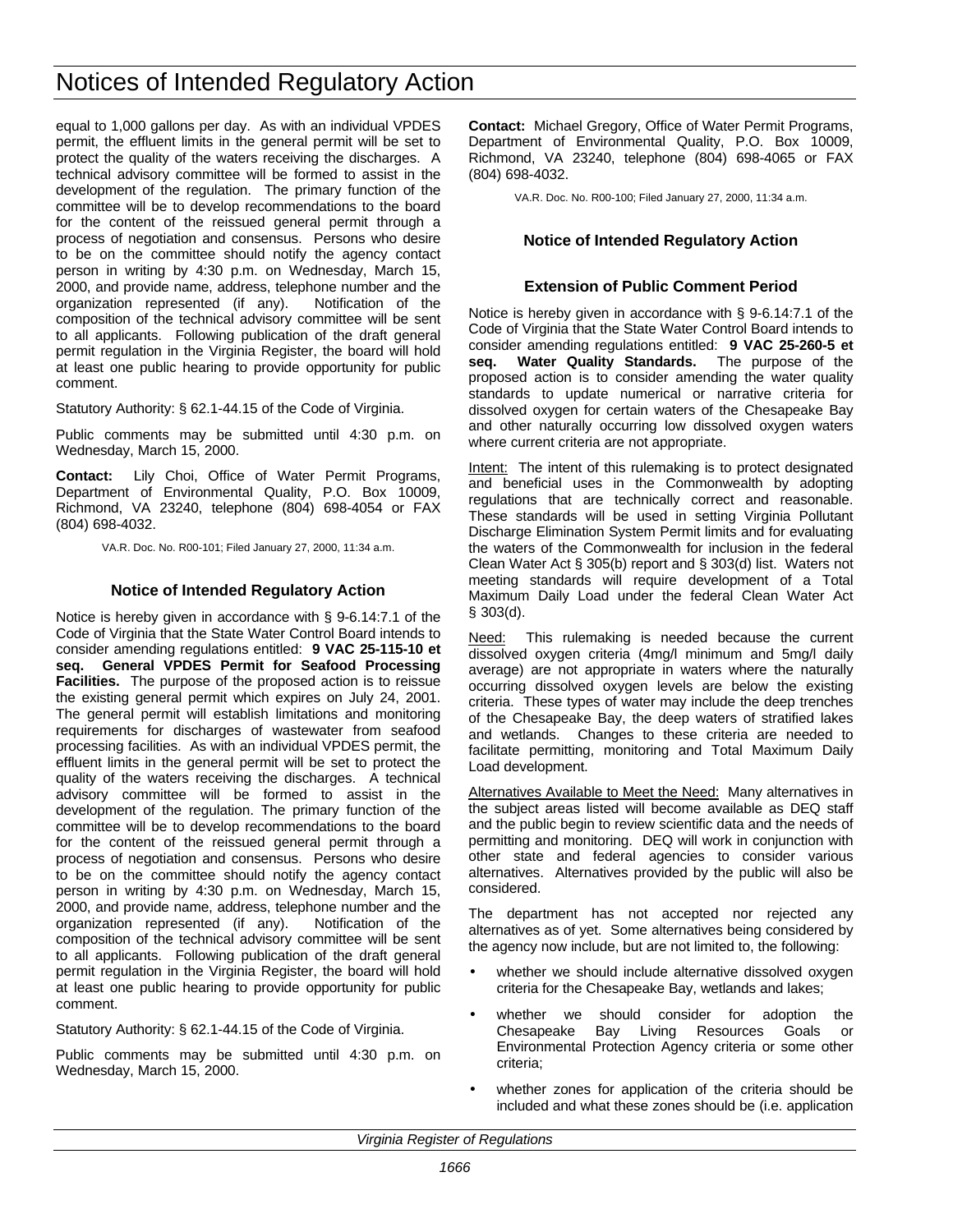equal to 1,000 gallons per day. As with an individual VPDES permit, the effluent limits in the general permit will be set to protect the quality of the waters receiving the discharges. A technical advisory committee will be formed to assist in the development of the regulation. The primary function of the committee will be to develop recommendations to the board for the content of the reissued general permit through a process of negotiation and consensus. Persons who desire to be on the committee should notify the agency contact person in writing by 4:30 p.m. on Wednesday, March 15, 2000, and provide name, address, telephone number and the organization represented (if any). Notification of the composition of the technical advisory committee will be sent to all applicants. Following publication of the draft general permit regulation in the Virginia Register, the board will hold at least one public hearing to provide opportunity for public comment.

Statutory Authority: § 62.1-44.15 of the Code of Virginia.

Public comments may be submitted until 4:30 p.m. on Wednesday, March 15, 2000.

**Contact:** Lily Choi, Office of Water Permit Programs, Department of Environmental Quality, P.O. Box 10009, Richmond, VA 23240, telephone (804) 698-4054 or FAX (804) 698-4032.

VA.R. Doc. No. R00-101; Filed January 27, 2000, 11:34 a.m.

### Notice of Intended Regulatory Action

Notice is hereby given in accordance with § 9-6.14:7.1 of the Code of Virginia that the State Water Control Board intends to consider amending regulations entitled: **9 VAC 25-115-10 et seq. General VPDES Permit for Seafood Processing Facilities.** The purpose of the proposed action is to reissue the existing general permit which expires on July 24, 2001. The general permit will establish limitations and monitoring requirements for discharges of wastewater from seafood processing facilities. As with an individual VPDES permit, the effluent limits in the general permit will be set to protect the quality of the waters receiving the discharges. A technical advisory committee will be formed to assist in the development of the regulation. The primary function of the committee will be to develop recommendations to the board for the content of the reissued general permit through a process of negotiation and consensus. Persons who desire to be on the committee should notify the agency contact person in writing by 4:30 p.m. on Wednesday, March 15, 2000, and provide name, address, telephone number and the organization represented (if any). Notification of the composition of the technical advisory committee will be sent to all applicants. Following publication of the draft general permit regulation in the Virginia Register, the board will hold at least one public hearing to provide opportunity for public comment.

Statutory Authority: § 62.1-44.15 of the Code of Virginia.

Public comments may be submitted until 4:30 p.m. on Wednesday, March 15, 2000.

**Contact:** Michael Gregory, Office of Water Permit Programs, Department of Environmental Quality, P.O. Box 10009, Richmond, VA 23240, telephone (804) 698-4065 or FAX (804) 698-4032.

VA.R. Doc. No. R00-100; Filed January 27, 2000, 11:34 a.m.

### Notice of Intended Regulatory Action

### Extension of Public Comment Period

Notice is hereby given in accordance with § 9-6.14:7.1 of the Code of Virginia that the State Water Control Board intends to consider amending regulations entitled: **9 VAC 25-260-5 et seq. Water Quality Standards.** The purpose of the proposed action is to consider amending the water quality standards to update numerical or narrative criteria for dissolved oxygen for certain waters of the Chesapeake Bay and other naturally occurring low dissolved oxygen waters where current criteria are not appropriate.

Intent: The intent of this rulemaking is to protect designated and beneficial uses in the Commonwealth by adopting regulations that are technically correct and reasonable. These standards will be used in setting Virginia Pollutant Discharge Elimination System Permit limits and for evaluating the waters of the Commonwealth for inclusion in the federal Clean Water Act § 305(b) report and § 303(d) list. Waters not meeting standards will require development of a Total Maximum Daily Load under the federal Clean Water Act § 303(d).

Need: This rulemaking is needed because the current dissolved oxygen criteria (4mg/l minimum and 5mg/l daily average) are not appropriate in waters where the naturally occurring dissolved oxygen levels are below the existing criteria. These types of water may include the deep trenches of the Chesapeake Bay, the deep waters of stratified lakes and wetlands. Changes to these criteria are needed to facilitate permitting, monitoring and Total Maximum Daily Load development.

Alternatives Available to Meet the Need: Many alternatives in the subject areas listed will become available as DEQ staff and the public begin to review scientific data and the needs of permitting and monitoring. DEQ will work in conjunction with other state and federal agencies to consider various alternatives. Alternatives provided by the public will also be considered.

The department has not accepted nor rejected any alternatives as of yet. Some alternatives being considered by the agency now include, but are not limited to, the following:

- whether we should include alternative dissolved oxygen criteria for the Chesapeake Bay, wetlands and lakes;
- whether we should consider for adoption the Chesapeake Bay Living Resources Goals or Environmental Protection Agency criteria or some other criteria;
- whether zones for application of the criteria should be included and what these zones should be (i.e. application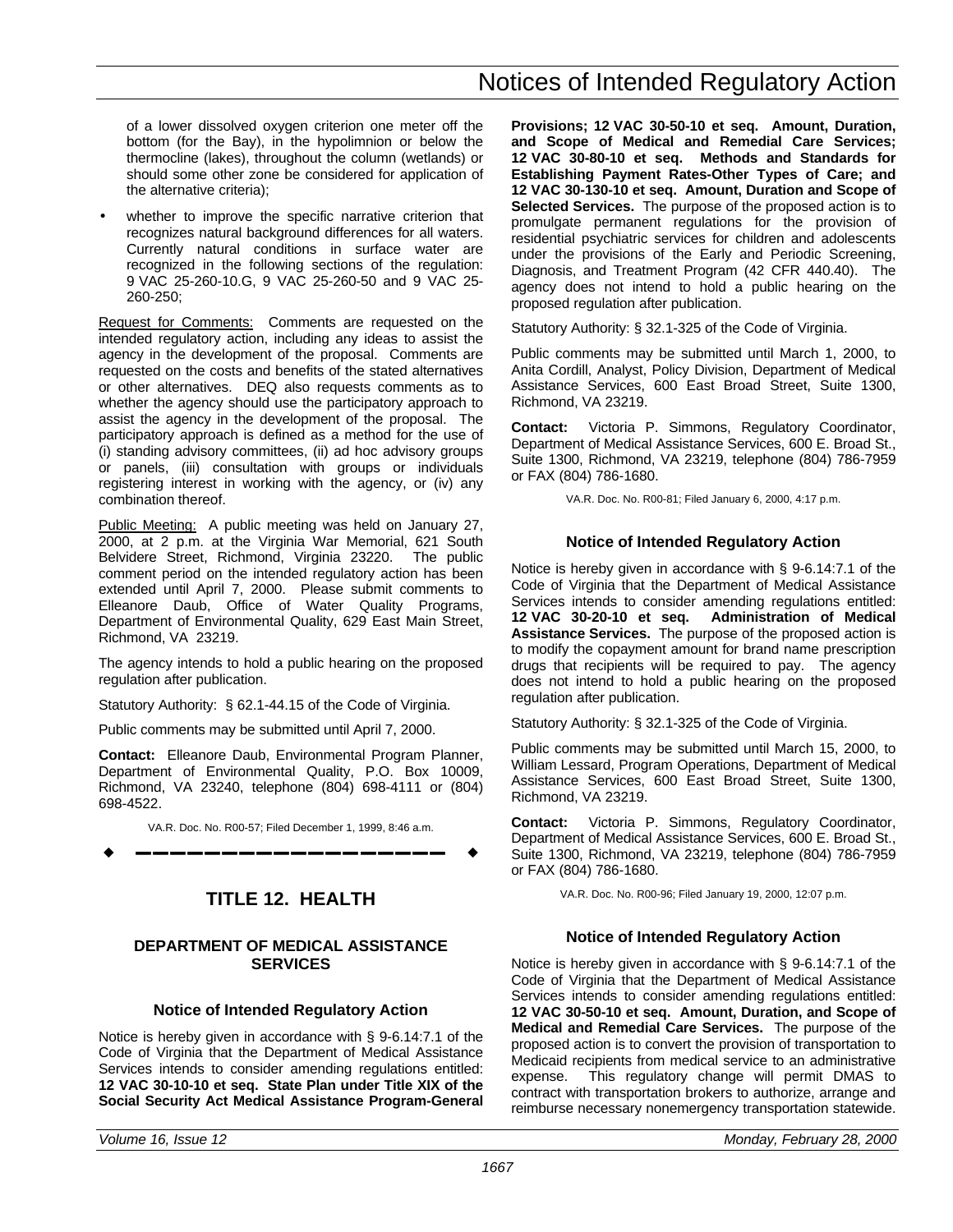of a lower dissolved oxygen criterion one meter off the bottom (for the Bay), in the hypolimnion or below the thermocline (lakes), throughout the column (wetlands) or should some other zone be considered for application of the alternative criteria);

- whether to improve the specific narrative criterion that recognizes natural background differences for all waters. Currently natural conditions in surface water are recognized in the following sections of the regulation: 9 VAC 25-260-10.G, 9 VAC 25-260-50 and 9 VAC 25-260-250;

Request for Comments: Comments are requested on the intended regulatory action, including any ideas to assist the agency in the development of the proposal. Comments are requested on the costs and benefits of the stated alternatives or other alternatives. DEQ also requests comments as to whether the agency should use the participatory approach to assist the agency in the development of the proposal. The participatory approach is defined as a method for the use of (i) standing advisory committees, (ii) ad hoc advisory groups or panels, (iii) consultation with groups or individuals registering interest in working with the agency, or (iv) any combination thereof.

Public Meeting: A public meeting was held on January 27, 2000, at 2 p.m. at the Virginia War Memorial, 621 South Belvidere Street, Richmond, Virginia 23220. The public comment period on the intended regulatory action has been extended until April 7, 2000. Please submit comments to Elleanore Daub, Office of Water Quality Programs, Department of Environmental Quality, 629 East Main Street, Richmond, VA 23219.

The agency intends to hold a public hearing on the proposed regulation after publication.

Statutory Authority: § 62.1-44.15 of the Code of Virginia.

Public comments may be submitted until April 7, 2000.

**Contact:** Elleanore Daub, Environmental Program Planner, Department of Environmental Quality, P.O. Box 10009, Richmond, VA 23240, telephone (804) 698-4111 or (804) 698-4522.

VA.R. Doc. No. R00-57; Filed December 1, 1999, 8:46 a.m.

---

# TITLE 12. HEALTH

## DEPARTMENT OF MEDICAL ASSISTANCE SERVICES

### Notice of Intended Regulatory Action

Notice is hereby given in accordance with § 9-6.14:7.1 of the Code of Virginia that the Department of Medical Assistance Services intends to consider amending regulations entitled: **12 VAC 30-10-10 et seq. State Plan under Title XIX of the Social Security Act Medical Assistance Program-General Provisions; 12 VAC 30-50-10 et seq. Amount, Duration, and Scope of Medical and Remedial Care Services; 12 VAC 30-80-10 et seq. Methods and Standards for Establishing Payment Rates-Other Types of Care; and 12 VAC 30-130-10 et seq. Amount, Duration and Scope of Selected Services.** The purpose of the proposed action is to promulgate permanent regulations for the provision of residential psychiatric services for children and adolescents under the provisions of the Early and Periodic Screening, Diagnosis, and Treatment Program (42 CFR 440.40). The agency does not intend to hold a public hearing on the proposed regulation after publication.

Statutory Authority: § 32.1-325 of the Code of Virginia.

Public comments may be submitted until March 1, 2000, to Anita Cordill, Analyst, Policy Division, Department of Medical Assistance Services, 600 East Broad Street, Suite 1300, Richmond, VA 23219.

**Contact:** Victoria P. Simmons, Regulatory Coordinator, Department of Medical Assistance Services, 600 E. Broad St., Suite 1300, Richmond, VA 23219, telephone (804) 786-7959 or FAX (804) 786-1680.

VA.R. Doc. No. R00-81; Filed January 6, 2000, 4:17 p.m.

### Notice of Intended Regulatory Action

Notice is hereby given in accordance with § 9-6.14:7.1 of the Code of Virginia that the Department of Medical Assistance Services intends to consider amending regulations entitled: **12 VAC 30-20-10 et seq. Administration of Medical Assistance Services.** The purpose of the proposed action is to modify the copayment amount for brand name prescription drugs that recipients will be required to pay. The agency does not intend to hold a public hearing on the proposed regulation after publication.

Statutory Authority: § 32.1-325 of the Code of Virginia.

Public comments may be submitted until March 15, 2000, to William Lessard, Program Operations, Department of Medical Assistance Services, 600 East Broad Street, Suite 1300, Richmond, VA 23219.

**Contact:** Victoria P. Simmons, Regulatory Coordinator, Department of Medical Assistance Services, 600 E. Broad St., Suite 1300, Richmond, VA 23219, telephone (804) 786-7959 or FAX (804) 786-1680.

VA.R. Doc. No. R00-96; Filed January 19, 2000, 12:07 p.m.

### Notice of Intended Regulatory Action

Notice is hereby given in accordance with § 9-6.14:7.1 of the Code of Virginia that the Department of Medical Assistance Services intends to consider amending regulations entitled: **12 VAC 30-50-10 et seq. Amount, Duration, and Scope of Medical and Remedial Care Services.** The purpose of the proposed action is to convert the provision of transportation to Medicaid recipients from medical service to an administrative expense. This regulatory change will permit DMAS to contract with transportation brokers to authorize, arrange and reimburse necessary nonemergency transportation statewide.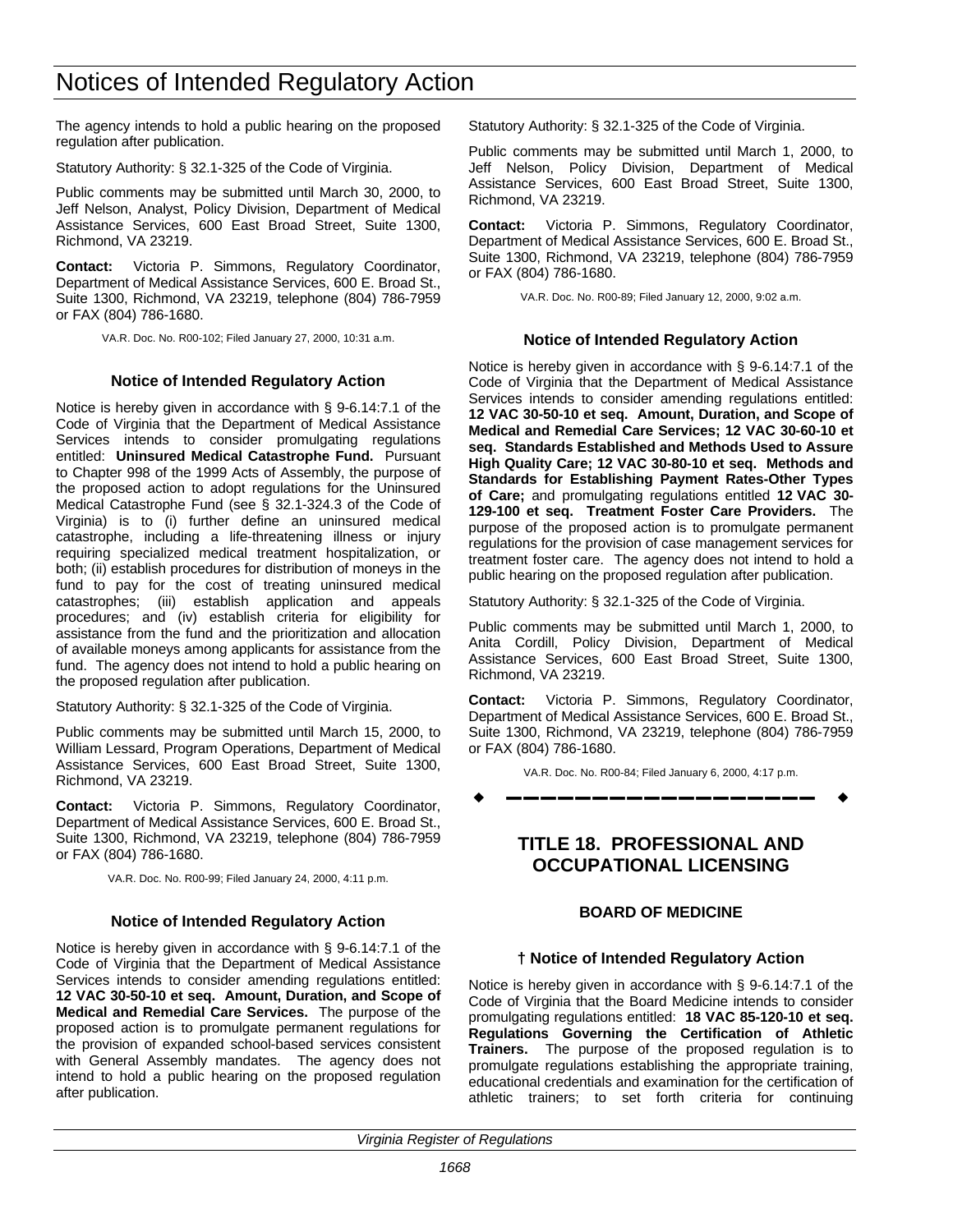The agency intends to hold a public hearing on the proposed regulation after publication.

Statutory Authority: § 32.1-325 of the Code of Virginia.

Public comments may be submitted until March 30, 2000, to Jeff Nelson, Analyst, Policy Division, Department of Medical Assistance Services, 600 East Broad Street, Suite 1300, Richmond, VA 23219.

**Contact:** Victoria P. Simmons, Regulatory Coordinator, Department of Medical Assistance Services, 600 E. Broad St., Suite 1300, Richmond, VA 23219, telephone (804) 786-7959 or FAX (804) 786-1680.

VA.R. Doc. No. R00-102; Filed January 27, 2000, 10:31 a.m.

### Notice of Intended Regulatory Action

Notice is hereby given in accordance with § 9-6.14:7.1 of the Code of Virginia that the Department of Medical Assistance Services intends to consider promulgating regulations entitled: **Uninsured Medical Catastrophe Fund.** Pursuant to Chapter 998 of the 1999 Acts of Assembly, the purpose of the proposed action to adopt regulations for the Uninsured Medical Catastrophe Fund (see § 32.1-324.3 of the Code of Virginia) is to (i) further define an uninsured medical catastrophe, including a life-threatening illness or injury requiring specialized medical treatment hospitalization, or both; (ii) establish procedures for distribution of moneys in the fund to pay for the cost of treating uninsured medical catastrophes; (iii) establish application and appeals procedures; and (iv) establish criteria for eligibility for assistance from the fund and the prioritization and allocation of available moneys among applicants for assistance from the fund. The agency does not intend to hold a public hearing on the proposed regulation after publication.

Statutory Authority: § 32.1-325 of the Code of Virginia.

Public comments may be submitted until March 15, 2000, to William Lessard, Program Operations, Department of Medical Assistance Services, 600 East Broad Street, Suite 1300, Richmond, VA 23219.

**Contact:** Victoria P. Simmons, Regulatory Coordinator, Department of Medical Assistance Services, 600 E. Broad St., Suite 1300, Richmond, VA 23219, telephone (804) 786-7959 or FAX (804) 786-1680.

VA.R. Doc. No. R00-99; Filed January 24, 2000, 4:11 p.m.

### Notice of Intended Regulatory Action

Notice is hereby given in accordance with § 9-6.14:7.1 of the Code of Virginia that the Department of Medical Assistance Services intends to consider amending regulations entitled: **12 VAC 30-50-10 et seq. Amount, Duration, and Scope of Medical and Remedial Care Services.** The purpose of the proposed action is to promulgate permanent regulations for the provision of expanded school-based services consistent with General Assembly mandates. The agency does not intend to hold a public hearing on the proposed regulation after publication.

Statutory Authority: § 32.1-325 of the Code of Virginia.

Public comments may be submitted until March 1, 2000, to Jeff Nelson, Policy Division, Department of Medical Assistance Services, 600 East Broad Street, Suite 1300, Richmond, VA 23219.

**Contact:** Victoria P. Simmons, Regulatory Coordinator, Department of Medical Assistance Services, 600 E. Broad St., Suite 1300, Richmond, VA 23219, telephone (804) 786-7959 or FAX (804) 786-1680.

VA.R. Doc. No. R00-89; Filed January 12, 2000, 9:02 a.m.

### Notice of Intended Regulatory Action

Notice is hereby given in accordance with § 9-6.14:7.1 of the Code of Virginia that the Department of Medical Assistance Services intends to consider amending regulations entitled: **12 VAC 30-50-10 et seq. Amount, Duration, and Scope of Medical and Remedial Care Services; 12 VAC 30-60-10 et seq. Standards Established and Methods Used to Assure High Quality Care; 12 VAC 30-80-10 et seq. Methods and Standards for Establishing Payment Rates-Other Types of Care;** and promulgating regulations entitled **12 VAC 30-129-100 et seq. Treatment Foster Care Providers.** The purpose of the proposed action is to promulgate permanent regulations for the provision of case management services for treatment foster care. The agency does not intend to hold a public hearing on the proposed regulation after publication.

Statutory Authority: § 32.1-325 of the Code of Virginia.

Public comments may be submitted until March 1, 2000, to Anita Cordill, Policy Division, Department of Medical Assistance Services, 600 East Broad Street, Suite 1300, Richmond, VA 23219.

**Contact:** Victoria P. Simmons, Regulatory Coordinator, Department of Medical Assistance Services, 600 E. Broad St., Suite 1300, Richmond, VA 23219, telephone (804) 786-7959 or FAX (804) 786-1680.

VA.R. Doc. No. R00-84; Filed January 6, 2000, 4:17 p.m.

---

## TITLE 18. PROFESSIONAL AND OCCUPATIONAL LICENSING

### BOARD OF MEDICINE

### † Notice of Intended Regulatory Action

Notice is hereby given in accordance with § 9-6.14:7.1 of the Code of Virginia that the Board Medicine intends to consider promulgating regulations entitled: **18 VAC 85-120-10 et seq. Regulations Governing the Certification of Athletic Trainers.** The purpose of the proposed regulation is to promulgate regulations establishing the appropriate training, educational credentials and examination for the certification of athletic trainers; to set forth criteria for continuing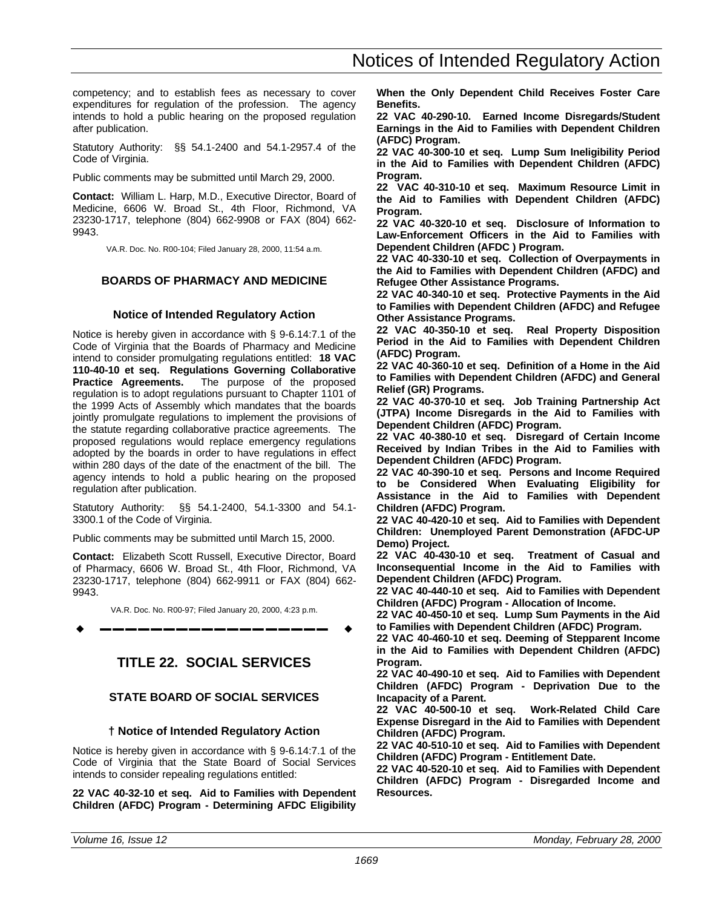competency; and to establish fees as necessary to cover expenditures for regulation of the profession. The agency intends to hold a public hearing on the proposed regulation after publication.

Statutory Authority: §§ 54.1-2400 and 54.1-2957.4 of the Code of Virginia.

Public comments may be submitted until March 29, 2000.

**Contact:** William L. Harp, M.D., Executive Director, Board of Medicine, 6606 W. Broad St., 4th Floor, Richmond, VA 23230-1717, telephone (804) 662-9908 or FAX (804) 662-9943.

VA.R. Doc. No. R00-104; Filed January 28, 2000, 11:54 a.m.

### BOARDS OF PHARMACY AND MEDICINE

#### Notice of Intended Regulatory Action

Notice is hereby given in accordance with § 9-6.14:7.1 of the Code of Virginia that the Boards of Pharmacy and Medicine intend to consider promulgating regulations entitled: **18 VAC 110-40-10 et seq. Regulations Governing Collaborative Practice Agreements.** The purpose of the proposed regulation is to adopt regulations pursuant to Chapter 1101 of the 1999 Acts of Assembly which mandates that the boards jointly promulgate regulations to implement the provisions of the statute regarding collaborative practice agreements. The proposed regulations would replace emergency regulations adopted by the boards in order to have regulations in effect within 280 days of the date of the enactment of the bill. The agency intends to hold a public hearing on the proposed regulation after publication.

Statutory Authority: §§ 54.1-2400, 54.1-3300 and 54.1-3300.1 of the Code of Virginia.

Public comments may be submitted until March 15, 2000.

**Contact:** Elizabeth Scott Russell, Executive Director, Board of Pharmacy, 6606 W. Broad St., 4th Floor, Richmond, VA 23230-1717, telephone (804) 662-9911 or FAX (804) 662-9943.

VA.R. Doc. No. R00-97; Filed January 20, 2000, 4:23 p.m.

---

## TITLE 22. SOCIAL SERVICES

### STATE BOARD OF SOCIAL SERVICES

#### † Notice of Intended Regulatory Action

Notice is hereby given in accordance with § 9-6.14:7.1 of the Code of Virginia that the State Board of Social Services intends to consider repealing regulations entitled:

**22 VAC 40-32-10 et seq. Aid to Families with Dependent Children (AFDC) Program - Determining AFDC Eligibility When the Only Dependent Child Receives Foster Care Benefits.**

**22 VAC 40-290-10. Earned Income Disregards/Student Earnings in the Aid to Families with Dependent Children (AFDC) Program.**

**22 VAC 40-300-10 et seq. Lump Sum Ineligibility Period in the Aid to Families with Dependent Children (AFDC) Program.**

**22 VAC 40-310-10 et seq. Maximum Resource Limit in the Aid to Families with Dependent Children (AFDC) Program.**

**22 VAC 40-320-10 et seq. Disclosure of Information to Law-Enforcement Officers in the Aid to Families with Dependent Children (AFDC ) Program.**

**22 VAC 40-330-10 et seq. Collection of Overpayments in the Aid to Families with Dependent Children (AFDC) and Refugee Other Assistance Programs.**

**22 VAC 40-340-10 et seq. Protective Payments in the Aid to Families with Dependent Children (AFDC) and Refugee Other Assistance Programs.**

**22 VAC 40-350-10 et seq. Real Property Disposition Period in the Aid to Families with Dependent Children (AFDC) Program.**

**22 VAC 40-360-10 et seq. Definition of a Home in the Aid to Families with Dependent Children (AFDC) and General Relief (GR) Programs.**

**22 VAC 40-370-10 et seq. Job Training Partnership Act (JTPA) Income Disregards in the Aid to Families with Dependent Children (AFDC) Program.**

**22 VAC 40-380-10 et seq. Disregard of Certain Income Received by Indian Tribes in the Aid to Families with Dependent Children (AFDC) Program.**

**22 VAC 40-390-10 et seq. Persons and Income Required to be Considered When Evaluating Eligibility for Assistance in the Aid to Families with Dependent Children (AFDC) Program.**

**22 VAC 40-420-10 et seq. Aid to Families with Dependent Children: Unemployed Parent Demonstration (AFDC-UP Demo) Project.**

**22 VAC 40-430-10 et seq. Treatment of Casual and Inconsequential Income in the Aid to Families with Dependent Children (AFDC) Program.**

**22 VAC 40-440-10 et seq. Aid to Families with Dependent Children (AFDC) Program - Allocation of Income.**

**22 VAC 40-450-10 et seq. Lump Sum Payments in the Aid to Families with Dependent Children (AFDC) Program.**

**22 VAC 40-460-10 et seq. Deeming of Stepparent Income in the Aid to Families with Dependent Children (AFDC) Program.**

**22 VAC 40-490-10 et seq. Aid to Families with Dependent Children (AFDC) Program - Deprivation Due to the Incapacity of a Parent.**

**22 VAC 40-500-10 et seq. Work-Related Child Care Expense Disregard in the Aid to Families with Dependent Children (AFDC) Program.**

**22 VAC 40-510-10 et seq. Aid to Families with Dependent Children (AFDC) Program - Entitlement Date.**

**22 VAC 40-520-10 et seq. Aid to Families with Dependent Children (AFDC) Program - Disregarded Income and Resources.**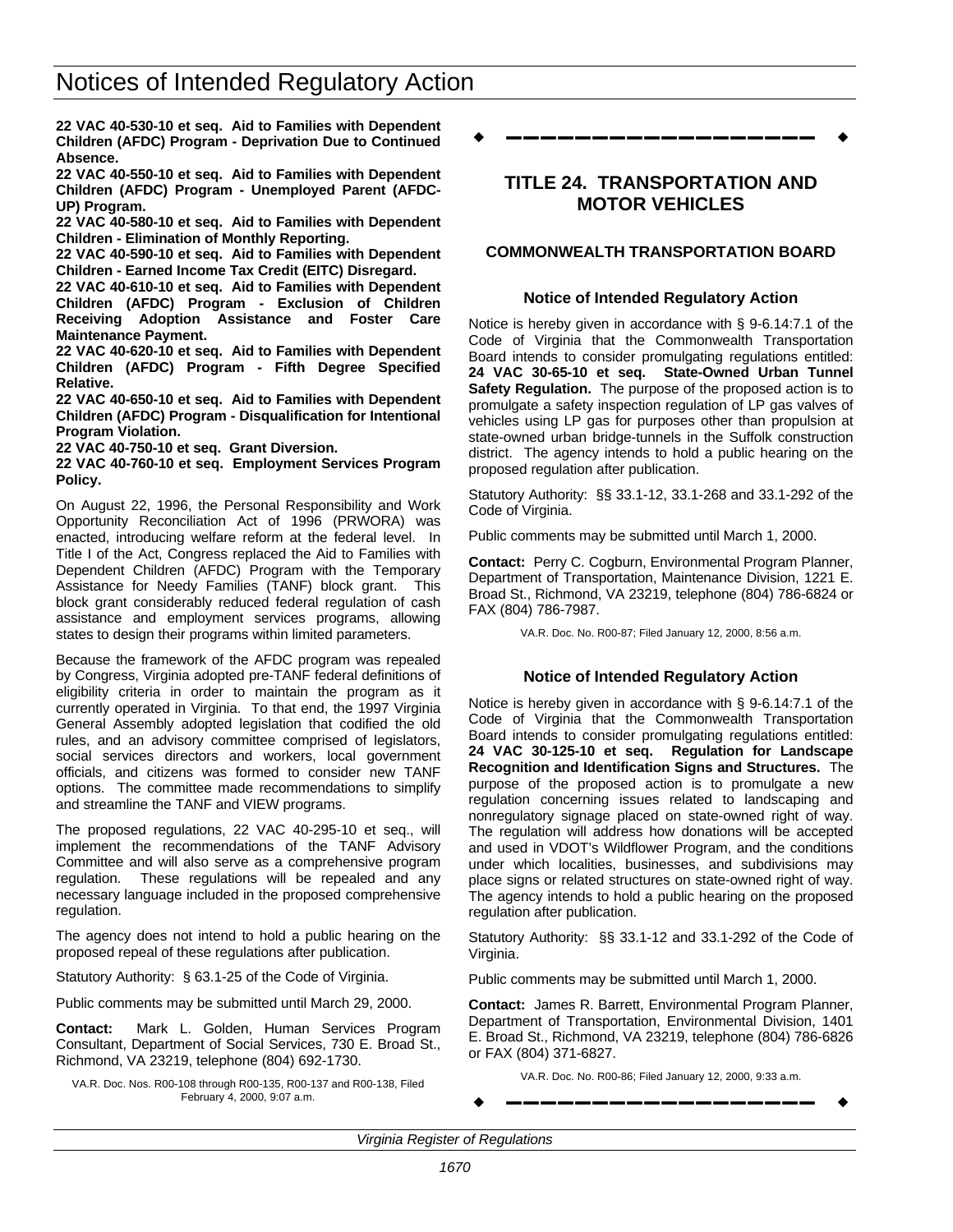**22 VAC 40-530-10 et seq. Aid to Families with Dependent Children (AFDC) Program - Deprivation Due to Continued Absence.**

**22 VAC 40-550-10 et seq. Aid to Families with Dependent Children (AFDC) Program - Unemployed Parent (AFDC-UP) Program.**

**22 VAC 40-580-10 et seq. Aid to Families with Dependent Children - Elimination of Monthly Reporting.**

**22 VAC 40-590-10 et seq. Aid to Families with Dependent Children - Earned Income Tax Credit (EITC) Disregard.**

**22 VAC 40-610-10 et seq. Aid to Families with Dependent Children (AFDC) Program - Exclusion of Children Receiving Adoption Assistance and Foster Care Maintenance Payment.**

**22 VAC 40-620-10 et seq. Aid to Families with Dependent Children (AFDC) Program - Fifth Degree Specified Relative.**

**22 VAC 40-650-10 et seq. Aid to Families with Dependent Children (AFDC) Program - Disqualification for Intentional Program Violation.**

**22 VAC 40-750-10 et seq. Grant Diversion.**

**22 VAC 40-760-10 et seq. Employment Services Program Policy.**

On August 22, 1996, the Personal Responsibility and Work Opportunity Reconciliation Act of 1996 (PRWORA) was enacted, introducing welfare reform at the federal level. In Title I of the Act, Congress replaced the Aid to Families with Dependent Children (AFDC) Program with the Temporary Assistance for Needy Families (TANF) block grant. This block grant considerably reduced federal regulation of cash assistance and employment services programs, allowing states to design their programs within limited parameters.

Because the framework of the AFDC program was repealed by Congress, Virginia adopted pre-TANF federal definitions of eligibility criteria in order to maintain the program as it currently operated in Virginia. To that end, the 1997 Virginia General Assembly adopted legislation that codified the old rules, and an advisory committee comprised of legislators, social services directors and workers, local government officials, and citizens was formed to consider new TANF options. The committee made recommendations to simplify and streamline the TANF and VIEW programs.

The proposed regulations, 22 VAC 40-295-10 et seq., will implement the recommendations of the TANF Advisory Committee and will also serve as a comprehensive program regulation. These regulations will be repealed and any necessary language included in the proposed comprehensive regulation.

The agency does not intend to hold a public hearing on the proposed repeal of these regulations after publication.

Statutory Authority: § 63.1-25 of the Code of Virginia.

Public comments may be submitted until March 29, 2000.

**Contact:** Mark L. Golden, Human Services Program Consultant, Department of Social Services, 730 E. Broad St., Richmond, VA 23219, telephone (804) 692-1730.

VA.R. Doc. Nos. R00-108 through R00-135, R00-137 and R00-138, Filed February 4, 2000, 9:07 a.m.

## TITLE 24. TRANSPORTATION AND MOTOR VEHICLES

### COMMONWEALTH TRANSPORTATION BOARD

#### Notice of Intended Regulatory Action

Notice is hereby given in accordance with § 9-6.14:7.1 of the Code of Virginia that the Commonwealth Transportation Board intends to consider promulgating regulations entitled: **24 VAC 30-65-10 et seq. State-Owned Urban Tunnel Safety Regulation.** The purpose of the proposed action is to promulgate a safety inspection regulation of LP gas valves of vehicles using LP gas for purposes other than propulsion at state-owned urban bridge-tunnels in the Suffolk construction district. The agency intends to hold a public hearing on the proposed regulation after publication.

Statutory Authority: §§ 33.1-12, 33.1-268 and 33.1-292 of the Code of Virginia.

Public comments may be submitted until March 1, 2000.

**Contact:** Perry C. Cogburn, Environmental Program Planner, Department of Transportation, Maintenance Division, 1221 E. Broad St., Richmond, VA 23219, telephone (804) 786-6824 or FAX (804) 786-7987.

VA.R. Doc. No. R00-87; Filed January 12, 2000, 8:56 a.m.

#### Notice of Intended Regulatory Action

Notice is hereby given in accordance with § 9-6.14:7.1 of the Code of Virginia that the Commonwealth Transportation Board intends to consider promulgating regulations entitled: **24 VAC 30-125-10 et seq. Regulation for Landscape Recognition and Identification Signs and Structures.** The purpose of the proposed action is to promulgate a new regulation concerning issues related to landscaping and nonregulatory signage placed on state-owned right of way. The regulation will address how donations will be accepted and used in VDOT's Wildflower Program, and the conditions under which localities, businesses, and subdivisions may place signs or related structures on state-owned right of way. The agency intends to hold a public hearing on the proposed regulation after publication.

Statutory Authority: §§ 33.1-12 and 33.1-292 of the Code of Virginia.

Public comments may be submitted until March 1, 2000.

**Contact:** James R. Barrett, Environmental Program Planner, Department of Transportation, Environmental Division, 1401 E. Broad St., Richmond, VA 23219, telephone (804) 786-6826 or FAX (804) 371-6827.

VA.R. Doc. No. R00-86; Filed January 12, 2000, 9:33 a.m.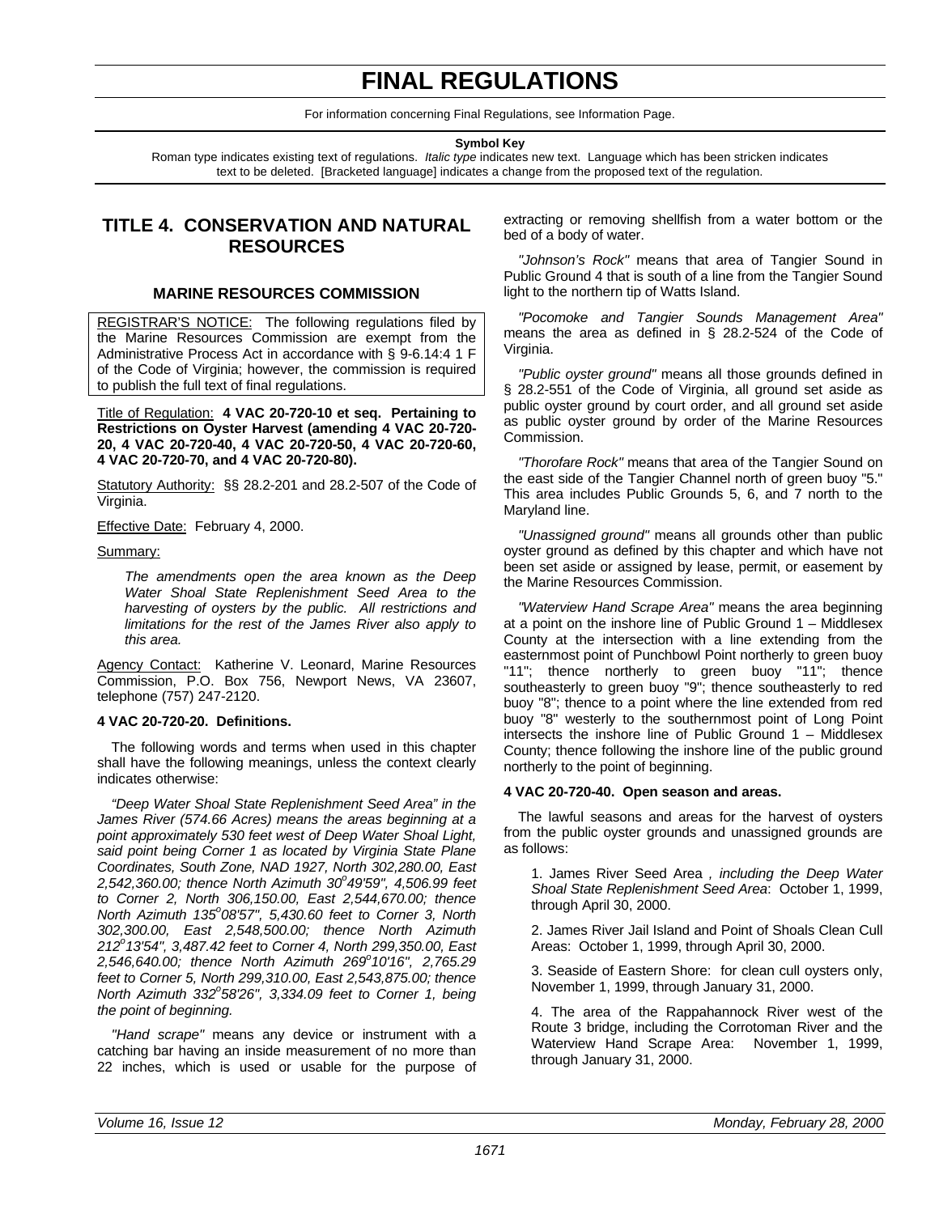# FINAL REGULATIONS

For information concerning Final Regulations, see Information Page.

**Symbol Key**

Roman type indicates existing text of regulations. *Italic type* indicates new text. Language which has been stricken indicates text to be deleted. [Bracketed language] indicates a change from the proposed text of the regulation.

## TITLE 4. CONSERVATION AND NATURAL RESOURCES

### MARINE RESOURCES COMMISSION

REGISTRAR'S NOTICE: The following regulations filed by the Marine Resources Commission are exempt from the Administrative Process Act in accordance with § 9-6.14:4 1 F of the Code of Virginia; however, the commission is required to publish the full text of final regulations.

Title of Regulation: **4 VAC 20-720-10 et seq. Pertaining to Restrictions on Oyster Harvest (amending 4 VAC 20-720-20, 4 VAC 20-720-40, 4 VAC 20-720-50, 4 VAC 20-720-60, 4 VAC 20-720-70, and 4 VAC 20-720-80).**

Statutory Authority: §§ 28.2-201 and 28.2-507 of the Code of Virginia.

Effective Date: February 4, 2000.

Summary:

*The amendments open the area known as the Deep Water Shoal State Replenishment Seed Area to the harvesting of oysters by the public. All restrictions and limitations for the rest of the James River also apply to this area.*

Agency Contact: Katherine V. Leonard, Marine Resources Commission, P.O. Box 756, Newport News, VA 23607, telephone (757) 247-2120.

**4 VAC 20-720-20. Definitions.**

The following words and terms when used in this chapter shall have the following meanings, unless the context clearly indicates otherwise:

*"Deep Water Shoal State Replenishment Seed Area" in the James River (574.66 Acres) means the areas beginning at a point approximately 530 feet west of Deep Water Shoal Light, said point being Corner 1 as located by Virginia State Plane Coordinates, South Zone, NAD 1927, North 302,280.00, East 2,542,360.00; thence North Azimuth 30°49'59", 4,506.99 feet to Corner 2, North 306,150.00, East 2,544,670.00; thence North Azimuth 135°08'57", 5,430.60 feet to Corner 3, North 302,300.00, East 2,548,500.00; thence North Azimuth 212°13'54", 3,487.42 feet to Corner 4, North 299,350.00, East 2,546,640.00; thence North Azimuth 269°10'16", 2,765.29 feet to Corner 5, North 299,310.00, East 2,543,875.00; thence North Azimuth 332°58'26", 3,334.09 feet to Corner 1, being the point of beginning.*

"Hand scrape" means any device or instrument with a catching bar having an inside measurement of no more than 22 inches, which is used or usable for the purpose of extracting or removing shellfish from a water bottom or the bed of a body of water.

"Johnson's Rock" means that area of Tangier Sound in Public Ground 4 that is south of a line from the Tangier Sound light to the northern tip of Watts Island.

"Pocomoke and Tangier Sounds Management Area" means the area as defined in § 28.2-524 of the Code of Virginia.

"Public oyster ground" means all those grounds defined in § 28.2-551 of the Code of Virginia, all ground set aside as public oyster ground by court order, and all ground set aside as public oyster ground by order of the Marine Resources Commission.

"Thorofare Rock" means that area of the Tangier Sound on the east side of the Tangier Channel north of green buoy "5." This area includes Public Grounds 5, 6, and 7 north to the Maryland line.

"Unassigned ground" means all grounds other than public oyster ground as defined by this chapter and which have not been set aside or assigned by lease, permit, or easement by the Marine Resources Commission.

"Waterview Hand Scrape Area" means the area beginning at a point on the inshore line of Public Ground 1 – Middlesex County at the intersection with a line extending from the easternmost point of Punchbowl Point northerly to green buoy "11"; thence northerly to green buoy "11"; thence southeasterly to green buoy "9"; thence southeasterly to red buoy "8"; thence to a point where the line extended from red buoy "8" westerly to the southernmost point of Long Point intersects the inshore line of Public Ground 1 – Middlesex County; thence following the inshore line of the public ground northerly to the point of beginning.

**4 VAC 20-720-40. Open season and areas.**

The lawful seasons and areas for the harvest of oysters from the public oyster grounds and unassigned grounds are as follows:

1. James River Seed Area *, including the Deep Water Shoal State Replenishment Seed Area*: October 1, 1999, through April 30, 2000.

2. James River Jail Island and Point of Shoals Clean Cull Areas: October 1, 1999, through April 30, 2000.

3. Seaside of Eastern Shore: for clean cull oysters only, November 1, 1999, through January 31, 2000.

4. The area of the Rappahannock River west of the Route 3 bridge, including the Corrotoman River and the Waterview Hand Scrape Area: November 1, 1999, through January 31, 2000.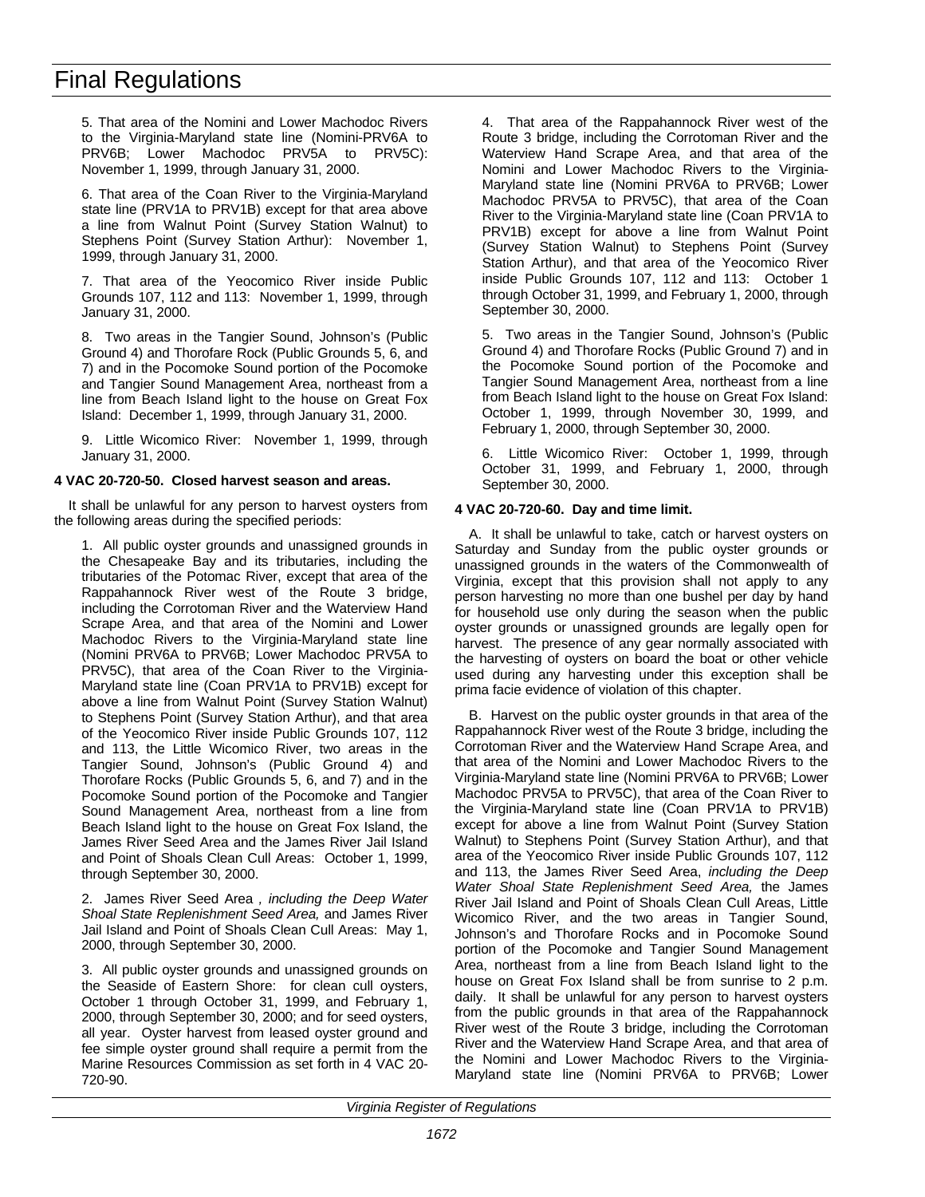5. That area of the Nomini and Lower Machodoc Rivers to the Virginia-Maryland state line (Nomini-PRV6A to PRV6B; Lower Machodoc PRV5A to PRV5C): November 1, 1999, through January 31, 2000.

6. That area of the Coan River to the Virginia-Maryland state line (PRV1A to PRV1B) except for that area above a line from Walnut Point (Survey Station Walnut) to Stephens Point (Survey Station Arthur): November 1, 1999, through January 31, 2000.

7. That area of the Yeocomico River inside Public Grounds 107, 112 and 113: November 1, 1999, through January 31, 2000.

8. Two areas in the Tangier Sound, Johnson's (Public Ground 4) and Thorofare Rock (Public Grounds 5, 6, and 7) and in the Pocomoke Sound portion of the Pocomoke and Tangier Sound Management Area, northeast from a line from Beach Island light to the house on Great Fox Island: December 1, 1999, through January 31, 2000.

9. Little Wicomico River: November 1, 1999, through January 31, 2000.

**4 VAC 20-720-50. Closed harvest season and areas.**

It shall be unlawful for any person to harvest oysters from the following areas during the specified periods:

1. All public oyster grounds and unassigned grounds in the Chesapeake Bay and its tributaries, including the tributaries of the Potomac River, except that area of the Rappahannock River west of the Route 3 bridge, including the Corrotoman River and the Waterview Hand Scrape Area, and that area of the Nomini and Lower Machodoc Rivers to the Virginia-Maryland state line (Nomini PRV6A to PRV6B; Lower Machodoc PRV5A to PRV5C), that area of the Coan River to the Virginia-Maryland state line (Coan PRV1A to PRV1B) except for above a line from Walnut Point (Survey Station Walnut) to Stephens Point (Survey Station Arthur), and that area of the Yeocomico River inside Public Grounds 107, 112 and 113, the Little Wicomico River, two areas in the Tangier Sound, Johnson's (Public Ground 4) and Thorofare Rocks (Public Grounds 5, 6, and 7) and in the Pocomoke Sound portion of the Pocomoke and Tangier Sound Management Area, northeast from a line from Beach Island light to the house on Great Fox Island, the James River Seed Area and the James River Jail Island and Point of Shoals Clean Cull Areas: October 1, 1999, through September 30, 2000.

2. James River Seed Area *, including the Deep Water Shoal State Replenishment Seed Area,* and James River Jail Island and Point of Shoals Clean Cull Areas: May 1, 2000, through September 30, 2000.

3. All public oyster grounds and unassigned grounds on the Seaside of Eastern Shore: for clean cull oysters, October 1 through October 31, 1999, and February 1, 2000, through September 30, 2000; and for seed oysters, all year. Oyster harvest from leased oyster ground and fee simple oyster ground shall require a permit from the Marine Resources Commission as set forth in 4 VAC 20-720-90.

4. That area of the Rappahannock River west of the Route 3 bridge, including the Corrotoman River and the Waterview Hand Scrape Area, and that area of the Nomini and Lower Machodoc Rivers to the Virginia-Maryland state line (Nomini PRV6A to PRV6B; Lower Machodoc PRV5A to PRV5C), that area of the Coan River to the Virginia-Maryland state line (Coan PRV1A to PRV1B) except for above a line from Walnut Point (Survey Station Walnut) to Stephens Point (Survey Station Arthur), and that area of the Yeocomico River inside Public Grounds 107, 112 and 113: October 1 through October 31, 1999, and February 1, 2000, through September 30, 2000.

5. Two areas in the Tangier Sound, Johnson's (Public Ground 4) and Thorofare Rocks (Public Ground 7) and in the Pocomoke Sound portion of the Pocomoke and Tangier Sound Management Area, northeast from a line from Beach Island light to the house on Great Fox Island: October 1, 1999, through November 30, 1999, and February 1, 2000, through September 30, 2000.

6. Little Wicomico River: October 1, 1999, through October 31, 1999, and February 1, 2000, through September 30, 2000.

**4 VAC 20-720-60. Day and time limit.**

A. It shall be unlawful to take, catch or harvest oysters on Saturday and Sunday from the public oyster grounds or unassigned grounds in the waters of the Commonwealth of Virginia, except that this provision shall not apply to any person harvesting no more than one bushel per day by hand for household use only during the season when the public oyster grounds or unassigned grounds are legally open for harvest. The presence of any gear normally associated with the harvesting of oysters on board the boat or other vehicle used during any harvesting under this exception shall be prima facie evidence of violation of this chapter.

B. Harvest on the public oyster grounds in that area of the Rappahannock River west of the Route 3 bridge, including the Corrotoman River and the Waterview Hand Scrape Area, and that area of the Nomini and Lower Machodoc Rivers to the Virginia-Maryland state line (Nomini PRV6A to PRV6B; Lower Machodoc PRV5A to PRV5C), that area of the Coan River to the Virginia-Maryland state line (Coan PRV1A to PRV1B) except for above a line from Walnut Point (Survey Station Walnut) to Stephens Point (Survey Station Arthur), and that area of the Yeocomico River inside Public Grounds 107, 112 and 113, the James River Seed Area, *including the Deep Water Shoal State Replenishment Seed Area,* the James River Jail Island and Point of Shoals Clean Cull Areas, Little Wicomico River, and the two areas in Tangier Sound, Johnson's and Thorofare Rocks and in Pocomoke Sound portion of the Pocomoke and Tangier Sound Management Area, northeast from a line from Beach Island light to the house on Great Fox Island shall be from sunrise to 2 p.m. daily. It shall be unlawful for any person to harvest oysters from the public grounds in that area of the Rappahannock River west of the Route 3 bridge, including the Corrotoman River and the Waterview Hand Scrape Area, and that area of the Nomini and Lower Machodoc Rivers to the Virginia-Maryland state line (Nomini PRV6A to PRV6B; Lower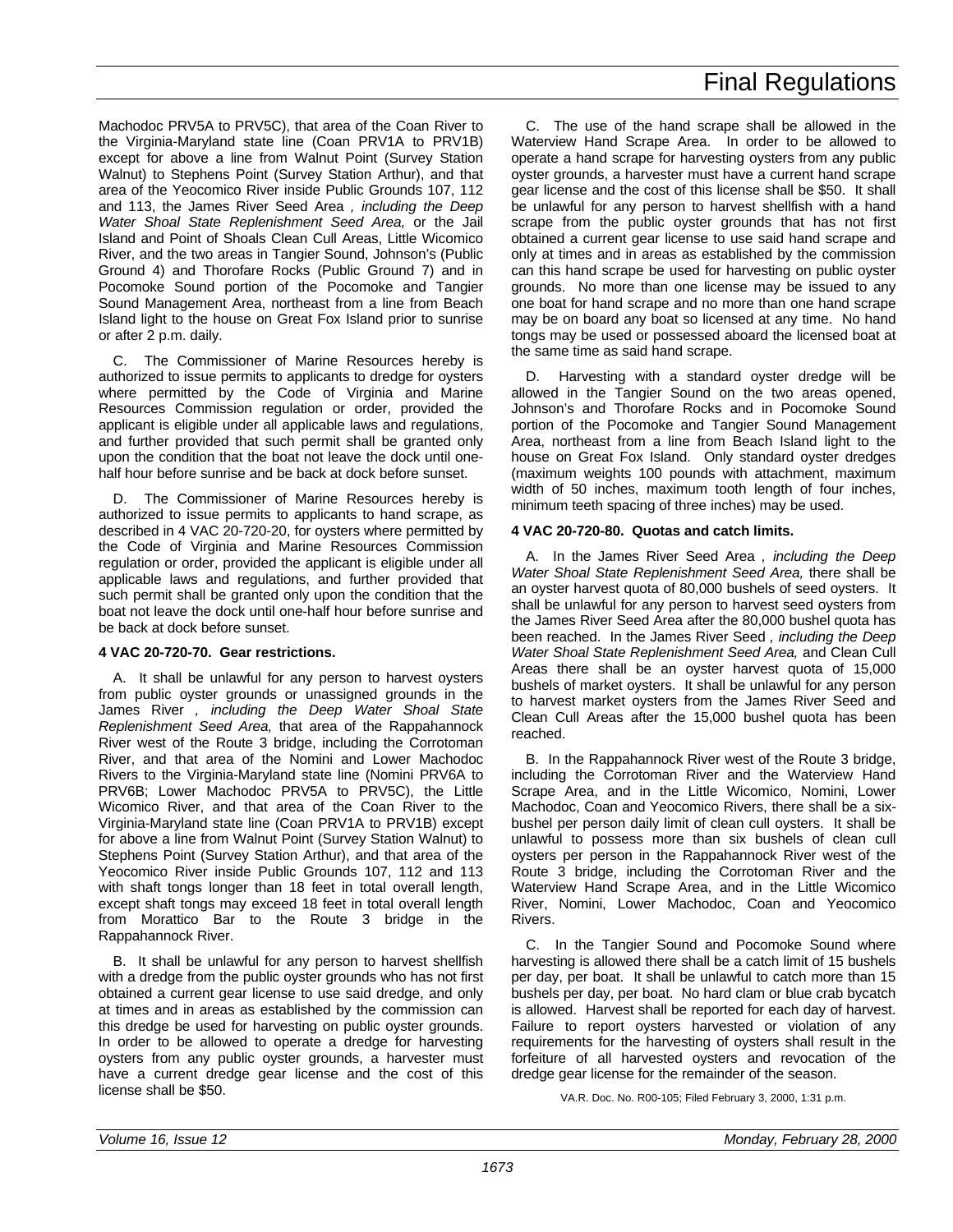Machodoc PRV5A to PRV5C), that area of the Coan River to the Virginia-Maryland state line (Coan PRV1A to PRV1B) except for above a line from Walnut Point (Survey Station Walnut) to Stephens Point (Survey Station Arthur), and that area of the Yeocomico River inside Public Grounds 107, 112 and 113, the James River Seed Area *, including the Deep Water Shoal State Replenishment Seed Area,* or the Jail Island and Point of Shoals Clean Cull Areas, Little Wicomico River, and the two areas in Tangier Sound, Johnson's (Public Ground 4) and Thorofare Rocks (Public Ground 7) and in Pocomoke Sound portion of the Pocomoke and Tangier Sound Management Area, northeast from a line from Beach Island light to the house on Great Fox Island prior to sunrise or after 2 p.m. daily.

C. The Commissioner of Marine Resources hereby is authorized to issue permits to applicants to dredge for oysters where permitted by the Code of Virginia and Marine Resources Commission regulation or order, provided the applicant is eligible under all applicable laws and regulations, and further provided that such permit shall be granted only upon the condition that the boat not leave the dock until one-half hour before sunrise and be back at dock before sunset.

D. The Commissioner of Marine Resources hereby is authorized to issue permits to applicants to hand scrape, as described in 4 VAC 20-720-20, for oysters where permitted by the Code of Virginia and Marine Resources Commission regulation or order, provided the applicant is eligible under all applicable laws and regulations, and further provided that such permit shall be granted only upon the condition that the boat not leave the dock until one-half hour before sunrise and be back at dock before sunset.

**4 VAC 20-720-70. Gear restrictions.**

A. It shall be unlawful for any person to harvest oysters from public oyster grounds or unassigned grounds in the James River *, including the Deep Water Shoal State Replenishment Seed Area,* that area of the Rappahannock River west of the Route 3 bridge, including the Corrotoman River, and that area of the Nomini and Lower Machodoc Rivers to the Virginia-Maryland state line (Nomini PRV6A to PRV6B; Lower Machodoc PRV5A to PRV5C), the Little Wicomico River, and that area of the Coan River to the Virginia-Maryland state line (Coan PRV1A to PRV1B) except for above a line from Walnut Point (Survey Station Walnut) to Stephens Point (Survey Station Arthur), and that area of the Yeocomico River inside Public Grounds 107, 112 and 113 with shaft tongs longer than 18 feet in total overall length, except shaft tongs may exceed 18 feet in total overall length from Morattico Bar to the Route 3 bridge in the Rappahannock River.

B. It shall be unlawful for any person to harvest shellfish with a dredge from the public oyster grounds who has not first obtained a current gear license to use said dredge, and only at times and in areas as established by the commission can this dredge be used for harvesting on public oyster grounds. In order to be allowed to operate a dredge for harvesting oysters from any public oyster grounds, a harvester must have a current dredge gear license and the cost of this license shall be $50.

C. The use of the hand scrape shall be allowed in the Waterview Hand Scrape Area. In order to be allowed to operate a hand scrape for harvesting oysters from any public oyster grounds, a harvester must have a current hand scrape gear license and the cost of this license shall be $50. It shall be unlawful for any person to harvest shellfish with a hand scrape from the public oyster grounds that has not first obtained a current gear license to use said hand scrape and only at times and in areas as established by the commission can this hand scrape be used for harvesting on public oyster grounds. No more than one license may be issued to any one boat for hand scrape and no more than one hand scrape may be on board any boat so licensed at any time. No hand tongs may be used or possessed aboard the licensed boat at the same time as said hand scrape.

D. Harvesting with a standard oyster dredge will be allowed in the Tangier Sound on the two areas opened, Johnson's and Thorofare Rocks and in Pocomoke Sound portion of the Pocomoke and Tangier Sound Management Area, northeast from a line from Beach Island light to the house on Great Fox Island. Only standard oyster dredges (maximum weights 100 pounds with attachment, maximum width of 50 inches, maximum tooth length of four inches, minimum teeth spacing of three inches) may be used.

**4 VAC 20-720-80. Quotas and catch limits.**

A. In the James River Seed Area *, including the Deep Water Shoal State Replenishment Seed Area,* there shall be an oyster harvest quota of 80,000 bushels of seed oysters. It shall be unlawful for any person to harvest seed oysters from the James River Seed Area after the 80,000 bushel quota has been reached. In the James River Seed *, including the Deep Water Shoal State Replenishment Seed Area,* and Clean Cull Areas there shall be an oyster harvest quota of 15,000 bushels of market oysters. It shall be unlawful for any person to harvest market oysters from the James River Seed and Clean Cull Areas after the 15,000 bushel quota has been reached.

B. In the Rappahannock River west of the Route 3 bridge, including the Corrotoman River and the Waterview Hand Scrape Area, and in the Little Wicomico, Nomini, Lower Machodoc, Coan and Yeocomico Rivers, there shall be a six-bushel per person daily limit of clean cull oysters. It shall be unlawful to possess more than six bushels of clean cull oysters per person in the Rappahannock River west of the Route 3 bridge, including the Corrotoman River and the Waterview Hand Scrape Area, and in the Little Wicomico River, Nomini, Lower Machodoc, Coan and Yeocomico Rivers.

C. In the Tangier Sound and Pocomoke Sound where harvesting is allowed there shall be a catch limit of 15 bushels per day, per boat. It shall be unlawful to catch more than 15 bushels per day, per boat. No hard clam or blue crab bycatch is allowed. Harvest shall be reported for each day of harvest. Failure to report oysters harvested or violation of any requirements for the harvesting of oysters shall result in the forfeiture of all harvested oysters and revocation of the dredge gear license for the remainder of the season.

VA.R. Doc. No. R00-105; Filed February 3, 2000, 1:31 p.m.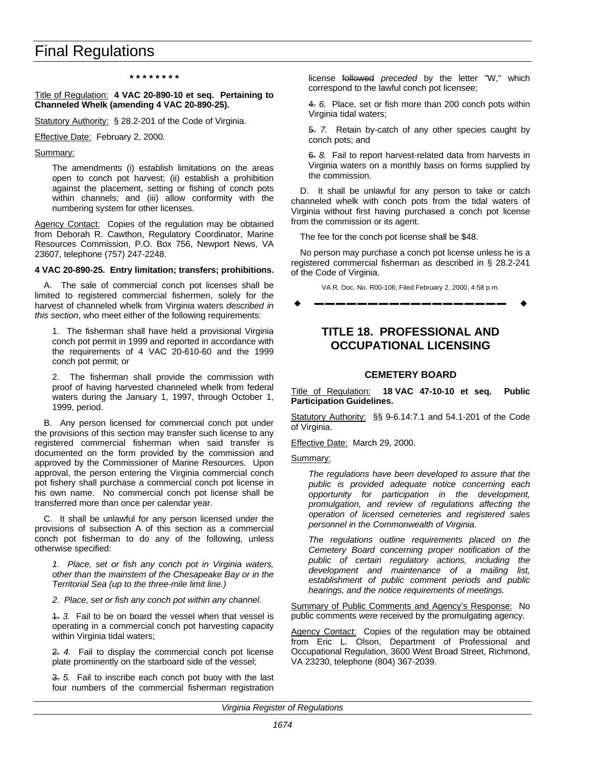\* \* \* \* \* \* \* \*

Title of Regulation: **4 VAC 20-890-10 et seq. Pertaining to Channeled Whelk (amending 4 VAC 20-890-25).**

Statutory Authority: § 28.2-201 of the Code of Virginia.

Effective Date: February 2, 2000.

Summary:

The amendments (i) establish limitations on the areas open to conch pot harvest; (ii) establish a prohibition against the placement, setting or fishing of conch pots within channels; and (iii) allow conformity with the numbering system for other licenses.

Agency Contact: Copies of the regulation may be obtained from Deborah R. Cawthon, Regulatory Coordinator, Marine Resources Commission, P.O. Box 756, Newport News, VA 23607, telephone (757) 247-2248.

**4 VAC 20-890-25. Entry limitation; transfers; prohibitions.**

A. The sale of commercial conch pot licenses shall be limited to registered commercial fishermen, solely for the harvest of channeled whelk from Virginia waters *described in this section*, who meet either of the following requirements:

1. The fisherman shall have held a provisional Virginia conch pot permit in 1999 and reported in accordance with the requirements of 4 VAC 20-610-60 and the 1999 conch pot permit; or

2. The fisherman shall provide the commission with proof of having harvested channeled whelk from federal waters during the January 1, 1997, through October 1, 1999, period.

B. Any person licensed for commercial conch pot under the provisions of this section may transfer such license to any registered commercial fisherman when said transfer is documented on the form provided by the commission and approved by the Commissioner of Marine Resources. Upon approval, the person entering the Virginia commercial conch pot fishery shall purchase a commercial conch pot license in his own name. No commercial conch pot license shall be transferred more than once per calendar year.

C. It shall be unlawful for any person licensed under the provisions of subsection A of this section as a commercial conch pot fisherman to do any of the following, unless otherwise specified:

*1. Place, set or fish any conch pot in Virginia waters, other than the mainstem of the Chesapeake Bay or in the Territorial Sea (up to the three-mile limit line.)*

*2. Place, set or fish any conch pot within any channel.*

~~1.~~ *3.* Fail to be on board the vessel when that vessel is operating in a commercial conch pot harvesting capacity within Virginia tidal waters;

~~2.~~ *4.* Fail to display the commercial conch pot license plate prominently on the starboard side of the vessel;

~~3.~~ *5.* Fail to inscribe each conch pot buoy with the last four numbers of the commercial fisherman registration license ~~followed~~ *preceded* by the letter "W," which correspond to the lawful conch pot licensee;

~~4.~~ *6.* Place, set or fish more than 200 conch pots within Virginia tidal waters;

~~5.~~ *7.* Retain by-catch of any other species caught by conch pots; and

~~6.~~ *8.* Fail to report harvest-related data from harvests in Virginia waters on a monthly basis on forms supplied by the commission.

D. It shall be unlawful for any person to take or catch channeled whelk with conch pots from the tidal waters of Virginia without first having purchased a conch pot license from the commission or its agent.

The fee for the conch pot license shall be $48.

No person may purchase a conch pot license unless he is a registered commercial fisherman as described in § 28.2-241 of the Code of Virginia.

VA.R. Doc. No. R00-106; Filed February 2, 2000, 4:58 p.m.

---

## TITLE 18. PROFESSIONAL AND OCCUPATIONAL LICENSING

### CEMETERY BOARD

Title of Regulation: **18 VAC 47-10-10 et seq. Public Participation Guidelines.**

Statutory Authority: §§ 9-6.14:7.1 and 54.1-201 of the Code of Virginia.

Effective Date: March 29, 2000.

Summary:

*The regulations have been developed to assure that the public is provided adequate notice concerning each opportunity for participation in the development, promulgation, and review of regulations affecting the operation of licensed cemeteries and registered sales personnel in the Commonwealth of Virginia.*

*The regulations outline requirements placed on the Cemetery Board concerning proper notification of the public of certain regulatory actions, including the development and maintenance of a mailing list, establishment of public comment periods and public hearings, and the notice requirements of meetings.*

Summary of Public Comments and Agency's Response: No public comments were received by the promulgating agency.

Agency Contact: Copies of the regulation may be obtained from Eric L. Olson, Department of Professional and Occupational Regulation, 3600 West Broad Street, Richmond, VA 23230, telephone (804) 367-2039.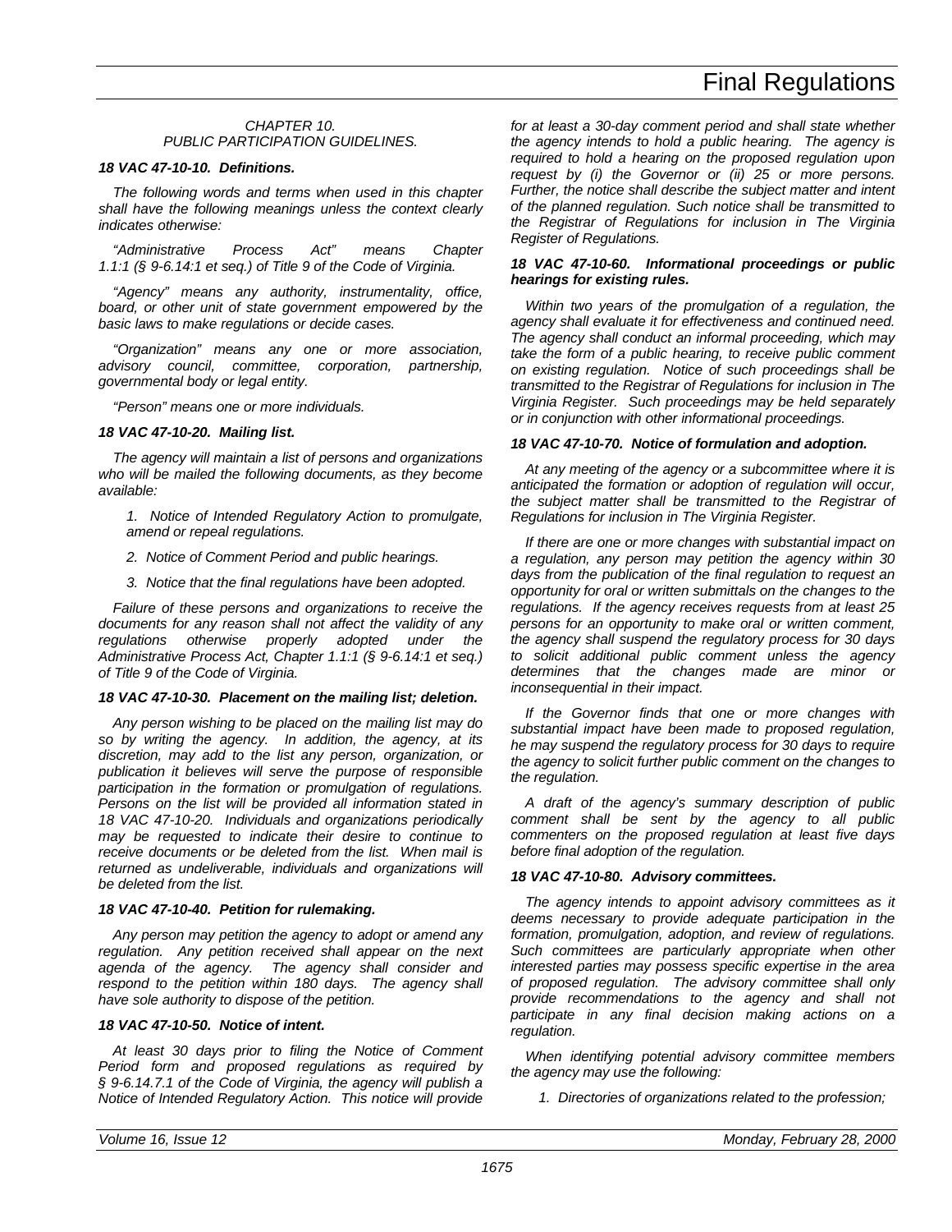*CHAPTER 10.*
*PUBLIC PARTICIPATION GUIDELINES.*

***18 VAC 47-10-10. Definitions.***

*The following words and terms when used in this chapter shall have the following meanings unless the context clearly indicates otherwise:*

*"Administrative Process Act" means Chapter 1.1:1 (§ 9-6.14:1 et seq.) of Title 9 of the Code of Virginia.*

*"Agency" means any authority, instrumentality, office, board, or other unit of state government empowered by the basic laws to make regulations or decide cases.*

*"Organization" means any one or more association, advisory council, committee, corporation, partnership, governmental body or legal entity.*

*"Person" means one or more individuals.*

***18 VAC 47-10-20. Mailing list.***

*The agency will maintain a list of persons and organizations who will be mailed the following documents, as they become available:*

*1. Notice of Intended Regulatory Action to promulgate, amend or repeal regulations.*

*2. Notice of Comment Period and public hearings.*

*3. Notice that the final regulations have been adopted.*

*Failure of these persons and organizations to receive the documents for any reason shall not affect the validity of any regulations otherwise properly adopted under the Administrative Process Act, Chapter 1.1:1 (§ 9-6.14:1 et seq.) of Title 9 of the Code of Virginia.*

***18 VAC 47-10-30. Placement on the mailing list; deletion.***

*Any person wishing to be placed on the mailing list may do so by writing the agency. In addition, the agency, at its discretion, may add to the list any person, organization, or publication it believes will serve the purpose of responsible participation in the formation or promulgation of regulations. Persons on the list will be provided all information stated in 18 VAC 47-10-20. Individuals and organizations periodically may be requested to indicate their desire to continue to receive documents or be deleted from the list. When mail is returned as undeliverable, individuals and organizations will be deleted from the list.*

***18 VAC 47-10-40. Petition for rulemaking.***

*Any person may petition the agency to adopt or amend any regulation. Any petition received shall appear on the next agenda of the agency. The agency shall consider and respond to the petition within 180 days. The agency shall have sole authority to dispose of the petition.*

***18 VAC 47-10-50. Notice of intent.***

*At least 30 days prior to filing the Notice of Comment Period form and proposed regulations as required by § 9-6.14.7.1 of the Code of Virginia, the agency will publish a Notice of Intended Regulatory Action. This notice will provide for at least a 30-day comment period and shall state whether the agency intends to hold a public hearing. The agency is required to hold a hearing on the proposed regulation upon request by (i) the Governor or (ii) 25 or more persons. Further, the notice shall describe the subject matter and intent of the planned regulation. Such notice shall be transmitted to the Registrar of Regulations for inclusion in The Virginia Register of Regulations.*

***18 VAC 47-10-60. Informational proceedings or public hearings for existing rules.***

*Within two years of the promulgation of a regulation, the agency shall evaluate it for effectiveness and continued need. The agency shall conduct an informal proceeding, which may take the form of a public hearing, to receive public comment on existing regulation. Notice of such proceedings shall be transmitted to the Registrar of Regulations for inclusion in The Virginia Register. Such proceedings may be held separately or in conjunction with other informational proceedings.*

***18 VAC 47-10-70. Notice of formulation and adoption.***

*At any meeting of the agency or a subcommittee where it is anticipated the formation or adoption of regulation will occur, the subject matter shall be transmitted to the Registrar of Regulations for inclusion in The Virginia Register.*

*If there are one or more changes with substantial impact on a regulation, any person may petition the agency within 30 days from the publication of the final regulation to request an opportunity for oral or written submittals on the changes to the regulations. If the agency receives requests from at least 25 persons for an opportunity to make oral or written comment, the agency shall suspend the regulatory process for 30 days to solicit additional public comment unless the agency determines that the changes made are minor or inconsequential in their impact.*

*If the Governor finds that one or more changes with substantial impact have been made to proposed regulation, he may suspend the regulatory process for 30 days to require the agency to solicit further public comment on the changes to the regulation.*

*A draft of the agency's summary description of public comment shall be sent by the agency to all public commenters on the proposed regulation at least five days before final adoption of the regulation.*

***18 VAC 47-10-80. Advisory committees.***

*The agency intends to appoint advisory committees as it deems necessary to provide adequate participation in the formation, promulgation, adoption, and review of regulations. Such committees are particularly appropriate when other interested parties may possess specific expertise in the area of proposed regulation. The advisory committee shall only provide recommendations to the agency and shall not participate in any final decision making actions on a regulation.*

*When identifying potential advisory committee members the agency may use the following:*

*1. Directories of organizations related to the profession;*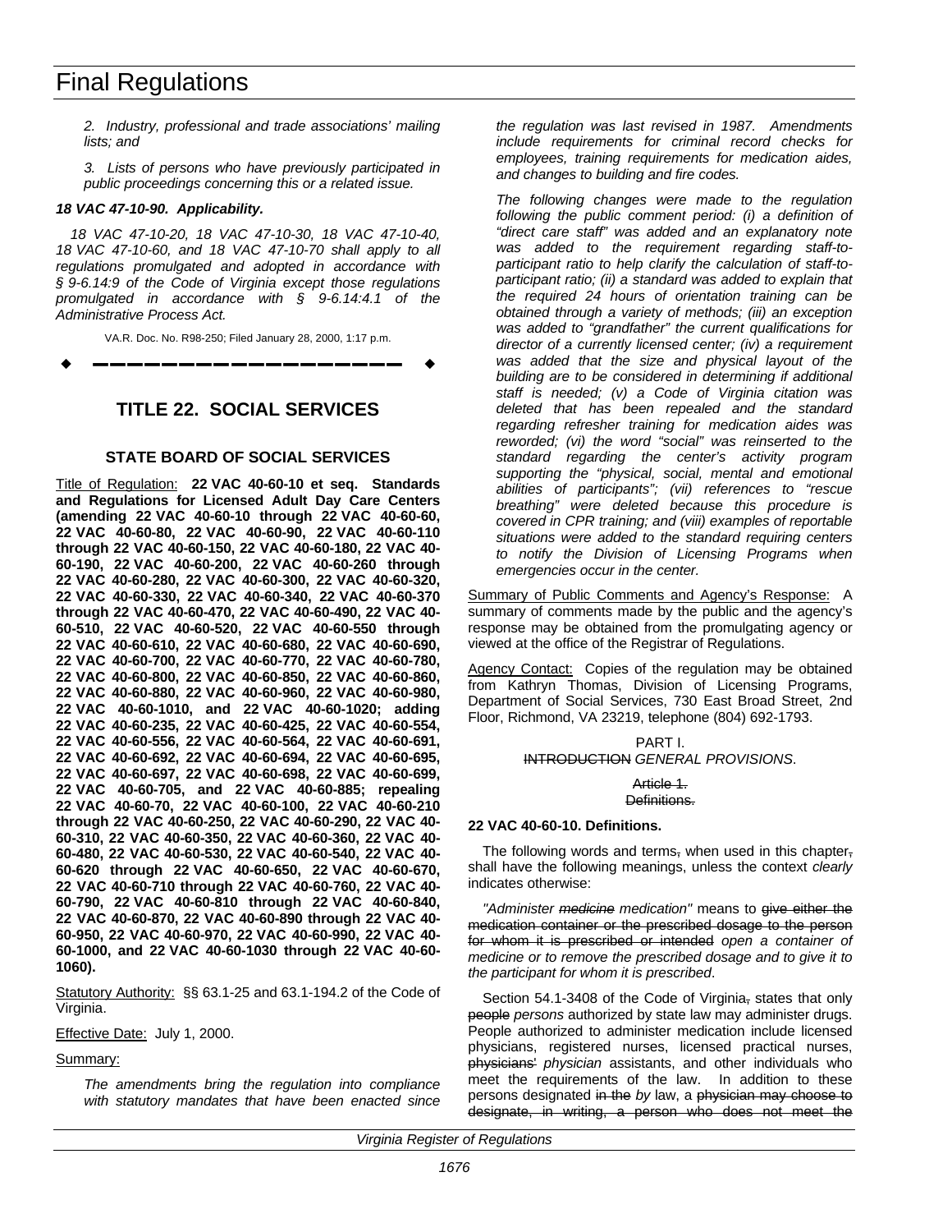*2. Industry, professional and trade associations' mailing lists; and*

*3. Lists of persons who have previously participated in public proceedings concerning this or a related issue.*

***18 VAC 47-10-90. Applicability.***

*18 VAC 47-10-20, 18 VAC 47-10-30, 18 VAC 47-10-40, 18 VAC 47-10-60, and 18 VAC 47-10-70 shall apply to all regulations promulgated and adopted in accordance with § 9-6.14:9 of the Code of Virginia except those regulations promulgated in accordance with § 9-6.14:4.1 of the Administrative Process Act.*

VA.R. Doc. No. R98-250; Filed January 28, 2000, 1:17 p.m.

---

## TITLE 22. SOCIAL SERVICES

### STATE BOARD OF SOCIAL SERVICES

Title of Regulation: **22 VAC 40-60-10 et seq. Standards and Regulations for Licensed Adult Day Care Centers (amending 22 VAC 40-60-10 through 22 VAC 40-60-60, 22 VAC 40-60-80, 22 VAC 40-60-90, 22 VAC 40-60-110 through 22 VAC 40-60-150, 22 VAC 40-60-180, 22 VAC 40-60-190, 22 VAC 40-60-200, 22 VAC 40-60-260 through 22 VAC 40-60-280, 22 VAC 40-60-300, 22 VAC 40-60-320, 22 VAC 40-60-330, 22 VAC 40-60-340, 22 VAC 40-60-370 through 22 VAC 40-60-470, 22 VAC 40-60-490, 22 VAC 40-60-510, 22 VAC 40-60-520, 22 VAC 40-60-550 through 22 VAC 40-60-610, 22 VAC 40-60-680, 22 VAC 40-60-690, 22 VAC 40-60-700, 22 VAC 40-60-770, 22 VAC 40-60-780, 22 VAC 40-60-800, 22 VAC 40-60-850, 22 VAC 40-60-860, 22 VAC 40-60-880, 22 VAC 40-60-960, 22 VAC 40-60-980, 22 VAC 40-60-1010, and 22 VAC 40-60-1020; adding 22 VAC 40-60-235, 22 VAC 40-60-425, 22 VAC 40-60-554, 22 VAC 40-60-556, 22 VAC 40-60-564, 22 VAC 40-60-691, 22 VAC 40-60-692, 22 VAC 40-60-694, 22 VAC 40-60-695, 22 VAC 40-60-697, 22 VAC 40-60-698, 22 VAC 40-60-699, 22 VAC 40-60-705, and 22 VAC 40-60-885; repealing 22 VAC 40-60-70, 22 VAC 40-60-100, 22 VAC 40-60-210 through 22 VAC 40-60-250, 22 VAC 40-60-290, 22 VAC 40-60-310, 22 VAC 40-60-350, 22 VAC 40-60-360, 22 VAC 40-60-480, 22 VAC 40-60-530, 22 VAC 40-60-540, 22 VAC 40-60-620 through 22 VAC 40-60-650, 22 VAC 40-60-670, 22 VAC 40-60-710 through 22 VAC 40-60-760, 22 VAC 40-60-790, 22 VAC 40-60-810 through 22 VAC 40-60-840, 22 VAC 40-60-870, 22 VAC 40-60-890 through 22 VAC 40-60-950, 22 VAC 40-60-970, 22 VAC 40-60-990, 22 VAC 40-60-1000, and 22 VAC 40-60-1030 through 22 VAC 40-60-1060).**

Statutory Authority: §§ 63.1-25 and 63.1-194.2 of the Code of Virginia.

Effective Date: July 1, 2000.

Summary:

*The amendments bring the regulation into compliance with statutory mandates that have been enacted since the regulation was last revised in 1987. Amendments include requirements for criminal record checks for employees, training requirements for medication aides, and changes to building and fire codes.*

*The following changes were made to the regulation following the public comment period: (i) a definition of "direct care staff" was added and an explanatory note was added to the requirement regarding staff-to-participant ratio to help clarify the calculation of staff-to-participant ratio; (ii) a standard was added to explain that the required 24 hours of orientation training can be obtained through a variety of methods; (iii) an exception was added to "grandfather" the current qualifications for director of a currently licensed center; (iv) a requirement was added that the size and physical layout of the building are to be considered in determining if additional staff is needed; (v) a Code of Virginia citation was deleted that has been repealed and the standard regarding refresher training for medication aides was reworded; (vi) the word "social" was reinserted to the standard regarding the center's activity program supporting the "physical, social, mental and emotional abilities of participants"; (vii) references to "rescue breathing" were deleted because this procedure is covered in CPR training; and (viii) examples of reportable situations were added to the standard requiring centers to notify the Division of Licensing Programs when emergencies occur in the center.*

Summary of Public Comments and Agency's Response: A summary of comments made by the public and the agency's response may be obtained from the promulgating agency or viewed at the office of the Registrar of Regulations.

Agency Contact: Copies of the regulation may be obtained from Kathryn Thomas, Division of Licensing Programs, Department of Social Services, 730 East Broad Street, 2nd Floor, Richmond, VA 23219, telephone (804) 692-1793.

PART I.
~~INTRODUCTION~~ *GENERAL PROVISIONS*.

~~Article 1.~~
~~Definitions.~~

**22 VAC 40-60-10. Definitions.**

The following words and terms~~,~~ when used in this chapter~~,~~ shall have the following meanings, unless the context *clearly* indicates otherwise:

*"Administer ~~medicine~~ medication"* means to ~~give either the medication container or the prescribed dosage to the person for whom it is prescribed or intended~~ *open a container of medicine or to remove the prescribed dosage and to give it to the participant for whom it is prescribed*.

Section 54.1-3408 of the Code of Virginia~~,~~ states that only ~~people~~ *persons* authorized by state law may administer drugs. People authorized to administer medication include licensed physicians, registered nurses, licensed practical nurses, ~~physicians'~~ *physician* assistants, and other individuals who meet the requirements of the law. In addition to these persons designated ~~in the~~ *by* law, a ~~physician may choose to designate, in writing, a person who does not meet the~~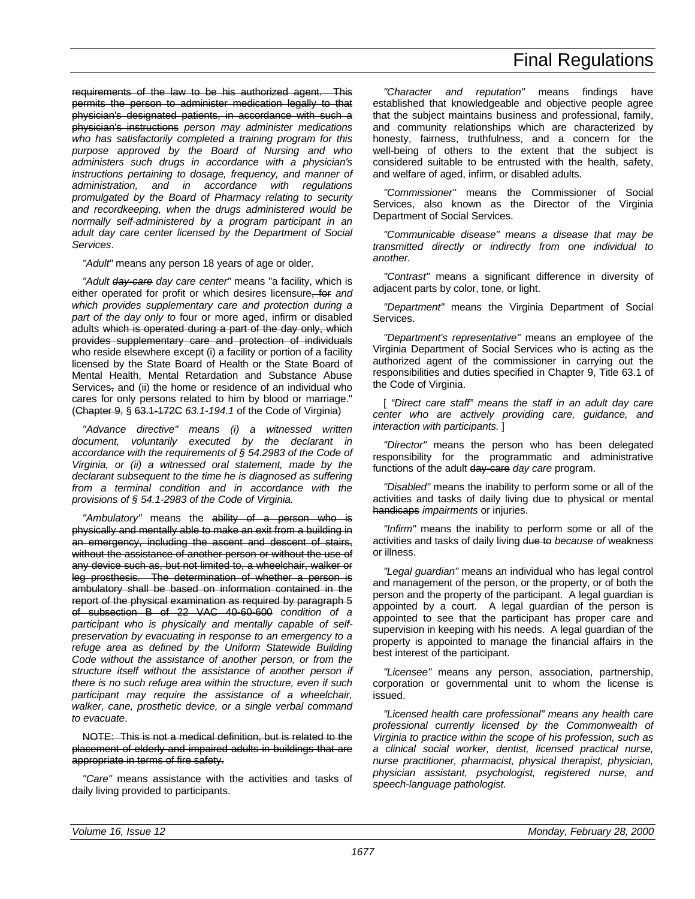requirements of the law to be his authorized agent. This permits the person to administer medication legally to that physician's designated patients, in accordance with such a physician's instructions *person may administer medications who has satisfactorily completed a training program for this purpose approved by the Board of Nursing and who administers such drugs in accordance with a physician's instructions pertaining to dosage, frequency, and manner of administration, and in accordance with regulations promulgated by the Board of Pharmacy relating to security and recordkeeping, when the drugs administered would be normally self-administered by a program participant in an adult day care center licensed by the Department of Social Services*.

*"Adult"* means any person 18 years of age or older.

*"Adult ~~day-care~~ day care center"* means "a facility, which is either operated for profit or which desires licensure~~, for~~ *and which provides supplementary care and protection during a part of the day only to* four or more aged, infirm or disabled adults ~~which is operated during a part of the day only, which provides supplementary care and protection of individuals~~ who reside elsewhere except (i) a facility or portion of a facility licensed by the State Board of Health or the State Board of Mental Health, Mental Retardation and Substance Abuse Services~~,~~ and (ii) the home or residence of an individual who cares for only persons related to him by blood or marriage." (~~Chapter 9,~~ § ~~63.1-172C~~ *63.1-194.1* of the Code of Virginia)

*"Advance directive" means (i) a witnessed written document, voluntarily executed by the declarant in accordance with the requirements of § 54.2983 of the Code of Virginia, or (ii) a witnessed oral statement, made by the declarant subsequent to the time he is diagnosed as suffering from a terminal condition and in accordance with the provisions of § 54.1-2983 of the Code of Virginia.*

*"Ambulatory"* means the ~~ability of a person who is physically and mentally able to make an exit from a building in an emergency, including the ascent and descent of stairs, without the assistance of another person or without the use of any device such as, but not limited to, a wheelchair, walker or leg prosthesis. The determination of whether a person is ambulatory shall be based on information contained in the report of the physical examination as required by paragraph 5 of subsection B of 22 VAC 40-60-600~~ *condition of a participant who is physically and mentally capable of self-preservation by evacuating in response to an emergency to a refuge area as defined by the Uniform Statewide Building Code without the assistance of another person, or from the structure itself without the assistance of another person if there is no such refuge area within the structure, even if such participant may require the assistance of a wheelchair, walker, cane, prosthetic device, or a single verbal command to evacuate*.

~~NOTE: This is not a medical definition, but is related to the placement of elderly and impaired adults in buildings that are appropriate in terms of fire safety.~~

*"Care"* means assistance with the activities and tasks of daily living provided to participants.

*"Character and reputation"* means findings have established that knowledgeable and objective people agree that the subject maintains business and professional, family, and community relationships which are characterized by honesty, fairness, truthfulness, and a concern for the well-being of others to the extent that the subject is considered suitable to be entrusted with the health, safety, and welfare of aged, infirm, or disabled adults.

*"Commissioner"* means the Commissioner of Social Services, also known as the Director of the Virginia Department of Social Services.

*"Communicable disease" means a disease that may be transmitted directly or indirectly from one individual to another.*

*"Contrast"* means a significant difference in diversity of adjacent parts by color, tone, or light.

*"Department"* means the Virginia Department of Social Services.

*"Department's representative"* means an employee of the Virginia Department of Social Services who is acting as the authorized agent of the commissioner in carrying out the responsibilities and duties specified in Chapter 9, Title 63.1 of the Code of Virginia.

[ *"Direct care staff" means the staff in an adult day care center who are actively providing care, guidance, and interaction with participants.* ]

*"Director"* means the person who has been delegated responsibility for the programmatic and administrative functions of the adult ~~day-care~~ *day care* program.

*"Disabled"* means the inability to perform some or all of the activities and tasks of daily living due to physical or mental ~~handicaps~~ *impairments* or injuries.

*"Infirm"* means the inability to perform some or all of the activities and tasks of daily living ~~due to~~ *because of* weakness or illness.

*"Legal guardian"* means an individual who has legal control and management of the person, or the property, or of both the person and the property of the participant. A legal guardian is appointed by a court. A legal guardian of the person is appointed to see that the participant has proper care and supervision in keeping with his needs. A legal guardian of the property is appointed to manage the financial affairs in the best interest of the participant.

*"Licensee"* means any person, association, partnership, corporation or governmental unit to whom the license is issued.

*"Licensed health care professional" means any health care professional currently licensed by the Commonwealth of Virginia to practice within the scope of his profession, such as a clinical social worker, dentist, licensed practical nurse, nurse practitioner, pharmacist, physical therapist, physician, physician assistant, psychologist, registered nurse, and speech-language pathologist.*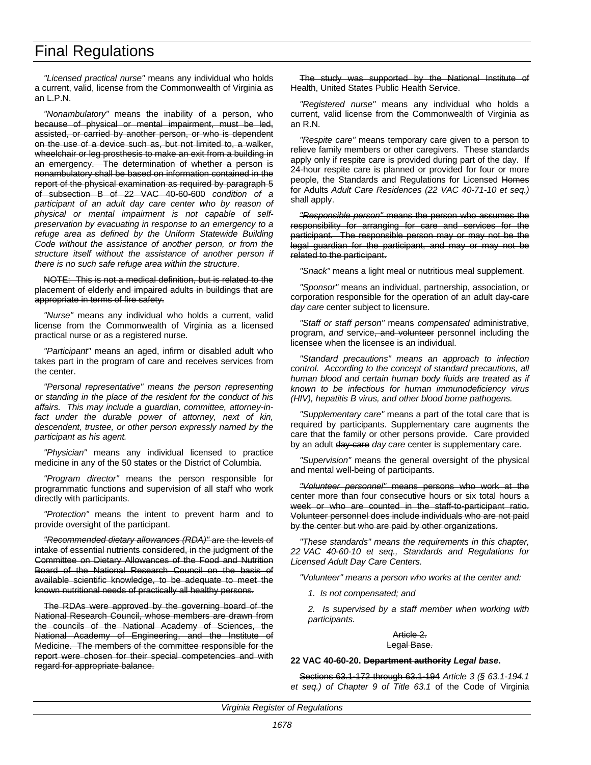"Licensed practical nurse" means any individual who holds a current, valid, license from the Commonwealth of Virginia as an L.P.N.

"Nonambulatory" means the ~~inability of a person, who because of physical or mental impairment, must be led, assisted, or carried by another person, or who is dependent on the use of a device such as, but not limited to, a walker, wheelchair or leg prosthesis to make an exit from a building in an emergency. The determination of whether a person is nonambulatory shall be based on information contained in the report of the physical examination as required by paragraph 5 of subsection B of 22 VAC 40-60-600~~ *condition of a participant of an adult day care center who by reason of physical or mental impairment is not capable of self-preservation by evacuating in response to an emergency to a refuge area as defined by the Uniform Statewide Building Code without the assistance of another person, or from the structure itself without the assistance of another person if there is no such safe refuge area within the structure*.

~~NOTE: This is not a medical definition, but is related to the placement of elderly and impaired adults in buildings that are appropriate in terms of fire safety.~~

"Nurse" means any individual who holds a current, valid license from the Commonwealth of Virginia as a licensed practical nurse or as a registered nurse.

"Participant" means an aged, infirm or disabled adult who takes part in the program of care and receives services from the center.

*"Personal representative" means the person representing or standing in the place of the resident for the conduct of his affairs. This may include a guardian, committee, attorney-in-fact under the durable power of attorney, next of kin, descendent, trustee, or other person expressly named by the participant as his agent.*

"Physician" means any individual licensed to practice medicine in any of the 50 states or the District of Columbia.

"Program director" means the person responsible for programmatic functions and supervision of all staff who work directly with participants.

"Protection" means the intent to prevent harm and to provide oversight of the participant.

~~*"Recommended dietary allowances (RDA)"* are the levels of intake of essential nutrients considered, in the judgment of the Committee on Dietary Allowances of the Food and Nutrition Board of the National Research Council on the basis of available scientific knowledge, to be adequate to meet the known nutritional needs of practically all healthy persons.~~

~~The RDAs were approved by the governing board of the National Research Council, whose members are drawn from the councils of the National Academy of Sciences, the National Academy of Engineering, and the Institute of Medicine. The members of the committee responsible for the report were chosen for their special competencies and with regard for appropriate balance.~~

~~The study was supported by the National Institute of Health, United States Public Health Service.~~

"Registered nurse" means any individual who holds a current, valid license from the Commonwealth of Virginia as an R.N.

"Respite care" means temporary care given to a person to relieve family members or other caregivers. These standards apply only if respite care is provided during part of the day. If 24-hour respite care is planned or provided for four or more people, the Standards and Regulations for Licensed ~~Homes for Adults~~ *Adult Care Residences (22 VAC 40-71-10 et seq.)* shall apply.

~~*"Responsible person"* means the person who assumes the responsibility for arranging for care and services for the participant. The responsible person may or may not be the legal guardian for the participant, and may or may not be related to the participant.~~

"Snack" means a light meal or nutritious meal supplement.

"Sponsor" means an individual, partnership, association, or corporation responsible for the operation of an adult ~~day-care~~ *day care* center subject to licensure.

"Staff or staff person" means *compensated* administrative, program, *and* service~~, and volunteer~~ personnel including the licensee when the licensee is an individual.

*"Standard precautions" means an approach to infection control. According to the concept of standard precautions, all human blood and certain human body fluids are treated as if known to be infectious for human immunodeficiency virus (HIV), hepatitis B virus, and other blood borne pathogens.*

"Supplementary care" means a part of the total care that is required by participants. Supplementary care augments the care that the family or other persons provide. Care provided by an adult ~~day-care~~ *day care* center is supplementary care.

"Supervision" means the general oversight of the physical and mental well-being of participants.

~~*"Volunteer personnel"* means persons who work at the center more than four consecutive hours or six total hours a week or who are counted in the staff-to-participant ratio. Volunteer personnel does include individuals who are not paid by the center but who are paid by other organizations.~~

*"These standards" means the requirements in this chapter, 22 VAC 40-60-10 et seq., Standards and Regulations for Licensed Adult Day Care Centers.*

*"Volunteer" means a person who works at the center and:*

*1. Is not compensated; and*

*2. Is supervised by a staff member when working with participants.*

~~Article 2.~~
~~Legal Base.~~

**22 VAC 40-60-20. ~~Department authority~~ *Legal base*.**

~~Sections 63.1-172 through 63.1-194~~ *Article 3 (§ 63.1-194.1 et seq.) of Chapter 9 of Title 63.1* of the Code of Virginia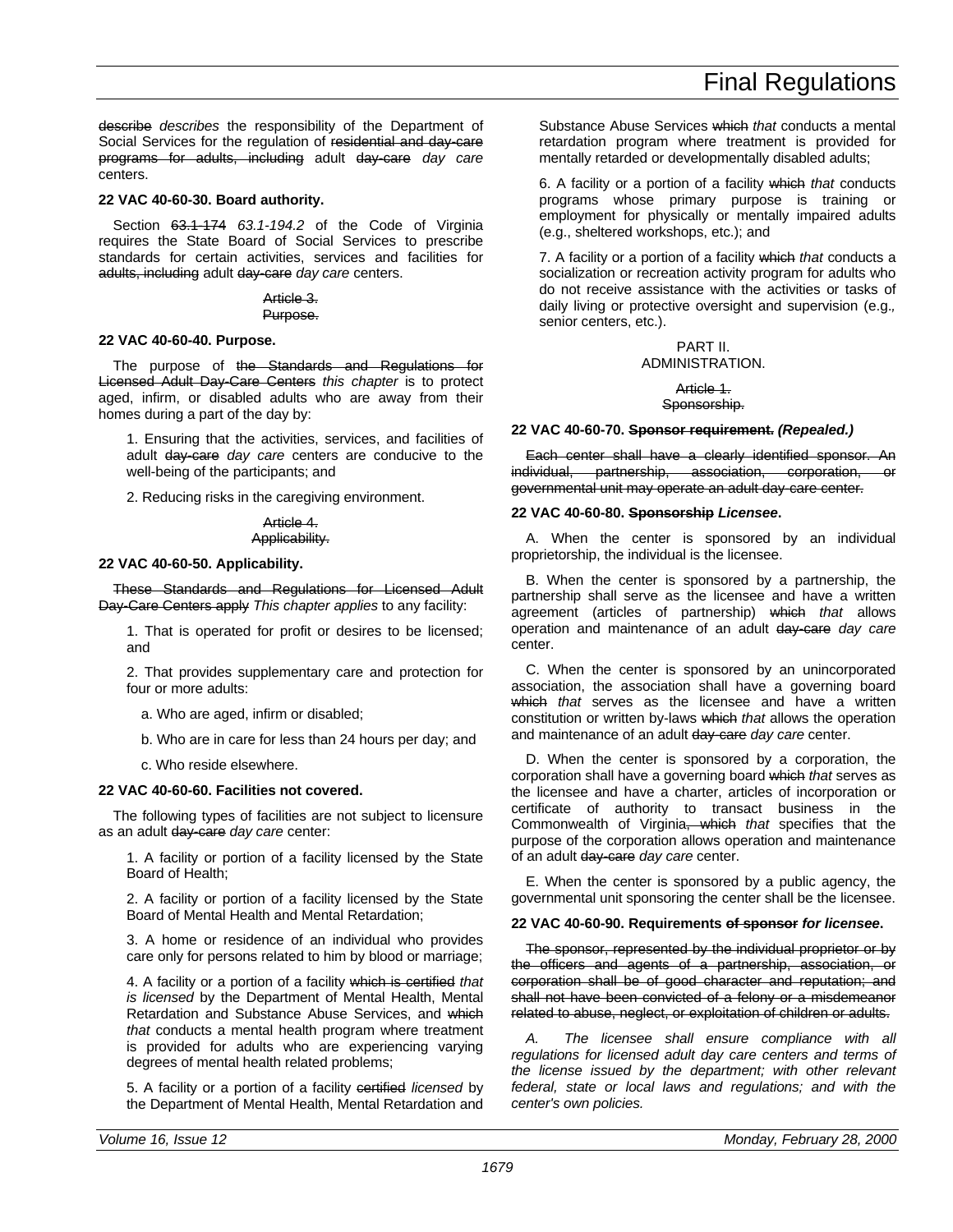~~describe~~ *describes* the responsibility of the Department of Social Services for the regulation of ~~residential and day-care programs for adults, including~~ adult ~~day-care~~ *day care* centers.

**22 VAC 40-60-30. Board authority.**

Section ~~63.1-174~~ *63.1-194.2* of the Code of Virginia requires the State Board of Social Services to prescribe standards for certain activities, services and facilities for ~~adults, including~~ adult ~~day-care~~ *day care* centers.

~~Article 3.~~
~~Purpose.~~

**22 VAC 40-60-40. Purpose.**

The purpose of ~~the Standards and Regulations for Licensed Adult Day-Care Centers~~ *this chapter* is to protect aged, infirm, or disabled adults who are away from their homes during a part of the day by:

1. Ensuring that the activities, services, and facilities of adult ~~day-care~~ *day care* centers are conducive to the well-being of the participants; and

2. Reducing risks in the caregiving environment.

~~Article 4.~~
~~Applicability.~~

**22 VAC 40-60-50. Applicability.**

~~These Standards and Regulations for Licensed Adult Day-Care Centers apply~~ *This chapter applies* to any facility:

1. That is operated for profit or desires to be licensed; and

2. That provides supplementary care and protection for four or more adults:

a. Who are aged, infirm or disabled;

b. Who are in care for less than 24 hours per day; and

c. Who reside elsewhere.

**22 VAC 40-60-60. Facilities not covered.**

The following types of facilities are not subject to licensure as an adult ~~day-care~~ *day care* center:

1. A facility or portion of a facility licensed by the State Board of Health;

2. A facility or portion of a facility licensed by the State Board of Mental Health and Mental Retardation;

3. A home or residence of an individual who provides care only for persons related to him by blood or marriage;

4. A facility or a portion of a facility ~~which is certified~~ *that is licensed* by the Department of Mental Health, Mental Retardation and Substance Abuse Services, and ~~which~~ *that* conducts a mental health program where treatment is provided for adults who are experiencing varying degrees of mental health related problems;

5. A facility or a portion of a facility ~~certified~~ *licensed* by the Department of Mental Health, Mental Retardation and Substance Abuse Services ~~which~~ *that* conducts a mental retardation program where treatment is provided for mentally retarded or developmentally disabled adults;

6. A facility or a portion of a facility ~~which~~ *that* conducts programs whose primary purpose is training or employment for physically or mentally impaired adults (e.g., sheltered workshops, etc.); and

7. A facility or a portion of a facility ~~which~~ *that* conducts a socialization or recreation activity program for adults who do not receive assistance with the activities or tasks of daily living or protective oversight and supervision (e.g., senior centers, etc.).

PART II.
ADMINISTRATION.

~~Article 1.~~
~~Sponsorship.~~

**22 VAC 40-60-70. ~~Sponsor requirement.~~ *(Repealed.)***

~~Each center shall have a clearly identified sponsor. An individual, partnership, association, corporation, or governmental unit may operate an adult day-care center.~~

**22 VAC 40-60-80. ~~Sponsorship~~ *Licensee*.**

A. When the center is sponsored by an individual proprietorship, the individual is the licensee.

B. When the center is sponsored by a partnership, the partnership shall serve as the licensee and have a written agreement (articles of partnership) ~~which~~ *that* allows operation and maintenance of an adult ~~day-care~~ *day care* center.

C. When the center is sponsored by an unincorporated association, the association shall have a governing board ~~which~~ *that* serves as the licensee and have a written constitution or written by-laws ~~which~~ *that* allows the operation and maintenance of an adult ~~day-care~~ *day care* center.

D. When the center is sponsored by a corporation, the corporation shall have a governing board ~~which~~ *that* serves as the licensee and have a charter, articles of incorporation or certificate of authority to transact business in the Commonwealth of Virginia~~, which~~ *that* specifies that the purpose of the corporation allows operation and maintenance of an adult ~~day-care~~ *day care* center.

E. When the center is sponsored by a public agency, the governmental unit sponsoring the center shall be the licensee.

**22 VAC 40-60-90. Requirements ~~of sponsor~~ *for licensee*.**

~~The sponsor, represented by the individual proprietor or by the officers and agents of a partnership, association, or corporation shall be of good character and reputation; and shall not have been convicted of a felony or a misdemeanor related to abuse, neglect, or exploitation of children or adults.~~

*A. The licensee shall ensure compliance with all regulations for licensed adult day care centers and terms of the license issued by the department; with other relevant federal, state or local laws and regulations; and with the center's own policies.*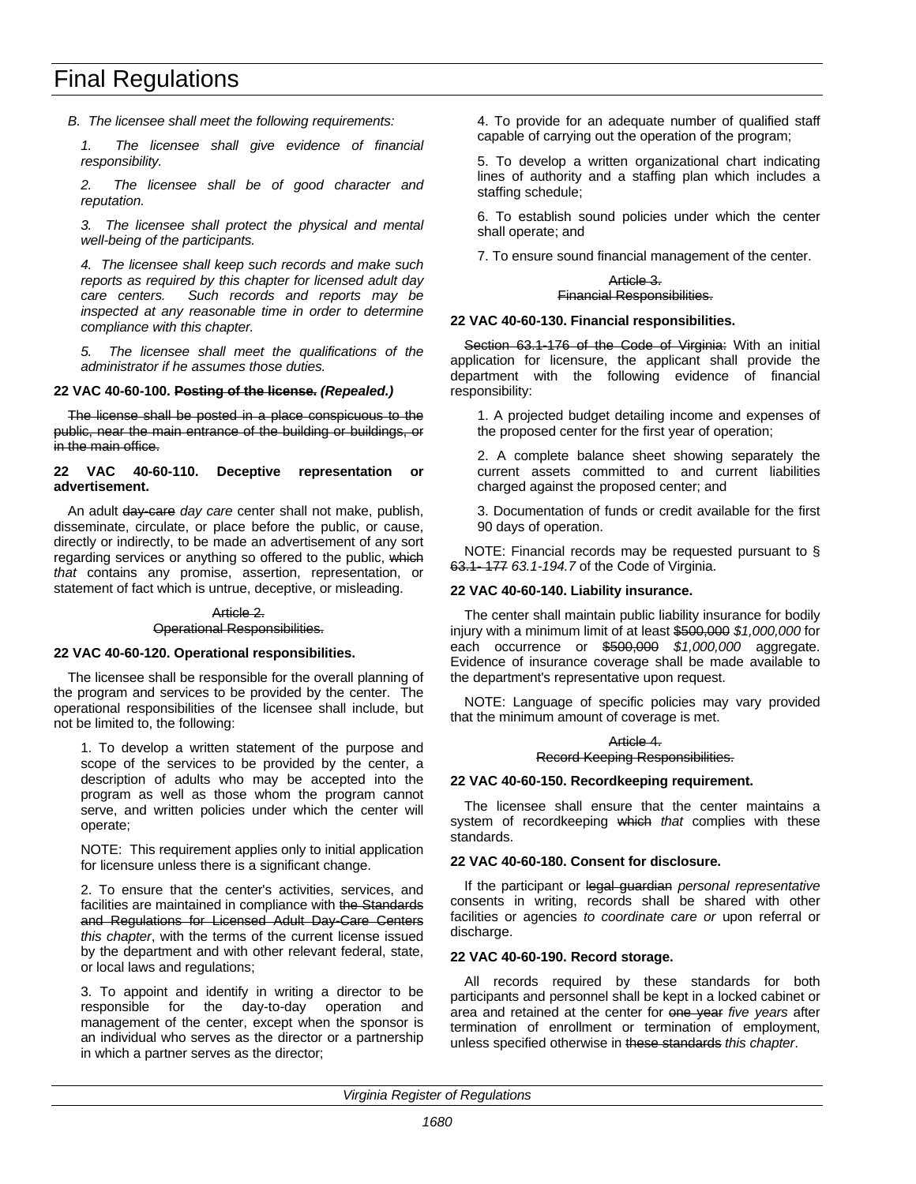*B. The licensee shall meet the following requirements:*

*1. The licensee shall give evidence of financial responsibility.*

*2. The licensee shall be of good character and reputation.*

*3. The licensee shall protect the physical and mental well-being of the participants.*

*4. The licensee shall keep such records and make such reports as required by this chapter for licensed adult day care centers. Such records and reports may be inspected at any reasonable time in order to determine compliance with this chapter.*

*5. The licensee shall meet the qualifications of the administrator if he assumes those duties.*

**22 VAC 40-60-100. ~~Posting of the license.~~ *(Repealed.)***

~~The license shall be posted in a place conspicuous to the public, near the main entrance of the building or buildings, or in the main office.~~

**22 VAC 40-60-110. Deceptive representation or advertisement.**

An adult ~~day-care~~ *day care* center shall not make, publish, disseminate, circulate, or place before the public, or cause, directly or indirectly, to be made an advertisement of any sort regarding services or anything so offered to the public, ~~which~~ *that* contains any promise, assertion, representation, or statement of fact which is untrue, deceptive, or misleading.

~~Article 2.~~
~~Operational Responsibilities.~~

**22 VAC 40-60-120. Operational responsibilities.**

The licensee shall be responsible for the overall planning of the program and services to be provided by the center. The operational responsibilities of the licensee shall include, but not be limited to, the following:

1. To develop a written statement of the purpose and scope of the services to be provided by the center, a description of adults who may be accepted into the program as well as those whom the program cannot serve, and written policies under which the center will operate;

NOTE: This requirement applies only to initial application for licensure unless there is a significant change.

2. To ensure that the center's activities, services, and facilities are maintained in compliance with ~~the Standards and Regulations for Licensed Adult Day-Care Centers~~ *this chapter*, with the terms of the current license issued by the department and with other relevant federal, state, or local laws and regulations;

3. To appoint and identify in writing a director to be responsible for the day-to-day operation and management of the center, except when the sponsor is an individual who serves as the director or a partnership in which a partner serves as the director;

4. To provide for an adequate number of qualified staff capable of carrying out the operation of the program;

5. To develop a written organizational chart indicating lines of authority and a staffing plan which includes a staffing schedule;

6. To establish sound policies under which the center shall operate; and

7. To ensure sound financial management of the center.

~~Article 3.~~
~~Financial Responsibilities.~~

**22 VAC 40-60-130. Financial responsibilities.**

~~Section 63.1-176 of the Code of Virginia:~~ With an initial application for licensure, the applicant shall provide the department with the following evidence of financial responsibility:

1. A projected budget detailing income and expenses of the proposed center for the first year of operation;

2. A complete balance sheet showing separately the current assets committed to and current liabilities charged against the proposed center; and

3. Documentation of funds or credit available for the first 90 days of operation.

NOTE: Financial records may be requested pursuant to § ~~63.1-177~~ *63.1-194.7* of the Code of Virginia.

**22 VAC 40-60-140. Liability insurance.**

The center shall maintain public liability insurance for bodily injury with a minimum limit of at least ~~$500,000~~ *$1,000,000* for each occurrence or ~~$500,000~~ *$1,000,000* aggregate. Evidence of insurance coverage shall be made available to the department's representative upon request.

NOTE: Language of specific policies may vary provided that the minimum amount of coverage is met.

~~Article 4.~~
~~Record Keeping Responsibilities.~~

**22 VAC 40-60-150. Recordkeeping requirement.**

The licensee shall ensure that the center maintains a system of recordkeeping ~~which~~ *that* complies with these standards.

**22 VAC 40-60-180. Consent for disclosure.**

If the participant or ~~legal guardian~~ *personal representative* consents in writing, records shall be shared with other facilities or agencies *to coordinate care or* upon referral or discharge.

**22 VAC 40-60-190. Record storage.**

All records required by these standards for both participants and personnel shall be kept in a locked cabinet or area and retained at the center for ~~one year~~ *five years* after termination of enrollment or termination of employment, unless specified otherwise in ~~these standards~~ *this chapter*.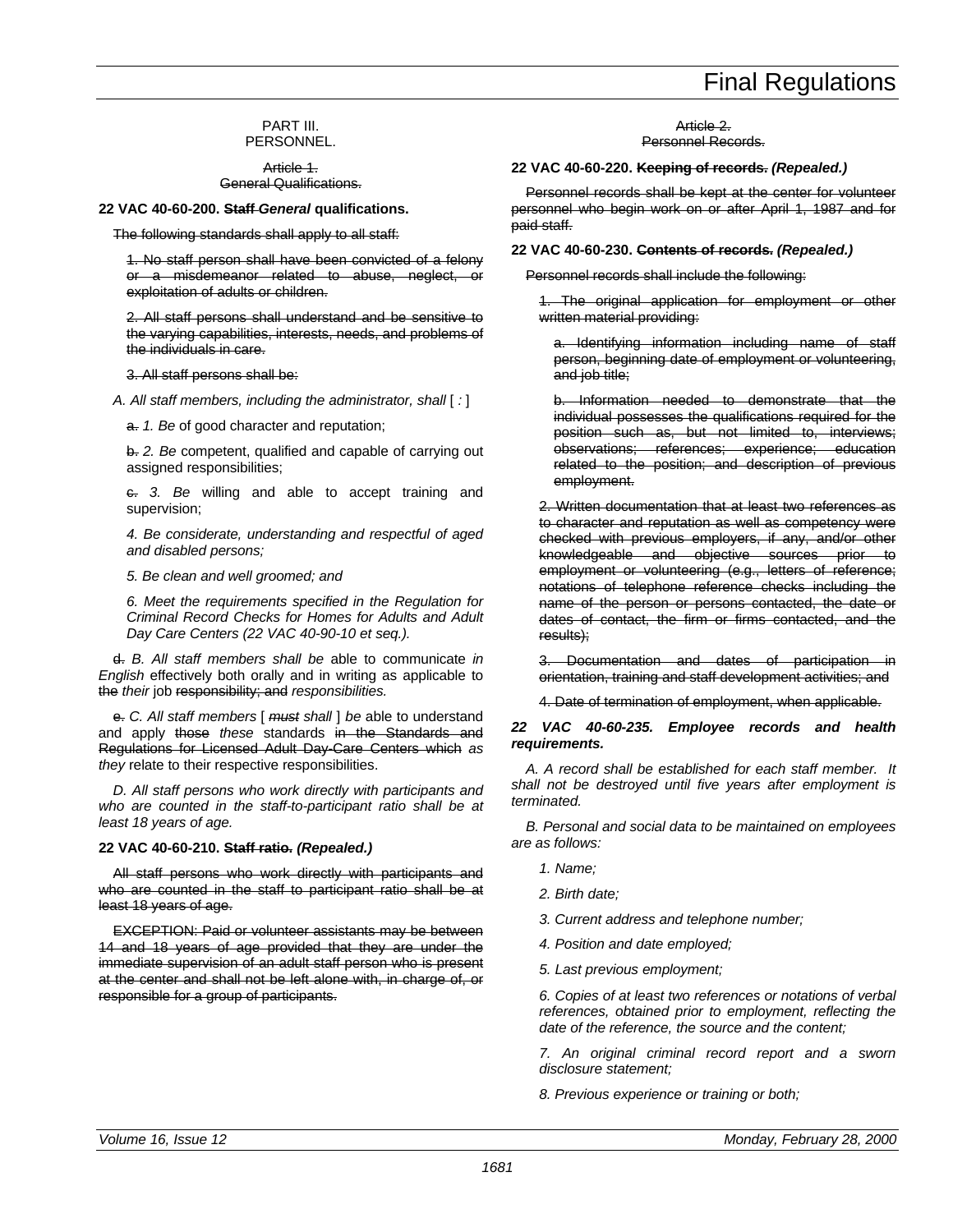PART III.
PERSONNEL.

~~Article 1.~~
~~General Qualifications.~~

**22 VAC 40-60-200. ~~Staff~~ *General* qualifications.**

~~The following standards shall apply to all staff:~~

~~1. No staff person shall have been convicted of a felony or a misdemeanor related to abuse, neglect, or exploitation of adults or children.~~

~~2. All staff persons shall understand and be sensitive to the varying capabilities, interests, needs, and problems of the individuals in care.~~

~~3. All staff persons shall be:~~

*A. All staff members, including the administrator, shall* [ *:* ]

~~a.~~ *1. Be* of good character and reputation;

~~b.~~ *2. Be* competent, qualified and capable of carrying out assigned responsibilities;

~~c.~~ *3. Be* willing and able to accept training and supervision;

*4. Be considerate, understanding and respectful of aged and disabled persons;*

*5. Be clean and well groomed; and*

*6. Meet the requirements specified in the Regulation for Criminal Record Checks for Homes for Adults and Adult Day Care Centers (22 VAC 40-90-10 et seq.).*

~~d.~~ *B. All staff members shall be* able to communicate *in English* effectively both orally and in writing as applicable to ~~the~~ *their* job ~~responsibility; and~~ *responsibilities.*

~~e.~~ *C. All staff members* [ ~~*must*~~ *shall* ] *be* able to understand and apply ~~those~~ *these* standards ~~in the Standards and Regulations for Licensed Adult Day-Care Centers which~~ *as they* relate to their respective responsibilities.

*D. All staff persons who work directly with participants and who are counted in the staff-to-participant ratio shall be at least 18 years of age.*

**22 VAC 40-60-210. ~~Staff ratio.~~ *(Repealed.)***

~~All staff persons who work directly with participants and who are counted in the staff to participant ratio shall be at least 18 years of age.~~

~~EXCEPTION: Paid or volunteer assistants may be between 14 and 18 years of age provided that they are under the immediate supervision of an adult staff person who is present at the center and shall not be left alone with, in charge of, or responsible for a group of participants.~~

~~Article 2.~~
~~Personnel Records.~~

**22 VAC 40-60-220. ~~Keeping of records.~~ *(Repealed.)***

~~Personnel records shall be kept at the center for volunteer personnel who begin work on or after April 1, 1987 and for paid staff.~~

**22 VAC 40-60-230. ~~Contents of records.~~ *(Repealed.)***

~~Personnel records shall include the following:~~

~~1. The original application for employment or other written material providing:~~

~~a. Identifying information including name of staff person, beginning date of employment or volunteering, and job title;~~

~~b. Information needed to demonstrate that the individual possesses the qualifications required for the position such as, but not limited to, interviews; observations; references; experience; education related to the position; and description of previous employment.~~

~~2. Written documentation that at least two references as to character and reputation as well as competency were checked with previous employers, if any, and/or other knowledgeable and objective sources prior to employment or volunteering (e.g., letters of reference; notations of telephone reference checks including the name of the person or persons contacted, the date or dates of contact, the firm or firms contacted, and the results);~~

~~3. Documentation and dates of participation in orientation, training and staff development activities; and~~

~~4. Date of termination of employment, when applicable.~~

***22 VAC 40-60-235. Employee records and health requirements.***

*A. A record shall be established for each staff member. It shall not be destroyed until five years after employment is terminated.*

*B. Personal and social data to be maintained on employees are as follows:*

*1. Name;*

*2. Birth date;*

*3. Current address and telephone number;*

*4. Position and date employed;*

*5. Last previous employment;*

*6. Copies of at least two references or notations of verbal references, obtained prior to employment, reflecting the date of the reference, the source and the content;*

*7. An original criminal record report and a sworn disclosure statement;*

*8. Previous experience or training or both;*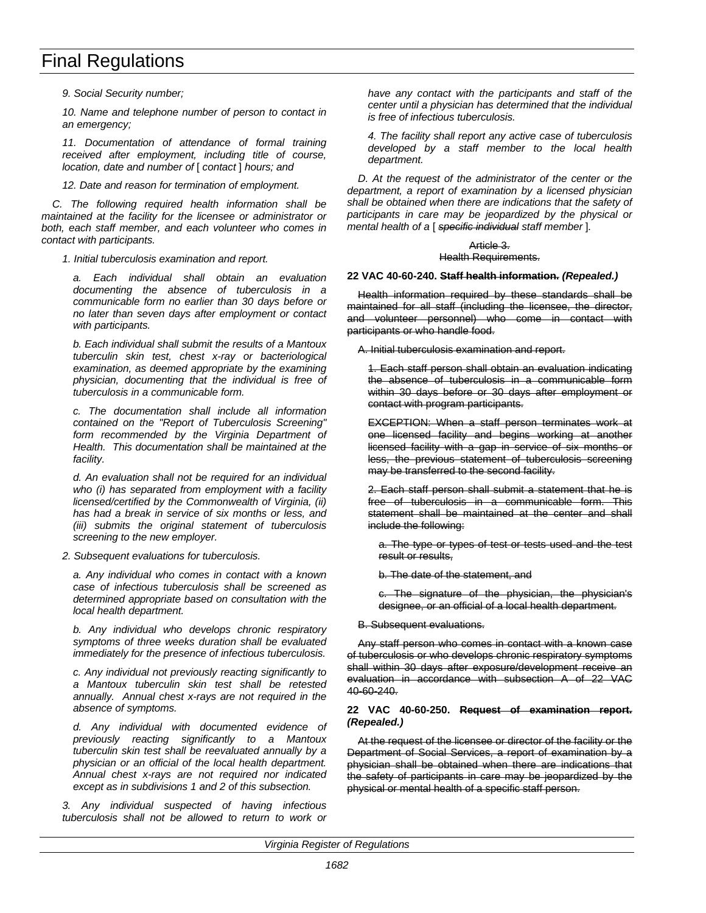*9. Social Security number;*

*10. Name and telephone number of person to contact in an emergency;*

*11. Documentation of attendance of formal training received after employment, including title of course, location, date and number of* [ *contact* ] *hours; and*

*12. Date and reason for termination of employment.*

*C. The following required health information shall be maintained at the facility for the licensee or administrator or both, each staff member, and each volunteer who comes in contact with participants.*

*1. Initial tuberculosis examination and report.*

*a. Each individual shall obtain an evaluation documenting the absence of tuberculosis in a communicable form no earlier than 30 days before or no later than seven days after employment or contact with participants.*

*b. Each individual shall submit the results of a Mantoux tuberculin skin test, chest x-ray or bacteriological examination, as deemed appropriate by the examining physician, documenting that the individual is free of tuberculosis in a communicable form.*

*c. The documentation shall include all information contained on the "Report of Tuberculosis Screening" form recommended by the Virginia Department of Health. This documentation shall be maintained at the facility.*

*d. An evaluation shall not be required for an individual who (i) has separated from employment with a facility licensed/certified by the Commonwealth of Virginia, (ii) has had a break in service of six months or less, and (iii) submits the original statement of tuberculosis screening to the new employer.*

*2. Subsequent evaluations for tuberculosis.*

*a. Any individual who comes in contact with a known case of infectious tuberculosis shall be screened as determined appropriate based on consultation with the local health department.*

*b. Any individual who develops chronic respiratory symptoms of three weeks duration shall be evaluated immediately for the presence of infectious tuberculosis.*

*c. Any individual not previously reacting significantly to a Mantoux tuberculin skin test shall be retested annually. Annual chest x-rays are not required in the absence of symptoms.*

*d. Any individual with documented evidence of previously reacting significantly to a Mantoux tuberculin skin test shall be reevaluated annually by a physician or an official of the local health department. Annual chest x-rays are not required nor indicated except as in subdivisions 1 and 2 of this subsection.*

*3. Any individual suspected of having infectious tuberculosis shall not be allowed to return to work or have any contact with the participants and staff of the center until a physician has determined that the individual is free of infectious tuberculosis.*

*4. The facility shall report any active case of tuberculosis developed by a staff member to the local health department.*

*D. At the request of the administrator of the center or the department, a report of examination by a licensed physician shall be obtained when there are indications that the safety of participants in care may be jeopardized by the physical or mental health of a* [ ~~*specific individual*~~ *staff member* ].

~~Article 3.~~
~~Health Requirements.~~

**22 VAC 40-60-240. ~~Staff health information.~~ *(Repealed.)***

~~Health information required by these standards shall be maintained for all staff (including the licensee, the director, and volunteer personnel) who come in contact with participants or who handle food.~~

~~A. Initial tuberculosis examination and report.~~

~~1. Each staff person shall obtain an evaluation indicating the absence of tuberculosis in a communicable form within 30 days before or 30 days after employment or contact with program participants.~~

~~EXCEPTION: When a staff person terminates work at one licensed facility and begins working at another licensed facility with a gap in service of six months or less, the previous statement of tuberculosis screening may be transferred to the second facility.~~

~~2. Each staff person shall submit a statement that he is free of tuberculosis in a communicable form. This statement shall be maintained at the center and shall include the following:~~

~~a. The type or types of test or tests used and the test result or results,~~

~~b. The date of the statement, and~~

~~c. The signature of the physician, the physician's designee, or an official of a local health department.~~

~~B. Subsequent evaluations.~~

~~Any staff person who comes in contact with a known case of tuberculosis or who develops chronic respiratory symptoms shall within 30 days after exposure/development receive an evaluation in accordance with subsection A of 22 VAC 40-60-240.~~

**22 VAC 40-60-250. ~~Request of examination report.~~ *(Repealed.)***

~~At the request of the licensee or director of the facility or the Department of Social Services, a report of examination by a physician shall be obtained when there are indications that the safety of participants in care may be jeopardized by the physical or mental health of a specific staff person.~~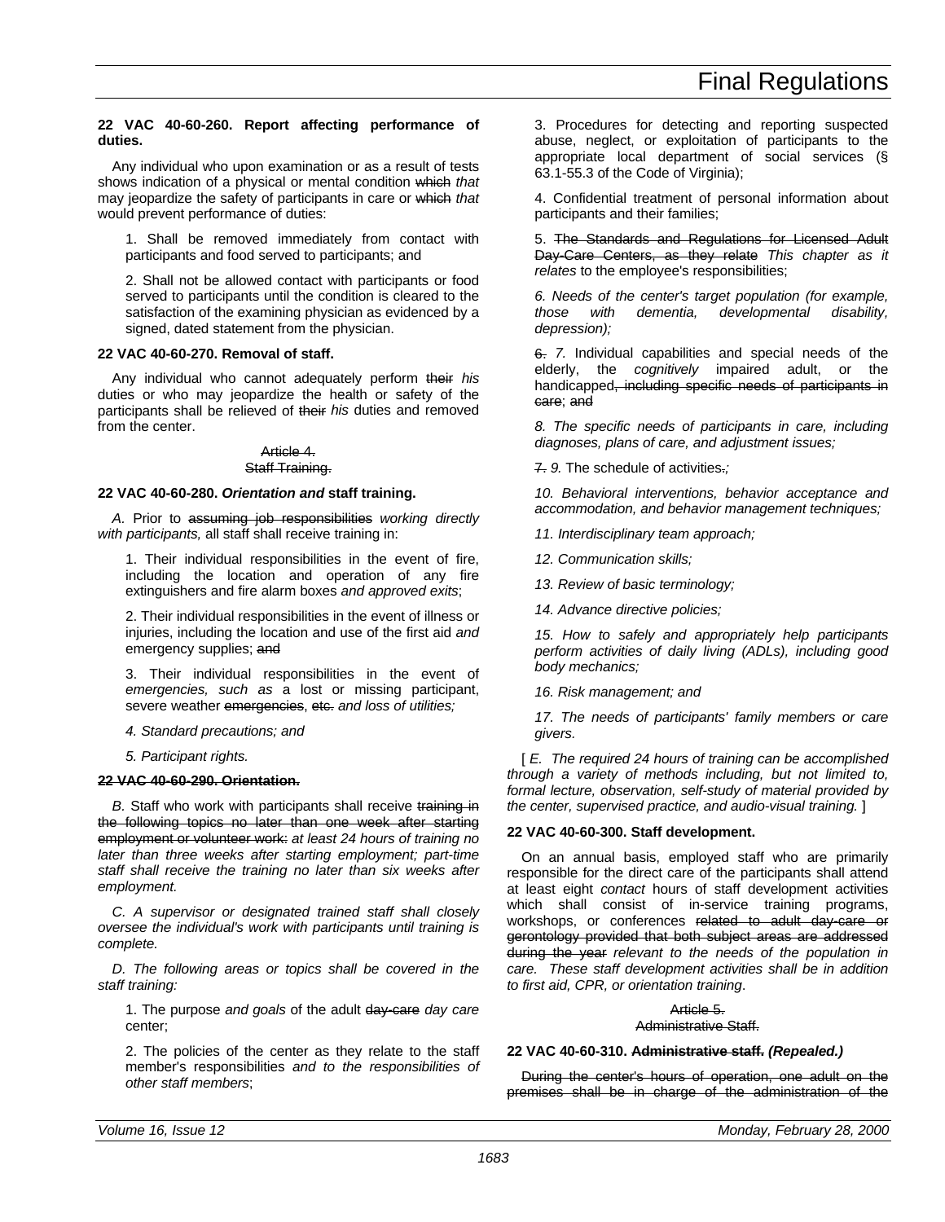**22 VAC 40-60-260. Report affecting performance of duties.**

Any individual who upon examination or as a result of tests shows indication of a physical or mental condition ~~which~~ *that* may jeopardize the safety of participants in care or ~~which~~ *that* would prevent performance of duties:

1. Shall be removed immediately from contact with participants and food served to participants; and

2. Shall not be allowed contact with participants or food served to participants until the condition is cleared to the satisfaction of the examining physician as evidenced by a signed, dated statement from the physician.

**22 VAC 40-60-270. Removal of staff.**

Any individual who cannot adequately perform ~~their~~ *his* duties or who may jeopardize the health or safety of the participants shall be relieved of ~~their~~ *his* duties and removed from the center.

~~Article 4.~~
~~Staff Training.~~

**22 VAC 40-60-280. *Orientation and* staff training.**

*A.* Prior to ~~assuming job responsibilities~~ *working directly with participants,* all staff shall receive training in:

1. Their individual responsibilities in the event of fire, including the location and operation of any fire extinguishers and fire alarm boxes *and approved exits*;

2. Their individual responsibilities in the event of illness or injuries, including the location and use of the first aid *and* emergency supplies; ~~and~~

3. Their individual responsibilities in the event of *emergencies, such as* a lost or missing participant, severe weather ~~emergencies~~, ~~etc.~~ *and loss of utilities;*

*4. Standard precautions; and*

*5. Participant rights.*

~~**22 VAC 40-60-290. Orientation.**~~

*B.* Staff who work with participants shall receive ~~training in the following topics no later than one week after starting employment or volunteer work:~~ *at least 24 hours of training no later than three weeks after starting employment; part-time staff shall receive the training no later than six weeks after employment.*

*C. A supervisor or designated trained staff shall closely oversee the individual's work with participants until training is complete.*

*D. The following areas or topics shall be covered in the staff training:*

1. The purpose *and goals* of the adult ~~day-care~~ *day care* center;

2. The policies of the center as they relate to the staff member's responsibilities *and to the responsibilities of other staff members*;

3. Procedures for detecting and reporting suspected abuse, neglect, or exploitation of participants to the appropriate local department of social services (§ 63.1-55.3 of the Code of Virginia);

4. Confidential treatment of personal information about participants and their families;

5. ~~The Standards and Regulations for Licensed Adult Day-Care Centers, as they relate~~ *This chapter as it relates* to the employee's responsibilities;

*6. Needs of the center's target population (for example, those with dementia, developmental disability, depression);*

~~6.~~ *7.* Individual capabilities and special needs of the elderly, the *cognitively* impaired adult, or the handicapped~~, including specific needs of participants in care~~; ~~and~~

*8. The specific needs of participants in care, including diagnoses, plans of care, and adjustment issues;*

~~7.~~ *9.* The schedule of activities~~.~~*;*

*10. Behavioral interventions, behavior acceptance and accommodation, and behavior management techniques;*

*11. Interdisciplinary team approach;*

*12. Communication skills;*

*13. Review of basic terminology;*

*14. Advance directive policies;*

*15. How to safely and appropriately help participants perform activities of daily living (ADLs), including good body mechanics;*

*16. Risk management; and*

*17. The needs of participants' family members or care givers.*

[ *E. The required 24 hours of training can be accomplished through a variety of methods including, but not limited to, formal lecture, observation, self-study of material provided by the center, supervised practice, and audio-visual training.* ]

**22 VAC 40-60-300. Staff development.**

On an annual basis, employed staff who are primarily responsible for the direct care of the participants shall attend at least eight *contact* hours of staff development activities which shall consist of in-service training programs, workshops, or conferences ~~related to adult day-care or gerontology provided that both subject areas are addressed during the year~~ *relevant to the needs of the population in care. These staff development activities shall be in addition to first aid, CPR, or orientation training*.

~~Article 5.~~
~~Administrative Staff.~~

**22 VAC 40-60-310. ~~Administrative staff.~~ *(Repealed.)***

~~During the center's hours of operation, one adult on the premises shall be in charge of the administration of the~~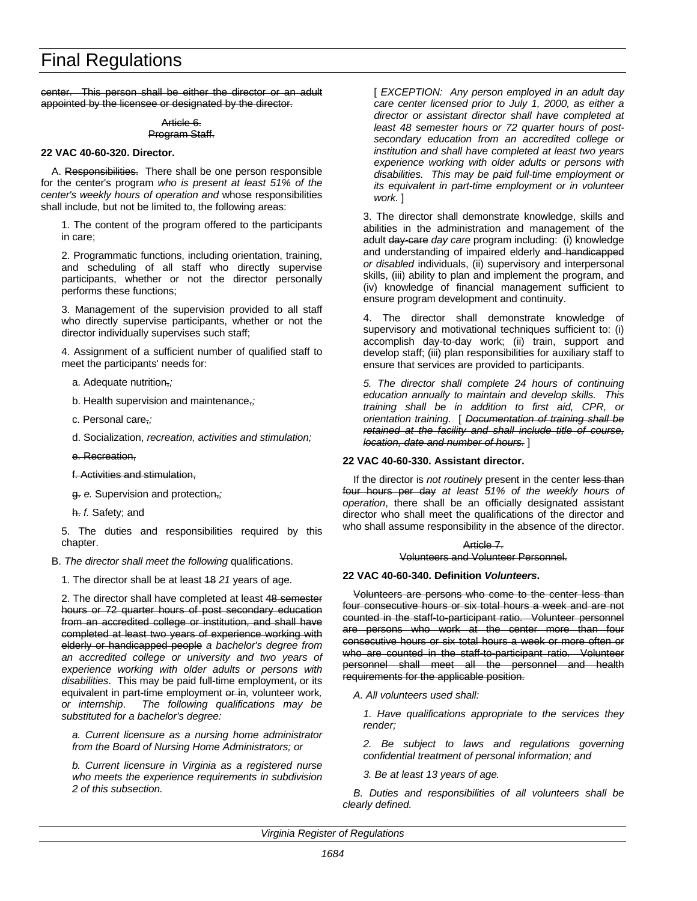center. This person shall be either the director or an adult appointed by the licensee or designated by the director.

Article 6.
Program Staff.

**22 VAC 40-60-320. Director.**

A. Responsibilities. There shall be one person responsible for the center's program *who is present at least 51% of the center's weekly hours of operation and* whose responsibilities shall include, but not be limited to, the following areas:

1. The content of the program offered to the participants in care;

2. Programmatic functions, including orientation, training, and scheduling of all staff who directly supervise participants, whether or not the director personally performs these functions;

3. Management of the supervision provided to all staff who directly supervise participants, whether or not the director individually supervises such staff;

4. Assignment of a sufficient number of qualified staff to meet the participants' needs for:

a. Adequate nutrition,*;*

b. Health supervision and maintenance,*;*

c. Personal care,*;*

d. Socialization, *recreation, activities and stimulation;*

e. Recreation,

f. Activities and stimulation,

g. *e.* Supervision and protection,*;*

h. *f.* Safety; and

5. The duties and responsibilities required by this chapter.

B. *The director shall meet the following* qualifications.

1. The director shall be at least 18 *21* years of age.

2. The director shall have completed at least 48 semester hours or 72 quarter hours of post secondary education from an accredited college or institution, and shall have completed at least two years of experience working with elderly or handicapped people *a bachelor's degree from an accredited college or university and two years of experience working with older adults or persons with disabilities*. This may be paid full-time employment, or its equivalent in part-time employment or in*,* volunteer work*, or internship*. *The following qualifications may be substituted for a bachelor's degree:*

*a. Current licensure as a nursing home administrator from the Board of Nursing Home Administrators; or*

*b. Current licensure in Virginia as a registered nurse who meets the experience requirements in subdivision 2 of this subsection.*

[ *EXCEPTION: Any person employed in an adult day care center licensed prior to July 1, 2000, as either a director or assistant director shall have completed at least 48 semester hours or 72 quarter hours of post-secondary education from an accredited college or institution and shall have completed at least two years experience working with older adults or persons with disabilities. This may be paid full-time employment or its equivalent in part-time employment or in volunteer work.* ]

3. The director shall demonstrate knowledge, skills and abilities in the administration and management of the adult day-care *day care* program including: (i) knowledge and understanding of impaired elderly and handicapped *or disabled* individuals, (ii) supervisory and interpersonal skills, (iii) ability to plan and implement the program, and (iv) knowledge of financial management sufficient to ensure program development and continuity.

4. The director shall demonstrate knowledge of supervisory and motivational techniques sufficient to: (i) accomplish day-to-day work; (ii) train, support and develop staff; (iii) plan responsibilities for auxiliary staff to ensure that services are provided to participants.

*5. The director shall complete 24 hours of continuing education annually to maintain and develop skills. This training shall be in addition to first aid, CPR, or orientation training.* [ *Documentation of training shall be retained at the facility and shall include title of course, location, date and number of hours.* ]

**22 VAC 40-60-330. Assistant director.**

If the director is *not routinely* present in the center less than four hours per day *at least 51% of the weekly hours of operation*, there shall be an officially designated assistant director who shall meet the qualifications of the director and who shall assume responsibility in the absence of the director.

Article 7.
Volunteers and Volunteer Personnel.

**22 VAC 40-60-340. Definition *Volunteers*.**

Volunteers are persons who come to the center less than four consecutive hours or six total hours a week and are not counted in the staff-to-participant ratio. Volunteer personnel are persons who work at the center more than four consecutive hours or six total hours a week or more often or who are counted in the staff-to-participant ratio. Volunteer personnel shall meet all the personnel and health requirements for the applicable position.

*A. All volunteers used shall:*

*1. Have qualifications appropriate to the services they render;*

*2. Be subject to laws and regulations governing confidential treatment of personal information; and*

*3. Be at least 13 years of age.*

*B. Duties and responsibilities of all volunteers shall be clearly defined.*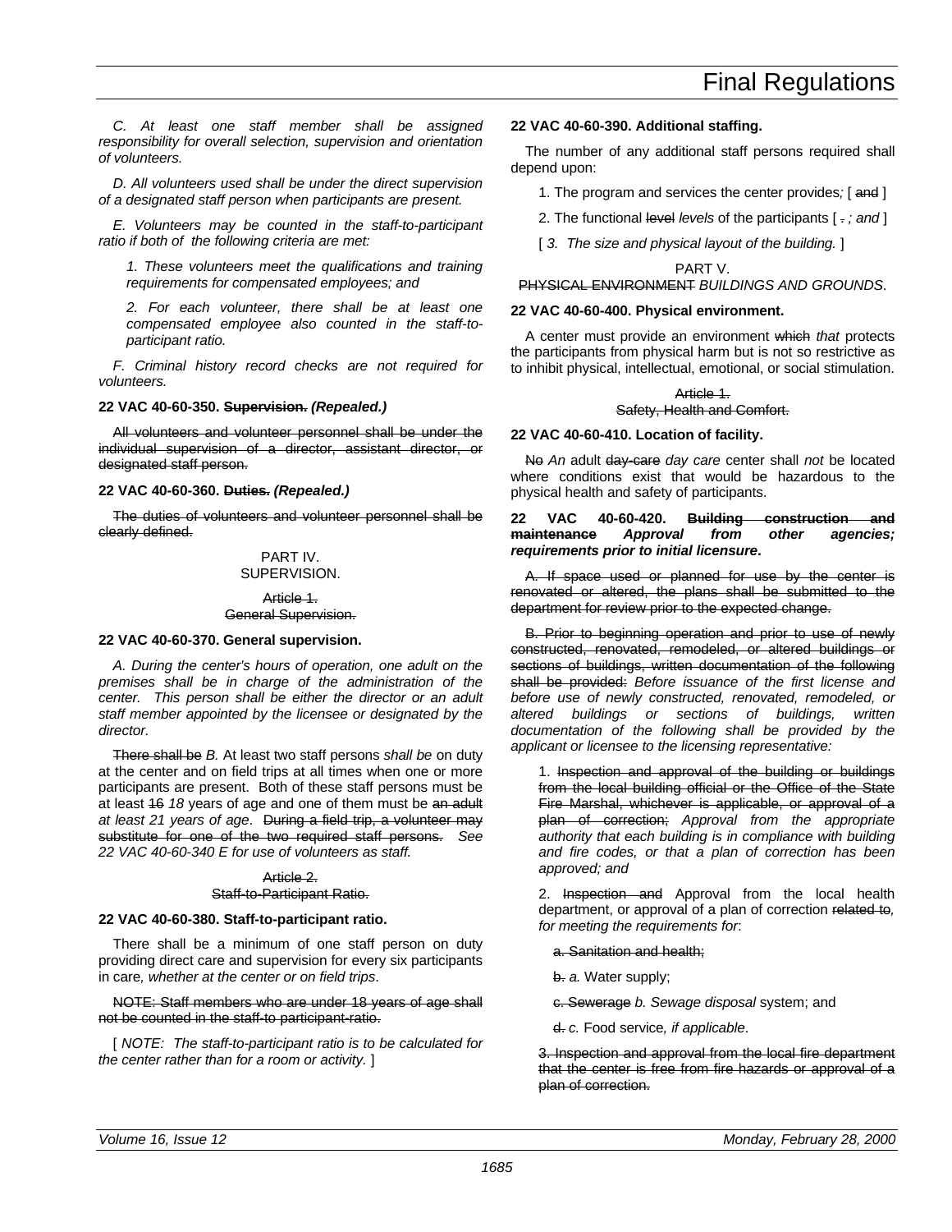*C. At least one staff member shall be assigned responsibility for overall selection, supervision and orientation of volunteers.*

*D. All volunteers used shall be under the direct supervision of a designated staff person when participants are present.*

*E. Volunteers may be counted in the staff-to-participant ratio if both of the following criteria are met:*

*1. These volunteers meet the qualifications and training requirements for compensated employees; and*

*2. For each volunteer, there shall be at least one compensated employee also counted in the staff-to-participant ratio.*

*F. Criminal history record checks are not required for volunteers.*

**22 VAC 40-60-350. ~~Supervision.~~ *(Repealed.)***

~~All volunteers and volunteer personnel shall be under the individual supervision of a director, assistant director, or designated staff person.~~

**22 VAC 40-60-360. ~~Duties.~~ *(Repealed.)***

~~The duties of volunteers and volunteer personnel shall be clearly defined.~~

PART IV.
SUPERVISION.

~~Article 1.~~
~~General Supervision.~~

**22 VAC 40-60-370. General supervision.**

*A. During the center's hours of operation, one adult on the premises shall be in charge of the administration of the center. This person shall be either the director or an adult staff member appointed by the licensee or designated by the director.*

~~There shall be~~ *B.* At least two staff persons *shall be* on duty at the center and on field trips at all times when one or more participants are present. Both of these staff persons must be at least ~~16~~ *18* years of age and one of them must be ~~an adult~~ *at least 21 years of age*. ~~During a field trip, a volunteer may substitute for one of the two required staff persons.~~ *See 22 VAC 40-60-340 E for use of volunteers as staff.*

~~Article 2.~~
~~Staff-to-Participant Ratio.~~

**22 VAC 40-60-380. Staff-to-participant ratio.**

There shall be a minimum of one staff person on duty providing direct care and supervision for every six participants in care*, whether at the center or on field trips*.

~~NOTE: Staff members who are under 18 years of age shall not be counted in the staff-to participant-ratio.~~

[ *NOTE: The staff-to-participant ratio is to be calculated for the center rather than for a room or activity.* ]

**22 VAC 40-60-390. Additional staffing.**

The number of any additional staff persons required shall depend upon:

1. The program and services the center provides*;* [ ~~and~~ ]

2. The functional ~~level~~ *levels* of the participants [ ~~.~~ *; and* ]

[ *3. The size and physical layout of the building.* ]

PART V.
~~PHYSICAL ENVIRONMENT~~ *BUILDINGS AND GROUNDS*.

**22 VAC 40-60-400. Physical environment.**

A center must provide an environment ~~which~~ *that* protects the participants from physical harm but is not so restrictive as to inhibit physical, intellectual, emotional, or social stimulation.

~~Article 1.~~
~~Safety, Health and Comfort.~~

**22 VAC 40-60-410. Location of facility.**

~~No~~ *An* adult ~~day-care~~ *day care* center shall *not* be located where conditions exist that would be hazardous to the physical health and safety of participants.

**22 VAC 40-60-420. ~~Building construction and maintenance~~ *Approval from other agencies; requirements prior to initial licensure*.**

~~A. If space used or planned for use by the center is renovated or altered, the plans shall be submitted to the department for review prior to the expected change.~~

~~B. Prior to beginning operation and prior to use of newly constructed, renovated, remodeled, or altered buildings or sections of buildings, written documentation of the following shall be provided:~~ *Before issuance of the first license and before use of newly constructed, renovated, remodeled, or altered buildings or sections of buildings, written documentation of the following shall be provided by the applicant or licensee to the licensing representative:*

1. ~~Inspection and approval of the building or buildings from the local building official or the Office of the State Fire Marshal, whichever is applicable, or approval of a plan of correction;~~ *Approval from the appropriate authority that each building is in compliance with building and fire codes, or that a plan of correction has been approved; and*

2. ~~Inspection and~~ Approval from the local health department, or approval of a plan of correction ~~related to~~*, for meeting the requirements for*:

~~a. Sanitation and health;~~

~~b.~~ *a.* Water supply;

~~c. Sewerage~~ *b. Sewage disposal* system; and

~~d.~~ *c.* Food service*, if applicable*.

~~3. Inspection and approval from the local fire department that the center is free from fire hazards or approval of a plan of correction.~~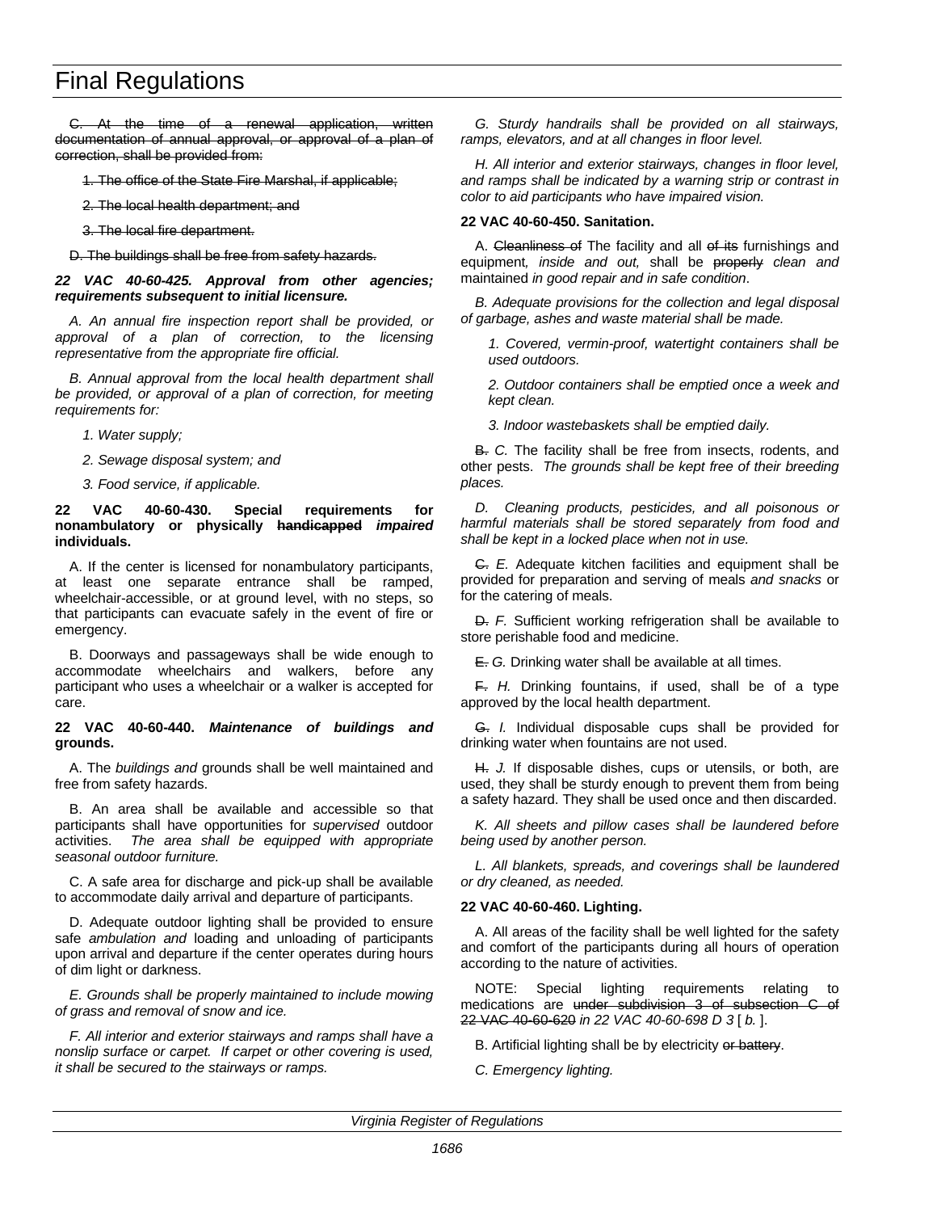~~C. At the time of a renewal application, written documentation of annual approval, or approval of a plan of correction, shall be provided from:~~

~~1. The office of the State Fire Marshal, if applicable;~~

~~2. The local health department; and~~

~~3. The local fire department.~~

~~D. The buildings shall be free from safety hazards.~~

***22 VAC 40-60-425. Approval from other agencies; requirements subsequent to initial licensure.***

*A. An annual fire inspection report shall be provided, or approval of a plan of correction, to the licensing representative from the appropriate fire official.*

*B. Annual approval from the local health department shall be provided, or approval of a plan of correction, for meeting requirements for:*

*1. Water supply;*

*2. Sewage disposal system; and*

*3. Food service, if applicable.*

**22 VAC 40-60-430. Special requirements for nonambulatory or physically ~~handicapped~~ *impaired* individuals.**

A. If the center is licensed for nonambulatory participants, at least one separate entrance shall be ramped, wheelchair-accessible, or at ground level, with no steps, so that participants can evacuate safely in the event of fire or emergency.

B. Doorways and passageways shall be wide enough to accommodate wheelchairs and walkers, before any participant who uses a wheelchair or a walker is accepted for care.

**22 VAC 40-60-440. *Maintenance of buildings and* grounds.**

A. The *buildings and* grounds shall be well maintained and free from safety hazards.

B. An area shall be available and accessible so that participants shall have opportunities for *supervised* outdoor activities. *The area shall be equipped with appropriate seasonal outdoor furniture.*

C. A safe area for discharge and pick-up shall be available to accommodate daily arrival and departure of participants.

D. Adequate outdoor lighting shall be provided to ensure safe *ambulation and* loading and unloading of participants upon arrival and departure if the center operates during hours of dim light or darkness.

*E. Grounds shall be properly maintained to include mowing of grass and removal of snow and ice.*

*F. All interior and exterior stairways and ramps shall have a nonslip surface or carpet. If carpet or other covering is used, it shall be secured to the stairways or ramps.*

*G. Sturdy handrails shall be provided on all stairways, ramps, elevators, and at all changes in floor level.*

*H. All interior and exterior stairways, changes in floor level, and ramps shall be indicated by a warning strip or contrast in color to aid participants who have impaired vision.*

**22 VAC 40-60-450. Sanitation.**

A. ~~Cleanliness of~~ The facility and all ~~of its~~ furnishings and equipment*, inside and out,* shall be ~~properly~~ *clean and* maintained *in good repair and in safe condition*.

*B. Adequate provisions for the collection and legal disposal of garbage, ashes and waste material shall be made.*

*1. Covered, vermin-proof, watertight containers shall be used outdoors.*

*2. Outdoor containers shall be emptied once a week and kept clean.*

*3. Indoor wastebaskets shall be emptied daily.*

~~B.~~ *C.* The facility shall be free from insects, rodents, and other pests. *The grounds shall be kept free of their breeding places.*

*D. Cleaning products, pesticides, and all poisonous or harmful materials shall be stored separately from food and shall be kept in a locked place when not in use.*

~~C.~~ *E.* Adequate kitchen facilities and equipment shall be provided for preparation and serving of meals *and snacks* or for the catering of meals.

~~D.~~ *F.* Sufficient working refrigeration shall be available to store perishable food and medicine.

~~E.~~ *G.* Drinking water shall be available at all times.

~~F.~~ *H.* Drinking fountains, if used, shall be of a type approved by the local health department.

~~G.~~ *I.* Individual disposable cups shall be provided for drinking water when fountains are not used.

~~H.~~ *J.* If disposable dishes, cups or utensils, or both, are used, they shall be sturdy enough to prevent them from being a safety hazard. They shall be used once and then discarded.

*K. All sheets and pillow cases shall be laundered before being used by another person.*

*L. All blankets, spreads, and coverings shall be laundered or dry cleaned, as needed.*

**22 VAC 40-60-460. Lighting.**

A. All areas of the facility shall be well lighted for the safety and comfort of the participants during all hours of operation according to the nature of activities.

NOTE: Special lighting requirements relating to medications are ~~under subdivision 3 of subsection C of 22 VAC 40-60-620~~ *in 22 VAC 40-60-698 D 3* [ *b.* ].

B. Artificial lighting shall be by electricity ~~or battery~~.

*C. Emergency lighting.*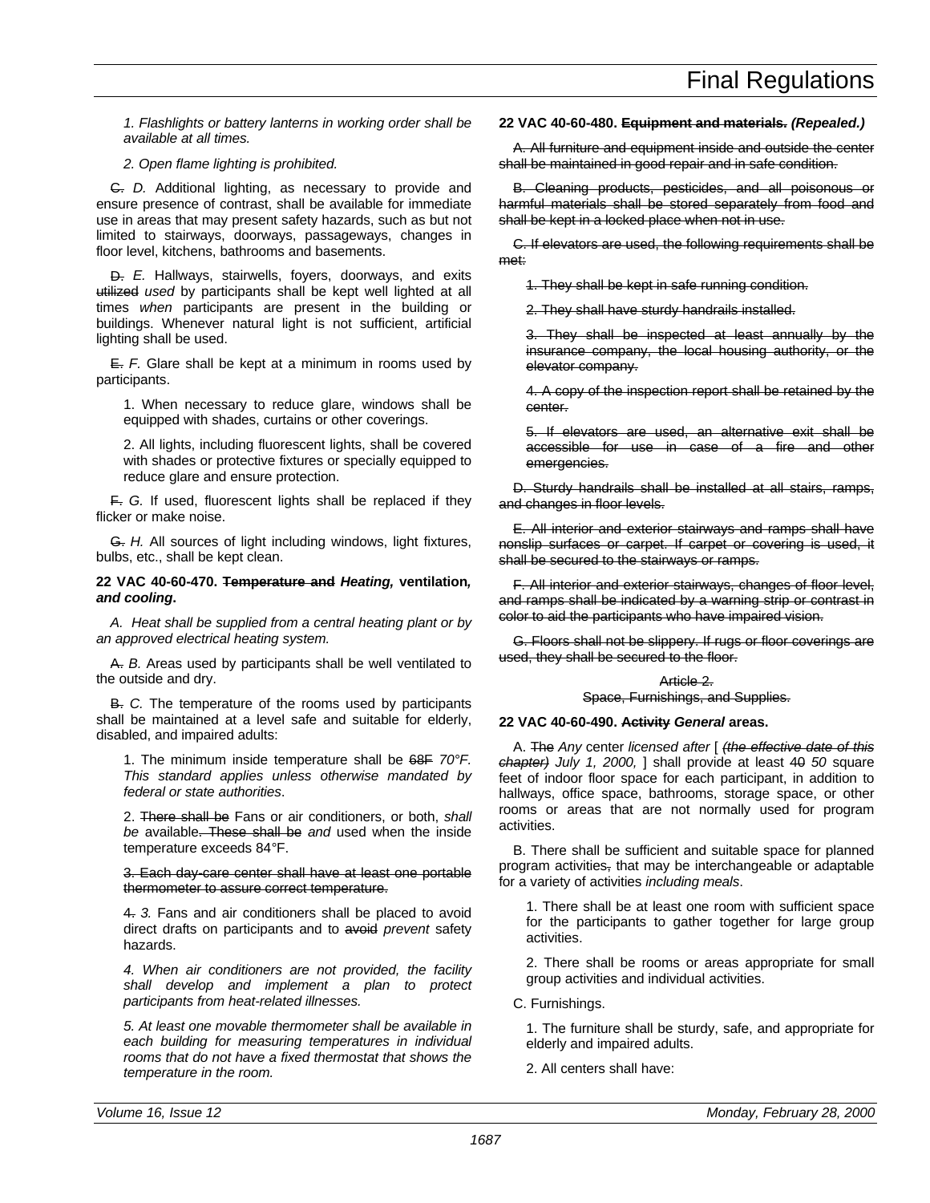*1. Flashlights or battery lanterns in working order shall be available at all times.*

*2. Open flame lighting is prohibited.*

~~C.~~ *D.* Additional lighting, as necessary to provide and ensure presence of contrast, shall be available for immediate use in areas that may present safety hazards, such as but not limited to stairways, doorways, passageways, changes in floor level, kitchens, bathrooms and basements.

~~D.~~ *E.* Hallways, stairwells, foyers, doorways, and exits ~~utilized~~ *used* by participants shall be kept well lighted at all times *when* participants are present in the building or buildings. Whenever natural light is not sufficient, artificial lighting shall be used.

~~E.~~ *F.* Glare shall be kept at a minimum in rooms used by participants.

1. When necessary to reduce glare, windows shall be equipped with shades, curtains or other coverings.

2. All lights, including fluorescent lights, shall be covered with shades or protective fixtures or specially equipped to reduce glare and ensure protection.

~~F.~~ *G.* If used, fluorescent lights shall be replaced if they flicker or make noise.

~~G.~~ *H.* All sources of light including windows, light fixtures, bulbs, etc., shall be kept clean.

**22 VAC 40-60-470. ~~Temperature and~~ *Heating,* ventilation*, and cooling*.**

*A. Heat shall be supplied from a central heating plant or by an approved electrical heating system.*

~~A.~~ *B.* Areas used by participants shall be well ventilated to the outside and dry.

~~B.~~ *C.* The temperature of the rooms used by participants shall be maintained at a level safe and suitable for elderly, disabled, and impaired adults:

1. The minimum inside temperature shall be ~~68F~~ *70°F. This standard applies unless otherwise mandated by federal or state authorities*.

2. ~~There shall be~~ Fans or air conditioners, or both, *shall be* available~~. These shall be~~ *and* used when the inside temperature exceeds 84°F.

~~3. Each day-care center shall have at least one portable thermometer to assure correct temperature.~~

~~4.~~ *3.* Fans and air conditioners shall be placed to avoid direct drafts on participants and to ~~avoid~~ *prevent* safety hazards.

*4. When air conditioners are not provided, the facility shall develop and implement a plan to protect participants from heat-related illnesses.*

*5. At least one movable thermometer shall be available in each building for measuring temperatures in individual rooms that do not have a fixed thermostat that shows the temperature in the room.*

**22 VAC 40-60-480. ~~Equipment and materials.~~ *(Repealed.)***

~~A. All furniture and equipment inside and outside the center shall be maintained in good repair and in safe condition.~~

~~B. Cleaning products, pesticides, and all poisonous or harmful materials shall be stored separately from food and shall be kept in a locked place when not in use.~~

~~C. If elevators are used, the following requirements shall be met:~~

~~1. They shall be kept in safe running condition.~~

~~2. They shall have sturdy handrails installed.~~

~~3. They shall be inspected at least annually by the insurance company, the local housing authority, or the elevator company.~~

~~4. A copy of the inspection report shall be retained by the center.~~

~~5. If elevators are used, an alternative exit shall be accessible for use in case of a fire and other emergencies.~~

~~D. Sturdy handrails shall be installed at all stairs, ramps, and changes in floor levels.~~

~~E. All interior and exterior stairways and ramps shall have nonslip surfaces or carpet. If carpet or covering is used, it shall be secured to the stairways or ramps.~~

~~F. All interior and exterior stairways, changes of floor level, and ramps shall be indicated by a warning strip or contrast in color to aid the participants who have impaired vision.~~

~~G. Floors shall not be slippery. If rugs or floor coverings are used, they shall be secured to the floor.~~

~~Article 2.~~
~~Space, Furnishings, and Supplies.~~

**22 VAC 40-60-490. ~~Activity~~ *General* areas.**

A. ~~The~~ *Any* center *licensed after* [ ~~*(the effective date of this chapter)*~~ *July 1, 2000,* ] shall provide at least ~~40~~ *50* square feet of indoor floor space for each participant, in addition to hallways, office space, bathrooms, storage space, or other rooms or areas that are not normally used for program activities.

B. There shall be sufficient and suitable space for planned program activities~~,~~ that may be interchangeable or adaptable for a variety of activities *including meals*.

1. There shall be at least one room with sufficient space for the participants to gather together for large group activities.

2. There shall be rooms or areas appropriate for small group activities and individual activities.

C. Furnishings.

1. The furniture shall be sturdy, safe, and appropriate for elderly and impaired adults.

2. All centers shall have: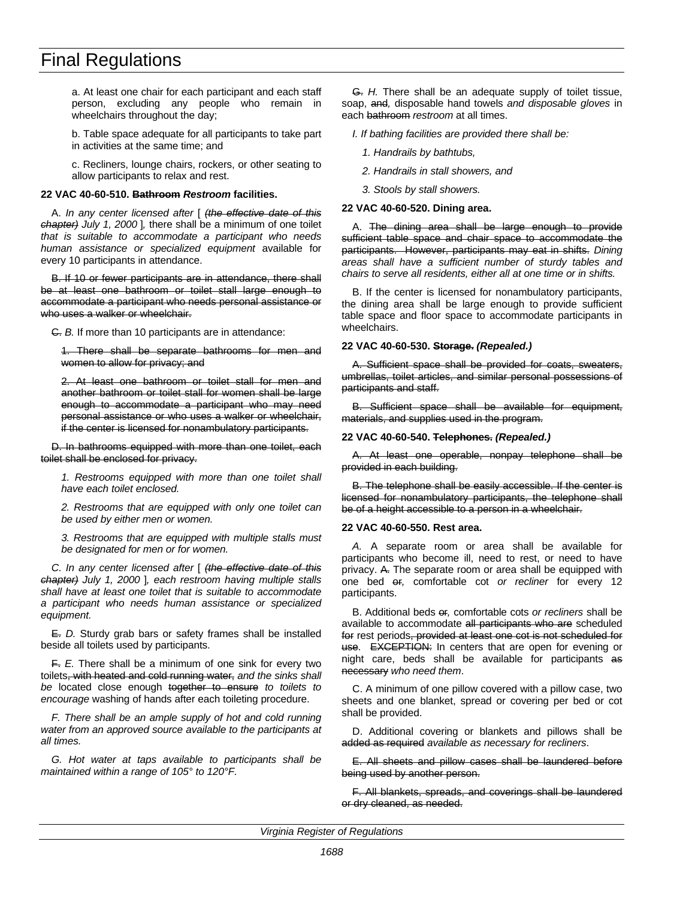a. At least one chair for each participant and each staff person, excluding any people who remain in wheelchairs throughout the day;

b. Table space adequate for all participants to take part in activities at the same time; and

c. Recliners, lounge chairs, rockers, or other seating to allow participants to relax and rest.

**22 VAC 40-60-510. ~~Bathroom~~ *Restroom* facilities.**

A. *In any center licensed after* [ ~~*(the effective date of this chapter)*~~ *July 1, 2000* ]*,* there shall be a minimum of one toilet *that is suitable to accommodate a participant who needs human assistance or specialized equipment* available for every 10 participants in attendance.

~~B. If 10 or fewer participants are in attendance, there shall be at least one bathroom or toilet stall large enough to accommodate a participant who needs personal assistance or who uses a walker or wheelchair.~~

~~C.~~ *B.* If more than 10 participants are in attendance:

~~1. There shall be separate bathrooms for men and women to allow for privacy; and~~

~~2. At least one bathroom or toilet stall for men and another bathroom or toilet stall for women shall be large enough to accommodate a participant who may need personal assistance or who uses a walker or wheelchair, if the center is licensed for nonambulatory participants.~~

~~D. In bathrooms equipped with more than one toilet, each toilet shall be enclosed for privacy.~~

*1. Restrooms equipped with more than one toilet shall have each toilet enclosed.*

*2. Restrooms that are equipped with only one toilet can be used by either men or women.*

*3. Restrooms that are equipped with multiple stalls must be designated for men or for women.*

*C. In any center licensed after* [ ~~*(the effective date of this chapter)*~~ *July 1, 2000* ]*, each restroom having multiple stalls shall have at least one toilet that is suitable to accommodate a participant who needs human assistance or specialized equipment.*

~~E.~~ *D.* Sturdy grab bars or safety frames shall be installed beside all toilets used by participants.

~~F.~~ *E.* There shall be a minimum of one sink for every two toilets~~, with heated and cold running water,~~ *and the sinks shall be* located close enough ~~together to ensure~~ *to toilets to encourage* washing of hands after each toileting procedure.

*F. There shall be an ample supply of hot and cold running water from an approved source available to the participants at all times.*

*G. Hot water at taps available to participants shall be maintained within a range of 105° to 120°F.*

~~G.~~ *H.* There shall be an adequate supply of toilet tissue, soap, ~~and~~*,* disposable hand towels *and disposable gloves* in each ~~bathroom~~ *restroom* at all times.

*I. If bathing facilities are provided there shall be:*

*1. Handrails by bathtubs,*

*2. Handrails in stall showers, and*

*3. Stools by stall showers.*

**22 VAC 40-60-520. Dining area.**

A. ~~The dining area shall be large enough to provide sufficient table space and chair space to accommodate the participants. However, participants may eat in shifts.~~ *Dining areas shall have a sufficient number of sturdy tables and chairs to serve all residents, either all at one time or in shifts.*

B. If the center is licensed for nonambulatory participants, the dining area shall be large enough to provide sufficient table space and floor space to accommodate participants in wheelchairs.

**22 VAC 40-60-530. ~~Storage.~~ *(Repealed.)***

~~A. Sufficient space shall be provided for coats, sweaters, umbrellas, toilet articles, and similar personal possessions of participants and staff.~~

~~B. Sufficient space shall be available for equipment, materials, and supplies used in the program.~~

**22 VAC 40-60-540. ~~Telephones.~~ *(Repealed.)***

~~A. At least one operable, nonpay telephone shall be provided in each building.~~

~~B. The telephone shall be easily accessible. If the center is licensed for nonambulatory participants, the telephone shall be of a height accessible to a person in a wheelchair.~~

**22 VAC 40-60-550. Rest area.**

*A.* A separate room or area shall be available for participants who become ill, need to rest, or need to have privacy. ~~A.~~ The separate room or area shall be equipped with one bed ~~or~~*,* comfortable cot *or recliner* for every 12 participants.

B. Additional beds ~~or~~*,* comfortable cots *or recliners* shall be available to accommodate ~~all participants who are~~ scheduled ~~for~~ rest periods~~, provided at least one cot is not scheduled for use~~. ~~EXCEPTION:~~ In centers that are open for evening or night care, beds shall be available for participants ~~as necessary~~ *who need them*.

C. A minimum of one pillow covered with a pillow case, two sheets and one blanket, spread or covering per bed or cot shall be provided.

D. Additional covering or blankets and pillows shall be ~~added as required~~ *available as necessary for recliners*.

~~E. All sheets and pillow cases shall be laundered before being used by another person.~~

~~F. All blankets, spreads, and coverings shall be laundered or dry cleaned, as needed.~~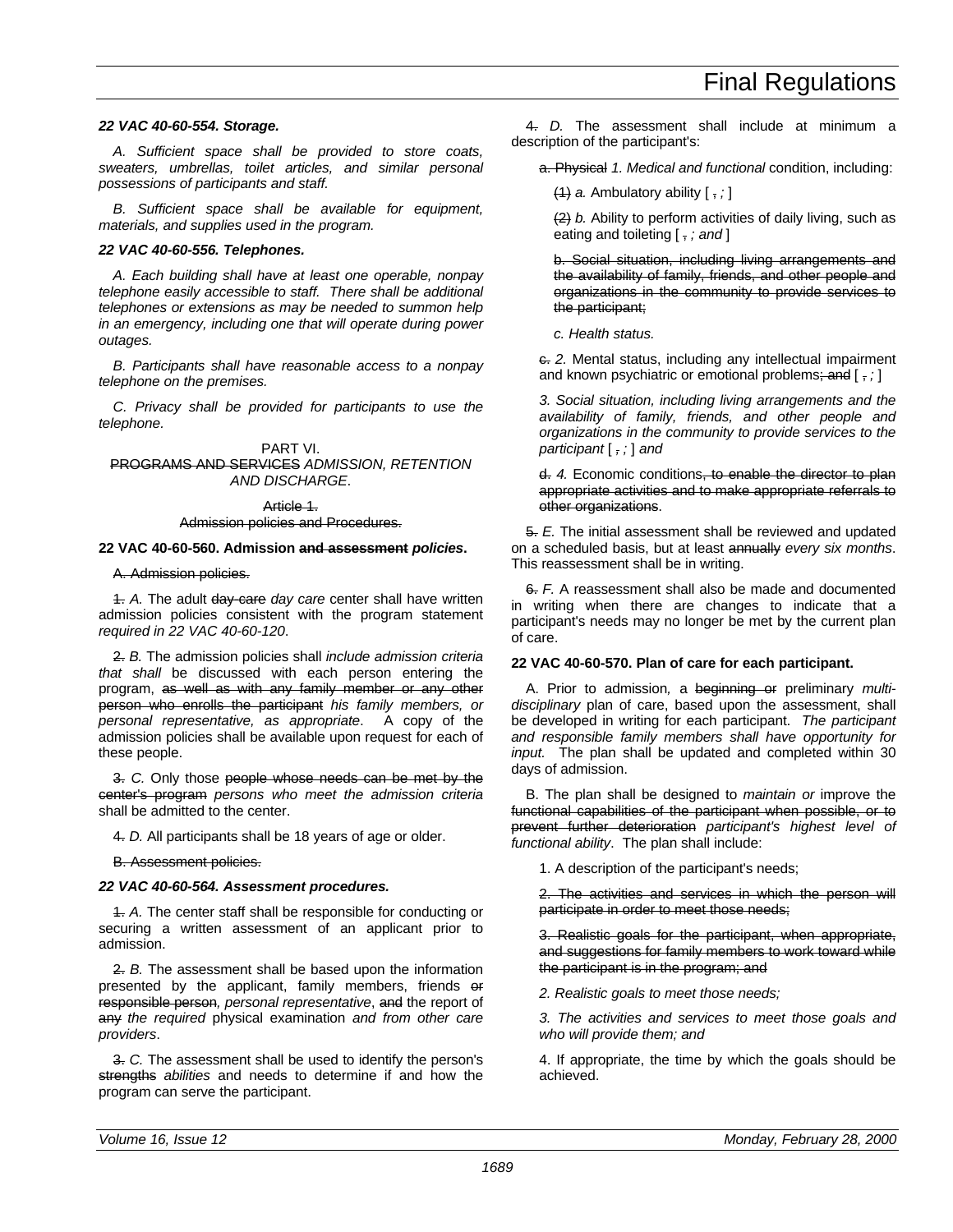***22 VAC 40-60-554. Storage.***

*A. Sufficient space shall be provided to store coats, sweaters, umbrellas, toilet articles, and similar personal possessions of participants and staff.*

*B. Sufficient space shall be available for equipment, materials, and supplies used in the program.*

***22 VAC 40-60-556. Telephones.***

*A. Each building shall have at least one operable, nonpay telephone easily accessible to staff. There shall be additional telephones or extensions as may be needed to summon help in an emergency, including one that will operate during power outages.*

*B. Participants shall have reasonable access to a nonpay telephone on the premises.*

*C. Privacy shall be provided for participants to use the telephone.*

PART VI.
~~PROGRAMS AND SERVICES~~ *ADMISSION, RETENTION AND DISCHARGE*.

~~Article 1.~~
~~Admission policies and Procedures.~~

**22 VAC 40-60-560. Admission ~~and assessment~~ *policies*.**

~~A. Admission policies.~~

~~1.~~ *A.* The adult ~~day-care~~ *day care* center shall have written admission policies consistent with the program statement *required in 22 VAC 40-60-120*.

~~2.~~ *B.* The admission policies shall *include admission criteria that shall* be discussed with each person entering the program, ~~as well as with any family member or any other person who enrolls the participant~~ *his family members, or personal representative, as appropriate*. A copy of the admission policies shall be available upon request for each of these people.

~~3.~~ *C.* Only those ~~people whose needs can be met by the center's program~~ *persons who meet the admission criteria* shall be admitted to the center.

~~4.~~ *D.* All participants shall be 18 years of age or older.

~~B. Assessment policies.~~

***22 VAC 40-60-564. Assessment procedures.***

~~1.~~ *A.* The center staff shall be responsible for conducting or securing a written assessment of an applicant prior to admission.

~~2.~~ *B.* The assessment shall be based upon the information presented by the applicant, family members, friends ~~or responsible person~~*, personal representative*, ~~and~~ the report of ~~any~~ *the required* physical examination *and from other care providers*.

~~3.~~ *C.* The assessment shall be used to identify the person's ~~strengths~~ *abilities* and needs to determine if and how the program can serve the participant.

~~4.~~ *D.* The assessment shall include at minimum a description of the participant's:

~~a. Physical~~ *1. Medical and functional* condition, including:

~~(1)~~ *a.* Ambulatory ability [ ~~,~~ *;* ]

~~(2)~~ *b.* Ability to perform activities of daily living, such as eating and toileting [ ~~,~~ *; and* ]

~~b. Social situation, including living arrangements and the availability of family, friends, and other people and organizations in the community to provide services to the participant;~~

*c. Health status.*

~~c.~~ *2.* Mental status, including any intellectual impairment and known psychiatric or emotional problems~~; and~~ [ ~~,~~ *;* ]

*3. Social situation, including living arrangements and the availability of family, friends, and other people and organizations in the community to provide services to the participant* [ ~~,~~ *;* ] *and*

~~d.~~ *4.* Economic conditions~~, to enable the director to plan appropriate activities and to make appropriate referrals to other organizations~~.

~~5.~~ *E.* The initial assessment shall be reviewed and updated on a scheduled basis, but at least ~~annually~~ *every six months*. This reassessment shall be in writing.

~~6.~~ *F.* A reassessment shall also be made and documented in writing when there are changes to indicate that a participant's needs may no longer be met by the current plan of care.

**22 VAC 40-60-570. Plan of care for each participant.**

A. Prior to admission*,* a ~~beginning or~~ preliminary *multi-disciplinary* plan of care, based upon the assessment, shall be developed in writing for each participant. *The participant and responsible family members shall have opportunity for input.* The plan shall be updated and completed within 30 days of admission.

B. The plan shall be designed to *maintain or* improve the ~~functional capabilities of the participant when possible, or to prevent further deterioration~~ *participant's highest level of functional ability*. The plan shall include:

1. A description of the participant's needs;

~~2. The activities and services in which the person will participate in order to meet those needs;~~

~~3. Realistic goals for the participant, when appropriate, and suggestions for family members to work toward while the participant is in the program; and~~

*2. Realistic goals to meet those needs;*

*3. The activities and services to meet those goals and who will provide them; and*

4. If appropriate, the time by which the goals should be achieved.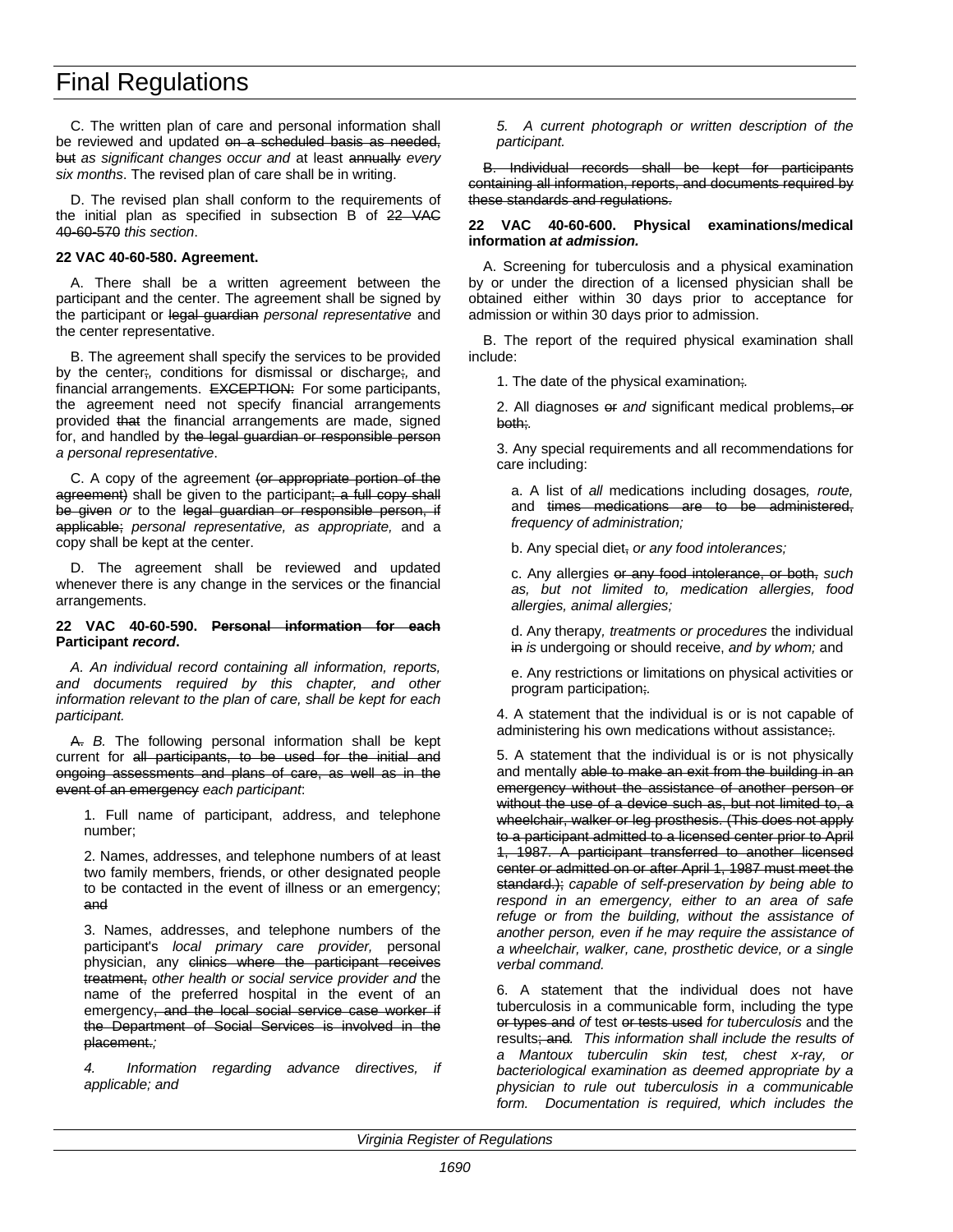C. The written plan of care and personal information shall be reviewed and updated ~~on a scheduled basis as needed, but~~ *as significant changes occur and* at least ~~annually~~ *every six months*. The revised plan of care shall be in writing.

D. The revised plan shall conform to the requirements of the initial plan as specified in subsection B of ~~22 VAC 40-60-570~~ *this section*.

**22 VAC 40-60-580. Agreement.**

A. There shall be a written agreement between the participant and the center. The agreement shall be signed by the participant or ~~legal guardian~~ *personal representative* and the center representative.

B. The agreement shall specify the services to be provided by the center~~;~~*,* conditions for dismissal or discharge~~;~~*,* and financial arrangements. ~~EXCEPTION:~~ For some participants, the agreement need not specify financial arrangements provided ~~that~~ the financial arrangements are made, signed for, and handled by ~~the legal guardian or responsible person~~ *a personal representative*.

C. A copy of the agreement ~~(or appropriate portion of the agreement)~~ shall be given to the participant~~; a full copy shall be given~~ *or* to the ~~legal guardian or responsible person, if applicable;~~ *personal representative, as appropriate,* and a copy shall be kept at the center.

D. The agreement shall be reviewed and updated whenever there is any change in the services or the financial arrangements.

**22 VAC 40-60-590. ~~Personal information for each~~ Participant *record*.**

*A. An individual record containing all information, reports, and documents required by this chapter, and other information relevant to the plan of care, shall be kept for each participant.*

~~A.~~ *B.* The following personal information shall be kept current for ~~all participants, to be used for the initial and ongoing assessments and plans of care, as well as in the event of an emergency~~ *each participant*:

1. Full name of participant, address, and telephone number;

2. Names, addresses, and telephone numbers of at least two family members, friends, or other designated people to be contacted in the event of illness or an emergency; ~~and~~

3. Names, addresses, and telephone numbers of the participant's *local primary care provider,* personal physician, any ~~clinics where the participant receives treatment,~~ *other health or social service provider and* the name of the preferred hospital in the event of an emergency~~, and the local social service case worker if the Department of Social Services is involved in the placement.~~*;*

*4. Information regarding advance directives, if applicable; and*

*5. A current photograph or written description of the participant.*

~~B. Individual records shall be kept for participants containing all information, reports, and documents required by these standards and regulations.~~

**22 VAC 40-60-600. Physical examinations/medical information *at admission.***

A. Screening for tuberculosis and a physical examination by or under the direction of a licensed physician shall be obtained either within 30 days prior to acceptance for admission or within 30 days prior to admission.

B. The report of the required physical examination shall include:

1. The date of the physical examination~~;~~*.*

2. All diagnoses ~~or~~ *and* significant medical problems~~, or both;~~*.*

3. Any special requirements and all recommendations for care including:

a. A list of *all* medications including dosages*, route,* and ~~times medications are to be administered,~~ *frequency of administration;*

b. Any special diet~~,~~ *or any food intolerances;*

c. Any allergies ~~or any food intolerance, or both,~~ *such as, but not limited to, medication allergies, food allergies, animal allergies;*

d. Any therapy*, treatments or procedures* the individual ~~in~~ *is* undergoing or should receive, *and by whom;* and

e. Any restrictions or limitations on physical activities or program participation~~;~~*.*

4. A statement that the individual is or is not capable of administering his own medications without assistance~~;~~*.*

5. A statement that the individual is or is not physically and mentally ~~able to make an exit from the building in an emergency without the assistance of another person or without the use of a device such as, but not limited to, a wheelchair, walker or leg prosthesis. (This does not apply to a participant admitted to a licensed center prior to April 1, 1987. A participant transferred to another licensed center or admitted on or after April 1, 1987 must meet the standard.);~~ *capable of self-preservation by being able to respond in an emergency, either to an area of safe refuge or from the building, without the assistance of another person, even if he may require the assistance of a wheelchair, walker, cane, prosthetic device, or a single verbal command.*

6. A statement that the individual does not have tuberculosis in a communicable form, including the type ~~or types and~~ *of* test ~~or tests used~~ *for tuberculosis* and the results~~; and~~*. This information shall include the results of a Mantoux tuberculin skin test, chest x-ray, or bacteriological examination as deemed appropriate by a physician to rule out tuberculosis in a communicable form. Documentation is required, which includes the*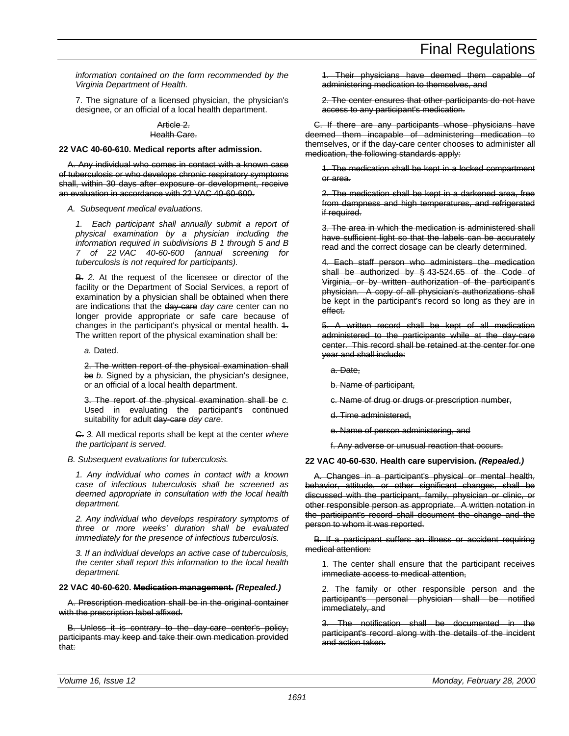*information contained on the form recommended by the Virginia Department of Health.*

7. The signature of a licensed physician, the physician's designee, or an official of a local health department.

~~Article 2.~~
~~Health Care.~~

**22 VAC 40-60-610. Medical reports after admission.**

~~A. Any individual who comes in contact with a known case of tuberculosis or who develops chronic respiratory symptoms shall, within 30 days after exposure or development, receive an evaluation in accordance with 22 VAC 40-60-600.~~

*A. Subsequent medical evaluations.*

*1. Each participant shall annually submit a report of physical examination by a physician including the information required in subdivisions B 1 through 5 and B 7 of 22 VAC 40-60-600 (annual screening for tuberculosis is not required for participants).*

~~B.~~ *2.* At the request of the licensee or director of the facility or the Department of Social Services, a report of examination by a physician shall be obtained when there are indications that the ~~day-care~~ *day care* center can no longer provide appropriate or safe care because of changes in the participant's physical or mental health. ~~1.~~ The written report of the physical examination shall be*:*

*a.* Dated.

~~2. The written report of the physical examination shall be~~ *b.* Signed by a physician, the physician's designee, or an official of a local health department.

~~3. The report of the physical examination shall be~~ *c.* Used in evaluating the participant's continued suitability for adult ~~day-care~~ *day care*.

~~C.~~ *3.* All medical reports shall be kept at the center *where the participant is served*.

*B. Subsequent evaluations for tuberculosis.*

*1. Any individual who comes in contact with a known case of infectious tuberculosis shall be screened as deemed appropriate in consultation with the local health department.*

*2. Any individual who develops respiratory symptoms of three or more weeks' duration shall be evaluated immediately for the presence of infectious tuberculosis.*

*3. If an individual develops an active case of tuberculosis, the center shall report this information to the local health department.*

**22 VAC 40-60-620. ~~Medication management.~~ *(Repealed.)***

~~A. Prescription medication shall be in the original container with the prescription label affixed.~~

~~B. Unless it is contrary to the day-care center's policy, participants may keep and take their own medication provided that:~~

~~1. Their physicians have deemed them capable of administering medication to themselves, and~~

~~2. The center ensures that other participants do not have access to any participant's medication.~~

~~C. If there are any participants whose physicians have deemed them incapable of administering medication to themselves, or if the day-care center chooses to administer all medication, the following standards apply:~~

~~1. The medication shall be kept in a locked compartment or area.~~

~~2. The medication shall be kept in a darkened area, free from dampness and high temperatures, and refrigerated if required.~~

~~3. The area in which the medication is administered shall have sufficient light so that the labels can be accurately read and the correct dosage can be clearly determined.~~

~~4. Each staff person who administers the medication shall be authorized by § 43-524.65 of the Code of Virginia, or by written authorization of the participant's physician. A copy of all physician's authorizations shall be kept in the participant's record so long as they are in effect.~~

~~5. A written record shall be kept of all medication administered to the participants while at the day-care center. This record shall be retained at the center for one year and shall include:~~

~~a. Date,~~

~~b. Name of participant,~~

~~c. Name of drug or drugs or prescription number,~~

~~d. Time administered,~~

~~e. Name of person administering, and~~

~~f. Any adverse or unusual reaction that occurs.~~

**22 VAC 40-60-630. ~~Health care supervision.~~ *(Repealed.)***

~~A. Changes in a participant's physical or mental health, behavior, attitude, or other significant changes, shall be discussed with the participant, family, physician or clinic, or other responsible person as appropriate. A written notation in the participant's record shall document the change and the person to whom it was reported.~~

~~B. If a participant suffers an illness or accident requiring medical attention:~~

~~1. The center shall ensure that the participant receives immediate access to medical attention,~~

~~2. The family or other responsible person and the participant's personal physician shall be notified immediately, and~~

~~3. The notification shall be documented in the participant's record along with the details of the incident and action taken.~~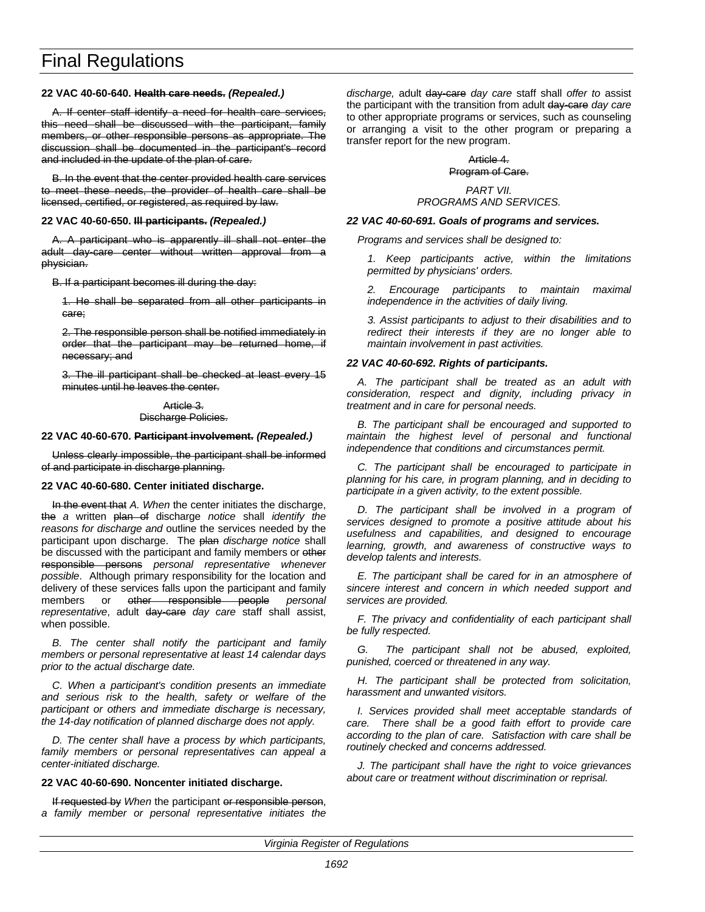**22 VAC 40-60-640. ~~Health care needs.~~ *(Repealed.)***

~~A. If center staff identify a need for health care services, this need shall be discussed with the participant, family members, or other responsible persons as appropriate. The discussion shall be documented in the participant's record and included in the update of the plan of care.~~

~~B. In the event that the center provided health care services to meet these needs, the provider of health care shall be licensed, certified, or registered, as required by law.~~

**22 VAC 40-60-650. ~~Ill participants.~~ *(Repealed.)***

~~A. A participant who is apparently ill shall not enter the adult day-care center without written approval from a physician.~~

~~B. If a participant becomes ill during the day:~~

~~1. He shall be separated from all other participants in care;~~

~~2. The responsible person shall be notified immediately in order that the participant may be returned home, if necessary; and~~

~~3. The ill participant shall be checked at least every 15 minutes until he leaves the center.~~

~~Article 3.~~
~~Discharge Policies.~~

**22 VAC 40-60-670. ~~Participant involvement.~~ *(Repealed.)***

~~Unless clearly impossible, the participant shall be informed of and participate in discharge planning.~~

**22 VAC 40-60-680. Center initiated discharge.**

~~In the event that~~ *A. When* the center initiates the discharge, ~~the~~ *a* written ~~plan of~~ discharge *notice* shall *identify the reasons for discharge and* outline the services needed by the participant upon discharge. The ~~plan~~ *discharge notice* shall be discussed with the participant and family members or ~~other responsible persons~~ *personal representative whenever possible*. Although primary responsibility for the location and delivery of these services falls upon the participant and family members or ~~other responsible people~~ *personal representative*, adult ~~day-care~~ *day care* staff shall assist, when possible.

*B. The center shall notify the participant and family members or personal representative at least 14 calendar days prior to the actual discharge date.*

*C. When a participant's condition presents an immediate and serious risk to the health, safety or welfare of the participant or others and immediate discharge is necessary, the 14-day notification of planned discharge does not apply.*

*D. The center shall have a process by which participants, family members or personal representatives can appeal a center-initiated discharge.*

**22 VAC 40-60-690. Noncenter initiated discharge.**

~~If requested by~~ *When* the participant ~~or responsible person~~, *a family member or personal representative initiates the discharge,* adult ~~day-care~~ *day care* staff shall *offer to* assist the participant with the transition from adult ~~day-care~~ *day care* to other appropriate programs or services, such as counseling or arranging a visit to the other program or preparing a transfer report for the new program.

~~Article 4.~~
~~Program of Care.~~

*PART VII.*
*PROGRAMS AND SERVICES.*

***22 VAC 40-60-691. Goals of programs and services.***

*Programs and services shall be designed to:*

*1. Keep participants active, within the limitations permitted by physicians' orders.*

*2. Encourage participants to maintain maximal independence in the activities of daily living.*

*3. Assist participants to adjust to their disabilities and to redirect their interests if they are no longer able to maintain involvement in past activities.*

***22 VAC 40-60-692. Rights of participants.***

*A. The participant shall be treated as an adult with consideration, respect and dignity, including privacy in treatment and in care for personal needs.*

*B. The participant shall be encouraged and supported to maintain the highest level of personal and functional independence that conditions and circumstances permit.*

*C. The participant shall be encouraged to participate in planning for his care, in program planning, and in deciding to participate in a given activity, to the extent possible.*

*D. The participant shall be involved in a program of services designed to promote a positive attitude about his usefulness and capabilities, and designed to encourage learning, growth, and awareness of constructive ways to develop talents and interests.*

*E. The participant shall be cared for in an atmosphere of sincere interest and concern in which needed support and services are provided.*

*F. The privacy and confidentiality of each participant shall be fully respected.*

*G. The participant shall not be abused, exploited, punished, coerced or threatened in any way.*

*H. The participant shall be protected from solicitation, harassment and unwanted visitors.*

*I. Services provided shall meet acceptable standards of care. There shall be a good faith effort to provide care according to the plan of care. Satisfaction with care shall be routinely checked and concerns addressed.*

*J. The participant shall have the right to voice grievances about care or treatment without discrimination or reprisal.*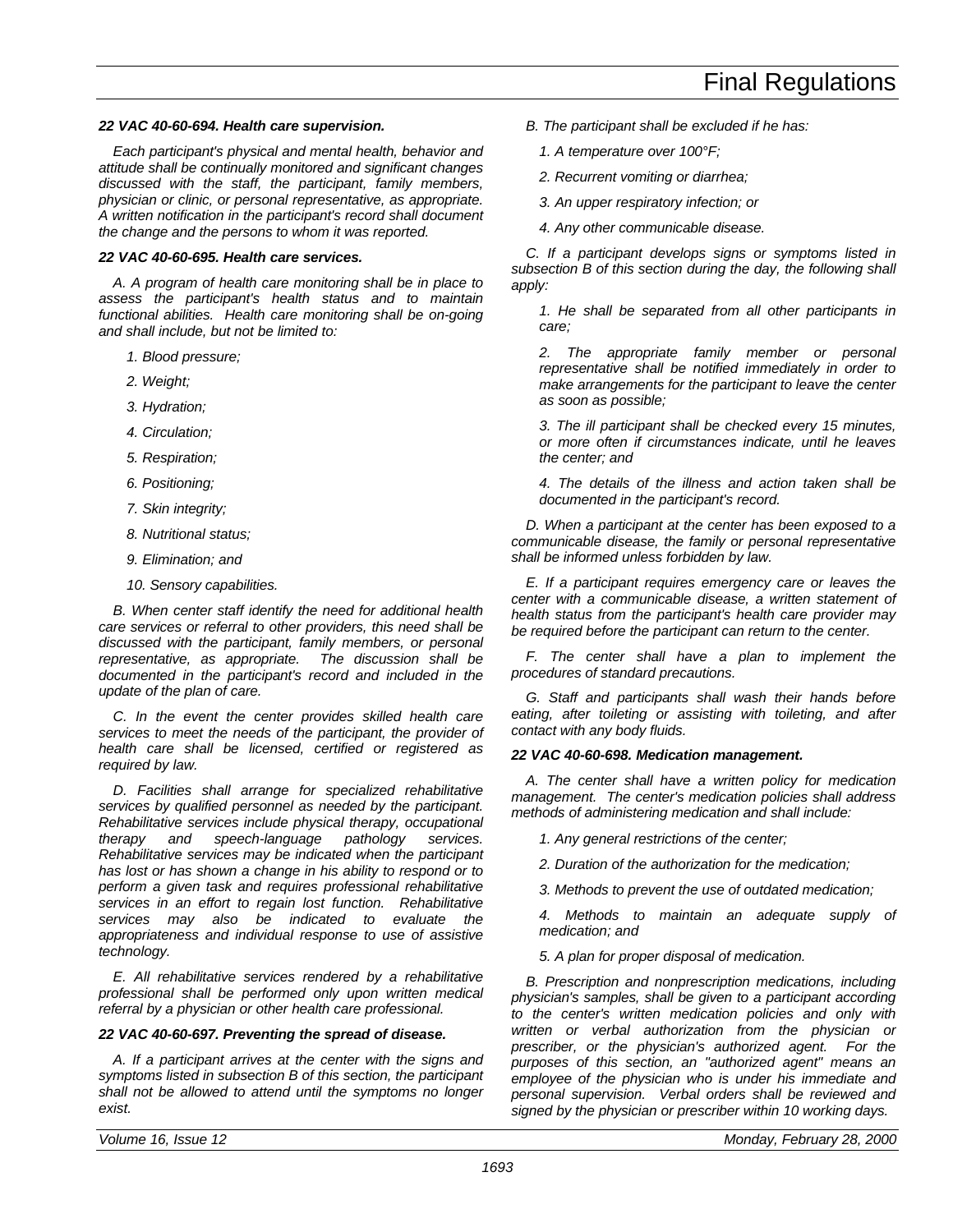***22 VAC 40-60-694. Health care supervision.***

*Each participant's physical and mental health, behavior and attitude shall be continually monitored and significant changes discussed with the staff, the participant, family members, physician or clinic, or personal representative, as appropriate. A written notification in the participant's record shall document the change and the persons to whom it was reported.*

***22 VAC 40-60-695. Health care services.***

*A. A program of health care monitoring shall be in place to assess the participant's health status and to maintain functional abilities. Health care monitoring shall be on-going and shall include, but not be limited to:*

*1. Blood pressure;*

*2. Weight;*

*3. Hydration;*

*4. Circulation;*

*5. Respiration;*

*6. Positioning;*

*7. Skin integrity;*

*8. Nutritional status;*

*9. Elimination; and*

*10. Sensory capabilities.*

*B. When center staff identify the need for additional health care services or referral to other providers, this need shall be discussed with the participant, family members, or personal representative, as appropriate. The discussion shall be documented in the participant's record and included in the update of the plan of care.*

*C. In the event the center provides skilled health care services to meet the needs of the participant, the provider of health care shall be licensed, certified or registered as required by law.*

*D. Facilities shall arrange for specialized rehabilitative services by qualified personnel as needed by the participant. Rehabilitative services include physical therapy, occupational therapy and speech-language pathology services. Rehabilitative services may be indicated when the participant has lost or has shown a change in his ability to respond or to perform a given task and requires professional rehabilitative services in an effort to regain lost function. Rehabilitative services may also be indicated to evaluate the appropriateness and individual response to use of assistive technology.*

*E. All rehabilitative services rendered by a rehabilitative professional shall be performed only upon written medical referral by a physician or other health care professional.*

***22 VAC 40-60-697. Preventing the spread of disease.***

*A. If a participant arrives at the center with the signs and symptoms listed in subsection B of this section, the participant shall not be allowed to attend until the symptoms no longer exist.*

*B. The participant shall be excluded if he has:*

*1. A temperature over 100°F;*

*2. Recurrent vomiting or diarrhea;*

*3. An upper respiratory infection; or*

*4. Any other communicable disease.*

*C. If a participant develops signs or symptoms listed in subsection B of this section during the day, the following shall apply:*

*1. He shall be separated from all other participants in care;*

*2. The appropriate family member or personal representative shall be notified immediately in order to make arrangements for the participant to leave the center as soon as possible;*

*3. The ill participant shall be checked every 15 minutes, or more often if circumstances indicate, until he leaves the center; and*

*4. The details of the illness and action taken shall be documented in the participant's record.*

*D. When a participant at the center has been exposed to a communicable disease, the family or personal representative shall be informed unless forbidden by law.*

*E. If a participant requires emergency care or leaves the center with a communicable disease, a written statement of health status from the participant's health care provider may be required before the participant can return to the center.*

*F. The center shall have a plan to implement the procedures of standard precautions.*

*G. Staff and participants shall wash their hands before eating, after toileting or assisting with toileting, and after contact with any body fluids.*

***22 VAC 40-60-698. Medication management.***

*A. The center shall have a written policy for medication management. The center's medication policies shall address methods of administering medication and shall include:*

*1. Any general restrictions of the center;*

*2. Duration of the authorization for the medication;*

*3. Methods to prevent the use of outdated medication;*

*4. Methods to maintain an adequate supply of medication; and*

*5. A plan for proper disposal of medication.*

*B. Prescription and nonprescription medications, including physician's samples, shall be given to a participant according to the center's written medication policies and only with written or verbal authorization from the physician or prescriber, or the physician's authorized agent. For the purposes of this section, an "authorized agent" means an employee of the physician who is under his immediate and personal supervision. Verbal orders shall be reviewed and signed by the physician or prescriber within 10 working days.*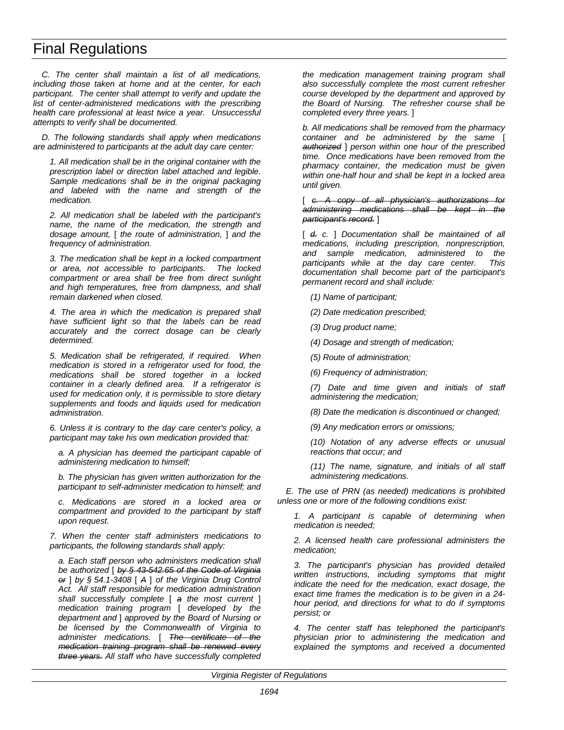C. The center shall maintain a list of all medications, including those taken at home and at the center, for each participant. The center shall attempt to verify and update the list of center-administered medications with the prescribing health care professional at least twice a year. Unsuccessful attempts to verify shall be documented.

D. The following standards shall apply when medications are administered to participants at the adult day care center:

1. All medication shall be in the original container with the prescription label or direction label attached and legible. Sample medications shall be in the original packaging and labeled with the name and strength of the medication.

2. All medication shall be labeled with the participant's name, the name of the medication, the strength and dosage amount, [ the route of administration, ] and the frequency of administration.

3. The medication shall be kept in a locked compartment or area, not accessible to participants. The locked compartment or area shall be free from direct sunlight and high temperatures, free from dampness, and shall remain darkened when closed.

4. The area in which the medication is prepared shall have sufficient light so that the labels can be read accurately and the correct dosage can be clearly determined.

5. Medication shall be refrigerated, if required. When medication is stored in a refrigerator used for food, the medications shall be stored together in a locked container in a clearly defined area. If a refrigerator is used for medication only, it is permissible to store dietary supplements and foods and liquids used for medication administration.

6. Unless it is contrary to the day care center's policy, a participant may take his own medication provided that:

a. A physician has deemed the participant capable of administering medication to himself;

b. The physician has given written authorization for the participant to self-administer medication to himself; and

c. Medications are stored in a locked area or compartment and provided to the participant by staff upon request.

7. When the center staff administers medications to participants, the following standards shall apply:

a. Each staff person who administers medication shall be authorized [ ~~by § 43-542.65 of the Code of Virginia or~~ ] by § 54.1-3408 [ A ] of the Virginia Drug Control Act. All staff responsible for medication administration shall successfully complete [ ~~a~~ the most current ] medication training program [ developed by the department and ] approved by the Board of Nursing or be licensed by the Commonwealth of Virginia to administer medications. [ ~~The certificate of the medication training program shall be renewed every three years.~~ All staff who have successfully completed the medication management training program shall also successfully complete the most current refresher course developed by the department and approved by the Board of Nursing. The refresher course shall be completed every three years. ]

b. All medications shall be removed from the pharmacy container and be administered by the same [ ~~authorized~~ ] person within one hour of the prescribed time. Once medications have been removed from the pharmacy container, the medication must be given within one-half hour and shall be kept in a locked area until given.

[ ~~c. A copy of all physician's authorizations for administering medications shall be kept in the participant's record.~~ ]

[ ~~d.~~ c. ] Documentation shall be maintained of all medications, including prescription, nonprescription, and sample medication, administered to the participants while at the day care center. This documentation shall become part of the participant's permanent record and shall include:

(1) Name of participant;

(2) Date medication prescribed;

(3) Drug product name;

(4) Dosage and strength of medication;

(5) Route of administration;

(6) Frequency of administration;

(7) Date and time given and initials of staff administering the medication;

(8) Date the medication is discontinued or changed;

(9) Any medication errors or omissions;

(10) Notation of any adverse effects or unusual reactions that occur; and

(11) The name, signature, and initials of all staff administering medications.

E. The use of PRN (as needed) medications is prohibited unless one or more of the following conditions exist:

1. A participant is capable of determining when medication is needed;

2. A licensed health care professional administers the medication;

3. The participant's physician has provided detailed written instructions, including symptoms that might indicate the need for the medication, exact dosage, the exact time frames the medication is to be given in a 24-hour period, and directions for what to do if symptoms persist; or

4. The center staff has telephoned the participant's physician prior to administering the medication and explained the symptoms and received a documented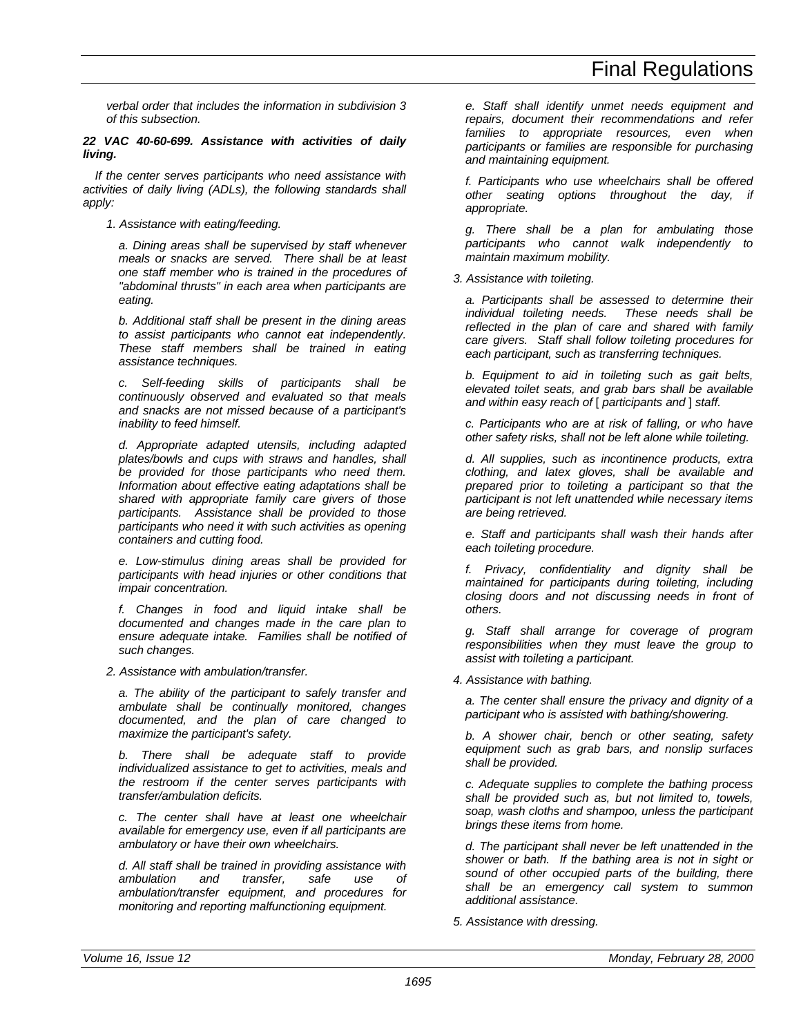*verbal order that includes the information in subdivision 3 of this subsection.*

***22 VAC 40-60-699. Assistance with activities of daily living.***

*If the center serves participants who need assistance with activities of daily living (ADLs), the following standards shall apply:*

*1. Assistance with eating/feeding.*

*a. Dining areas shall be supervised by staff whenever meals or snacks are served. There shall be at least one staff member who is trained in the procedures of "abdominal thrusts" in each area when participants are eating.*

*b. Additional staff shall be present in the dining areas to assist participants who cannot eat independently. These staff members shall be trained in eating assistance techniques.*

*c. Self-feeding skills of participants shall be continuously observed and evaluated so that meals and snacks are not missed because of a participant's inability to feed himself.*

*d. Appropriate adapted utensils, including adapted plates/bowls and cups with straws and handles, shall be provided for those participants who need them. Information about effective eating adaptations shall be shared with appropriate family care givers of those participants. Assistance shall be provided to those participants who need it with such activities as opening containers and cutting food.*

*e. Low-stimulus dining areas shall be provided for participants with head injuries or other conditions that impair concentration.*

*f. Changes in food and liquid intake shall be documented and changes made in the care plan to ensure adequate intake. Families shall be notified of such changes.*

*2. Assistance with ambulation/transfer.*

*a. The ability of the participant to safely transfer and ambulate shall be continually monitored, changes documented, and the plan of care changed to maximize the participant's safety.*

*b. There shall be adequate staff to provide individualized assistance to get to activities, meals and the restroom if the center serves participants with transfer/ambulation deficits.*

*c. The center shall have at least one wheelchair available for emergency use, even if all participants are ambulatory or have their own wheelchairs.*

*d. All staff shall be trained in providing assistance with ambulation and transfer, safe use of ambulation/transfer equipment, and procedures for monitoring and reporting malfunctioning equipment.*

*e. Staff shall identify unmet needs equipment and repairs, document their recommendations and refer families to appropriate resources, even when participants or families are responsible for purchasing and maintaining equipment.*

*f. Participants who use wheelchairs shall be offered other seating options throughout the day, if appropriate.*

*g. There shall be a plan for ambulating those participants who cannot walk independently to maintain maximum mobility.*

*3. Assistance with toileting.*

*a. Participants shall be assessed to determine their individual toileting needs. These needs shall be reflected in the plan of care and shared with family care givers. Staff shall follow toileting procedures for each participant, such as transferring techniques.*

*b. Equipment to aid in toileting such as gait belts, elevated toilet seats, and grab bars shall be available and within easy reach of* [ *participants and* ] *staff.*

*c. Participants who are at risk of falling, or who have other safety risks, shall not be left alone while toileting.*

*d. All supplies, such as incontinence products, extra clothing, and latex gloves, shall be available and prepared prior to toileting a participant so that the participant is not left unattended while necessary items are being retrieved.*

*e. Staff and participants shall wash their hands after each toileting procedure.*

*f. Privacy, confidentiality and dignity shall be maintained for participants during toileting, including closing doors and not discussing needs in front of others.*

*g. Staff shall arrange for coverage of program responsibilities when they must leave the group to assist with toileting a participant.*

*4. Assistance with bathing.*

*a. The center shall ensure the privacy and dignity of a participant who is assisted with bathing/showering.*

*b. A shower chair, bench or other seating, safety equipment such as grab bars, and nonslip surfaces shall be provided.*

*c. Adequate supplies to complete the bathing process shall be provided such as, but not limited to, towels, soap, wash cloths and shampoo, unless the participant brings these items from home.*

*d. The participant shall never be left unattended in the shower or bath. If the bathing area is not in sight or sound of other occupied parts of the building, there shall be an emergency call system to summon additional assistance.*

*5. Assistance with dressing.*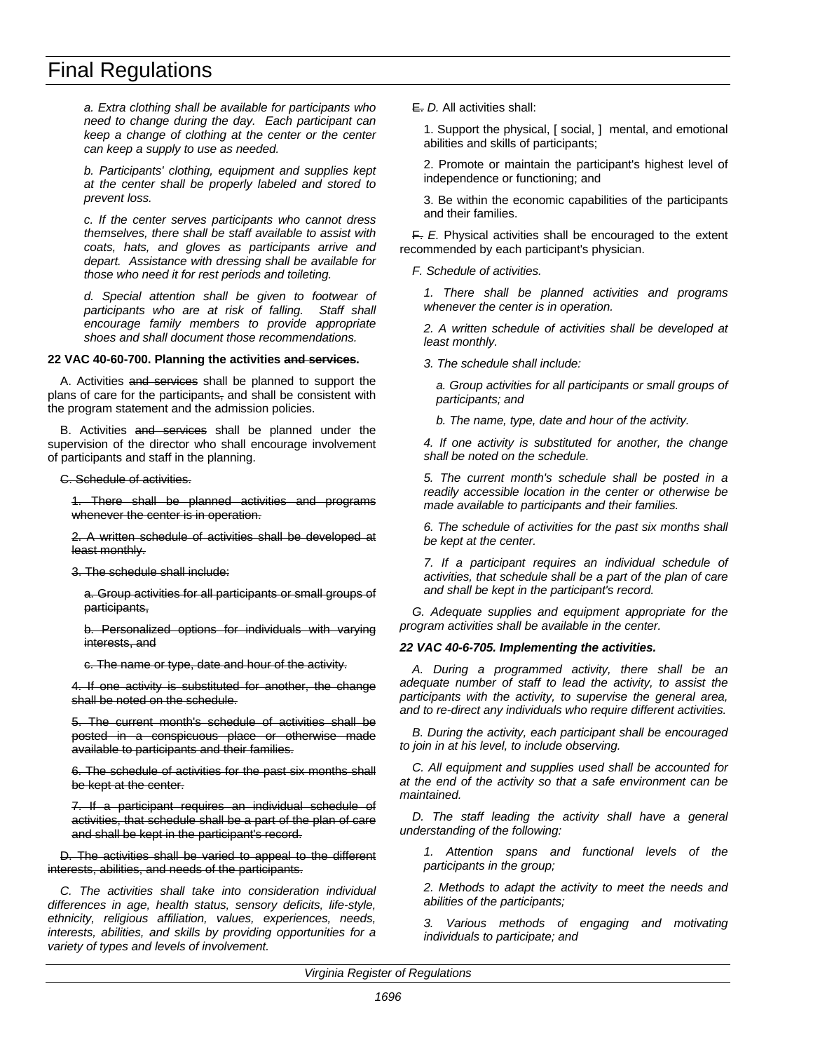*a. Extra clothing shall be available for participants who need to change during the day. Each participant can keep a change of clothing at the center or the center can keep a supply to use as needed.*

*b. Participants' clothing, equipment and supplies kept at the center shall be properly labeled and stored to prevent loss.*

*c. If the center serves participants who cannot dress themselves, there shall be staff available to assist with coats, hats, and gloves as participants arrive and depart. Assistance with dressing shall be available for those who need it for rest periods and toileting.*

*d. Special attention shall be given to footwear of participants who are at risk of falling. Staff shall encourage family members to provide appropriate shoes and shall document those recommendations.*

**22 VAC 40-60-700. Planning the activities ~~and services~~.**

A. Activities ~~and services~~ shall be planned to support the plans of care for the participants~~,~~ and shall be consistent with the program statement and the admission policies.

B. Activities ~~and services~~ shall be planned under the supervision of the director who shall encourage involvement of participants and staff in the planning.

~~C. Schedule of activities.~~

~~1. There shall be planned activities and programs whenever the center is in operation.~~

~~2. A written schedule of activities shall be developed at least monthly.~~

~~3. The schedule shall include:~~

~~a. Group activities for all participants or small groups of participants,~~

~~b. Personalized options for individuals with varying interests, and~~

~~c. The name or type, date and hour of the activity.~~

~~4. If one activity is substituted for another, the change shall be noted on the schedule.~~

~~5. The current month's schedule of activities shall be posted in a conspicuous place or otherwise made available to participants and their families.~~

~~6. The schedule of activities for the past six months shall be kept at the center.~~

~~7. If a participant requires an individual schedule of activities, that schedule shall be a part of the plan of care and shall be kept in the participant's record.~~

~~D. The activities shall be varied to appeal to the different interests, abilities, and needs of the participants.~~

*C. The activities shall take into consideration individual differences in age, health status, sensory deficits, life-style, ethnicity, religious affiliation, values, experiences, needs, interests, abilities, and skills by providing opportunities for a variety of types and levels of involvement.*

~~E.~~ *D.* All activities shall:

1. Support the physical, [ social, ] mental, and emotional abilities and skills of participants;

2. Promote or maintain the participant's highest level of independence or functioning; and

3. Be within the economic capabilities of the participants and their families.

~~F.~~ *E.* Physical activities shall be encouraged to the extent recommended by each participant's physician.

*F. Schedule of activities.*

*1. There shall be planned activities and programs whenever the center is in operation.*

*2. A written schedule of activities shall be developed at least monthly.*

*3. The schedule shall include:*

*a. Group activities for all participants or small groups of participants; and*

*b. The name, type, date and hour of the activity.*

*4. If one activity is substituted for another, the change shall be noted on the schedule.*

*5. The current month's schedule shall be posted in a readily accessible location in the center or otherwise be made available to participants and their families.*

*6. The schedule of activities for the past six months shall be kept at the center.*

*7. If a participant requires an individual schedule of activities, that schedule shall be a part of the plan of care and shall be kept in the participant's record.*

*G. Adequate supplies and equipment appropriate for the program activities shall be available in the center.*

***22 VAC 40-6-705. Implementing the activities.***

*A. During a programmed activity, there shall be an adequate number of staff to lead the activity, to assist the participants with the activity, to supervise the general area, and to re-direct any individuals who require different activities.*

*B. During the activity, each participant shall be encouraged to join in at his level, to include observing.*

*C. All equipment and supplies used shall be accounted for at the end of the activity so that a safe environment can be maintained.*

*D. The staff leading the activity shall have a general understanding of the following:*

*1. Attention spans and functional levels of the participants in the group;*

*2. Methods to adapt the activity to meet the needs and abilities of the participants;*

*3. Various methods of engaging and motivating individuals to participate; and*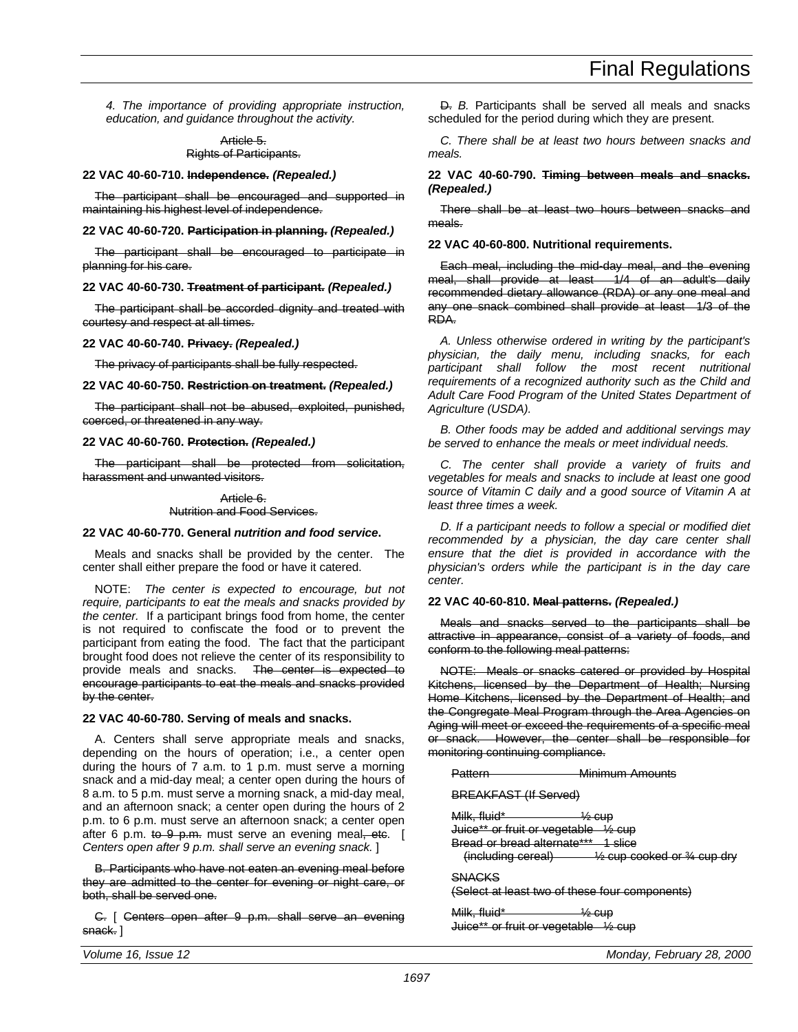*4. The importance of providing appropriate instruction, education, and guidance throughout the activity.*

~~Article 5.~~
~~Rights of Participants.~~

**22 VAC 40-60-710. ~~Independence.~~ *(Repealed.)***

~~The participant shall be encouraged and supported in maintaining his highest level of independence.~~

**22 VAC 40-60-720. ~~Participation in planning.~~ *(Repealed.)***

~~The participant shall be encouraged to participate in planning for his care.~~

**22 VAC 40-60-730. ~~Treatment of participant.~~ *(Repealed.)***

~~The participant shall be accorded dignity and treated with courtesy and respect at all times.~~

**22 VAC 40-60-740. ~~Privacy.~~ *(Repealed.)***

~~The privacy of participants shall be fully respected.~~

**22 VAC 40-60-750. ~~Restriction on treatment.~~ *(Repealed.)***

~~The participant shall not be abused, exploited, punished, coerced, or threatened in any way.~~

**22 VAC 40-60-760. ~~Protection.~~ *(Repealed.)***

~~The participant shall be protected from solicitation, harassment and unwanted visitors.~~

~~Article 6.~~
~~Nutrition and Food Services.~~

**22 VAC 40-60-770. General *nutrition and food service*.**

Meals and snacks shall be provided by the center. The center shall either prepare the food or have it catered.

NOTE: *The center is expected to encourage, but not require, participants to eat the meals and snacks provided by the center.* If a participant brings food from home, the center is not required to confiscate the food or to prevent the participant from eating the food. The fact that the participant brought food does not relieve the center of its responsibility to provide meals and snacks. ~~The center is expected to encourage participants to eat the meals and snacks provided by the center.~~

**22 VAC 40-60-780. Serving of meals and snacks.**

A. Centers shall serve appropriate meals and snacks, depending on the hours of operation; i.e., a center open during the hours of 7 a.m. to 1 p.m. must serve a morning snack and a mid-day meal; a center open during the hours of 8 a.m. to 5 p.m. must serve a morning snack, a mid-day meal, and an afternoon snack; a center open during the hours of 2 p.m. to 6 p.m. must serve an afternoon snack; a center open after 6 p.m. ~~to 9 p.m.~~ must serve an evening meal~~, etc~~. [ *Centers open after 9 p.m. shall serve an evening snack.* ]

~~B. Participants who have not eaten an evening meal before they are admitted to the center for evening or night care, or both, shall be served one.~~

~~C.~~ [ ~~Centers open after 9 p.m. shall serve an evening snack.~~ ]

~~D.~~ *B.* Participants shall be served all meals and snacks scheduled for the period during which they are present.

*C. There shall be at least two hours between snacks and meals.*

**22 VAC 40-60-790. ~~Timing between meals and snacks.~~ *(Repealed.)***

~~There shall be at least two hours between snacks and meals.~~

**22 VAC 40-60-800. Nutritional requirements.**

~~Each meal, including the mid-day meal, and the evening meal, shall provide at least 1/4 of an adult's daily recommended dietary allowance (RDA) or any one meal and any one snack combined shall provide at least 1/3 of the RDA.~~

*A. Unless otherwise ordered in writing by the participant's physician, the daily menu, including snacks, for each participant shall follow the most recent nutritional requirements of a recognized authority such as the Child and Adult Care Food Program of the United States Department of Agriculture (USDA).*

*B. Other foods may be added and additional servings may be served to enhance the meals or meet individual needs.*

*C. The center shall provide a variety of fruits and vegetables for meals and snacks to include at least one good source of Vitamin C daily and a good source of Vitamin A at least three times a week.*

*D. If a participant needs to follow a special or modified diet recommended by a physician, the day care center shall ensure that the diet is provided in accordance with the physician's orders while the participant is in the day care center.*

**22 VAC 40-60-810. ~~Meal patterns.~~ *(Repealed.)***

~~Meals and snacks served to the participants shall be attractive in appearance, consist of a variety of foods, and conform to the following meal patterns:~~

~~NOTE: Meals or snacks catered or provided by Hospital Kitchens, licensed by the Department of Health; Nursing Home Kitchens, licensed by the Department of Health; and the Congregate Meal Program through the Area Agencies on Aging will meet or exceed the requirements of a specific meal or snack. However, the center shall be responsible for monitoring continuing compliance.~~

| ~~Pattern~~ | ~~Minimum Amounts~~ |
|---|---|
| ~~BREAKFAST (If Served)~~ | |
| ~~Milk, fluid*~~ | ~~½ cup~~ |
| ~~Juice** or fruit or vegetable~~ | ~~½ cup~~ |
| ~~Bread or bread alternate***~~ | ~~1 slice~~ |
| ~~(including cereal)~~ | ~~½ cup cooked or ¾ cup dry~~ |
| ~~SNACKS~~ | |
| ~~(Select at least two of these four components)~~ | |
| ~~Milk, fluid*~~ | ~~½ cup~~ |
| ~~Juice** or fruit or vegetable~~ | ~~½ cup~~ |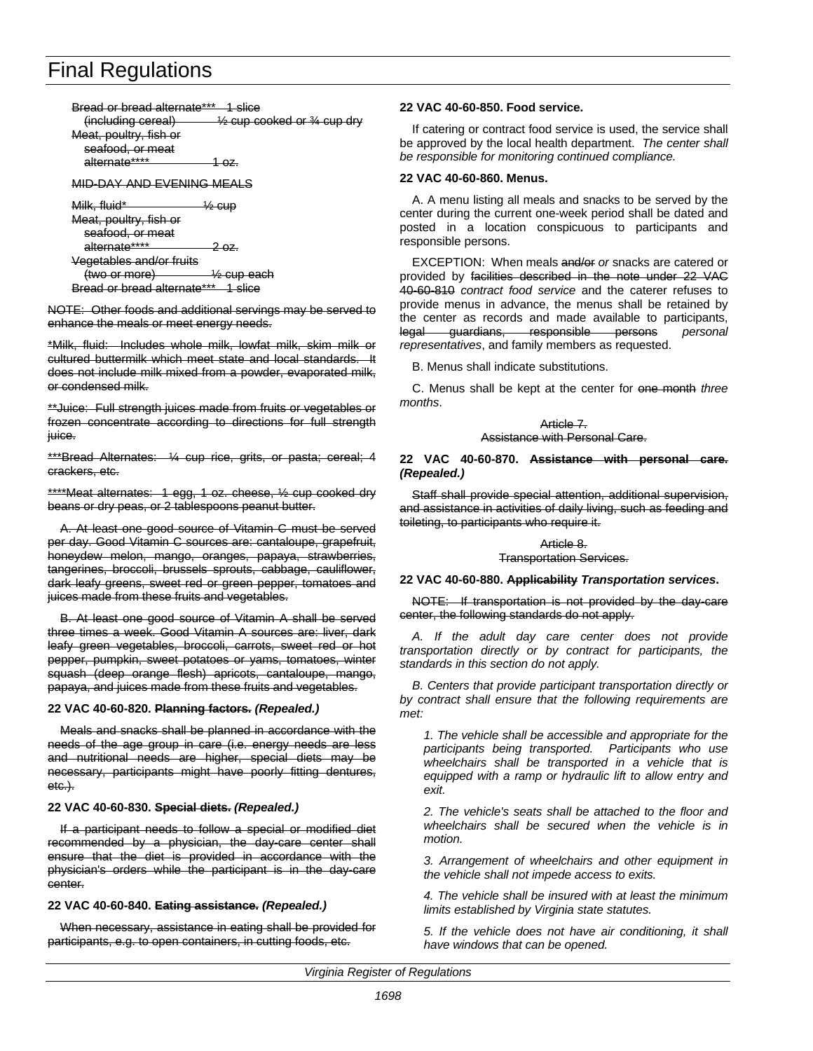~~Bread or bread alternate*** 1 slice (including cereal) ½ cup cooked or ¾ cup dry~~
~~Meat, poultry, fish or seafood, or meat alternate**** 1 oz.~~

~~MID-DAY AND EVENING MEALS~~

~~Milk, fluid* ½ cup~~
~~Meat, poultry, fish or seafood, or meat alternate**** 2 oz.~~
~~Vegetables and/or fruits (two or more) ½ cup each~~
~~Bread or bread alternate*** 1 slice~~

~~NOTE: Other foods and additional servings may be served to enhance the meals or meet energy needs.~~

~~*Milk, fluid: Includes whole milk, lowfat milk, skim milk or cultured buttermilk which meet state and local standards. It does not include milk mixed from a powder, evaporated milk, or condensed milk.~~

~~**Juice: Full strength juices made from fruits or vegetables or frozen concentrate according to directions for full strength juice.~~

~~***Bread Alternates: ¼ cup rice, grits, or pasta; cereal; 4 crackers, etc.~~

~~****Meat alternates: 1 egg, 1 oz. cheese, ½ cup cooked dry beans or dry peas, or 2 tablespoons peanut butter.~~

~~A. At least one good source of Vitamin C must be served per day. Good Vitamin C sources are: cantaloupe, grapefruit, honeydew melon, mango, oranges, papaya, strawberries, tangerines, broccoli, brussels sprouts, cabbage, cauliflower, dark leafy greens, sweet red or green pepper, tomatoes and juices made from these fruits and vegetables.~~

~~B. At least one good source of Vitamin A shall be served three times a week. Good Vitamin A sources are: liver, dark leafy green vegetables, broccoli, carrots, sweet red or hot pepper, pumpkin, sweet potatoes or yams, tomatoes, winter squash (deep orange flesh) apricots, cantaloupe, mango, papaya, and juices made from these fruits and vegetables.~~

**22 VAC 40-60-820. ~~Planning factors.~~ *(Repealed.)***

~~Meals and snacks shall be planned in accordance with the needs of the age group in care (i.e. energy needs are less and nutritional needs are higher, special diets may be necessary, participants might have poorly fitting dentures, etc.).~~

**22 VAC 40-60-830. ~~Special diets.~~ *(Repealed.)***

~~If a participant needs to follow a special or modified diet recommended by a physician, the day-care center shall ensure that the diet is provided in accordance with the physician's orders while the participant is in the day-care center.~~

**22 VAC 40-60-840. ~~Eating assistance.~~ *(Repealed.)***

~~When necessary, assistance in eating shall be provided for participants, e.g. to open containers, in cutting foods, etc.~~

**22 VAC 40-60-850. Food service.**

If catering or contract food service is used, the service shall be approved by the local health department. *The center shall be responsible for monitoring continued compliance.*

**22 VAC 40-60-860. Menus.**

A. A menu listing all meals and snacks to be served by the center during the current one-week period shall be dated and posted in a location conspicuous to participants and responsible persons.

EXCEPTION: When meals ~~and/or~~ *or* snacks are catered or provided by ~~facilities described in the note under 22 VAC 40-60-810~~ *contract food service* and the caterer refuses to provide menus in advance, the menus shall be retained by the center as records and made available to participants, ~~legal guardians, responsible persons~~ *personal representatives*, and family members as requested.

B. Menus shall indicate substitutions.

C. Menus shall be kept at the center for ~~one month~~ *three months*.

~~Article 7.~~
~~Assistance with Personal Care.~~

**22 VAC 40-60-870. ~~Assistance with personal care.~~ *(Repealed.)***

~~Staff shall provide special attention, additional supervision, and assistance in activities of daily living, such as feeding and toileting, to participants who require it.~~

~~Article 8.~~
~~Transportation Services.~~

**22 VAC 40-60-880. ~~Applicability~~ *Transportation services*.**

~~NOTE: If transportation is not provided by the day-care center, the following standards do not apply.~~

*A. If the adult day care center does not provide transportation directly or by contract for participants, the standards in this section do not apply.*

*B. Centers that provide participant transportation directly or by contract shall ensure that the following requirements are met:*

*1. The vehicle shall be accessible and appropriate for the participants being transported. Participants who use wheelchairs shall be transported in a vehicle that is equipped with a ramp or hydraulic lift to allow entry and exit.*

*2. The vehicle's seats shall be attached to the floor and wheelchairs shall be secured when the vehicle is in motion.*

*3. Arrangement of wheelchairs and other equipment in the vehicle shall not impede access to exits.*

*4. The vehicle shall be insured with at least the minimum limits established by Virginia state statutes.*

*5. If the vehicle does not have air conditioning, it shall have windows that can be opened.*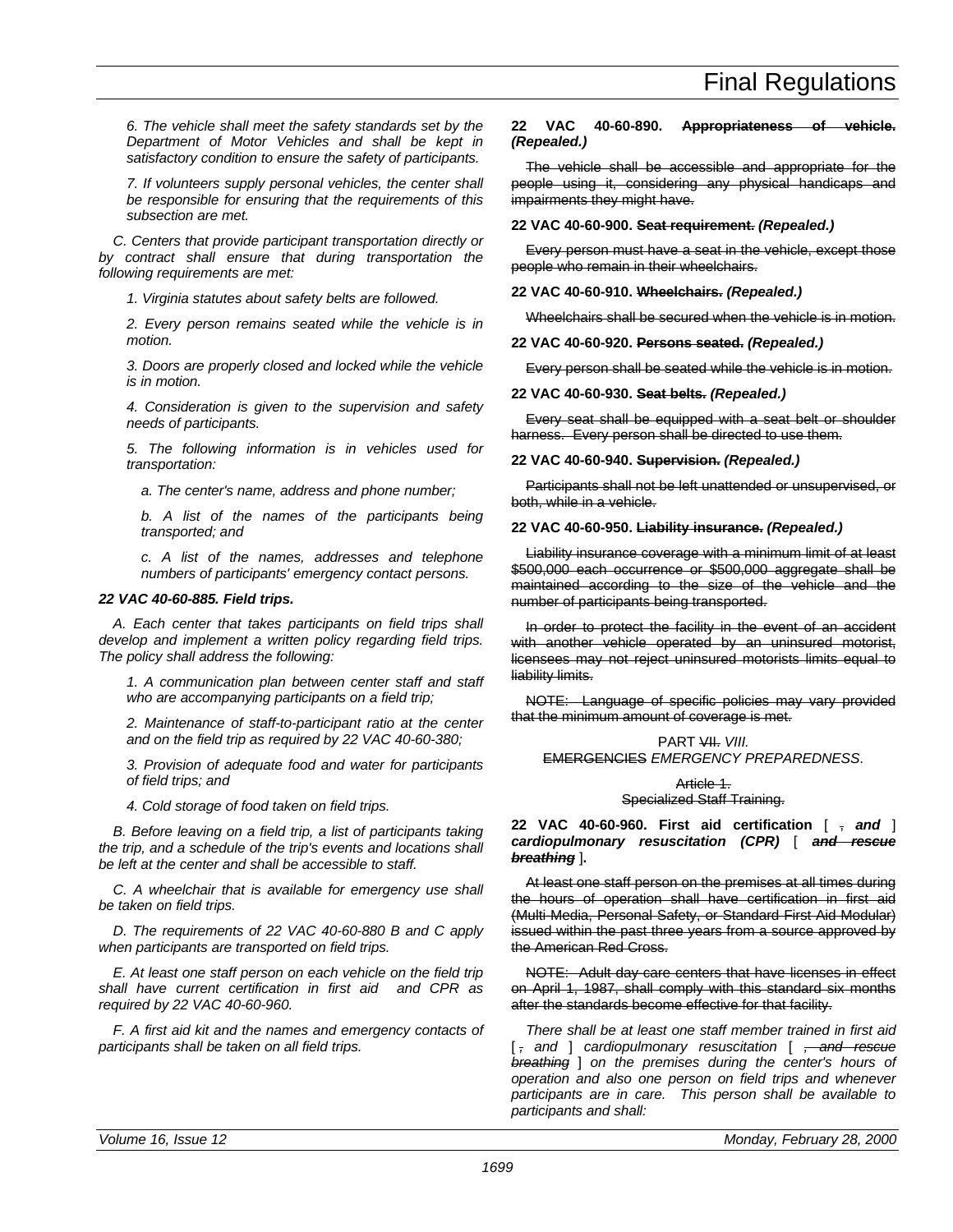*6. The vehicle shall meet the safety standards set by the Department of Motor Vehicles and shall be kept in satisfactory condition to ensure the safety of participants.*

*7. If volunteers supply personal vehicles, the center shall be responsible for ensuring that the requirements of this subsection are met.*

*C. Centers that provide participant transportation directly or by contract shall ensure that during transportation the following requirements are met:*

*1. Virginia statutes about safety belts are followed.*

*2. Every person remains seated while the vehicle is in motion.*

*3. Doors are properly closed and locked while the vehicle is in motion.*

*4. Consideration is given to the supervision and safety needs of participants.*

*5. The following information is in vehicles used for transportation:*

*a. The center's name, address and phone number;*

*b. A list of the names of the participants being transported; and*

*c. A list of the names, addresses and telephone numbers of participants' emergency contact persons.*

***22 VAC 40-60-885. Field trips.***

*A. Each center that takes participants on field trips shall develop and implement a written policy regarding field trips. The policy shall address the following:*

*1. A communication plan between center staff and staff who are accompanying participants on a field trip;*

*2. Maintenance of staff-to-participant ratio at the center and on the field trip as required by 22 VAC 40-60-380;*

*3. Provision of adequate food and water for participants of field trips; and*

*4. Cold storage of food taken on field trips.*

*B. Before leaving on a field trip, a list of participants taking the trip, and a schedule of the trip's events and locations shall be left at the center and shall be accessible to staff.*

*C. A wheelchair that is available for emergency use shall be taken on field trips.*

*D. The requirements of 22 VAC 40-60-880 B and C apply when participants are transported on field trips.*

*E. At least one staff person on each vehicle on the field trip shall have current certification in first aid and CPR as required by 22 VAC 40-60-960.*

*F. A first aid kit and the names and emergency contacts of participants shall be taken on all field trips.*

**22 VAC 40-60-890. ~~Appropriateness of vehicle.~~ *(Repealed.)***

~~The vehicle shall be accessible and appropriate for the people using it, considering any physical handicaps and impairments they might have.~~

**22 VAC 40-60-900. ~~Seat requirement.~~ *(Repealed.)***

~~Every person must have a seat in the vehicle, except those people who remain in their wheelchairs.~~

**22 VAC 40-60-910. ~~Wheelchairs.~~ *(Repealed.)***

~~Wheelchairs shall be secured when the vehicle is in motion.~~

**22 VAC 40-60-920. ~~Persons seated.~~ *(Repealed.)***

~~Every person shall be seated while the vehicle is in motion.~~

**22 VAC 40-60-930. ~~Seat belts.~~ *(Repealed.)***

~~Every seat shall be equipped with a seat belt or shoulder harness. Every person shall be directed to use them.~~

**22 VAC 40-60-940. ~~Supervision.~~ *(Repealed.)***

~~Participants shall not be left unattended or unsupervised, or both, while in a vehicle.~~

**22 VAC 40-60-950. ~~Liability insurance.~~ *(Repealed.)***

~~Liability insurance coverage with a minimum limit of at least $500,000 each occurrence or $500,000 aggregate shall be maintained according to the size of the vehicle and the number of participants being transported.~~

~~In order to protect the facility in the event of an accident with another vehicle operated by an uninsured motorist, licensees may not reject uninsured motorists limits equal to liability limits.~~

~~NOTE: Language of specific policies may vary provided that the minimum amount of coverage is met.~~

PART ~~VII.~~ *VIII.*
~~EMERGENCIES~~ *EMERGENCY PREPAREDNESS.*

~~Article 1.~~
~~Specialized Staff Training.~~

**22 VAC 40-60-960. First aid certification [ ~~,~~ *and* ] *cardiopulmonary resuscitation (CPR)* [ ~~*and rescue breathing*~~ ].**

~~At least one staff person on the premises at all times during the hours of operation shall have certification in first aid (Multi-Media, Personal Safety, or Standard First Aid Modular) issued within the past three years from a source approved by the American Red Cross.~~

~~NOTE: Adult day care centers that have licenses in effect on April 1, 1987, shall comply with this standard six months after the standards become effective for that facility.~~

*There shall be at least one staff member trained in first aid* [ ~~,~~ *and* ] *cardiopulmonary resuscitation* [ ~~*, and rescue breathing*~~ ] *on the premises during the center's hours of operation and also one person on field trips and whenever participants are in care. This person shall be available to participants and shall:*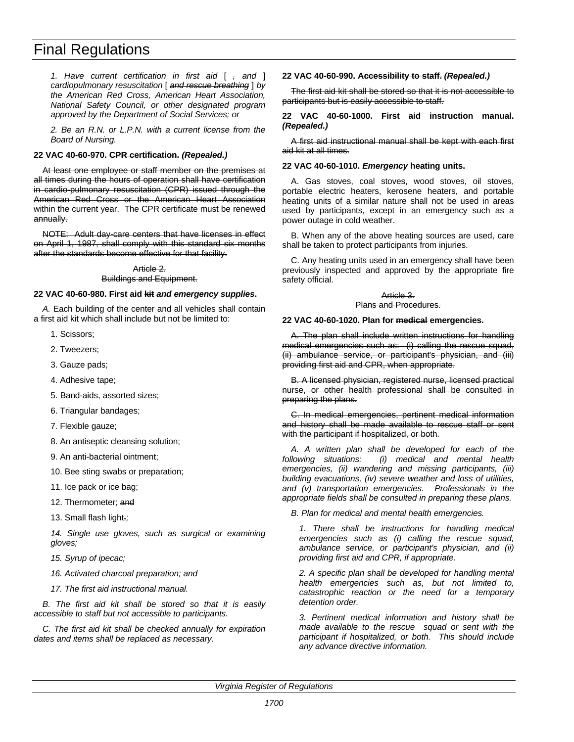1. *Have current certification in first aid* [ ~~,~~ *and* ] *cardiopulmonary resuscitation* [ ~~*and rescue breathing*~~ ] *by the American Red Cross, American Heart Association, National Safety Council, or other designated program approved by the Department of Social Services; or*

2. *Be an R.N. or L.P.N. with a current license from the Board of Nursing.*

**22 VAC 40-60-970. ~~CPR certification.~~ *(Repealed.)***

~~At least one employee or staff member on the premises at all times during the hours of operation shall have certification in cardio-pulmonary resuscitation (CPR) issued through the American Red Cross or the American Heart Association within the current year. The CPR certificate must be renewed annually.~~

~~NOTE: Adult day-care centers that have licenses in effect on April 1, 1987, shall comply with this standard six months after the standards become effective for that facility.~~

~~Article 2.~~
~~Buildings and Equipment.~~

**22 VAC 40-60-980. First aid ~~kit~~ *and emergency supplies*.**

*A.* Each building of the center and all vehicles shall contain a first aid kit which shall include but not be limited to:

1. Scissors;
2. Tweezers;
3. Gauze pads;
4. Adhesive tape;
5. Band-aids, assorted sizes;
6. Triangular bandages;
7. Flexible gauze;
8. An antiseptic cleansing solution;
9. An anti-bacterial ointment;
10. Bee sting swabs or preparation;
11. Ice pack or ice bag;
12. Thermometer; ~~and~~
13. Small flash light~~.~~*;*
14. *Single use gloves, such as surgical or examining gloves;*
15. *Syrup of ipecac;*
16. *Activated charcoal preparation; and*
17. *The first aid instructional manual.*

*B. The first aid kit shall be stored so that it is easily accessible to staff but not accessible to participants.*

*C. The first aid kit shall be checked annually for expiration dates and items shall be replaced as necessary.*

**22 VAC 40-60-990. ~~Accessibility to staff.~~ *(Repealed.)***

~~The first aid kit shall be stored so that it is not accessible to participants but is easily accessible to staff.~~

**22 VAC 40-60-1000. ~~First aid instruction manual.~~ *(Repealed.)***

~~A first aid instructional manual shall be kept with each first aid kit at all times.~~

**22 VAC 40-60-1010. *Emergency* heating units.**

A. Gas stoves, coal stoves, wood stoves, oil stoves, portable electric heaters, kerosene heaters, and portable heating units of a similar nature shall not be used in areas used by participants, except in an emergency such as a power outage in cold weather.

B. When any of the above heating sources are used, care shall be taken to protect participants from injuries.

C. Any heating units used in an emergency shall have been previously inspected and approved by the appropriate fire safety official.

~~Article 3.~~
~~Plans and Procedures.~~

**22 VAC 40-60-1020. Plan for ~~medical~~ emergencies.**

~~A. The plan shall include written instructions for handling medical emergencies such as: (i) calling the rescue squad, (ii) ambulance service, or participant's physician, and (iii) providing first aid and CPR, when appropriate.~~

~~B. A licensed physician, registered nurse, licensed practical nurse, or other health professional shall be consulted in preparing the plans.~~

~~C. In medical emergencies, pertinent medical information and history shall be made available to rescue staff or sent with the participant if hospitalized, or both.~~

*A. A written plan shall be developed for each of the following situations: (i) medical and mental health emergencies, (ii) wandering and missing participants, (iii) building evacuations, (iv) severe weather and loss of utilities, and (v) transportation emergencies. Professionals in the appropriate fields shall be consulted in preparing these plans.*

*B. Plan for medical and mental health emergencies.*

1. *There shall be instructions for handling medical emergencies such as (i) calling the rescue squad, ambulance service, or participant's physician, and (ii) providing first aid and CPR, if appropriate.*

2. *A specific plan shall be developed for handling mental health emergencies such as, but not limited to, catastrophic reaction or the need for a temporary detention order.*

3. *Pertinent medical information and history shall be made available to the rescue squad or sent with the participant if hospitalized, or both. This should include any advance directive information.*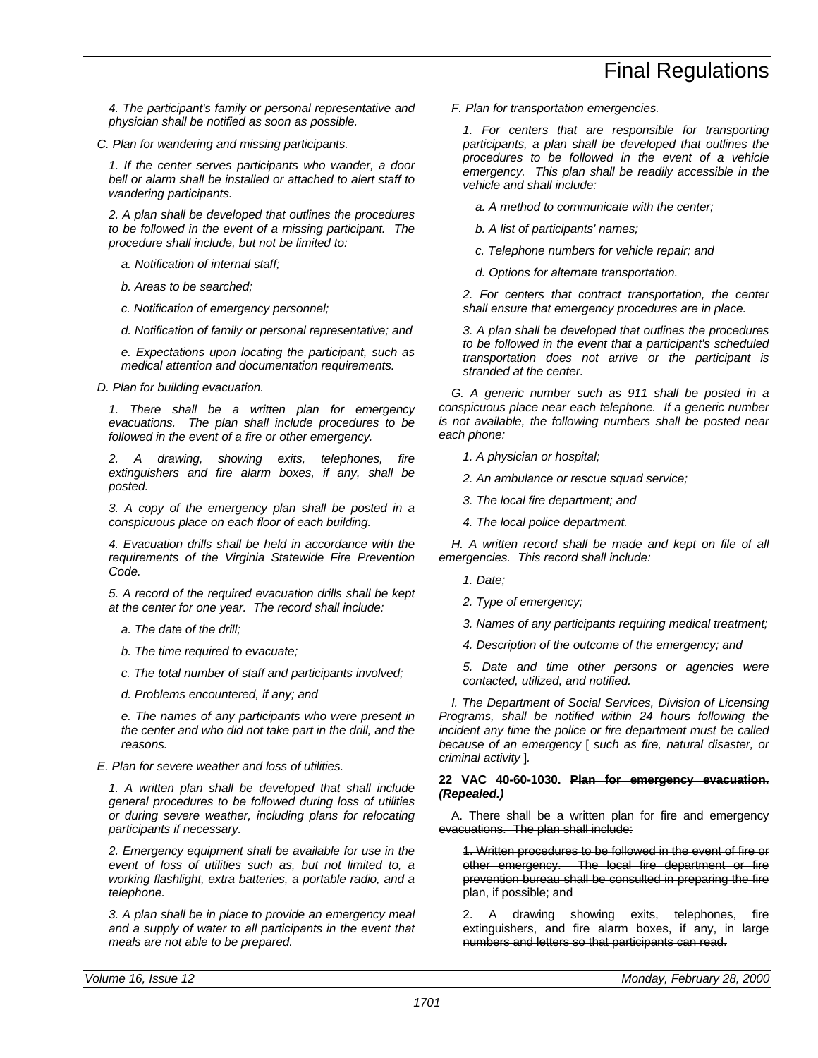*4. The participant's family or personal representative and physician shall be notified as soon as possible.*

*C. Plan for wandering and missing participants.*

*1. If the center serves participants who wander, a door bell or alarm shall be installed or attached to alert staff to wandering participants.*

*2. A plan shall be developed that outlines the procedures to be followed in the event of a missing participant. The procedure shall include, but not be limited to:*

*a. Notification of internal staff;*

*b. Areas to be searched;*

*c. Notification of emergency personnel;*

*d. Notification of family or personal representative; and*

*e. Expectations upon locating the participant, such as medical attention and documentation requirements.*

*D. Plan for building evacuation.*

*1. There shall be a written plan for emergency evacuations. The plan shall include procedures to be followed in the event of a fire or other emergency.*

*2. A drawing, showing exits, telephones, fire extinguishers and fire alarm boxes, if any, shall be posted.*

*3. A copy of the emergency plan shall be posted in a conspicuous place on each floor of each building.*

*4. Evacuation drills shall be held in accordance with the requirements of the Virginia Statewide Fire Prevention Code.*

*5. A record of the required evacuation drills shall be kept at the center for one year. The record shall include:*

*a. The date of the drill;*

*b. The time required to evacuate;*

*c. The total number of staff and participants involved;*

*d. Problems encountered, if any; and*

*e. The names of any participants who were present in the center and who did not take part in the drill, and the reasons.*

*E. Plan for severe weather and loss of utilities.*

*1. A written plan shall be developed that shall include general procedures to be followed during loss of utilities or during severe weather, including plans for relocating participants if necessary.*

*2. Emergency equipment shall be available for use in the event of loss of utilities such as, but not limited to, a working flashlight, extra batteries, a portable radio, and a telephone.*

*3. A plan shall be in place to provide an emergency meal and a supply of water to all participants in the event that meals are not able to be prepared.*

*F. Plan for transportation emergencies.*

*1. For centers that are responsible for transporting participants, a plan shall be developed that outlines the procedures to be followed in the event of a vehicle emergency. This plan shall be readily accessible in the vehicle and shall include:*

*a. A method to communicate with the center;*

*b. A list of participants' names;*

*c. Telephone numbers for vehicle repair; and*

*d. Options for alternate transportation.*

*2. For centers that contract transportation, the center shall ensure that emergency procedures are in place.*

*3. A plan shall be developed that outlines the procedures to be followed in the event that a participant's scheduled transportation does not arrive or the participant is stranded at the center.*

*G. A generic number such as 911 shall be posted in a conspicuous place near each telephone. If a generic number is not available, the following numbers shall be posted near each phone:*

*1. A physician or hospital;*

*2. An ambulance or rescue squad service;*

*3. The local fire department; and*

*4. The local police department.*

*H. A written record shall be made and kept on file of all emergencies. This record shall include:*

*1. Date;*

*2. Type of emergency;*

*3. Names of any participants requiring medical treatment;*

*4. Description of the outcome of the emergency; and*

*5. Date and time other persons or agencies were contacted, utilized, and notified.*

*I. The Department of Social Services, Division of Licensing Programs, shall be notified within 24 hours following the incident any time the police or fire department must be called because of an emergency [ such as fire, natural disaster, or criminal activity ].*

**22 VAC 40-60-1030. ~~Plan for emergency evacuation.~~ *(Repealed.)***

~~A. There shall be a written plan for fire and emergency evacuations. The plan shall include:~~

~~1. Written procedures to be followed in the event of fire or other emergency. The local fire department or fire prevention bureau shall be consulted in preparing the fire plan, if possible; and~~

~~2. A drawing showing exits, telephones, fire extinguishers, and fire alarm boxes, if any, in large numbers and letters so that participants can read.~~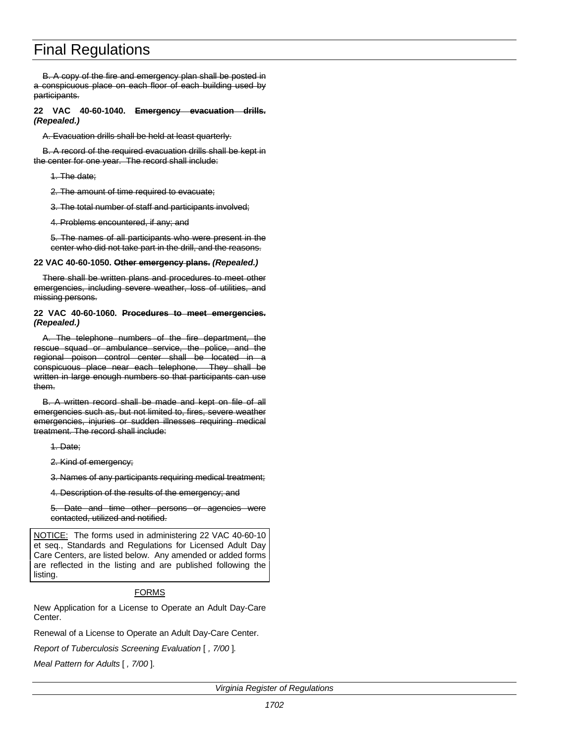B. A copy of the fire and emergency plan shall be posted in a conspicuous place on each floor of each building used by participants.

**22 VAC 40-60-1040. Emergency evacuation drills. *(Repealed.)***

A. Evacuation drills shall be held at least quarterly.

B. A record of the required evacuation drills shall be kept in the center for one year. The record shall include:

1. The date;

2. The amount of time required to evacuate;

3. The total number of staff and participants involved;

4. Problems encountered, if any; and

5. The names of all participants who were present in the center who did not take part in the drill, and the reasons.

**22 VAC 40-60-1050. Other emergency plans. *(Repealed.)***

There shall be written plans and procedures to meet other emergencies, including severe weather, loss of utilities, and missing persons.

**22 VAC 40-60-1060. Procedures to meet emergencies. *(Repealed.)***

A. The telephone numbers of the fire department, the rescue squad or ambulance service, the police, and the regional poison control center shall be located in a conspicuous place near each telephone. They shall be written in large enough numbers so that participants can use them.

B. A written record shall be made and kept on file of all emergencies such as, but not limited to, fires, severe weather emergencies, injuries or sudden illnesses requiring medical treatment. The record shall include:

1. Date;

2. Kind of emergency;

3. Names of any participants requiring medical treatment;

4. Description of the results of the emergency; and

5. Date and time other persons or agencies were contacted, utilized and notified.

NOTICE: The forms used in administering 22 VAC 40-60-10 et seq., Standards and Regulations for Licensed Adult Day Care Centers, are listed below. Any amended or added forms are reflected in the listing and are published following the listing.

FORMS

New Application for a License to Operate an Adult Day-Care Center.

Renewal of a License to Operate an Adult Day-Care Center.

*Report of Tuberculosis Screening Evaluation* [ *, 7/00* ]*.*

*Meal Pattern for Adults* [ *, 7/00* ]*.*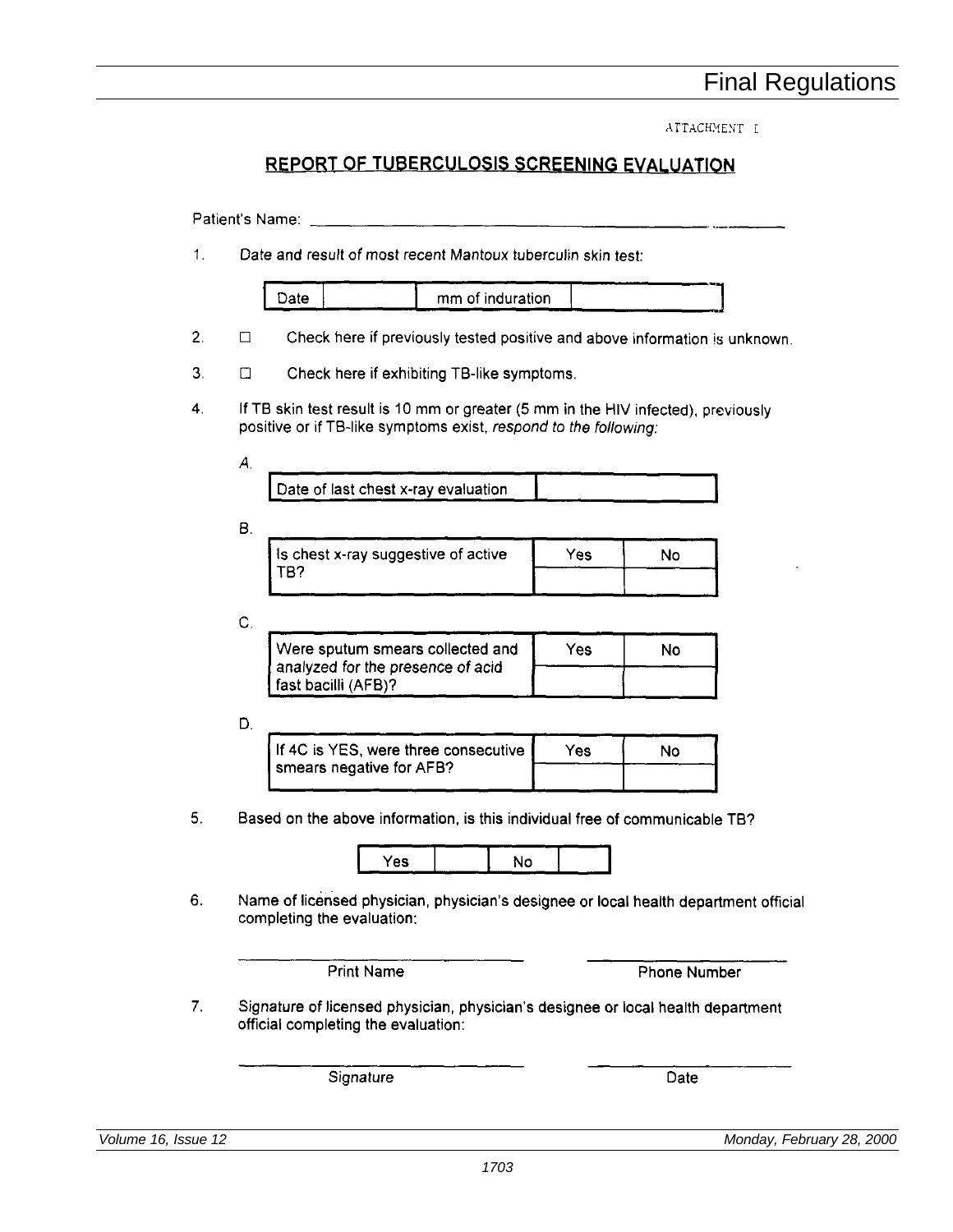ATTACHMENT I

## REPORT OF TUBERCULOSIS SCREENING EVALUATION

Patient's Name: ______________________________________________

1. *Date and result of most recent Mantoux tuberculin skin test:*

| Date | | mm of induration | |
|---|---|---|---|

2. ☐ Check here if previously tested positive and above information is unknown.

3. ☐ Check here if exhibiting TB-like symptoms.

4. If TB skin test result is 10 mm or greater (5 mm in the HIV infected), previously positive or if TB-like symptoms exist, *respond to the following:*

*A.*

| Date of last chest x-ray evaluation | |
|---|---|

B.

| Is chest x-ray suggestive of active TB? | Yes | No |
|---|---|---|
| | | |

C.

| Were sputum smears collected and analyzed for the presence of acid fast bacilli (AFB)? | Yes | No |
|---|---|---|
| | | |

D.

| If 4C is YES, were three consecutive smears negative for AFB? | Yes | No |
|---|---|---|
| | | |

5. Based on the above information, is this individual free of communicable TB?

| Yes | | No | |
|---|---|---|---|

6. Name of licensed physician, physician's designee or local health department official completing the evaluation:

_______________________________ Print Name          _______________________ Phone Number

7. Signature of licensed physician, physician's designee or local health department official completing the evaluation:

_______________________________ *Signature*          _______________________ Date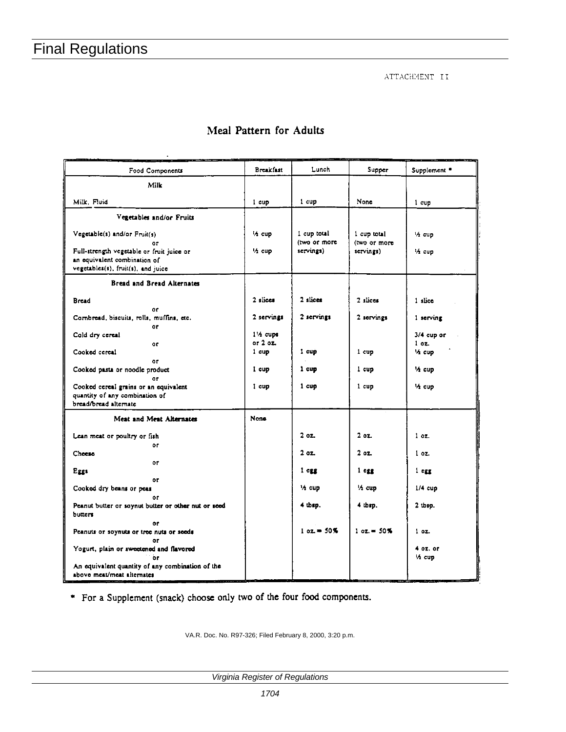ATTACHMENT II

## Meal Pattern for Adults

| Food Components | Breakfast | Lunch | Supper | Supplement * |
|---|---|---|---|---|
| **Milk** | | | | |
| Milk, Fluid | 1 cup | 1 cup | None | 1 cup |
| **Vegetables and/or Fruits** | | | | |
| Vegetable(s) and/or Fruit(s) | ½ cup | 1 cup total (two or more servings) | 1 cup total (two or more servings) | ½ cup |
| or | | | | |
| Full-strength vegetable or fruit juice or an equivalent combination of vegetables(s), fruit(s), and juice | ½ cup | | | ½ cup |
| **Bread and Bread Alternates** | | | | |
| Bread | 2 slices | 2 slices | 2 slices | 1 slice |
| or | | | | |
| Cornbread, biscuits, rolls, muffins, etc. | 2 servings | 2 servings | 2 servings | 1 serving |
| or | | | | |
| Cold dry cereal | 1½ cups or 2 oz. | | | 3/4 cup or 1 oz. |
| or | | | | |
| Cooked cereal | 1 cup | 1 cup | 1 cup | ½ cup |
| or | | | | |
| Cooked pasta or noodle product | 1 cup | 1 cup | 1 cup | ½ cup |
| or | | | | |
| Cooked cereal grains or an equivalent quantity of any combination of bread/bread alternate | 1 cup | 1 cup | 1 cup | ½ cup |
| **Meat and Meat Alternates** | None | | | |
| Lean meat or poultry or fish | | 2 oz. | 2 oz. | 1 oz. |
| or | | | | |
| Cheese | | 2 oz. | 2 oz. | 1 oz. |
| or | | | | |
| Eggs | | 1 egg | 1 egg | 1 egg |
| or | | | | |
| Cooked dry beans or peas | | ½ cup | ½ cup | 1/4 cup |
| or | | | | |
| Peanut butter or soynut butter or other nut or seed butters | | 4 tbsp. | 4 tbsp. | 2 tbsp. |
| or | | | | |
| Peanuts or soynuts or tree nuts or seeds | | 1 oz. = 50% | 1 oz. = 50% | 1 oz. |
| or | | | | |
| Yogurt, plain or sweetened and flavored | | | | 4 oz. or ½ cup |
| or | | | | |
| An equivalent quantity of any combination of the above meat/meat alternates | | | | |

\* For a Supplement (snack) choose only two of the four food components.

VA.R. Doc. No. R97-326; Filed February 8, 2000, 3:20 p.m.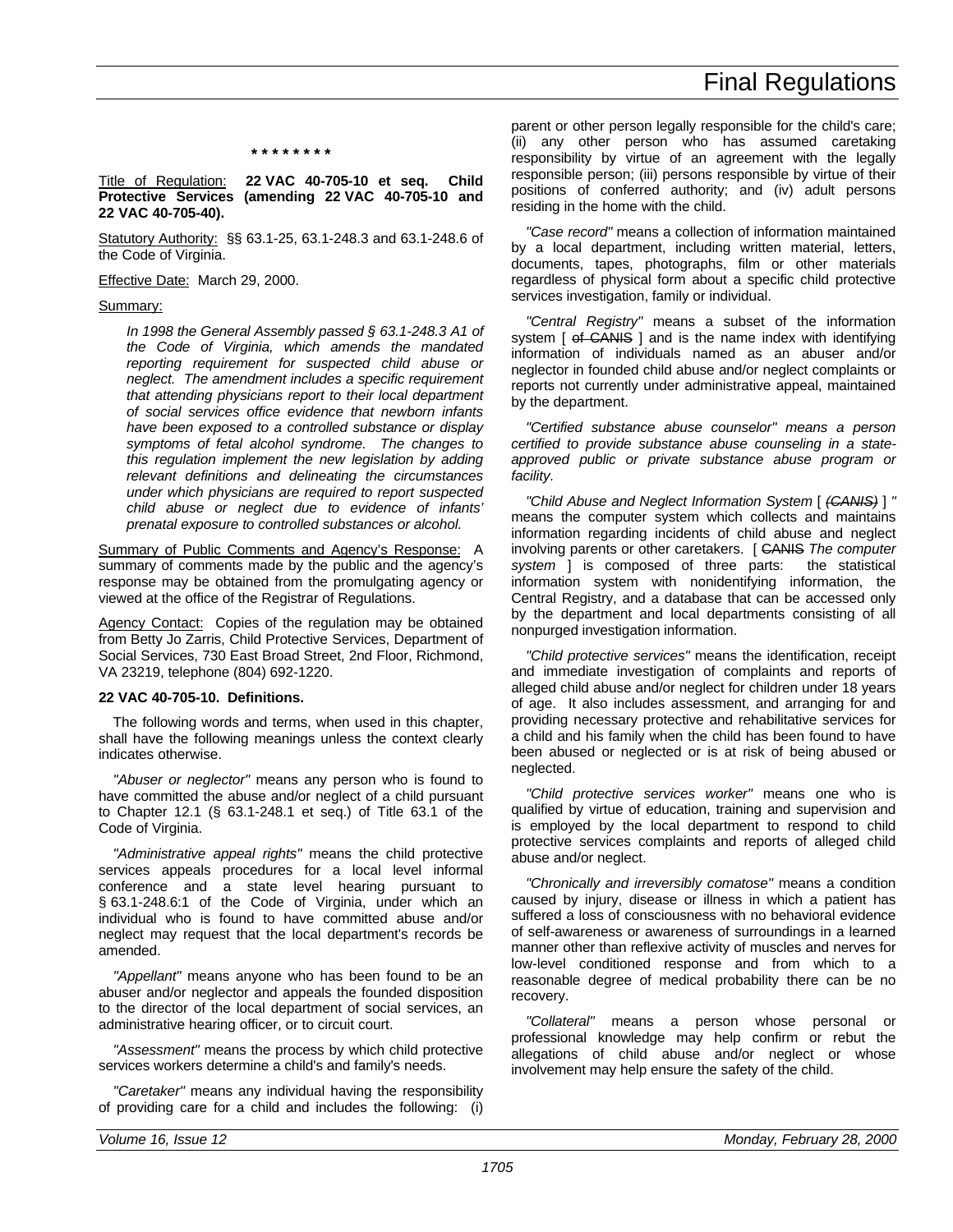\* \* \* \* \* \* \* \*

Title of Regulation: **22 VAC 40-705-10 et seq. Child Protective Services (amending 22 VAC 40-705-10 and 22 VAC 40-705-40).**

Statutory Authority: §§ 63.1-25, 63.1-248.3 and 63.1-248.6 of the Code of Virginia.

Effective Date: March 29, 2000.

Summary:

*In 1998 the General Assembly passed § 63.1-248.3 A1 of the Code of Virginia, which amends the mandated reporting requirement for suspected child abuse or neglect. The amendment includes a specific requirement that attending physicians report to their local department of social services office evidence that newborn infants have been exposed to a controlled substance or display symptoms of fetal alcohol syndrome. The changes to this regulation implement the new legislation by adding relevant definitions and delineating the circumstances under which physicians are required to report suspected child abuse or neglect due to evidence of infants' prenatal exposure to controlled substances or alcohol.*

Summary of Public Comments and Agency's Response: A summary of comments made by the public and the agency's response may be obtained from the promulgating agency or viewed at the office of the Registrar of Regulations.

Agency Contact: Copies of the regulation may be obtained from Betty Jo Zarris, Child Protective Services, Department of Social Services, 730 East Broad Street, 2nd Floor, Richmond, VA 23219, telephone (804) 692-1220.

**22 VAC 40-705-10. Definitions.**

The following words and terms, when used in this chapter, shall have the following meanings unless the context clearly indicates otherwise.

*"Abuser or neglector"* means any person who is found to have committed the abuse and/or neglect of a child pursuant to Chapter 12.1 (§ 63.1-248.1 et seq.) of Title 63.1 of the Code of Virginia.

*"Administrative appeal rights"* means the child protective services appeals procedures for a local level informal conference and a state level hearing pursuant to § 63.1-248.6:1 of the Code of Virginia, under which an individual who is found to have committed abuse and/or neglect may request that the local department's records be amended.

*"Appellant"* means anyone who has been found to be an abuser and/or neglector and appeals the founded disposition to the director of the local department of social services, an administrative hearing officer, or to circuit court.

*"Assessment"* means the process by which child protective services workers determine a child's and family's needs.

*"Caretaker"* means any individual having the responsibility of providing care for a child and includes the following: (i) parent or other person legally responsible for the child's care; (ii) any other person who has assumed caretaking responsibility by virtue of an agreement with the legally responsible person; (iii) persons responsible by virtue of their positions of conferred authority; and (iv) adult persons residing in the home with the child.

*"Case record"* means a collection of information maintained by a local department, including written material, letters, documents, tapes, photographs, film or other materials regardless of physical form about a specific child protective services investigation, family or individual.

*"Central Registry"* means a subset of the information system [ ~~of CANIS~~ ] and is the name index with identifying information of individuals named as an abuser and/or neglector in founded child abuse and/or neglect complaints or reports not currently under administrative appeal, maintained by the department.

*"Certified substance abuse counselor" means a person certified to provide substance abuse counseling in a state-approved public or private substance abuse program or facility.*

*"Child Abuse and Neglect Information System* [ ~~*(CANIS)*~~ ] *"* means the computer system which collects and maintains information regarding incidents of child abuse and neglect involving parents or other caretakers. [ ~~CANIS~~ *The computer system* ] is composed of three parts: the statistical information system with nonidentifying information, the Central Registry, and a database that can be accessed only by the department and local departments consisting of all nonpurged investigation information.

*"Child protective services"* means the identification, receipt and immediate investigation of complaints and reports of alleged child abuse and/or neglect for children under 18 years of age. It also includes assessment, and arranging for and providing necessary protective and rehabilitative services for a child and his family when the child has been found to have been abused or neglected or is at risk of being abused or neglected.

*"Child protective services worker"* means one who is qualified by virtue of education, training and supervision and is employed by the local department to respond to child protective services complaints and reports of alleged child abuse and/or neglect.

*"Chronically and irreversibly comatose"* means a condition caused by injury, disease or illness in which a patient has suffered a loss of consciousness with no behavioral evidence of self-awareness or awareness of surroundings in a learned manner other than reflexive activity of muscles and nerves for low-level conditioned response and from which to a reasonable degree of medical probability there can be no recovery.

*"Collateral"* means a person whose personal or professional knowledge may help confirm or rebut the allegations of child abuse and/or neglect or whose involvement may help ensure the safety of the child.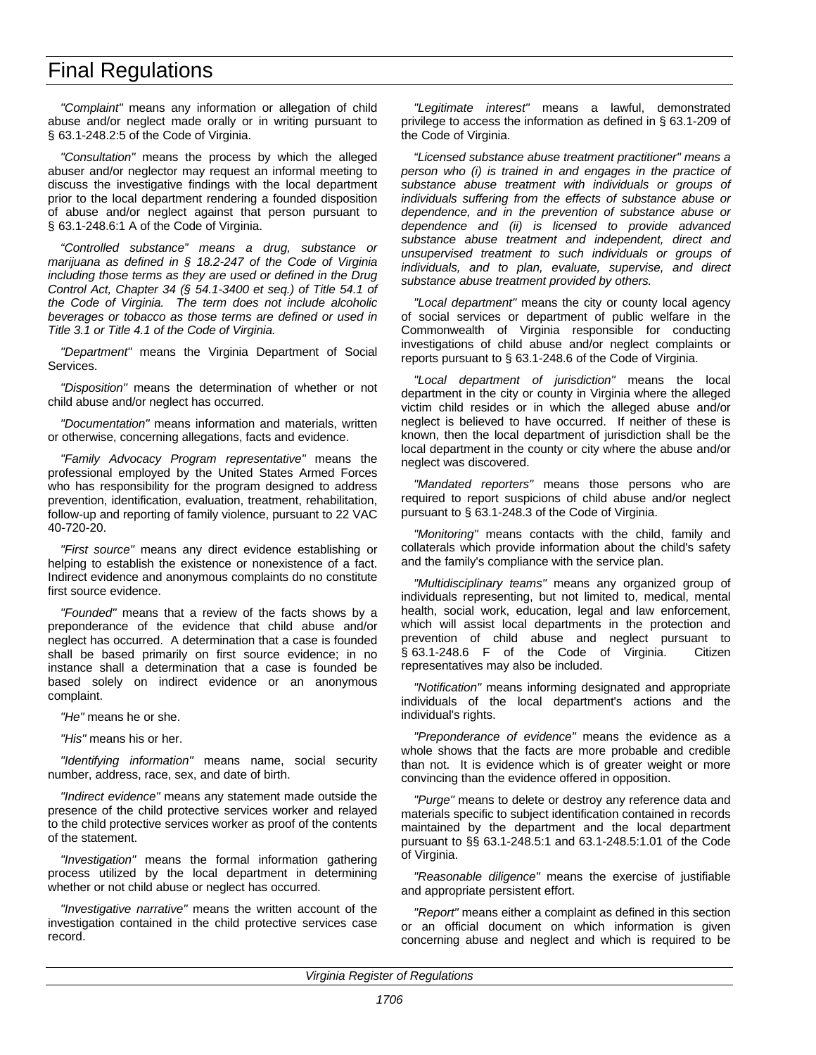*"Complaint"* means any information or allegation of child abuse and/or neglect made orally or in writing pursuant to § 63.1-248.2:5 of the Code of Virginia.

*"Consultation"* means the process by which the alleged abuser and/or neglector may request an informal meeting to discuss the investigative findings with the local department prior to the local department rendering a founded disposition of abuse and/or neglect against that person pursuant to § 63.1-248.6:1 A of the Code of Virginia.

*"Controlled substance" means a drug, substance or marijuana as defined in § 18.2-247 of the Code of Virginia including those terms as they are used or defined in the Drug Control Act, Chapter 34 (§ 54.1-3400 et seq.) of Title 54.1 of the Code of Virginia. The term does not include alcoholic beverages or tobacco as those terms are defined or used in Title 3.1 or Title 4.1 of the Code of Virginia.*

*"Department"* means the Virginia Department of Social Services.

*"Disposition"* means the determination of whether or not child abuse and/or neglect has occurred.

*"Documentation"* means information and materials, written or otherwise, concerning allegations, facts and evidence.

*"Family Advocacy Program representative"* means the professional employed by the United States Armed Forces who has responsibility for the program designed to address prevention, identification, evaluation, treatment, rehabilitation, follow-up and reporting of family violence, pursuant to 22 VAC 40-720-20.

*"First source"* means any direct evidence establishing or helping to establish the existence or nonexistence of a fact. Indirect evidence and anonymous complaints do no constitute first source evidence.

*"Founded"* means that a review of the facts shows by a preponderance of the evidence that child abuse and/or neglect has occurred. A determination that a case is founded shall be based primarily on first source evidence; in no instance shall a determination that a case is founded be based solely on indirect evidence or an anonymous complaint.

*"He"* means he or she.

*"His"* means his or her.

*"Identifying information"* means name, social security number, address, race, sex, and date of birth.

*"Indirect evidence"* means any statement made outside the presence of the child protective services worker and relayed to the child protective services worker as proof of the contents of the statement.

*"Investigation"* means the formal information gathering process utilized by the local department in determining whether or not child abuse or neglect has occurred.

*"Investigative narrative"* means the written account of the investigation contained in the child protective services case record.

*"Legitimate interest"* means a lawful, demonstrated privilege to access the information as defined in § 63.1-209 of the Code of Virginia.

*"Licensed substance abuse treatment practitioner" means a person who (i) is trained in and engages in the practice of substance abuse treatment with individuals or groups of individuals suffering from the effects of substance abuse or dependence, and in the prevention of substance abuse or dependence and (ii) is licensed to provide advanced substance abuse treatment and independent, direct and unsupervised treatment to such individuals or groups of individuals, and to plan, evaluate, supervise, and direct substance abuse treatment provided by others.*

*"Local department"* means the city or county local agency of social services or department of public welfare in the Commonwealth of Virginia responsible for conducting investigations of child abuse and/or neglect complaints or reports pursuant to § 63.1-248.6 of the Code of Virginia.

*"Local department of jurisdiction"* means the local department in the city or county in Virginia where the alleged victim child resides or in which the alleged abuse and/or neglect is believed to have occurred. If neither of these is known, then the local department of jurisdiction shall be the local department in the county or city where the abuse and/or neglect was discovered.

*"Mandated reporters"* means those persons who are required to report suspicions of child abuse and/or neglect pursuant to § 63.1-248.3 of the Code of Virginia.

*"Monitoring"* means contacts with the child, family and collaterals which provide information about the child's safety and the family's compliance with the service plan.

*"Multidisciplinary teams"* means any organized group of individuals representing, but not limited to, medical, mental health, social work, education, legal and law enforcement, which will assist local departments in the protection and prevention of child abuse and neglect pursuant to § 63.1-248.6 F of the Code of Virginia. Citizen representatives may also be included.

*"Notification"* means informing designated and appropriate individuals of the local department's actions and the individual's rights.

*"Preponderance of evidence"* means the evidence as a whole shows that the facts are more probable and credible than not. It is evidence which is of greater weight or more convincing than the evidence offered in opposition.

*"Purge"* means to delete or destroy any reference data and materials specific to subject identification contained in records maintained by the department and the local department pursuant to §§ 63.1-248.5:1 and 63.1-248.5:1.01 of the Code of Virginia.

*"Reasonable diligence"* means the exercise of justifiable and appropriate persistent effort.

*"Report"* means either a complaint as defined in this section or an official document on which information is given concerning abuse and neglect and which is required to be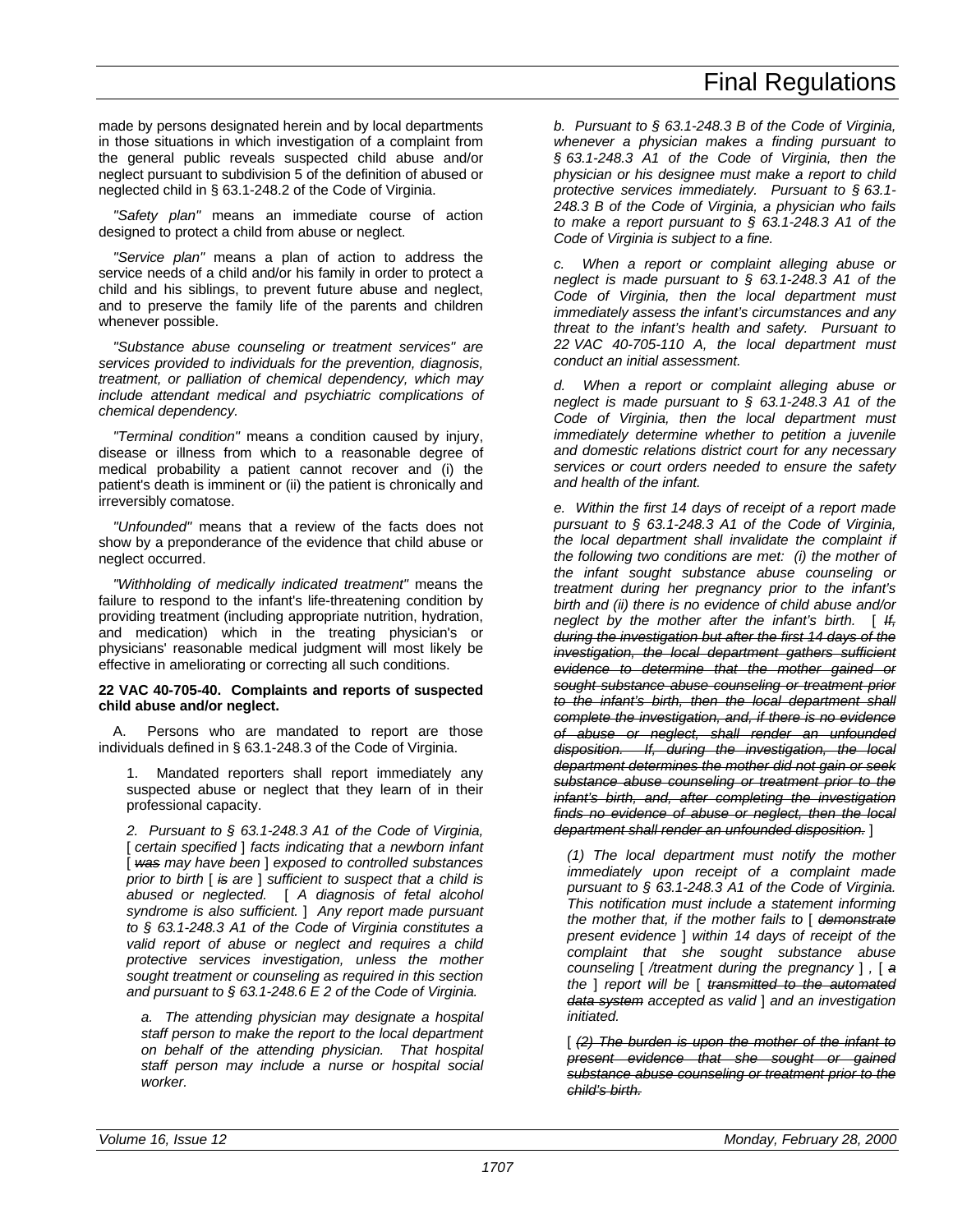made by persons designated herein and by local departments in those situations in which investigation of a complaint from the general public reveals suspected child abuse and/or neglect pursuant to subdivision 5 of the definition of abused or neglected child in § 63.1-248.2 of the Code of Virginia.

*"Safety plan"* means an immediate course of action designed to protect a child from abuse or neglect.

*"Service plan"* means a plan of action to address the service needs of a child and/or his family in order to protect a child and his siblings, to prevent future abuse and neglect, and to preserve the family life of the parents and children whenever possible.

*"Substance abuse counseling or treatment services" are services provided to individuals for the prevention, diagnosis, treatment, or palliation of chemical dependency, which may include attendant medical and psychiatric complications of chemical dependency.*

*"Terminal condition"* means a condition caused by injury, disease or illness from which to a reasonable degree of medical probability a patient cannot recover and (i) the patient's death is imminent or (ii) the patient is chronically and irreversibly comatose.

*"Unfounded"* means that a review of the facts does not show by a preponderance of the evidence that child abuse or neglect occurred.

*"Withholding of medically indicated treatment"* means the failure to respond to the infant's life-threatening condition by providing treatment (including appropriate nutrition, hydration, and medication) which in the treating physician's or physicians' reasonable medical judgment will most likely be effective in ameliorating or correcting all such conditions.

**22 VAC 40-705-40. Complaints and reports of suspected child abuse and/or neglect.**

A. Persons who are mandated to report are those individuals defined in § 63.1-248.3 of the Code of Virginia.

1. Mandated reporters shall report immediately any suspected abuse or neglect that they learn of in their professional capacity.

*2. Pursuant to § 63.1-248.3 A1 of the Code of Virginia,* [ *certain specified* ] *facts indicating that a newborn infant* [ ~~*was*~~ *may have been* ] *exposed to controlled substances prior to birth* [ ~~*is*~~ *are* ] *sufficient to suspect that a child is abused or neglected.* [ *A diagnosis of fetal alcohol syndrome is also sufficient.* ] *Any report made pursuant to § 63.1-248.3 A1 of the Code of Virginia constitutes a valid report of abuse or neglect and requires a child protective services investigation, unless the mother sought treatment or counseling as required in this section and pursuant to § 63.1-248.6 E 2 of the Code of Virginia.*

*a. The attending physician may designate a hospital staff person to make the report to the local department on behalf of the attending physician. That hospital staff person may include a nurse or hospital social worker.*

*b. Pursuant to § 63.1-248.3 B of the Code of Virginia, whenever a physician makes a finding pursuant to § 63.1-248.3 A1 of the Code of Virginia, then the physician or his designee must make a report to child protective services immediately. Pursuant to § 63.1-248.3 B of the Code of Virginia, a physician who fails to make a report pursuant to § 63.1-248.3 A1 of the Code of Virginia is subject to a fine.*

*c. When a report or complaint alleging abuse or neglect is made pursuant to § 63.1-248.3 A1 of the Code of Virginia, then the local department must immediately assess the infant's circumstances and any threat to the infant's health and safety. Pursuant to 22 VAC 40-705-110 A, the local department must conduct an initial assessment.*

*d. When a report or complaint alleging abuse or neglect is made pursuant to § 63.1-248.3 A1 of the Code of Virginia, then the local department must immediately determine whether to petition a juvenile and domestic relations district court for any necessary services or court orders needed to ensure the safety and health of the infant.*

*e. Within the first 14 days of receipt of a report made pursuant to § 63.1-248.3 A1 of the Code of Virginia, the local department shall invalidate the complaint if the following two conditions are met: (i) the mother of the infant sought substance abuse counseling or treatment during her pregnancy prior to the infant's birth and (ii) there is no evidence of child abuse and/or neglect by the mother after the infant's birth.* [ ~~*If, during the investigation but after the first 14 days of the investigation, the local department gathers sufficient evidence to determine that the mother gained or sought substance abuse counseling or treatment prior to the infant's birth, then the local department shall complete the investigation, and, if there is no evidence of abuse or neglect, shall render an unfounded disposition. If, during the investigation, the local department determines the mother did not gain or seek substance abuse counseling or treatment prior to the infant's birth, and, after completing the investigation finds no evidence of abuse or neglect, then the local department shall render an unfounded disposition.*~~ ]

*(1) The local department must notify the mother immediately upon receipt of a complaint made pursuant to § 63.1-248.3 A1 of the Code of Virginia. This notification must include a statement informing the mother that, if the mother fails to* [ ~~*demonstrate*~~ *present evidence* ] *within 14 days of receipt of the complaint that she sought substance abuse counseling* [ */treatment during the pregnancy* ] *,* [ ~~*a*~~ *the* ] *report will be* [ ~~*transmitted to the automated data system*~~ *accepted as valid* ] *and an investigation initiated.*

[ ~~*(2) The burden is upon the mother of the infant to present evidence that she sought or gained substance abuse counseling or treatment prior to the child's birth.*~~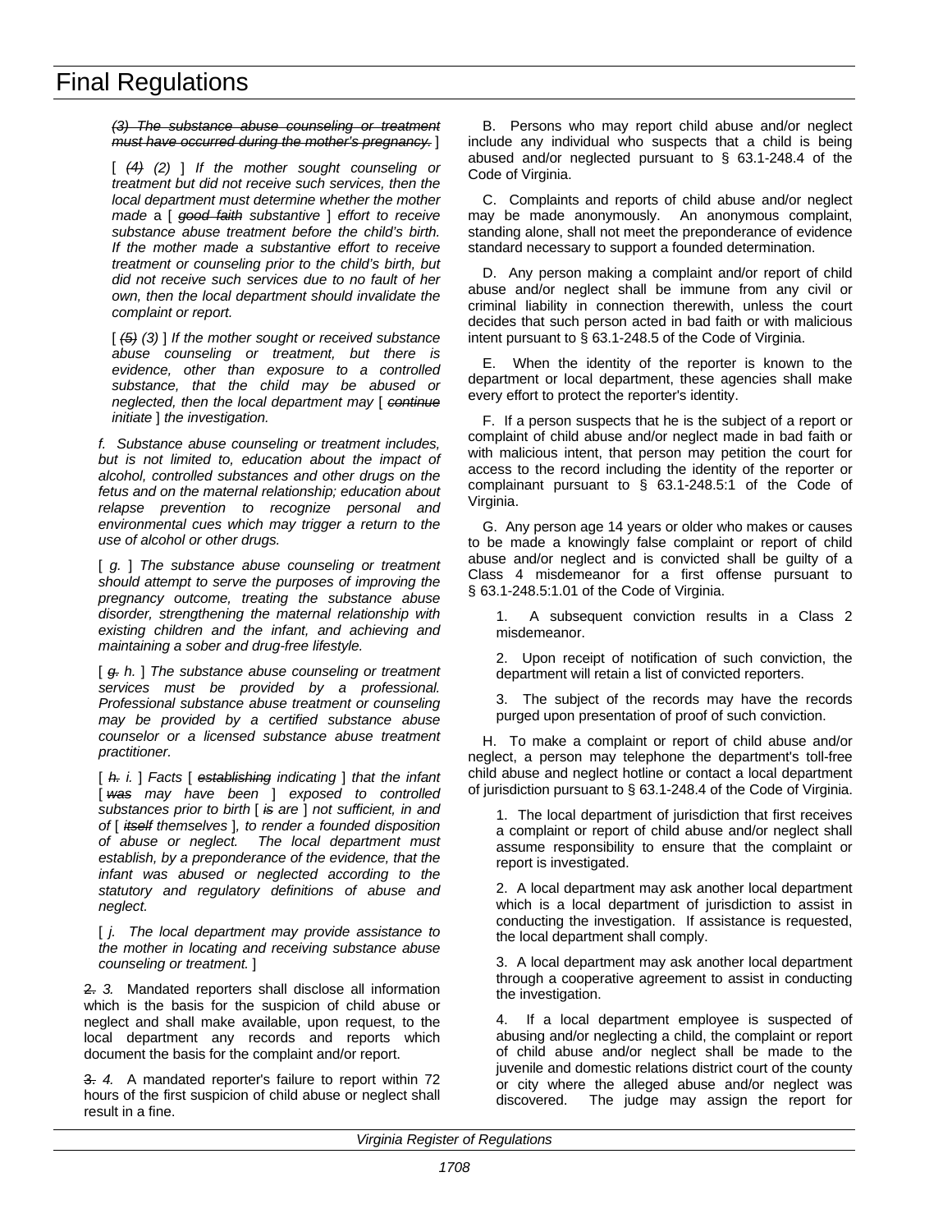*~~(3) The substance abuse counseling or treatment must have occurred during the mother's pregnancy.~~* ]

[ *~~(4)~~ (2)* ] *If the mother sought counseling or treatment but did not receive such services, then the local department must determine whether the mother made* a [ *~~good faith~~ substantive* ] *effort to receive substance abuse treatment before the child's birth. If the mother made a substantive effort to receive treatment or counseling prior to the child's birth, but did not receive such services due to no fault of her own, then the local department should invalidate the complaint or report.*

[ *~~(5)~~ (3)* ] *If the mother sought or received substance abuse counseling or treatment, but there is evidence, other than exposure to a controlled substance, that the child may be abused or neglected, then the local department may* [ *~~continue~~ initiate* ] *the investigation.*

*f. Substance abuse counseling or treatment includes, but is not limited to, education about the impact of alcohol, controlled substances and other drugs on the fetus and on the maternal relationship; education about relapse prevention to recognize personal and environmental cues which may trigger a return to the use of alcohol or other drugs.*

[ *g.* ] *The substance abuse counseling or treatment should attempt to serve the purposes of improving the pregnancy outcome, treating the substance abuse disorder, strengthening the maternal relationship with existing children and the infant, and achieving and maintaining a sober and drug-free lifestyle.*

[ *~~g.~~ h.* ] *The substance abuse counseling or treatment services must be provided by a professional. Professional substance abuse treatment or counseling may be provided by a certified substance abuse counselor or a licensed substance abuse treatment practitioner.*

[ *~~h.~~ i.* ] *Facts* [ *~~establishing~~ indicating* ] *that the infant* [ *~~was~~ may have been* ] *exposed to controlled substances prior to birth* [ *~~is~~ are* ] *not sufficient, in and of* [ *~~itself~~ themselves* ]*, to render a founded disposition of abuse or neglect. The local department must establish, by a preponderance of the evidence, that the infant was abused or neglected according to the statutory and regulatory definitions of abuse and neglect.*

[ *j. The local department may provide assistance to the mother in locating and receiving substance abuse counseling or treatment.* ]

~~2.~~ *3.* Mandated reporters shall disclose all information which is the basis for the suspicion of child abuse or neglect and shall make available, upon request, to the local department any records and reports which document the basis for the complaint and/or report.

~~3.~~ *4.* A mandated reporter's failure to report within 72 hours of the first suspicion of child abuse or neglect shall result in a fine.

B. Persons who may report child abuse and/or neglect include any individual who suspects that a child is being abused and/or neglected pursuant to § 63.1-248.4 of the Code of Virginia.

C. Complaints and reports of child abuse and/or neglect may be made anonymously. An anonymous complaint, standing alone, shall not meet the preponderance of evidence standard necessary to support a founded determination.

D. Any person making a complaint and/or report of child abuse and/or neglect shall be immune from any civil or criminal liability in connection therewith, unless the court decides that such person acted in bad faith or with malicious intent pursuant to § 63.1-248.5 of the Code of Virginia.

E. When the identity of the reporter is known to the department or local department, these agencies shall make every effort to protect the reporter's identity.

F. If a person suspects that he is the subject of a report or complaint of child abuse and/or neglect made in bad faith or with malicious intent, that person may petition the court for access to the record including the identity of the reporter or complainant pursuant to § 63.1-248.5:1 of the Code of Virginia.

G. Any person age 14 years or older who makes or causes to be made a knowingly false complaint or report of child abuse and/or neglect and is convicted shall be guilty of a Class 4 misdemeanor for a first offense pursuant to § 63.1-248.5:1.01 of the Code of Virginia.

1. A subsequent conviction results in a Class 2 misdemeanor.

2. Upon receipt of notification of such conviction, the department will retain a list of convicted reporters.

3. The subject of the records may have the records purged upon presentation of proof of such conviction.

H. To make a complaint or report of child abuse and/or neglect, a person may telephone the department's toll-free child abuse and neglect hotline or contact a local department of jurisdiction pursuant to § 63.1-248.4 of the Code of Virginia.

1. The local department of jurisdiction that first receives a complaint or report of child abuse and/or neglect shall assume responsibility to ensure that the complaint or report is investigated.

2. A local department may ask another local department which is a local department of jurisdiction to assist in conducting the investigation. If assistance is requested, the local department shall comply.

3. A local department may ask another local department through a cooperative agreement to assist in conducting the investigation.

4. If a local department employee is suspected of abusing and/or neglecting a child, the complaint or report of child abuse and/or neglect shall be made to the juvenile and domestic relations district court of the county or city where the alleged abuse and/or neglect was discovered. The judge may assign the report for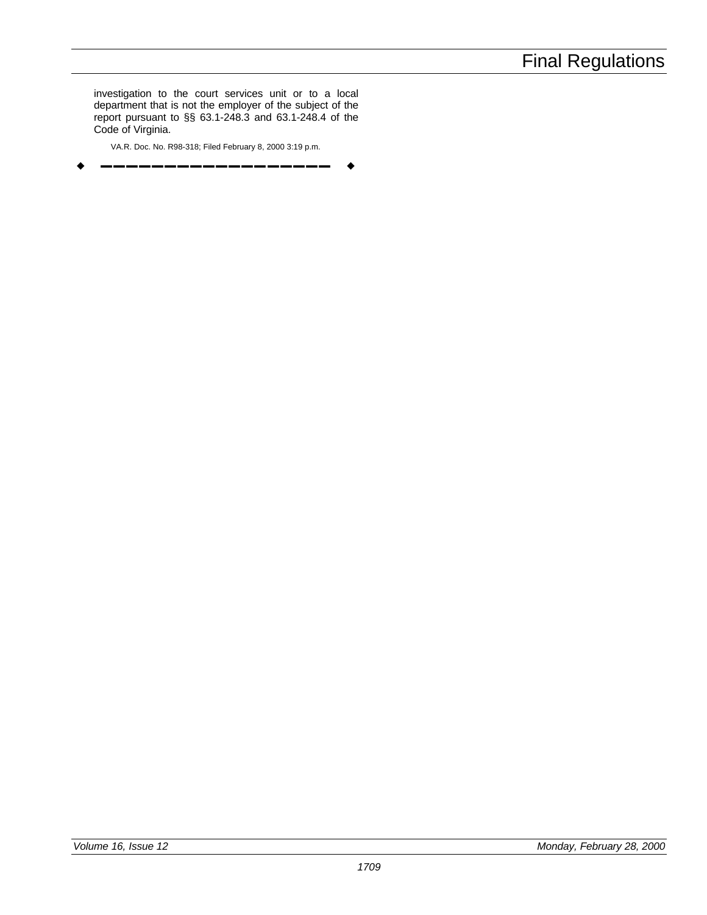investigation to the court services unit or to a local department that is not the employer of the subject of the report pursuant to §§ 63.1-248.3 and 63.1-248.4 of the Code of Virginia.

VA.R. Doc. No. R98-318; Filed February 8, 2000 3:19 p.m.

◆ ━━━━━━━━━━━━━━━━━━ ◆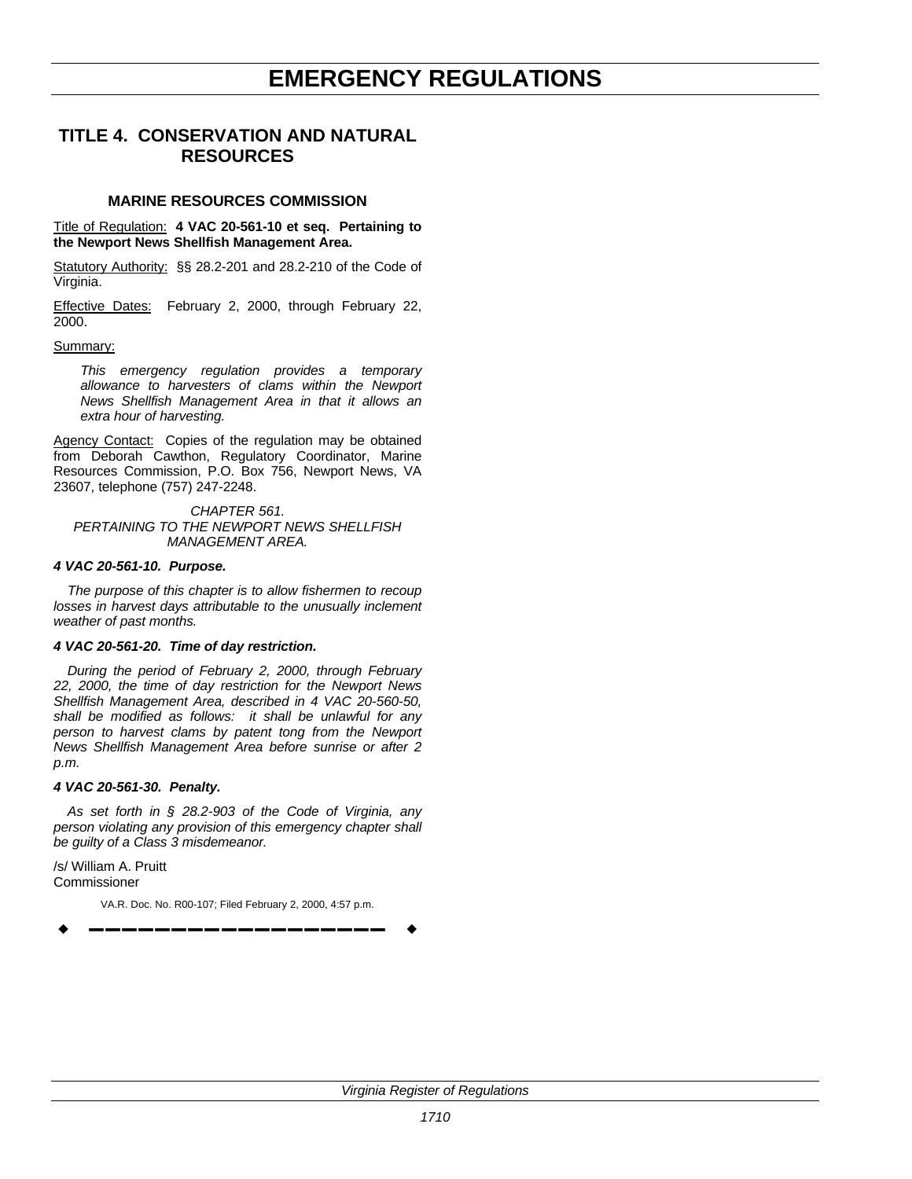# EMERGENCY REGULATIONS

## TITLE 4. CONSERVATION AND NATURAL RESOURCES

### MARINE RESOURCES COMMISSION

Title of Regulation: **4 VAC 20-561-10 et seq. Pertaining to the Newport News Shellfish Management Area.**

Statutory Authority: §§ 28.2-201 and 28.2-210 of the Code of Virginia.

Effective Dates: February 2, 2000, through February 22, 2000.

Summary:

*This emergency regulation provides a temporary allowance to harvesters of clams within the Newport News Shellfish Management Area in that it allows an extra hour of harvesting.*

Agency Contact: Copies of the regulation may be obtained from Deborah Cawthon, Regulatory Coordinator, Marine Resources Commission, P.O. Box 756, Newport News, VA 23607, telephone (757) 247-2248.

*CHAPTER 561.*
*PERTAINING TO THE NEWPORT NEWS SHELLFISH MANAGEMENT AREA.*

***4 VAC 20-561-10. Purpose.***

*The purpose of this chapter is to allow fishermen to recoup losses in harvest days attributable to the unusually inclement weather of past months.*

***4 VAC 20-561-20. Time of day restriction.***

*During the period of February 2, 2000, through February 22, 2000, the time of day restriction for the Newport News Shellfish Management Area, described in 4 VAC 20-560-50, shall be modified as follows: it shall be unlawful for any person to harvest clams by patent tong from the Newport News Shellfish Management Area before sunrise or after 2 p.m.*

***4 VAC 20-561-30. Penalty.***

*As set forth in § 28.2-903 of the Code of Virginia, any person violating any provision of this emergency chapter shall be guilty of a Class 3 misdemeanor.*

/s/ William A. Pruitt
Commissioner

VA.R. Doc. No. R00-107; Filed February 2, 2000, 4:57 p.m.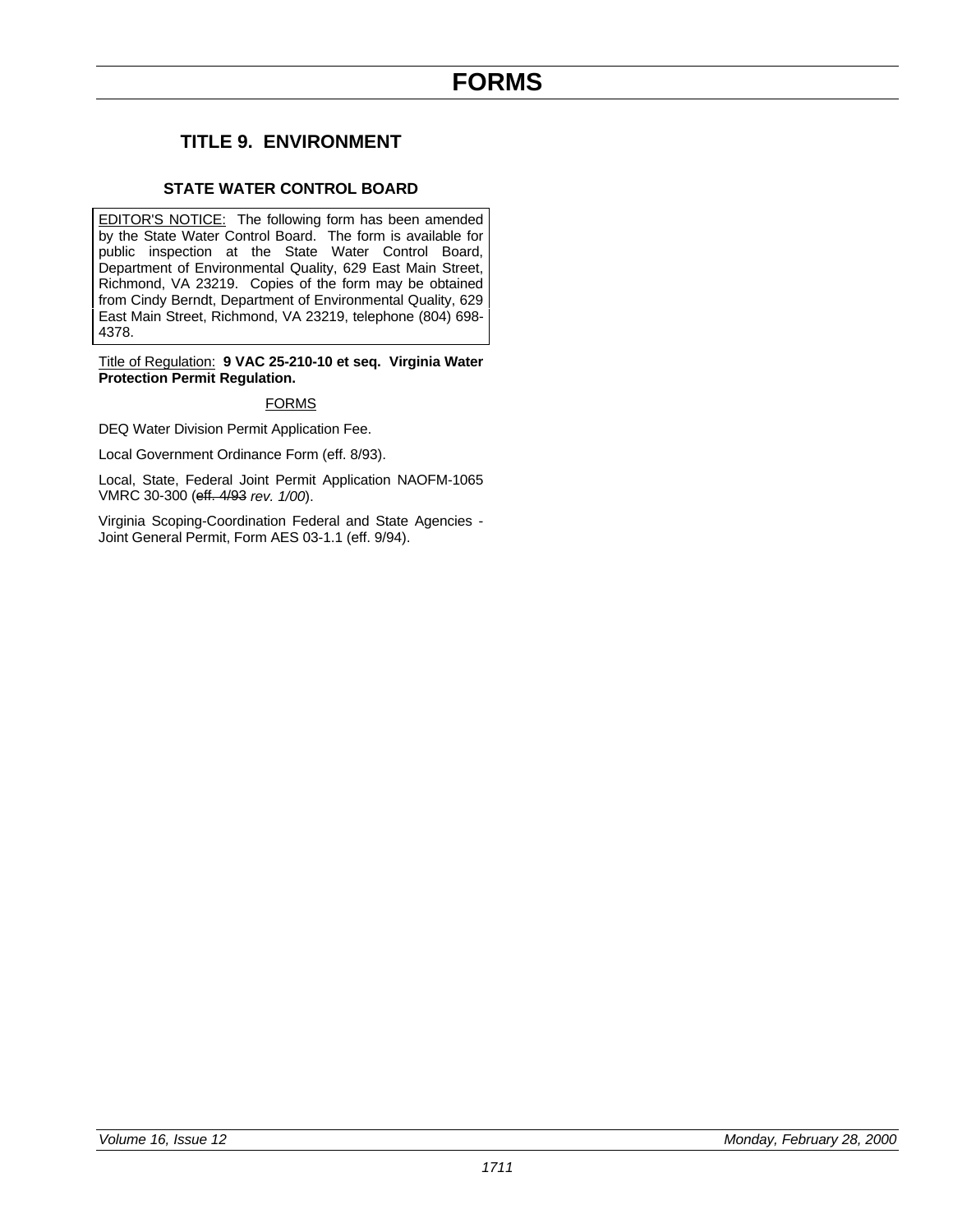# FORMS

## TITLE 9. ENVIRONMENT

### STATE WATER CONTROL BOARD

EDITOR'S NOTICE: The following form has been amended by the State Water Control Board. The form is available for public inspection at the State Water Control Board, Department of Environmental Quality, 629 East Main Street, Richmond, VA 23219. Copies of the form may be obtained from Cindy Berndt, Department of Environmental Quality, 629 East Main Street, Richmond, VA 23219, telephone (804) 698-4378.

Title of Regulation: **9 VAC 25-210-10 et seq. Virginia Water Protection Permit Regulation.**

FORMS

DEQ Water Division Permit Application Fee.

Local Government Ordinance Form (eff. 8/93).

Local, State, Federal Joint Permit Application NAOFM-1065 VMRC 30-300 (~~eff. 4/93~~ *rev. 1/00*).

Virginia Scoping-Coordination Federal and State Agencies - Joint General Permit, Form AES 03-1.1 (eff. 9/94).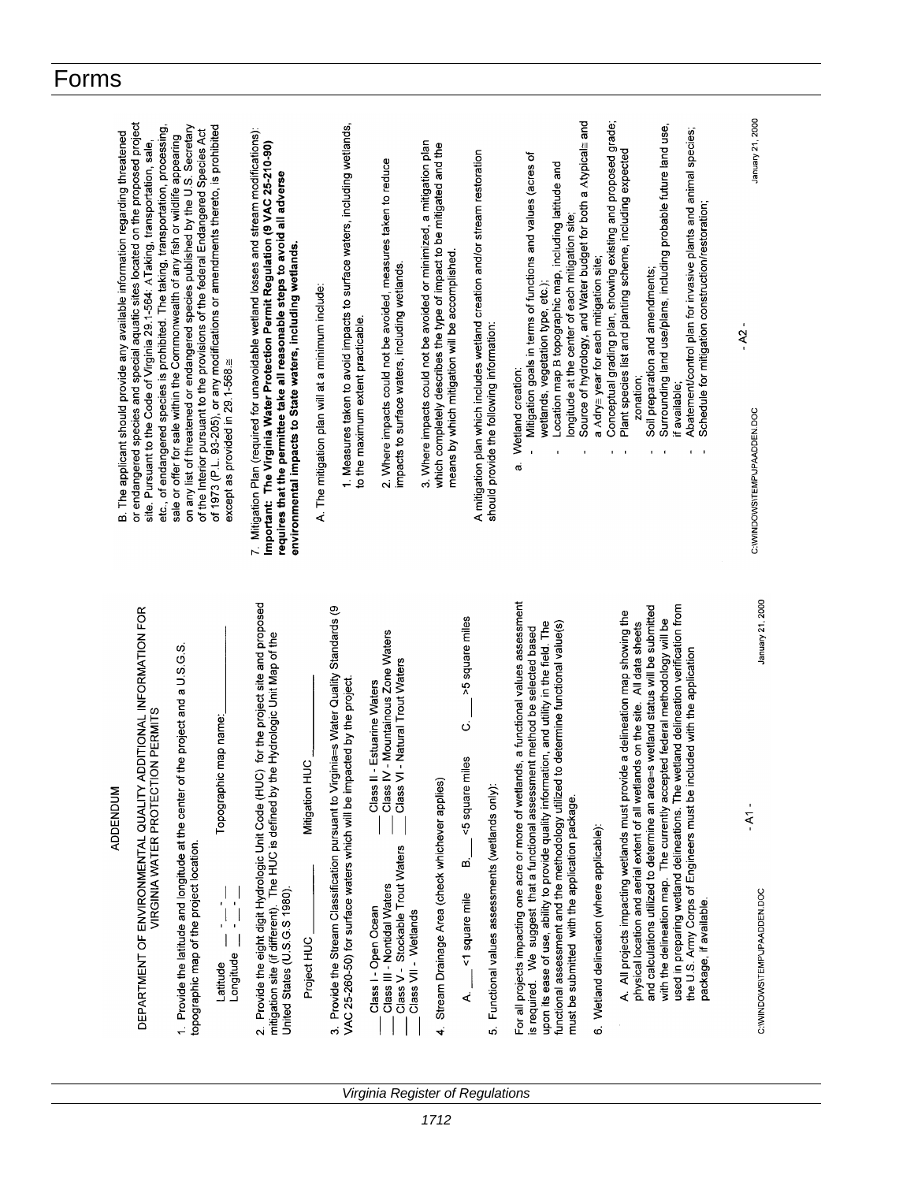# Forms

ADDENDUM

DEPARTMENT OF ENVIRONMENTAL QUALITY ADDITIONAL INFORMATION FOR VIRGINIA WATER PROTECTION PERMITS

1. Provide the latitude and longitude at the center of the project and a U.S.G.S. topographic map of the project location.

Latitude __ - __ - __ Topographic map name: ____________
Longitude __ - __ - __

2. Provide the eight digit Hydrologic Unit Code (HUC) for the project site and proposed mitigation site (if different). The HUC is defined by the Hydrologic Unit Map of the United States (U.S.G.S 1980).

Project HUC ____________ Mitigation HUC ____________

3. Provide the Stream Classification pursuant to Virginia=s Water Quality Standards (9 VAC 25-260-50) for surface waters which will be impacted by the project.

___ Class I - Open Ocean ___ Class II - Estuarine Waters
___ Class III - Nontidal Waters ___ Class IV - Mountainous Zone Waters
___ Class V - Stockable Trout Waters ___ Class VI - Natural Trout Waters
___ Class VII - Wetlands

4. Stream Drainage Area (check whichever applies)

A. ___ <1 square mile B. ___ <5 square miles C. ___ >5 square miles

5. Functional values assessments (wetlands only):

For all projects impacting one acre or more of wetlands, a functional values assessment is required. We suggest that a functional assessment method be selected based upon its ease of use, ability to provide quality information, and utility in the field. The functional assessment and the methodology utilized to determine functional value(s) must be submitted with the application package.

6. Wetland delineation (where applicable):

A. All projects impacting wetlands must provide a delineation map showing the physical location and aerial extent of all wetlands on the site. All data sheets and calculations utilized to determine an area=s wetland status will be submitted with the delineation map. The currently accepted federal methodology will be used in preparing wetland delineations. The wetland delineation verification from the U.S. Army Corps of Engineers must be included with the application package, if available.

C:\WINDOWS\TEMP\UPAADDEN.DOC - A1 - January 21, 2000

B. The applicant should provide any available information regarding threatened or endangered species and special aquatic sites located on the proposed project site. Pursuant to the Code of Virginia 29.1-564: ATaking, transportation, sale, etc., of endangered species is prohibited. The taking, transportation, processing, sale or offer for sale within the Commonwealth of any fish or wildlife appearing on any list of threatened or endangered species published by the U.S. Secretary of the Interior pursuant to the provisions of the federal Endangered Species Act of 1973 (P.L. 93-205), or any modifications or amendments thereto, is prohibited except as provided in 29.1-568.@

7. Mitigation Plan (required for unavoidable wetland losses and stream modifications): **Important: The Virginia Water Protection Permit Regulation (9 VAC 25-210-90) requires that the permittee take all reasonable steps to avoid all adverse environmental impacts to State waters, including wetlands.**

A. The mitigation plan will at a minimum include:

1. Measures taken to avoid impacts to surface waters, including wetlands, to the maximum extent practicable.

2. Where impacts could not be avoided, measures taken to reduce impacts to surface waters, including wetlands.

3. Where impacts could not be avoided or minimized, a mitigation plan which completely describes the type of impact to be mitigated and the means by which mitigation will be accomplished.

A mitigation plan which includes wetland creation and/or stream restoration should provide the following information:

a. Wetland creation:
- Mitigation goals in terms of functions and values (acres of wetlands, vegetation type, etc.);
- Location map B topographic map, including latitude and longitude at the center of each mitigation site;
- Source of hydrology, and Water budget for both a Atypical@ and a Adry@ year for each mitigation site;
- Conceptual grading plan, showing existing and proposed grade;
- Plant species list and planting scheme, including expected zonation;
- Soil preparation and amendments;
- Surrounding land use/plans, including probable future land use, if available;
- Abatement/control plan for invasive plants and animal species;
- Schedule for mitigation construction/restoration;

C:\WINDOWS\TEMP\UPAADDEN.DOC - A2 - January 21, 2000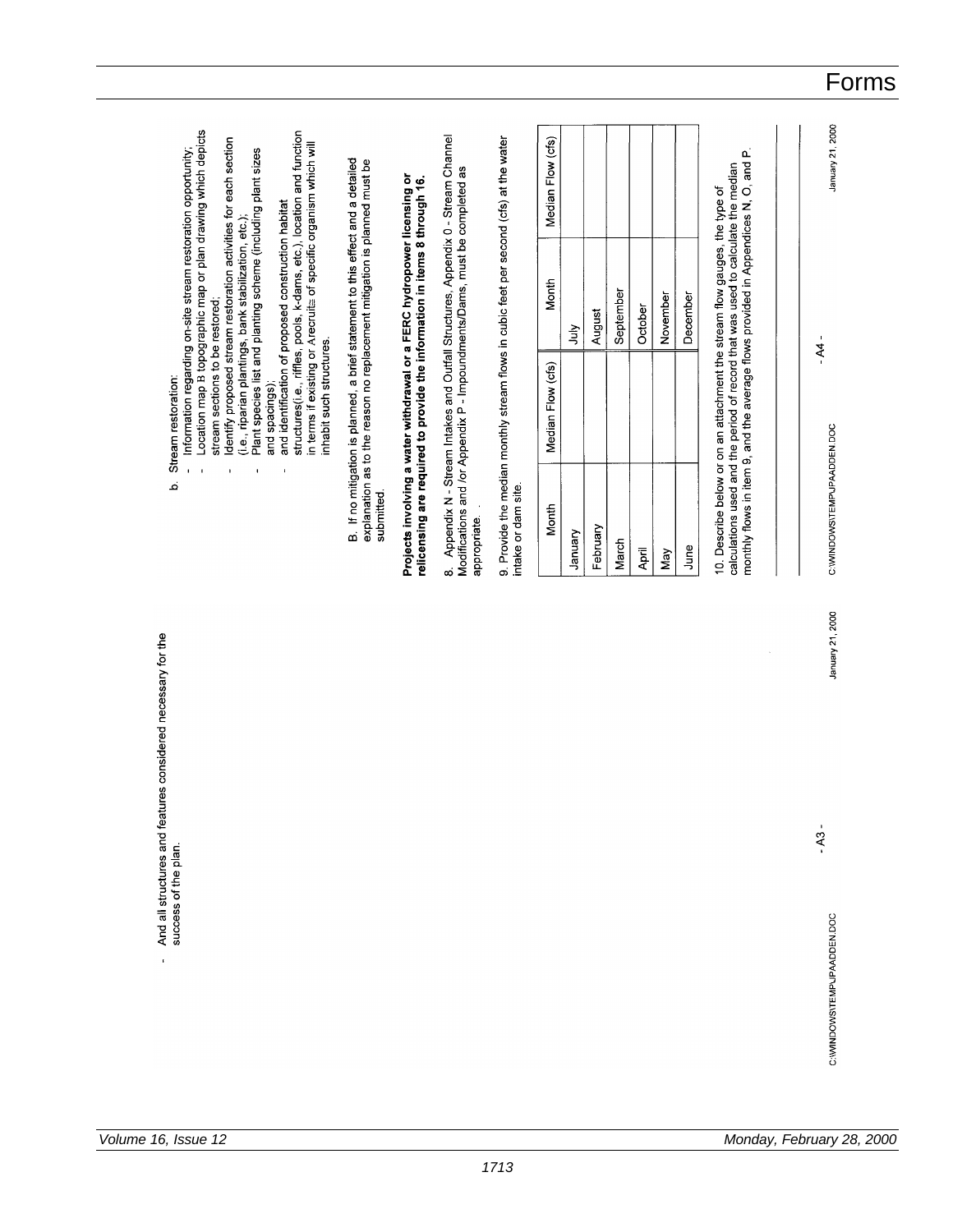- And all structures and features considered necessary for the success of the plan.

b. Stream restoration:

- Information regarding on-site stream restoration opportunity;
- Location map B topographic map or plan drawing which depicts stream sections to be restored;
- Identify proposed stream restoration activities for each section (i.e., riparian plantings, bank stabilization, etc.);
- Plant species list and planting scheme (including plant sizes and spacings);
- and identification of proposed construction habitat structures(i.e., riffles, pools, k-dams, etc.), location and function in terms if existing or Arecruit≅ of specific organism which will inhabit such structures.

B. If no mitigation is planned, a brief statement to this effect and a detailed explanation as to the reason no replacement mitigation is planned must be submitted.

**Projects involving a water withdrawal or a FERC hydropower licensing or relicensing are required to provide the information in items 8 through 16.**

8. Appendix N - Stream Intakes and Outfall Structures, Appendix 0 - Stream Channel Modifications and /or Appendix P - Impoundments/Dams, must be completed as appropriate.

9. Provide the median monthly stream flows in cubic feet per second (cfs) at the water intake or dam site.

| Month | Median Flow (cfs) | Month | Median Flow (cfs) |
|---|---|---|---|
| January | | July | |
| February | | August | |
| March | | September | |
| April | | October | |
| May | | November | |
| June | | December | |

10. Describe below or on an attachment the stream flow gauges, the type of calculations used and the period of record that was used to calculate the median monthly flows in item 9, and the average flows provided in Appendices N, O, and P.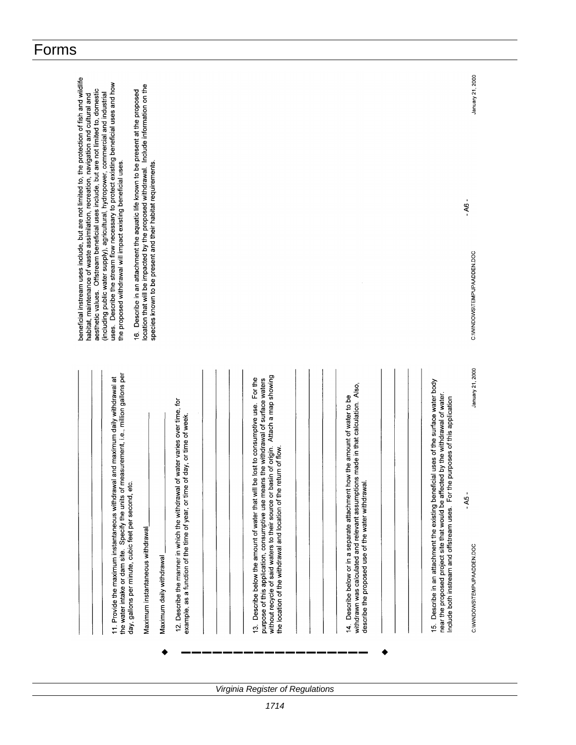# Forms

11. Provide the maximum instantaneous withdrawal and maximum daily withdrawal at the water intake or dam site. Specify the units of measurement, i.e., million gallons per day, gallons per minute, cubic feet per second, etc.

Maximum instantaneous withdrawal ____________

Maximum daily withdrawal ____________

12. Describe the manner in which the withdrawal of water varies over time, for example, as a function of the time of year, or time of day, or time of week.

13. Describe below the amount of water that will be lost to consumptive use. For the purpose of this application, consumptive use means the withdrawal of surface waters without recycle of said waters to their source or basin of origin. Attach a map showing the location of the withdrawal and location of the return of flow.

14. Describe below or in a separate attachment how the amount of water to be withdrawn was calculated and relevant assumptions made in that calculation. Also, describe the proposed use of the water withdrawal.

15. Describe in an attachment the existing beneficial uses of the surface water body near the proposed project site that would be affected by the withdrawal of water. Include both instream and offstream uses. For the purposes of this application

C:\WINDOWS\TEMP\JPAADDEN.DOC - A5 - January 21, 2000

beneficial instream uses include, but are not limited to, the protection of fish and wildlife habitat, maintenance of waste assimilation, recreation, navigation and cultural and aesthetic values. Offstream beneficial uses include, but are not limited to, domestic (including public water supply), agricultural, hydropower, commercial and industrial uses. Describe the stream flow necessary to protect existing beneficial uses and how the proposed withdrawal will impact existing beneficial uses.

16. Describe in an attachment the aquatic life known to be present at the proposed location that will be impacted by the proposed withdrawal. Include information on the species known to be present and their habitat requirements.

C:\WINDOWS\TEMP\JPAADDEN.DOC - A6 - January 21, 2000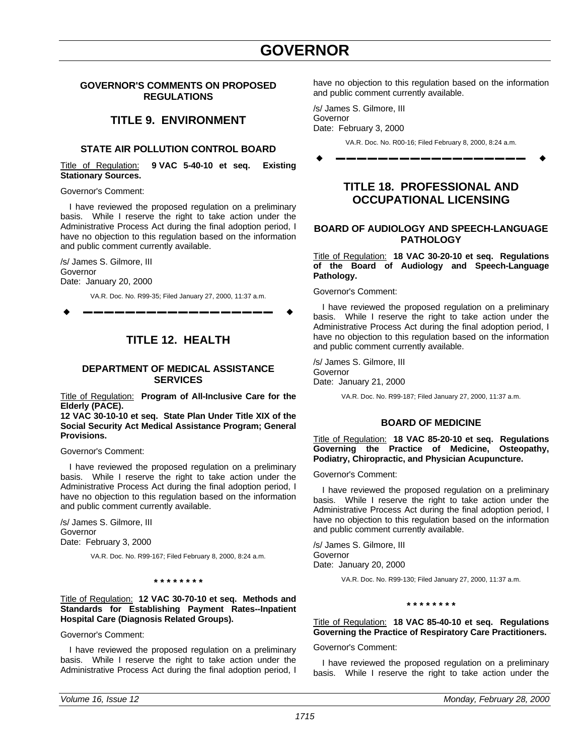# GOVERNOR

## GOVERNOR'S COMMENTS ON PROPOSED REGULATIONS

## TITLE 9. ENVIRONMENT

### STATE AIR POLLUTION CONTROL BOARD

Title of Regulation: **9 VAC 5-40-10 et seq. Existing Stationary Sources.**

Governor's Comment:

I have reviewed the proposed regulation on a preliminary basis. While I reserve the right to take action under the Administrative Process Act during the final adoption period, I have no objection to this regulation based on the information and public comment currently available.

/s/ James S. Gilmore, III
Governor
Date: January 20, 2000

VA.R. Doc. No. R99-35; Filed January 27, 2000, 11:37 a.m.

## TITLE 12. HEALTH

### DEPARTMENT OF MEDICAL ASSISTANCE SERVICES

Title of Regulation: **Program of All-Inclusive Care for the Elderly (PACE).**

**12 VAC 30-10-10 et seq. State Plan Under Title XIX of the Social Security Act Medical Assistance Program; General Provisions.**

Governor's Comment:

I have reviewed the proposed regulation on a preliminary basis. While I reserve the right to take action under the Administrative Process Act during the final adoption period, I have no objection to this regulation based on the information and public comment currently available.

/s/ James S. Gilmore, III
Governor
Date: February 3, 2000

VA.R. Doc. No. R99-167; Filed February 8, 2000, 8:24 a.m.

\* \* \* \* \* \* \* \*

Title of Regulation: **12 VAC 30-70-10 et seq. Methods and Standards for Establishing Payment Rates--Inpatient Hospital Care (Diagnosis Related Groups).**

Governor's Comment:

I have reviewed the proposed regulation on a preliminary basis. While I reserve the right to take action under the Administrative Process Act during the final adoption period, I have no objection to this regulation based on the information and public comment currently available.

/s/ James S. Gilmore, III
Governor
Date: February 3, 2000

VA.R. Doc. No. R00-16; Filed February 8, 2000, 8:24 a.m.

## TITLE 18. PROFESSIONAL AND OCCUPATIONAL LICENSING

### BOARD OF AUDIOLOGY AND SPEECH-LANGUAGE PATHOLOGY

Title of Regulation: **18 VAC 30-20-10 et seq. Regulations of the Board of Audiology and Speech-Language Pathology.**

Governor's Comment:

I have reviewed the proposed regulation on a preliminary basis. While I reserve the right to take action under the Administrative Process Act during the final adoption period, I have no objection to this regulation based on the information and public comment currently available.

/s/ James S. Gilmore, III
Governor
Date: January 21, 2000

VA.R. Doc. No. R99-187; Filed January 27, 2000, 11:37 a.m.

### BOARD OF MEDICINE

Title of Regulation: **18 VAC 85-20-10 et seq. Regulations Governing the Practice of Medicine, Osteopathy, Podiatry, Chiropractic, and Physician Acupuncture.**

Governor's Comment:

I have reviewed the proposed regulation on a preliminary basis. While I reserve the right to take action under the Administrative Process Act during the final adoption period, I have no objection to this regulation based on the information and public comment currently available.

/s/ James S. Gilmore, III
Governor
Date: January 20, 2000

VA.R. Doc. No. R99-130; Filed January 27, 2000, 11:37 a.m.

\* \* \* \* \* \* \* \*

Title of Regulation: **18 VAC 85-40-10 et seq. Regulations Governing the Practice of Respiratory Care Practitioners.**

Governor's Comment:

I have reviewed the proposed regulation on a preliminary basis. While I reserve the right to take action under the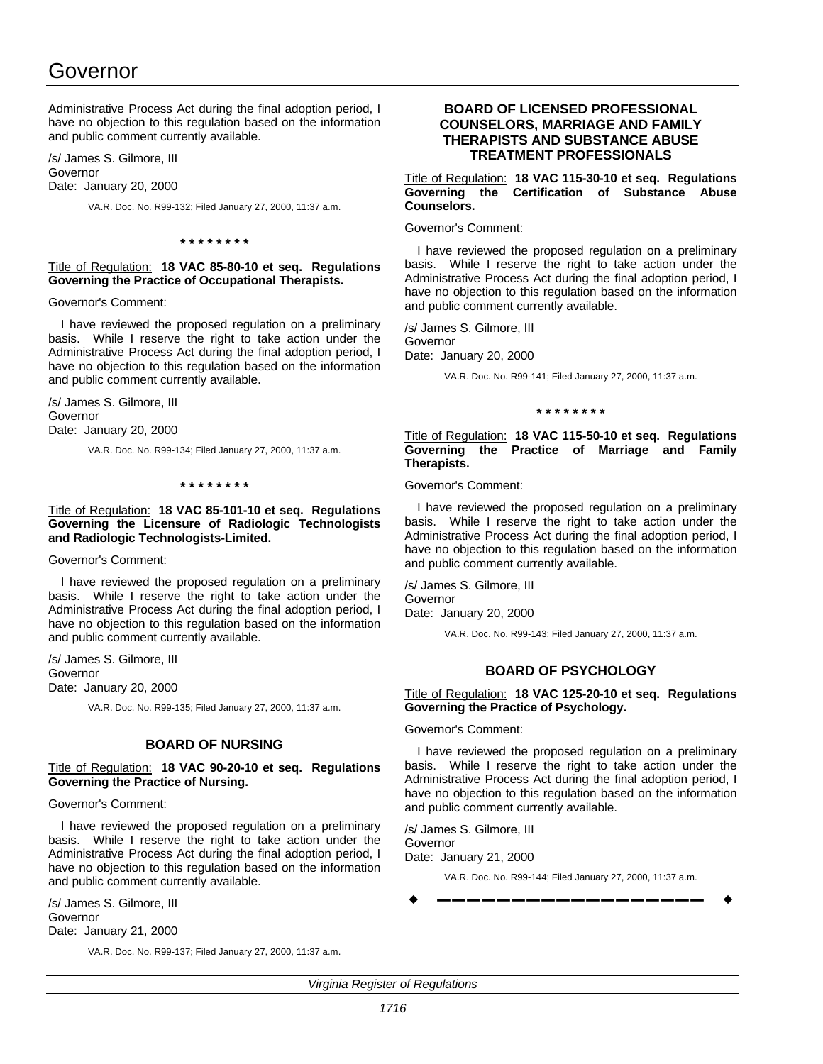Administrative Process Act during the final adoption period, I have no objection to this regulation based on the information and public comment currently available.

/s/ James S. Gilmore, III
Governor
Date: January 20, 2000

VA.R. Doc. No. R99-132; Filed January 27, 2000, 11:37 a.m.

* * * * * * * *

Title of Regulation: **18 VAC 85-80-10 et seq. Regulations Governing the Practice of Occupational Therapists.**

Governor's Comment:

I have reviewed the proposed regulation on a preliminary basis. While I reserve the right to take action under the Administrative Process Act during the final adoption period, I have no objection to this regulation based on the information and public comment currently available.

/s/ James S. Gilmore, III
Governor
Date: January 20, 2000

VA.R. Doc. No. R99-134; Filed January 27, 2000, 11:37 a.m.

* * * * * * * *

Title of Regulation: **18 VAC 85-101-10 et seq. Regulations Governing the Licensure of Radiologic Technologists and Radiologic Technologists-Limited.**

Governor's Comment:

I have reviewed the proposed regulation on a preliminary basis. While I reserve the right to take action under the Administrative Process Act during the final adoption period, I have no objection to this regulation based on the information and public comment currently available.

/s/ James S. Gilmore, III
Governor
Date: January 20, 2000

VA.R. Doc. No. R99-135; Filed January 27, 2000, 11:37 a.m.

## BOARD OF NURSING

Title of Regulation: **18 VAC 90-20-10 et seq. Regulations Governing the Practice of Nursing.**

Governor's Comment:

I have reviewed the proposed regulation on a preliminary basis. While I reserve the right to take action under the Administrative Process Act during the final adoption period, I have no objection to this regulation based on the information and public comment currently available.

/s/ James S. Gilmore, III
Governor
Date: January 21, 2000

VA.R. Doc. No. R99-137; Filed January 27, 2000, 11:37 a.m.

## BOARD OF LICENSED PROFESSIONAL COUNSELORS, MARRIAGE AND FAMILY THERAPISTS AND SUBSTANCE ABUSE TREATMENT PROFESSIONALS

Title of Regulation: **18 VAC 115-30-10 et seq. Regulations Governing the Certification of Substance Abuse Counselors.**

Governor's Comment:

I have reviewed the proposed regulation on a preliminary basis. While I reserve the right to take action under the Administrative Process Act during the final adoption period, I have no objection to this regulation based on the information and public comment currently available.

/s/ James S. Gilmore, III
Governor
Date: January 20, 2000

VA.R. Doc. No. R99-141; Filed January 27, 2000, 11:37 a.m.

* * * * * * * *

Title of Regulation: **18 VAC 115-50-10 et seq. Regulations Governing the Practice of Marriage and Family Therapists.**

Governor's Comment:

I have reviewed the proposed regulation on a preliminary basis. While I reserve the right to take action under the Administrative Process Act during the final adoption period, I have no objection to this regulation based on the information and public comment currently available.

/s/ James S. Gilmore, III
Governor
Date: January 20, 2000

VA.R. Doc. No. R99-143; Filed January 27, 2000, 11:37 a.m.

## BOARD OF PSYCHOLOGY

Title of Regulation: **18 VAC 125-20-10 et seq. Regulations Governing the Practice of Psychology.**

Governor's Comment:

I have reviewed the proposed regulation on a preliminary basis. While I reserve the right to take action under the Administrative Process Act during the final adoption period, I have no objection to this regulation based on the information and public comment currently available.

/s/ James S. Gilmore, III
Governor
Date: January 21, 2000

VA.R. Doc. No. R99-144; Filed January 27, 2000, 11:37 a.m.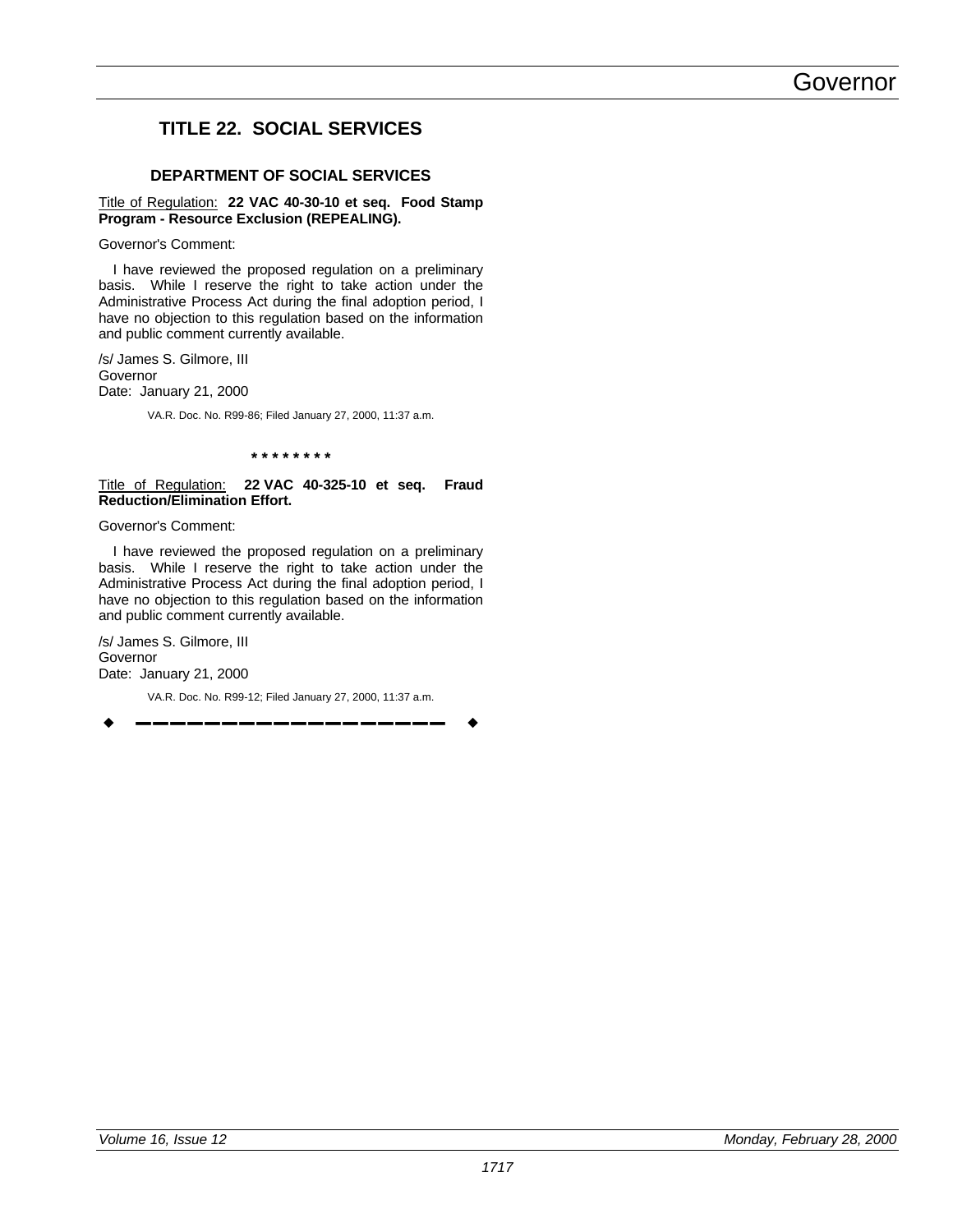# TITLE 22. SOCIAL SERVICES

## DEPARTMENT OF SOCIAL SERVICES

Title of Regulation: **22 VAC 40-30-10 et seq. Food Stamp Program - Resource Exclusion (REPEALING).**

Governor's Comment:

I have reviewed the proposed regulation on a preliminary basis. While I reserve the right to take action under the Administrative Process Act during the final adoption period, I have no objection to this regulation based on the information and public comment currently available.

/s/ James S. Gilmore, III
Governor
Date: January 21, 2000

VA.R. Doc. No. R99-86; Filed January 27, 2000, 11:37 a.m.

\* \* \* \* \* \* \* \*

Title of Regulation: **22 VAC 40-325-10 et seq. Fraud Reduction/Elimination Effort.**

Governor's Comment:

I have reviewed the proposed regulation on a preliminary basis. While I reserve the right to take action under the Administrative Process Act during the final adoption period, I have no objection to this regulation based on the information and public comment currently available.

/s/ James S. Gilmore, III
Governor
Date: January 21, 2000

VA.R. Doc. No. R99-12; Filed January 27, 2000, 11:37 a.m.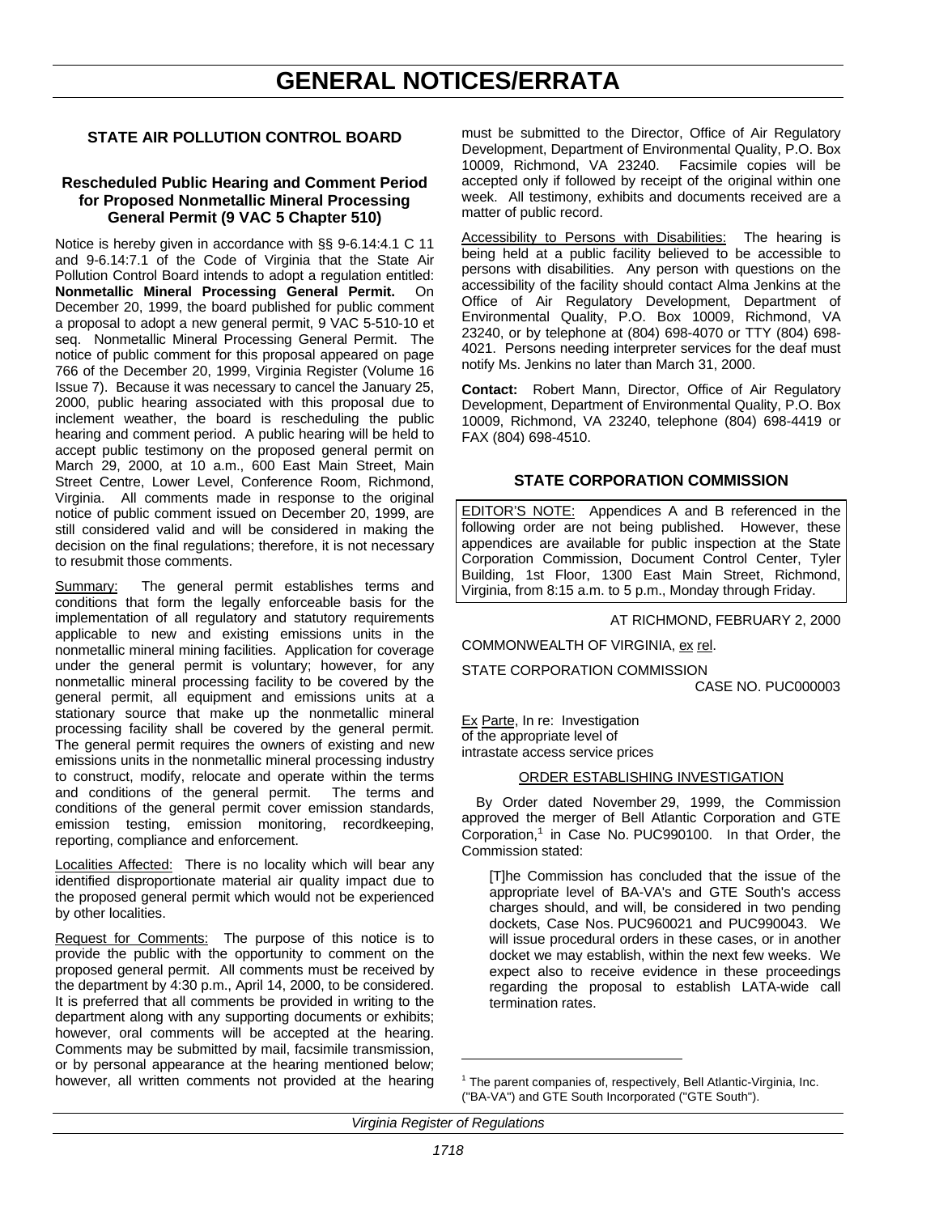# GENERAL NOTICES/ERRATA

## STATE AIR POLLUTION CONTROL BOARD

### Rescheduled Public Hearing and Comment Period for Proposed Nonmetallic Mineral Processing General Permit (9 VAC 5 Chapter 510)

Notice is hereby given in accordance with §§ 9-6.14:4.1 C 11 and 9-6.14:7.1 of the Code of Virginia that the State Air Pollution Control Board intends to adopt a regulation entitled: **Nonmetallic Mineral Processing General Permit.** On December 20, 1999, the board published for public comment a proposal to adopt a new general permit, 9 VAC 5-510-10 et seq. Nonmetallic Mineral Processing General Permit. The notice of public comment for this proposal appeared on page 766 of the December 20, 1999, Virginia Register (Volume 16 Issue 7). Because it was necessary to cancel the January 25, 2000, public hearing associated with this proposal due to inclement weather, the board is rescheduling the public hearing and comment period. A public hearing will be held to accept public testimony on the proposed general permit on March 29, 2000, at 10 a.m., 600 East Main Street, Main Street Centre, Lower Level, Conference Room, Richmond, Virginia. All comments made in response to the original notice of public comment issued on December 20, 1999, are still considered valid and will be considered in making the decision on the final regulations; therefore, it is not necessary to resubmit those comments.

Summary: The general permit establishes terms and conditions that form the legally enforceable basis for the implementation of all regulatory and statutory requirements applicable to new and existing emissions units in the nonmetallic mineral mining facilities. Application for coverage under the general permit is voluntary; however, for any nonmetallic mineral processing facility to be covered by the general permit, all equipment and emissions units at a stationary source that make up the nonmetallic mineral processing facility shall be covered by the general permit. The general permit requires the owners of existing and new emissions units in the nonmetallic mineral processing industry to construct, modify, relocate and operate within the terms and conditions of the general permit. The terms and conditions of the general permit cover emission standards, emission testing, emission monitoring, recordkeeping, reporting, compliance and enforcement.

Localities Affected: There is no locality which will bear any identified disproportionate material air quality impact due to the proposed general permit which would not be experienced by other localities.

Request for Comments: The purpose of this notice is to provide the public with the opportunity to comment on the proposed general permit. All comments must be received by the department by 4:30 p.m., April 14, 2000, to be considered. It is preferred that all comments be provided in writing to the department along with any supporting documents or exhibits; however, oral comments will be accepted at the hearing. Comments may be submitted by mail, facsimile transmission, or by personal appearance at the hearing mentioned below; however, all written comments not provided at the hearing must be submitted to the Director, Office of Air Regulatory Development, Department of Environmental Quality, P.O. Box 10009, Richmond, VA 23240. Facsimile copies will be accepted only if followed by receipt of the original within one week. All testimony, exhibits and documents received are a matter of public record.

Accessibility to Persons with Disabilities: The hearing is being held at a public facility believed to be accessible to persons with disabilities. Any person with questions on the accessibility of the facility should contact Alma Jenkins at the Office of Air Regulatory Development, Department of Environmental Quality, P.O. Box 10009, Richmond, VA 23240, or by telephone at (804) 698-4070 or TTY (804) 698-4021. Persons needing interpreter services for the deaf must notify Ms. Jenkins no later than March 31, 2000.

**Contact:** Robert Mann, Director, Office of Air Regulatory Development, Department of Environmental Quality, P.O. Box 10009, Richmond, VA 23240, telephone (804) 698-4419 or FAX (804) 698-4510.

## STATE CORPORATION COMMISSION

EDITOR'S NOTE: Appendices A and B referenced in the following order are not being published. However, these appendices are available for public inspection at the State Corporation Commission, Document Control Center, Tyler Building, 1st Floor, 1300 East Main Street, Richmond, Virginia, from 8:15 a.m. to 5 p.m., Monday through Friday.

AT RICHMOND, FEBRUARY 2, 2000

COMMONWEALTH OF VIRGINIA, ex rel.

STATE CORPORATION COMMISSION

CASE NO. PUC000003

Ex Parte, In re: Investigation of the appropriate level of intrastate access service prices

ORDER ESTABLISHING INVESTIGATION

By Order dated November 29, 1999, the Commission approved the merger of Bell Atlantic Corporation and GTE Corporation,[1] in Case No. PUC990100. In that Order, the Commission stated:

> [T]he Commission has concluded that the issue of the appropriate level of BA-VA's and GTE South's access charges should, and will, be considered in two pending dockets, Case Nos. PUC960021 and PUC990043. We will issue procedural orders in these cases, or in another docket we may establish, within the next few weeks. We expect also to receive evidence in these proceedings regarding the proposal to establish LATA-wide call termination rates.

---

[1] The parent companies of, respectively, Bell Atlantic-Virginia, Inc. ("BA-VA") and GTE South Incorporated ("GTE South").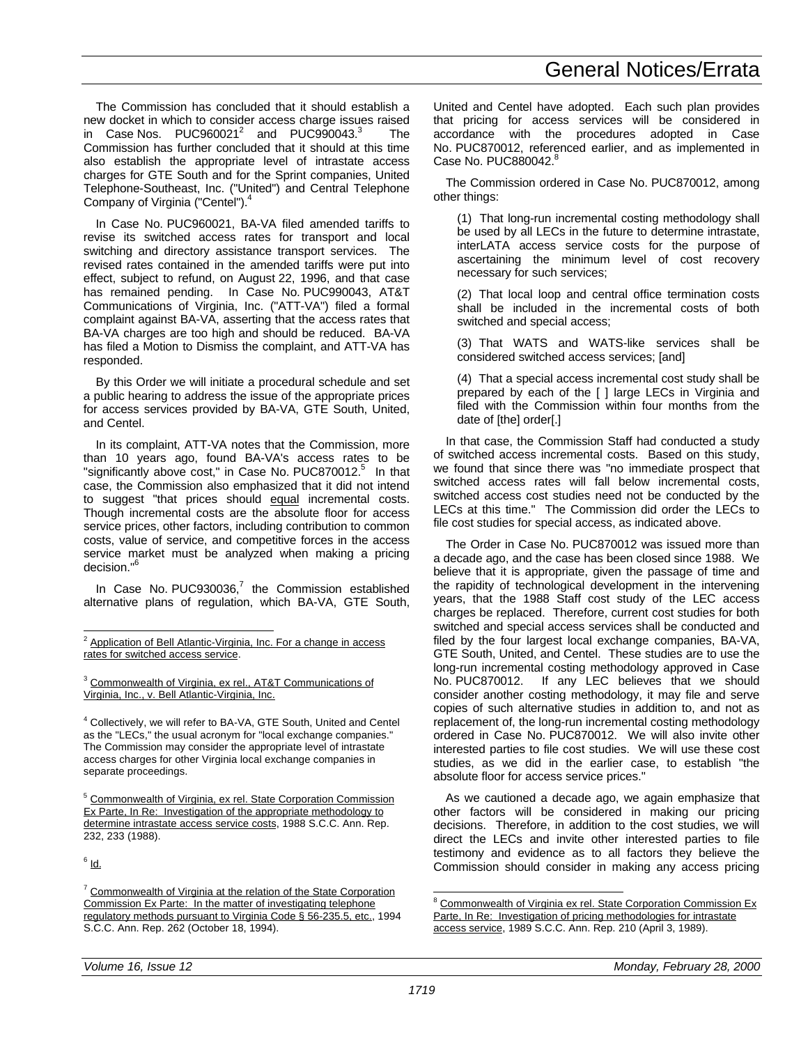The Commission has concluded that it should establish a new docket in which to consider access charge issues raised in Case Nos. PUC960021[2] and PUC990043.[3] The Commission has further concluded that it should at this time also establish the appropriate level of intrastate access charges for GTE South and for the Sprint companies, United Telephone-Southeast, Inc. ("United") and Central Telephone Company of Virginia ("Centel").[4]

In Case No. PUC960021, BA-VA filed amended tariffs to revise its switched access rates for transport and local switching and directory assistance transport services. The revised rates contained in the amended tariffs were put into effect, subject to refund, on August 22, 1996, and that case has remained pending. In Case No. PUC990043, AT&T Communications of Virginia, Inc. ("ATT-VA") filed a formal complaint against BA-VA, asserting that the access rates that BA-VA charges are too high and should be reduced. BA-VA has filed a Motion to Dismiss the complaint, and ATT-VA has responded.

By this Order we will initiate a procedural schedule and set a public hearing to address the issue of the appropriate prices for access services provided by BA-VA, GTE South, United, and Centel.

In its complaint, ATT-VA notes that the Commission, more than 10 years ago, found BA-VA's access rates to be "significantly above cost," in Case No. PUC870012.[5] In that case, the Commission also emphasized that it did not intend to suggest "that prices should equal incremental costs. Though incremental costs are the absolute floor for access service prices, other factors, including contribution to common costs, value of service, and competitive forces in the access service market must be analyzed when making a pricing decision."[6]

In Case No. PUC930036,[7] the Commission established alternative plans of regulation, which BA-VA, GTE South, United and Centel have adopted. Each such plan provides that pricing for access services will be considered in accordance with the procedures adopted in Case No. PUC870012, referenced earlier, and as implemented in Case No. PUC880042.[8]

The Commission ordered in Case No. PUC870012, among other things:

> (1) That long-run incremental costing methodology shall be used by all LECs in the future to determine intrastate, interLATA access service costs for the purpose of ascertaining the minimum level of cost recovery necessary for such services;
>
> (2) That local loop and central office termination costs shall be included in the incremental costs of both switched and special access;
>
> (3) That WATS and WATS-like services shall be considered switched access services; [and]
>
> (4) That a special access incremental cost study shall be prepared by each of the [ ] large LECs in Virginia and filed with the Commission within four months from the date of [the] order[.]

In that case, the Commission Staff had conducted a study of switched access incremental costs. Based on this study, we found that since there was "no immediate prospect that switched access rates will fall below incremental costs, switched access cost studies need not be conducted by the LECs at this time." The Commission did order the LECs to file cost studies for special access, as indicated above.

The Order in Case No. PUC870012 was issued more than a decade ago, and the case has been closed since 1988. We believe that it is appropriate, given the passage of time and the rapidity of technological development in the intervening years, that the 1988 Staff cost study of the LEC access charges be replaced. Therefore, current cost studies for both switched and special access services shall be conducted and filed by the four largest local exchange companies, BA-VA, GTE South, United, and Centel. These studies are to use the long-run incremental costing methodology approved in Case No. PUC870012. If any LEC believes that we should consider another costing methodology, it may file and serve copies of such alternative studies in addition to, and not as replacement of, the long-run incremental costing methodology ordered in Case No. PUC870012. We will also invite other interested parties to file cost studies. We will use these cost studies, as we did in the earlier case, to establish "the absolute floor for access service prices."

As we cautioned a decade ago, we again emphasize that other factors will be considered in making our pricing decisions. Therefore, in addition to the cost studies, we will direct the LECs and invite other interested parties to file testimony and evidence as to all factors they believe the Commission should consider in making any access pricing

---

[2] Application of Bell Atlantic-Virginia, Inc. For a change in access rates for switched access service.

[3] Commonwealth of Virginia, ex rel., AT&T Communications of Virginia, Inc., v. Bell Atlantic-Virginia, Inc.

[4] Collectively, we will refer to BA-VA, GTE South, United and Centel as the "LECs," the usual acronym for "local exchange companies." The Commission may consider the appropriate level of intrastate access charges for other Virginia local exchange companies in separate proceedings.

[5] Commonwealth of Virginia, ex rel. State Corporation Commission Ex Parte, In Re: Investigation of the appropriate methodology to determine intrastate access service costs, 1988 S.C.C. Ann. Rep. 232, 233 (1988).

[6] Id.

[7] Commonwealth of Virginia at the relation of the State Corporation Commission Ex Parte: In the matter of investigating telephone regulatory methods pursuant to Virginia Code § 56-235.5, etc., 1994 S.C.C. Ann. Rep. 262 (October 18, 1994).

[8] Commonwealth of Virginia ex rel. State Corporation Commission Ex Parte, In Re: Investigation of pricing methodologies for intrastate access service, 1989 S.C.C. Ann. Rep. 210 (April 3, 1989).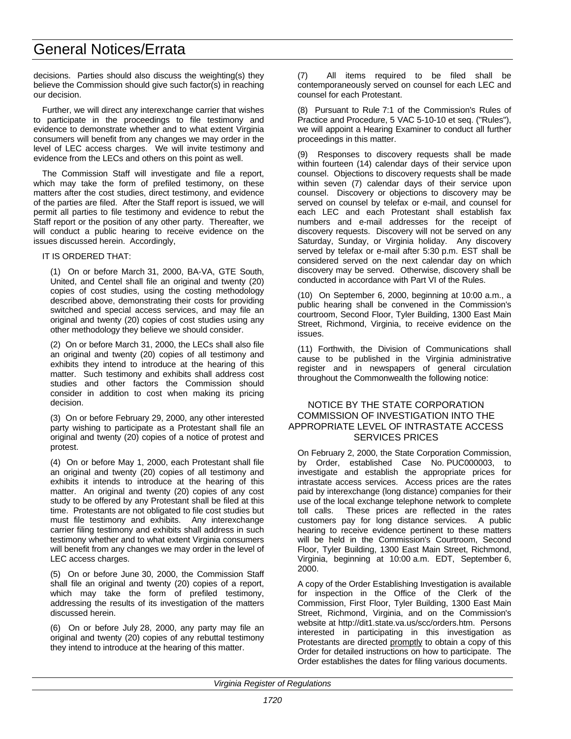decisions. Parties should also discuss the weighting(s) they believe the Commission should give such factor(s) in reaching our decision.

Further, we will direct any interexchange carrier that wishes to participate in the proceedings to file testimony and evidence to demonstrate whether and to what extent Virginia consumers will benefit from any changes we may order in the level of LEC access charges. We will invite testimony and evidence from the LECs and others on this point as well.

The Commission Staff will investigate and file a report, which may take the form of prefiled testimony, on these matters after the cost studies, direct testimony, and evidence of the parties are filed. After the Staff report is issued, we will permit all parties to file testimony and evidence to rebut the Staff report or the position of any other party. Thereafter, we will conduct a public hearing to receive evidence on the issues discussed herein. Accordingly,

IT IS ORDERED THAT:

(1) On or before March 31, 2000, BA-VA, GTE South, United, and Centel shall file an original and twenty (20) copies of cost studies, using the costing methodology described above, demonstrating their costs for providing switched and special access services, and may file an original and twenty (20) copies of cost studies using any other methodology they believe we should consider.

(2) On or before March 31, 2000, the LECs shall also file an original and twenty (20) copies of all testimony and exhibits they intend to introduce at the hearing of this matter. Such testimony and exhibits shall address cost studies and other factors the Commission should consider in addition to cost when making its pricing decision.

(3) On or before February 29, 2000, any other interested party wishing to participate as a Protestant shall file an original and twenty (20) copies of a notice of protest and protest.

(4) On or before May 1, 2000, each Protestant shall file an original and twenty (20) copies of all testimony and exhibits it intends to introduce at the hearing of this matter. An original and twenty (20) copies of any cost study to be offered by any Protestant shall be filed at this time. Protestants are not obligated to file cost studies but must file testimony and exhibits. Any interexchange carrier filing testimony and exhibits shall address in such testimony whether and to what extent Virginia consumers will benefit from any changes we may order in the level of LEC access charges.

(5) On or before June 30, 2000, the Commission Staff shall file an original and twenty (20) copies of a report, which may take the form of prefiled testimony, addressing the results of its investigation of the matters discussed herein.

(6) On or before July 28, 2000, any party may file an original and twenty (20) copies of any rebuttal testimony they intend to introduce at the hearing of this matter.

(7) All items required to be filed shall be contemporaneously served on counsel for each LEC and counsel for each Protestant.

(8) Pursuant to Rule 7:1 of the Commission's Rules of Practice and Procedure, 5 VAC 5-10-10 et seq. ("Rules"), we will appoint a Hearing Examiner to conduct all further proceedings in this matter.

(9) Responses to discovery requests shall be made within fourteen (14) calendar days of their service upon counsel. Objections to discovery requests shall be made within seven (7) calendar days of their service upon counsel. Discovery or objections to discovery may be served on counsel by telefax or e-mail, and counsel for each LEC and each Protestant shall establish fax numbers and e-mail addresses for the receipt of discovery requests. Discovery will not be served on any Saturday, Sunday, or Virginia holiday. Any discovery served by telefax or e-mail after 5:30 p.m. EST shall be considered served on the next calendar day on which discovery may be served. Otherwise, discovery shall be conducted in accordance with Part VI of the Rules.

(10) On September 6, 2000, beginning at 10:00 a.m., a public hearing shall be convened in the Commission's courtroom, Second Floor, Tyler Building, 1300 East Main Street, Richmond, Virginia, to receive evidence on the issues.

(11) Forthwith, the Division of Communications shall cause to be published in the Virginia administrative register and in newspapers of general circulation throughout the Commonwealth the following notice:

NOTICE BY THE STATE CORPORATION COMMISSION OF INVESTIGATION INTO THE APPROPRIATE LEVEL OF INTRASTATE ACCESS SERVICES PRICES

On February 2, 2000, the State Corporation Commission, by Order, established Case No. PUC000003, to investigate and establish the appropriate prices for intrastate access services. Access prices are the rates paid by interexchange (long distance) companies for their use of the local exchange telephone network to complete toll calls. These prices are reflected in the rates customers pay for long distance services. A public hearing to receive evidence pertinent to these matters will be held in the Commission's Courtroom, Second Floor, Tyler Building, 1300 East Main Street, Richmond, Virginia, beginning at 10:00 a.m. EDT, September 6, 2000.

A copy of the Order Establishing Investigation is available for inspection in the Office of the Clerk of the Commission, First Floor, Tyler Building, 1300 East Main Street, Richmond, Virginia, and on the Commission's website at http://dit1.state.va.us/scc/orders.htm. Persons interested in participating in this investigation as Protestants are directed promptly to obtain a copy of this Order for detailed instructions on how to participate. The Order establishes the dates for filing various documents.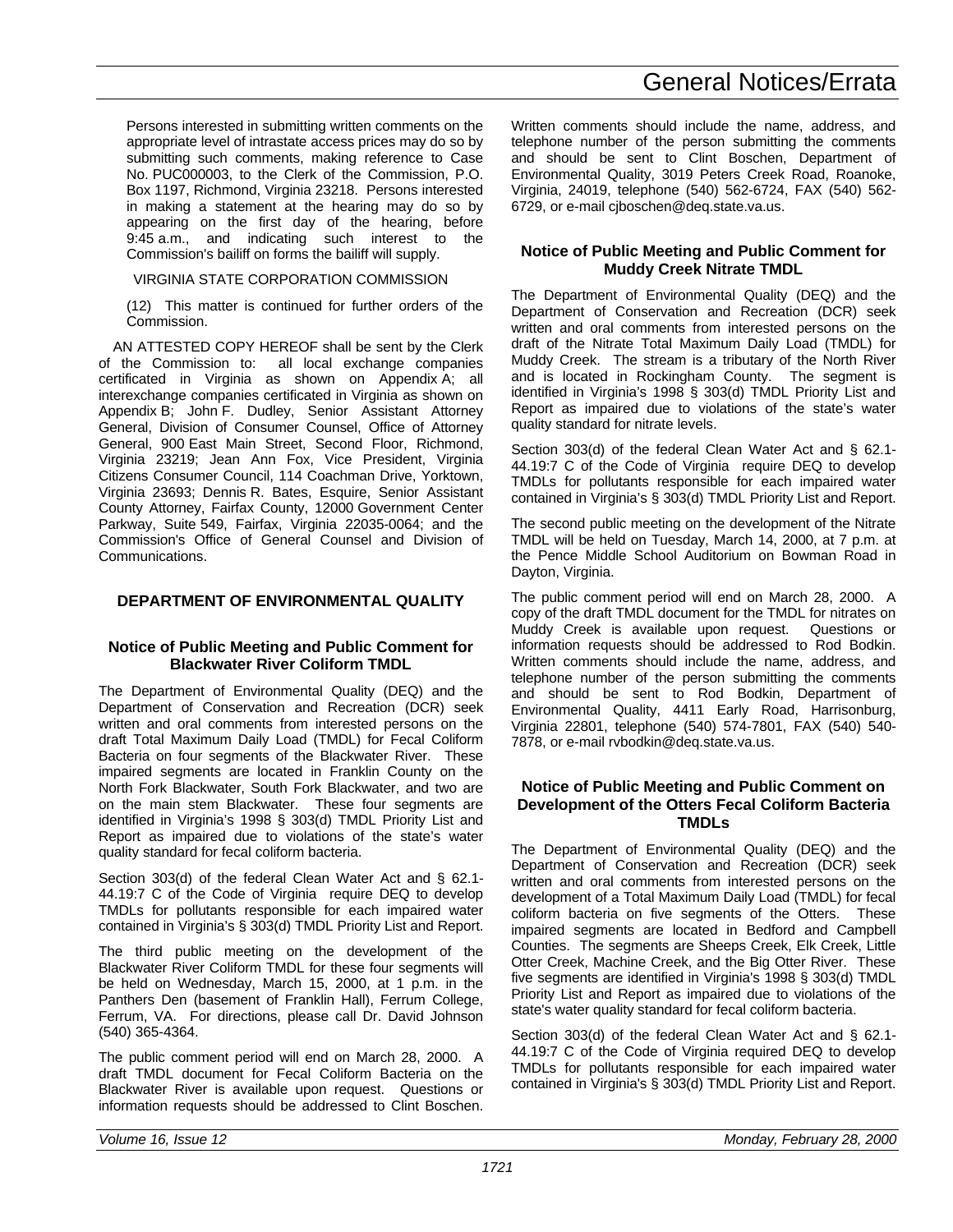Persons interested in submitting written comments on the appropriate level of intrastate access prices may do so by submitting such comments, making reference to Case No. PUC000003, to the Clerk of the Commission, P.O. Box 1197, Richmond, Virginia 23218. Persons interested in making a statement at the hearing may do so by appearing on the first day of the hearing, before 9:45 a.m., and indicating such interest to the Commission's bailiff on forms the bailiff will supply.

VIRGINIA STATE CORPORATION COMMISSION

(12) This matter is continued for further orders of the Commission.

AN ATTESTED COPY HEREOF shall be sent by the Clerk of the Commission to: all local exchange companies certificated in Virginia as shown on Appendix A; all interexchange companies certificated in Virginia as shown on Appendix B; John F. Dudley, Senior Assistant Attorney General, Division of Consumer Counsel, Office of Attorney General, 900 East Main Street, Second Floor, Richmond, Virginia 23219; Jean Ann Fox, Vice President, Virginia Citizens Consumer Council, 114 Coachman Drive, Yorktown, Virginia 23693; Dennis R. Bates, Esquire, Senior Assistant County Attorney, Fairfax County, 12000 Government Center Parkway, Suite 549, Fairfax, Virginia 22035-0064; and the Commission's Office of General Counsel and Division of Communications.

## DEPARTMENT OF ENVIRONMENTAL QUALITY

### Notice of Public Meeting and Public Comment for Blackwater River Coliform TMDL

The Department of Environmental Quality (DEQ) and the Department of Conservation and Recreation (DCR) seek written and oral comments from interested persons on the draft Total Maximum Daily Load (TMDL) for Fecal Coliform Bacteria on four segments of the Blackwater River. These impaired segments are located in Franklin County on the North Fork Blackwater, South Fork Blackwater, and two are on the main stem Blackwater. These four segments are identified in Virginia's 1998 § 303(d) TMDL Priority List and Report as impaired due to violations of the state's water quality standard for fecal coliform bacteria.

Section 303(d) of the federal Clean Water Act and § 62.1-44.19:7 C of the Code of Virginia require DEQ to develop TMDLs for pollutants responsible for each impaired water contained in Virginia's § 303(d) TMDL Priority List and Report.

The third public meeting on the development of the Blackwater River Coliform TMDL for these four segments will be held on Wednesday, March 15, 2000, at 1 p.m. in the Panthers Den (basement of Franklin Hall), Ferrum College, Ferrum, VA. For directions, please call Dr. David Johnson (540) 365-4364.

The public comment period will end on March 28, 2000. A draft TMDL document for Fecal Coliform Bacteria on the Blackwater River is available upon request. Questions or information requests should be addressed to Clint Boschen. Written comments should include the name, address, and telephone number of the person submitting the comments and should be sent to Clint Boschen, Department of Environmental Quality, 3019 Peters Creek Road, Roanoke, Virginia, 24019, telephone (540) 562-6724, FAX (540) 562-6729, or e-mail cjboschen@deq.state.va.us.

### Notice of Public Meeting and Public Comment for Muddy Creek Nitrate TMDL

The Department of Environmental Quality (DEQ) and the Department of Conservation and Recreation (DCR) seek written and oral comments from interested persons on the draft of the Nitrate Total Maximum Daily Load (TMDL) for Muddy Creek. The stream is a tributary of the North River and is located in Rockingham County. The segment is identified in Virginia's 1998 § 303(d) TMDL Priority List and Report as impaired due to violations of the state's water quality standard for nitrate levels.

Section 303(d) of the federal Clean Water Act and § 62.1-44.19:7 C of the Code of Virginia require DEQ to develop TMDLs for pollutants responsible for each impaired water contained in Virginia's § 303(d) TMDL Priority List and Report.

The second public meeting on the development of the Nitrate TMDL will be held on Tuesday, March 14, 2000, at 7 p.m. at the Pence Middle School Auditorium on Bowman Road in Dayton, Virginia.

The public comment period will end on March 28, 2000. A copy of the draft TMDL document for the TMDL for nitrates on Muddy Creek is available upon request. Questions or information requests should be addressed to Rod Bodkin. Written comments should include the name, address, and telephone number of the person submitting the comments and should be sent to Rod Bodkin, Department of Environmental Quality, 4411 Early Road, Harrisonburg, Virginia 22801, telephone (540) 574-7801, FAX (540) 540-7878, or e-mail rvbodkin@deq.state.va.us.

### Notice of Public Meeting and Public Comment on Development of the Otters Fecal Coliform Bacteria TMDLs

The Department of Environmental Quality (DEQ) and the Department of Conservation and Recreation (DCR) seek written and oral comments from interested persons on the development of a Total Maximum Daily Load (TMDL) for fecal coliform bacteria on five segments of the Otters. These impaired segments are located in Bedford and Campbell Counties. The segments are Sheeps Creek, Elk Creek, Little Otter Creek, Machine Creek, and the Big Otter River. These five segments are identified in Virginia's 1998 § 303(d) TMDL Priority List and Report as impaired due to violations of the state's water quality standard for fecal coliform bacteria.

Section 303(d) of the federal Clean Water Act and § 62.1-44.19:7 C of the Code of Virginia required DEQ to develop TMDLs for pollutants responsible for each impaired water contained in Virginia's § 303(d) TMDL Priority List and Report.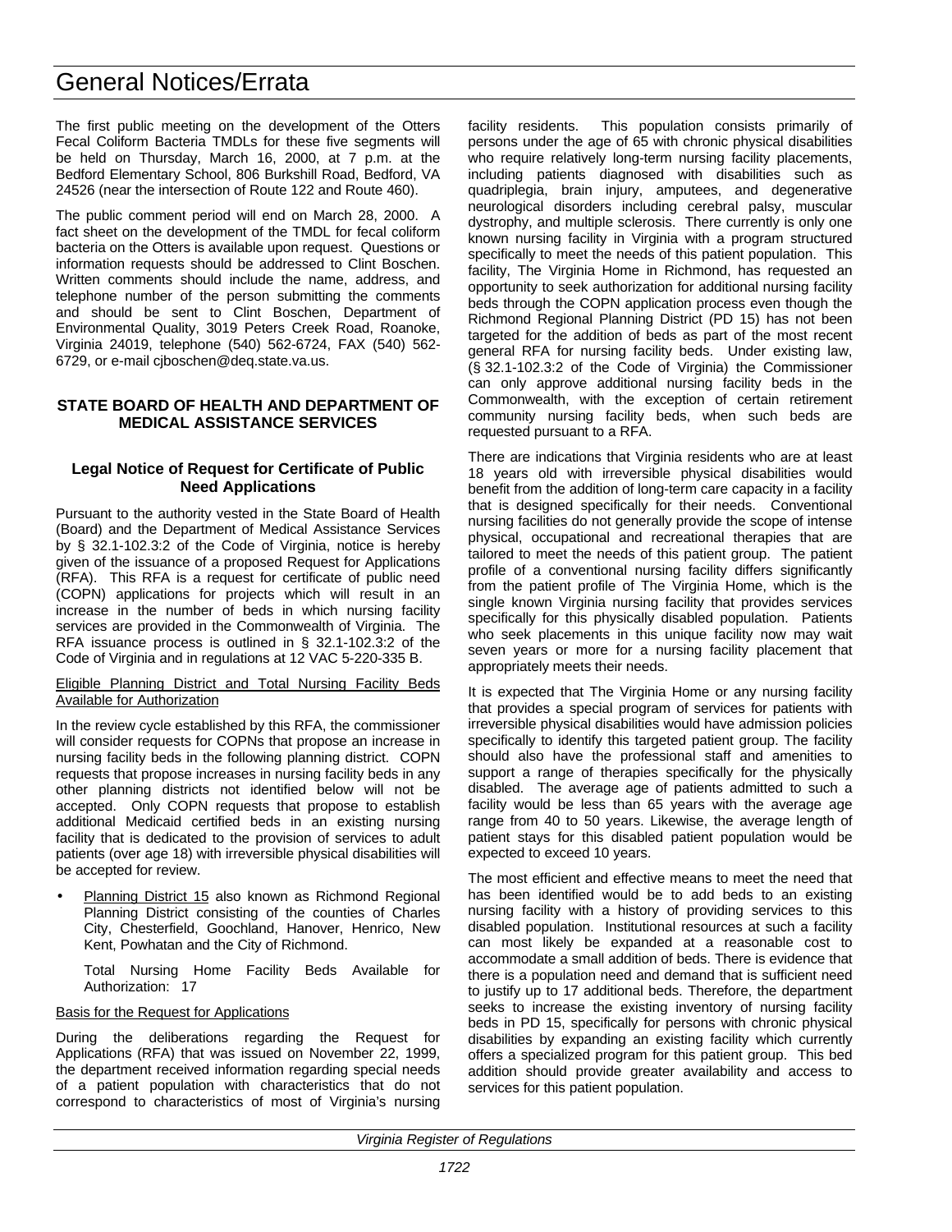The first public meeting on the development of the Otters Fecal Coliform Bacteria TMDLs for these five segments will be held on Thursday, March 16, 2000, at 7 p.m. at the Bedford Elementary School, 806 Burkshill Road, Bedford, VA 24526 (near the intersection of Route 122 and Route 460).

The public comment period will end on March 28, 2000. A fact sheet on the development of the TMDL for fecal coliform bacteria on the Otters is available upon request. Questions or information requests should be addressed to Clint Boschen. Written comments should include the name, address, and telephone number of the person submitting the comments and should be sent to Clint Boschen, Department of Environmental Quality, 3019 Peters Creek Road, Roanoke, Virginia 24019, telephone (540) 562-6724, FAX (540) 562-6729, or e-mail cjboschen@deq.state.va.us.

## STATE BOARD OF HEALTH AND DEPARTMENT OF MEDICAL ASSISTANCE SERVICES

### Legal Notice of Request for Certificate of Public Need Applications

Pursuant to the authority vested in the State Board of Health (Board) and the Department of Medical Assistance Services by § 32.1-102.3:2 of the Code of Virginia, notice is hereby given of the issuance of a proposed Request for Applications (RFA). This RFA is a request for certificate of public need (COPN) applications for projects which will result in an increase in the number of beds in which nursing facility services are provided in the Commonwealth of Virginia. The RFA issuance process is outlined in § 32.1-102.3:2 of the Code of Virginia and in regulations at 12 VAC 5-220-335 B.

Eligible Planning District and Total Nursing Facility Beds Available for Authorization

In the review cycle established by this RFA, the commissioner will consider requests for COPNs that propose an increase in nursing facility beds in the following planning district. COPN requests that propose increases in nursing facility beds in any other planning districts not identified below will not be accepted. Only COPN requests that propose to establish additional Medicaid certified beds in an existing nursing facility that is dedicated to the provision of services to adult patients (over age 18) with irreversible physical disabilities will be accepted for review.

- Planning District 15 also known as Richmond Regional Planning District consisting of the counties of Charles City, Chesterfield, Goochland, Hanover, Henrico, New Kent, Powhatan and the City of Richmond.

  Total Nursing Home Facility Beds Available for Authorization: 17

Basis for the Request for Applications

During the deliberations regarding the Request for Applications (RFA) that was issued on November 22, 1999, the department received information regarding special needs of a patient population with characteristics that do not correspond to characteristics of most of Virginia's nursing facility residents. This population consists primarily of persons under the age of 65 with chronic physical disabilities who require relatively long-term nursing facility placements, including patients diagnosed with disabilities such as quadriplegia, brain injury, amputees, and degenerative neurological disorders including cerebral palsy, muscular dystrophy, and multiple sclerosis. There currently is only one known nursing facility in Virginia with a program structured specifically to meet the needs of this patient population. This facility, The Virginia Home in Richmond, has requested an opportunity to seek authorization for additional nursing facility beds through the COPN application process even though the Richmond Regional Planning District (PD 15) has not been targeted for the addition of beds as part of the most recent general RFA for nursing facility beds. Under existing law, (§ 32.1-102.3:2 of the Code of Virginia) the Commissioner can only approve additional nursing facility beds in the Commonwealth, with the exception of certain retirement community nursing facility beds, when such beds are requested pursuant to a RFA.

There are indications that Virginia residents who are at least 18 years old with irreversible physical disabilities would benefit from the addition of long-term care capacity in a facility that is designed specifically for their needs. Conventional nursing facilities do not generally provide the scope of intense physical, occupational and recreational therapies that are tailored to meet the needs of this patient group. The patient profile of a conventional nursing facility differs significantly from the patient profile of The Virginia Home, which is the single known Virginia nursing facility that provides services specifically for this physically disabled population. Patients who seek placements in this unique facility now may wait seven years or more for a nursing facility placement that appropriately meets their needs.

It is expected that The Virginia Home or any nursing facility that provides a special program of services for patients with irreversible physical disabilities would have admission policies specifically to identify this targeted patient group. The facility should also have the professional staff and amenities to support a range of therapies specifically for the physically disabled. The average age of patients admitted to such a facility would be less than 65 years with the average age range from 40 to 50 years. Likewise, the average length of patient stays for this disabled patient population would be expected to exceed 10 years.

The most efficient and effective means to meet the need that has been identified would be to add beds to an existing nursing facility with a history of providing services to this disabled population. Institutional resources at such a facility can most likely be expanded at a reasonable cost to accommodate a small addition of beds. There is evidence that there is a population need and demand that is sufficient need to justify up to 17 additional beds. Therefore, the department seeks to increase the existing inventory of nursing facility beds in PD 15, specifically for persons with chronic physical disabilities by expanding an existing facility which currently offers a specialized program for this patient group. This bed addition should provide greater availability and access to services for this patient population.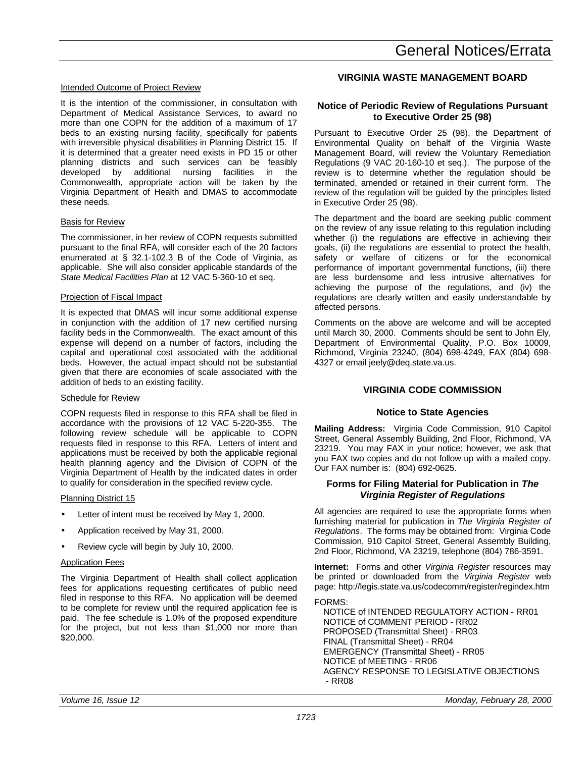#### Intended Outcome of Project Review

It is the intention of the commissioner, in consultation with Department of Medical Assistance Services, to award no more than one COPN for the addition of a maximum of 17 beds to an existing nursing facility, specifically for patients with irreversible physical disabilities in Planning District 15. If it is determined that a greater need exists in PD 15 or other planning districts and such services can be feasibly developed by additional nursing facilities in the Commonwealth, appropriate action will be taken by the Virginia Department of Health and DMAS to accommodate these needs.

#### Basis for Review

The commissioner, in her review of COPN requests submitted pursuant to the final RFA, will consider each of the 20 factors enumerated at § 32.1-102.3 B of the Code of Virginia, as applicable. She will also consider applicable standards of the *State Medical Facilities Plan* at 12 VAC 5-360-10 et seq.

#### Projection of Fiscal Impact

It is expected that DMAS will incur some additional expense in conjunction with the addition of 17 new certified nursing facility beds in the Commonwealth. The exact amount of this expense will depend on a number of factors, including the capital and operational cost associated with the additional beds. However, the actual impact should not be substantial given that there are economies of scale associated with the addition of beds to an existing facility.

#### Schedule for Review

COPN requests filed in response to this RFA shall be filed in accordance with the provisions of 12 VAC 5-220-355. The following review schedule will be applicable to COPN requests filed in response to this RFA. Letters of intent and applications must be received by both the applicable regional health planning agency and the Division of COPN of the Virginia Department of Health by the indicated dates in order to qualify for consideration in the specified review cycle.

#### Planning District 15

- Letter of intent must be received by May 1, 2000.
- Application received by May 31, 2000.
- Review cycle will begin by July 10, 2000.

#### Application Fees

The Virginia Department of Health shall collect application fees for applications requesting certificates of public need filed in response to this RFA. No application will be deemed to be complete for review until the required application fee is paid. The fee schedule is 1.0% of the proposed expenditure for the project, but not less than $1,000 nor more than $20,000.

## VIRGINIA WASTE MANAGEMENT BOARD

### Notice of Periodic Review of Regulations Pursuant to Executive Order 25 (98)

Pursuant to Executive Order 25 (98), the Department of Environmental Quality on behalf of the Virginia Waste Management Board, will review the Voluntary Remediation Regulations (9 VAC 20-160-10 et seq.). The purpose of the review is to determine whether the regulation should be terminated, amended or retained in their current form. The review of the regulation will be guided by the principles listed in Executive Order 25 (98).

The department and the board are seeking public comment on the review of any issue relating to this regulation including whether (i) the regulations are effective in achieving their goals, (ii) the regulations are essential to protect the health, safety or welfare of citizens or for the economical performance of important governmental functions, (iii) there are less burdensome and less intrusive alternatives for achieving the purpose of the regulations, and (iv) the regulations are clearly written and easily understandable by affected persons.

Comments on the above are welcome and will be accepted until March 30, 2000. Comments should be sent to John Ely, Department of Environmental Quality, P.O. Box 10009, Richmond, Virginia 23240, (804) 698-4249, FAX (804) 698-4327 or email jeely@deq.state.va.us.

## VIRGINIA CODE COMMISSION

### Notice to State Agencies

**Mailing Address:** Virginia Code Commission, 910 Capitol Street, General Assembly Building, 2nd Floor, Richmond, VA 23219. You may FAX in your notice; however, we ask that you FAX two copies and do not follow up with a mailed copy. Our FAX number is: (804) 692-0625.

### Forms for Filing Material for Publication in *The Virginia Register of Regulations*

All agencies are required to use the appropriate forms when furnishing material for publication in *The Virginia Register of Regulations*. The forms may be obtained from: Virginia Code Commission, 910 Capitol Street, General Assembly Building, 2nd Floor, Richmond, VA 23219, telephone (804) 786-3591.

**Internet:** Forms and other *Virginia Register* resources may be printed or downloaded from the *Virginia Register* web page: http://legis.state.va.us/codecomm/register/regindex.htm

FORMS:

NOTICE of INTENDED REGULATORY ACTION - RR01
NOTICE of COMMENT PERIOD - RR02
PROPOSED (Transmittal Sheet) - RR03
FINAL (Transmittal Sheet) - RR04
EMERGENCY (Transmittal Sheet) - RR05
NOTICE of MEETING - RR06
AGENCY RESPONSE TO LEGISLATIVE OBJECTIONS - RR08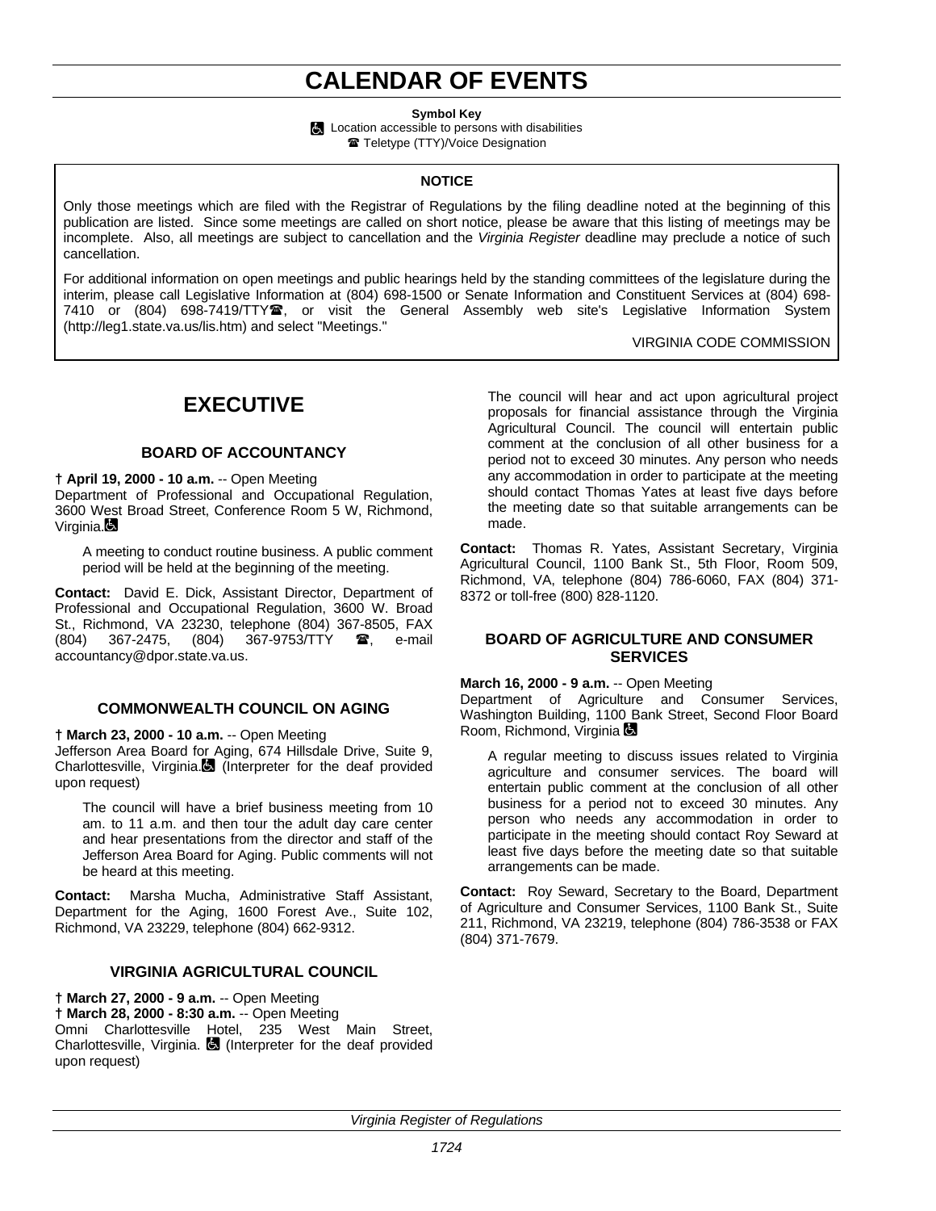# CALENDAR OF EVENTS

**Symbol Key**

♿ Location accessible to persons with disabilities

☎ Teletype (TTY)/Voice Designation

**NOTICE**

Only those meetings which are filed with the Registrar of Regulations by the filing deadline noted at the beginning of this publication are listed. Since some meetings are called on short notice, please be aware that this listing of meetings may be incomplete. Also, all meetings are subject to cancellation and the *Virginia Register* deadline may preclude a notice of such cancellation.

For additional information on open meetings and public hearings held by the standing committees of the legislature during the interim, please call Legislative Information at (804) 698-1500 or Senate Information and Constituent Services at (804) 698-7410 or (804) 698-7419/TTY☎, or visit the General Assembly web site's Legislative Information System (http://leg1.state.va.us/lis.htm) and select "Meetings."

VIRGINIA CODE COMMISSION

## EXECUTIVE

### BOARD OF ACCOUNTANCY

**† April 19, 2000 - 10 a.m.** -- Open Meeting
Department of Professional and Occupational Regulation, 3600 West Broad Street, Conference Room 5 W, Richmond, Virginia.♿

A meeting to conduct routine business. A public comment period will be held at the beginning of the meeting.

**Contact:** David E. Dick, Assistant Director, Department of Professional and Occupational Regulation, 3600 W. Broad St., Richmond, VA 23230, telephone (804) 367-8505, FAX (804) 367-2475, (804) 367-9753/TTY ☎, e-mail accountancy@dpor.state.va.us.

### COMMONWEALTH COUNCIL ON AGING

**† March 23, 2000 - 10 a.m.** -- Open Meeting
Jefferson Area Board for Aging, 674 Hillsdale Drive, Suite 9, Charlottesville, Virginia.♿ (Interpreter for the deaf provided upon request)

The council will have a brief business meeting from 10 am. to 11 a.m. and then tour the adult day care center and hear presentations from the director and staff of the Jefferson Area Board for Aging. Public comments will not be heard at this meeting.

**Contact:** Marsha Mucha, Administrative Staff Assistant, Department for the Aging, 1600 Forest Ave., Suite 102, Richmond, VA 23229, telephone (804) 662-9312.

### VIRGINIA AGRICULTURAL COUNCIL

**† March 27, 2000 - 9 a.m.** -- Open Meeting
**† March 28, 2000 - 8:30 a.m.** -- Open Meeting
Omni Charlottesville Hotel, 235 West Main Street, Charlottesville, Virginia. ♿ (Interpreter for the deaf provided upon request)

The council will hear and act upon agricultural project proposals for financial assistance through the Virginia Agricultural Council. The council will entertain public comment at the conclusion of all other business for a period not to exceed 30 minutes. Any person who needs any accommodation in order to participate at the meeting should contact Thomas Yates at least five days before the meeting date so that suitable arrangements can be made.

**Contact:** Thomas R. Yates, Assistant Secretary, Virginia Agricultural Council, 1100 Bank St., 5th Floor, Room 509, Richmond, VA, telephone (804) 786-6060, FAX (804) 371-8372 or toll-free (800) 828-1120.

### BOARD OF AGRICULTURE AND CONSUMER SERVICES

**March 16, 2000 - 9 a.m.** -- Open Meeting
Department of Agriculture and Consumer Services, Washington Building, 1100 Bank Street, Second Floor Board Room, Richmond, Virginia ♿

A regular meeting to discuss issues related to Virginia agriculture and consumer services. The board will entertain public comment at the conclusion of all other business for a period not to exceed 30 minutes. Any person who needs any accommodation in order to participate in the meeting should contact Roy Seward at least five days before the meeting date so that suitable arrangements can be made.

**Contact:** Roy Seward, Secretary to the Board, Department of Agriculture and Consumer Services, 1100 Bank St., Suite 211, Richmond, VA 23219, telephone (804) 786-3538 or FAX (804) 371-7679.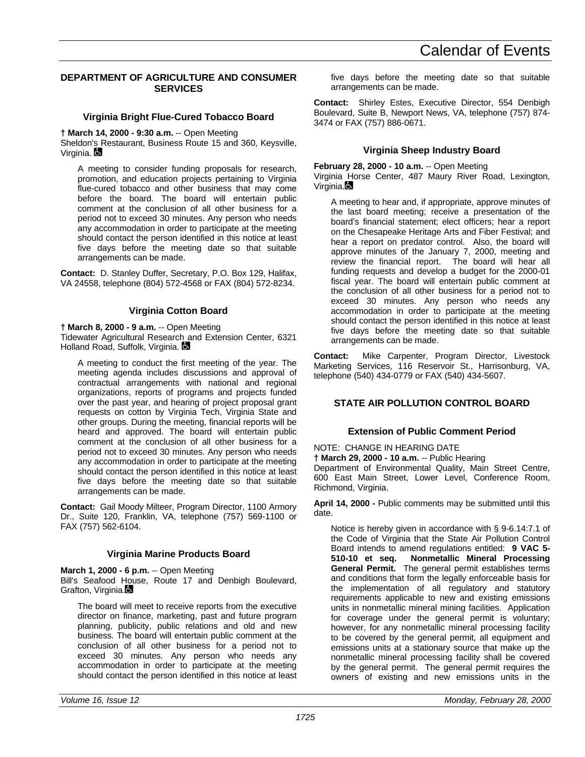## DEPARTMENT OF AGRICULTURE AND CONSUMER SERVICES

### Virginia Bright Flue-Cured Tobacco Board

**† March 14, 2000 - 9:30 a.m.** -- Open Meeting
Sheldon's Restaurant, Business Route 15 and 360, Keysville, Virginia.

A meeting to consider funding proposals for research, promotion, and education projects pertaining to Virginia flue-cured tobacco and other business that may come before the board. The board will entertain public comment at the conclusion of all other business for a period not to exceed 30 minutes. Any person who needs any accommodation in order to participate at the meeting should contact the person identified in this notice at least five days before the meeting date so that suitable arrangements can be made.

**Contact:** D. Stanley Duffer, Secretary, P.O. Box 129, Halifax, VA 24558, telephone (804) 572-4568 or FAX (804) 572-8234.

### Virginia Cotton Board

**† March 8, 2000 - 9 a.m.** -- Open Meeting
Tidewater Agricultural Research and Extension Center, 6321 Holland Road, Suffolk, Virginia.

A meeting to conduct the first meeting of the year. The meeting agenda includes discussions and approval of contractual arrangements with national and regional organizations, reports of programs and projects funded over the past year, and hearing of project proposal grant requests on cotton by Virginia Tech, Virginia State and other groups. During the meeting, financial reports will be heard and approved. The board will entertain public comment at the conclusion of all other business for a period not to exceed 30 minutes. Any person who needs any accommodation in order to participate at the meeting should contact the person identified in this notice at least five days before the meeting date so that suitable arrangements can be made.

**Contact:** Gail Moody Milteer, Program Director, 1100 Armory Dr., Suite 120, Franklin, VA, telephone (757) 569-1100 or FAX (757) 562-6104.

### Virginia Marine Products Board

**March 1, 2000 - 6 p.m.** -- Open Meeting
Bill's Seafood House, Route 17 and Denbigh Boulevard, Grafton, Virginia.

The board will meet to receive reports from the executive director on finance, marketing, past and future program planning, publicity, public relations and old and new business. The board will entertain public comment at the conclusion of all other business for a period not to exceed 30 minutes. Any person who needs any accommodation in order to participate at the meeting should contact the person identified in this notice at least five days before the meeting date so that suitable arrangements can be made.

**Contact:** Shirley Estes, Executive Director, 554 Denbigh Boulevard, Suite B, Newport News, VA, telephone (757) 874-3474 or FAX (757) 886-0671.

### Virginia Sheep Industry Board

**February 28, 2000 - 10 a.m.** -- Open Meeting
Virginia Horse Center, 487 Maury River Road, Lexington, Virginia.

A meeting to hear and, if appropriate, approve minutes of the last board meeting; receive a presentation of the board's financial statement; elect officers; hear a report on the Chesapeake Heritage Arts and Fiber Festival; and hear a report on predator control. Also, the board will approve minutes of the January 7, 2000, meeting and review the financial report. The board will hear all funding requests and develop a budget for the 2000-01 fiscal year. The board will entertain public comment at the conclusion of all other business for a period not to exceed 30 minutes. Any person who needs any accommodation in order to participate at the meeting should contact the person identified in this notice at least five days before the meeting date so that suitable arrangements can be made.

**Contact:** Mike Carpenter, Program Director, Livestock Marketing Services, 116 Reservoir St., Harrisonburg, VA, telephone (540) 434-0779 or FAX (540) 434-5607.

## STATE AIR POLLUTION CONTROL BOARD

### Extension of Public Comment Period

NOTE: CHANGE IN HEARING DATE
**† March 29, 2000 - 10 a.m.** -- Public Hearing
Department of Environmental Quality, Main Street Centre, 600 East Main Street, Lower Level, Conference Room, Richmond, Virginia.

**April 14, 2000 -** Public comments may be submitted until this date.

Notice is hereby given in accordance with § 9-6.14:7.1 of the Code of Virginia that the State Air Pollution Control Board intends to amend regulations entitled: **9 VAC 5-510-10 et seq. Nonmetallic Mineral Processing General Permit.** The general permit establishes terms and conditions that form the legally enforceable basis for the implementation of all regulatory and statutory requirements applicable to new and existing emissions units in nonmetallic mineral mining facilities. Application for coverage under the general permit is voluntary; however, for any nonmetallic mineral processing facility to be covered by the general permit, all equipment and emissions units at a stationary source that make up the nonmetallic mineral processing facility shall be covered by the general permit. The general permit requires the owners of existing and new emissions units in the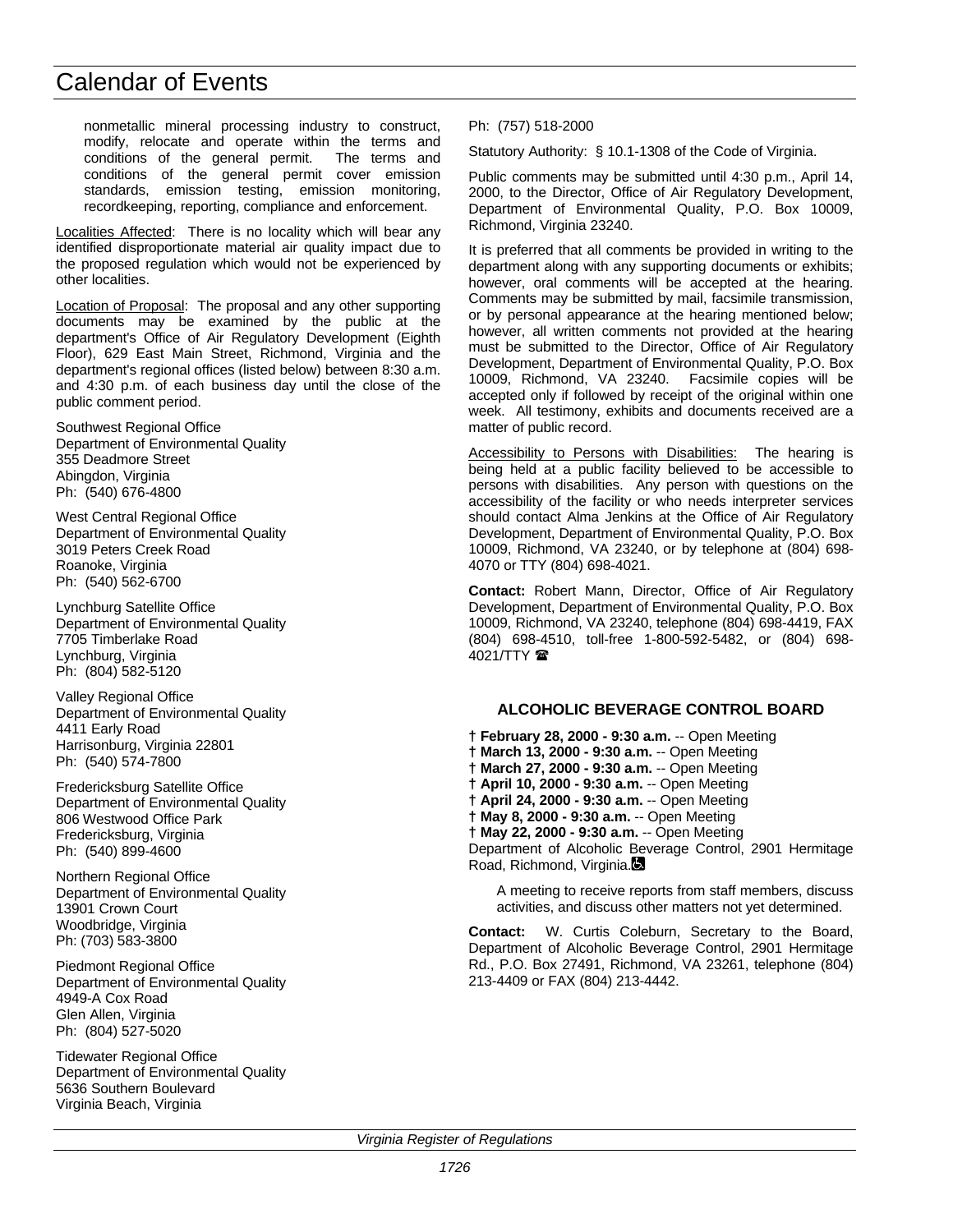nonmetallic mineral processing industry to construct, modify, relocate and operate within the terms and conditions of the general permit. The terms and conditions of the general permit cover emission standards, emission testing, emission monitoring, recordkeeping, reporting, compliance and enforcement.

Localities Affected: There is no locality which will bear any identified disproportionate material air quality impact due to the proposed regulation which would not be experienced by other localities.

Location of Proposal: The proposal and any other supporting documents may be examined by the public at the department's Office of Air Regulatory Development (Eighth Floor), 629 East Main Street, Richmond, Virginia and the department's regional offices (listed below) between 8:30 a.m. and 4:30 p.m. of each business day until the close of the public comment period.

Southwest Regional Office
Department of Environmental Quality
355 Deadmore Street
Abingdon, Virginia
Ph: (540) 676-4800

West Central Regional Office
Department of Environmental Quality
3019 Peters Creek Road
Roanoke, Virginia
Ph: (540) 562-6700

Lynchburg Satellite Office
Department of Environmental Quality
7705 Timberlake Road
Lynchburg, Virginia
Ph: (804) 582-5120

Valley Regional Office
Department of Environmental Quality
4411 Early Road
Harrisonburg, Virginia 22801
Ph: (540) 574-7800

Fredericksburg Satellite Office
Department of Environmental Quality
806 Westwood Office Park
Fredericksburg, Virginia
Ph: (540) 899-4600

Northern Regional Office
Department of Environmental Quality
13901 Crown Court
Woodbridge, Virginia
Ph: (703) 583-3800

Piedmont Regional Office
Department of Environmental Quality
4949-A Cox Road
Glen Allen, Virginia
Ph: (804) 527-5020

Tidewater Regional Office
Department of Environmental Quality
5636 Southern Boulevard
Virginia Beach, Virginia
Ph: (757) 518-2000

Statutory Authority: § 10.1-1308 of the Code of Virginia.

Public comments may be submitted until 4:30 p.m., April 14, 2000, to the Director, Office of Air Regulatory Development, Department of Environmental Quality, P.O. Box 10009, Richmond, Virginia 23240.

It is preferred that all comments be provided in writing to the department along with any supporting documents or exhibits; however, oral comments will be accepted at the hearing. Comments may be submitted by mail, facsimile transmission, or by personal appearance at the hearing mentioned below; however, all written comments not provided at the hearing must be submitted to the Director, Office of Air Regulatory Development, Department of Environmental Quality, P.O. Box 10009, Richmond, VA 23240. Facsimile copies will be accepted only if followed by receipt of the original within one week. All testimony, exhibits and documents received are a matter of public record.

Accessibility to Persons with Disabilities: The hearing is being held at a public facility believed to be accessible to persons with disabilities. Any person with questions on the accessibility of the facility or who needs interpreter services should contact Alma Jenkins at the Office of Air Regulatory Development, Department of Environmental Quality, P.O. Box 10009, Richmond, VA 23240, or by telephone at (804) 698-4070 or TTY (804) 698-4021.

**Contact:** Robert Mann, Director, Office of Air Regulatory Development, Department of Environmental Quality, P.O. Box 10009, Richmond, VA 23240, telephone (804) 698-4419, FAX (804) 698-4510, toll-free 1-800-592-5482, or (804) 698-4021/TTY ☎

### ALCOHOLIC BEVERAGE CONTROL BOARD

**† February 28, 2000 - 9:30 a.m.** -- Open Meeting
**† March 13, 2000 - 9:30 a.m.** -- Open Meeting
**† March 27, 2000 - 9:30 a.m.** -- Open Meeting
**† April 10, 2000 - 9:30 a.m.** -- Open Meeting
**† April 24, 2000 - 9:30 a.m.** -- Open Meeting
**† May 8, 2000 - 9:30 a.m.** -- Open Meeting
**† May 22, 2000 - 9:30 a.m.** -- Open Meeting
Department of Alcoholic Beverage Control, 2901 Hermitage Road, Richmond, Virginia.

A meeting to receive reports from staff members, discuss activities, and discuss other matters not yet determined.

**Contact:** W. Curtis Coleburn, Secretary to the Board, Department of Alcoholic Beverage Control, 2901 Hermitage Rd., P.O. Box 27491, Richmond, VA 23261, telephone (804) 213-4409 or FAX (804) 213-4442.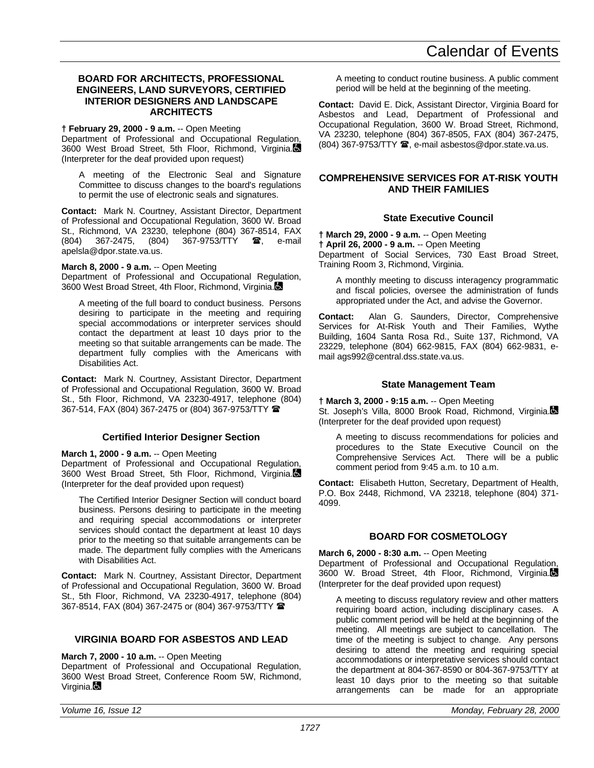### BOARD FOR ARCHITECTS, PROFESSIONAL ENGINEERS, LAND SURVEYORS, CERTIFIED INTERIOR DESIGNERS AND LANDSCAPE ARCHITECTS

**† February 29, 2000 - 9 a.m.** -- Open Meeting
Department of Professional and Occupational Regulation, 3600 West Broad Street, 5th Floor, Richmond, Virginia. (Interpreter for the deaf provided upon request)

A meeting of the Electronic Seal and Signature Committee to discuss changes to the board's regulations to permit the use of electronic seals and signatures.

**Contact:** Mark N. Courtney, Assistant Director, Department of Professional and Occupational Regulation, 3600 W. Broad St., Richmond, VA 23230, telephone (804) 367-8514, FAX (804) 367-2475, (804) 367-9753/TTY ☎, e-mail apelsla@dpor.state.va.us.

**March 8, 2000 - 9 a.m.** -- Open Meeting
Department of Professional and Occupational Regulation, 3600 West Broad Street, 4th Floor, Richmond, Virginia.

A meeting of the full board to conduct business. Persons desiring to participate in the meeting and requiring special accommodations or interpreter services should contact the department at least 10 days prior to the meeting so that suitable arrangements can be made. The department fully complies with the Americans with Disabilities Act.

**Contact:** Mark N. Courtney, Assistant Director, Department of Professional and Occupational Regulation, 3600 W. Broad St., 5th Floor, Richmond, VA 23230-4917, telephone (804) 367-514, FAX (804) 367-2475 or (804) 367-9753/TTY ☎

#### Certified Interior Designer Section

**March 1, 2000 - 9 a.m.** -- Open Meeting
Department of Professional and Occupational Regulation, 3600 West Broad Street, 5th Floor, Richmond, Virginia. (Interpreter for the deaf provided upon request)

The Certified Interior Designer Section will conduct board business. Persons desiring to participate in the meeting and requiring special accommodations or interpreter services should contact the department at least 10 days prior to the meeting so that suitable arrangements can be made. The department fully complies with the Americans with Disabilities Act.

**Contact:** Mark N. Courtney, Assistant Director, Department of Professional and Occupational Regulation, 3600 W. Broad St., 5th Floor, Richmond, VA 23230-4917, telephone (804) 367-8514, FAX (804) 367-2475 or (804) 367-9753/TTY ☎

### VIRGINIA BOARD FOR ASBESTOS AND LEAD

**March 7, 2000 - 10 a.m.** -- Open Meeting
Department of Professional and Occupational Regulation, 3600 West Broad Street, Conference Room 5W, Richmond, Virginia.

A meeting to conduct routine business. A public comment period will be held at the beginning of the meeting.

**Contact:** David E. Dick, Assistant Director, Virginia Board for Asbestos and Lead, Department of Professional and Occupational Regulation, 3600 W. Broad Street, Richmond, VA 23230, telephone (804) 367-8505, FAX (804) 367-2475, (804) 367-9753/TTY ☎, e-mail asbestos@dpor.state.va.us.

### COMPREHENSIVE SERVICES FOR AT-RISK YOUTH AND THEIR FAMILIES

#### State Executive Council

**† March 29, 2000 - 9 a.m.** -- Open Meeting
**† April 26, 2000 - 9 a.m.** -- Open Meeting
Department of Social Services, 730 East Broad Street, Training Room 3, Richmond, Virginia.

A monthly meeting to discuss interagency programmatic and fiscal policies, oversee the administration of funds appropriated under the Act, and advise the Governor.

**Contact:** Alan G. Saunders, Director, Comprehensive Services for At-Risk Youth and Their Families, Wythe Building, 1604 Santa Rosa Rd., Suite 137, Richmond, VA 23229, telephone (804) 662-9815, FAX (804) 662-9831, e-mail ags992@central.dss.state.va.us.

#### State Management Team

**† March 3, 2000 - 9:15 a.m.** -- Open Meeting
St. Joseph's Villa, 8000 Brook Road, Richmond, Virginia. (Interpreter for the deaf provided upon request)

A meeting to discuss recommendations for policies and procedures to the State Executive Council on the Comprehensive Services Act. There will be a public comment period from 9:45 a.m. to 10 a.m.

**Contact:** Elisabeth Hutton, Secretary, Department of Health, P.O. Box 2448, Richmond, VA 23218, telephone (804) 371-4099.

### BOARD FOR COSMETOLOGY

**March 6, 2000 - 8:30 a.m.** -- Open Meeting
Department of Professional and Occupational Regulation, 3600 W. Broad Street, 4th Floor, Richmond, Virginia. (Interpreter for the deaf provided upon request)

A meeting to discuss regulatory review and other matters requiring board action, including disciplinary cases. A public comment period will be held at the beginning of the meeting. All meetings are subject to cancellation. The time of the meeting is subject to change. Any persons desiring to attend the meeting and requiring special accommodations or interpretative services should contact the department at 804-367-8590 or 804-367-9753/TTY at least 10 days prior to the meeting so that suitable arrangements can be made for an appropriate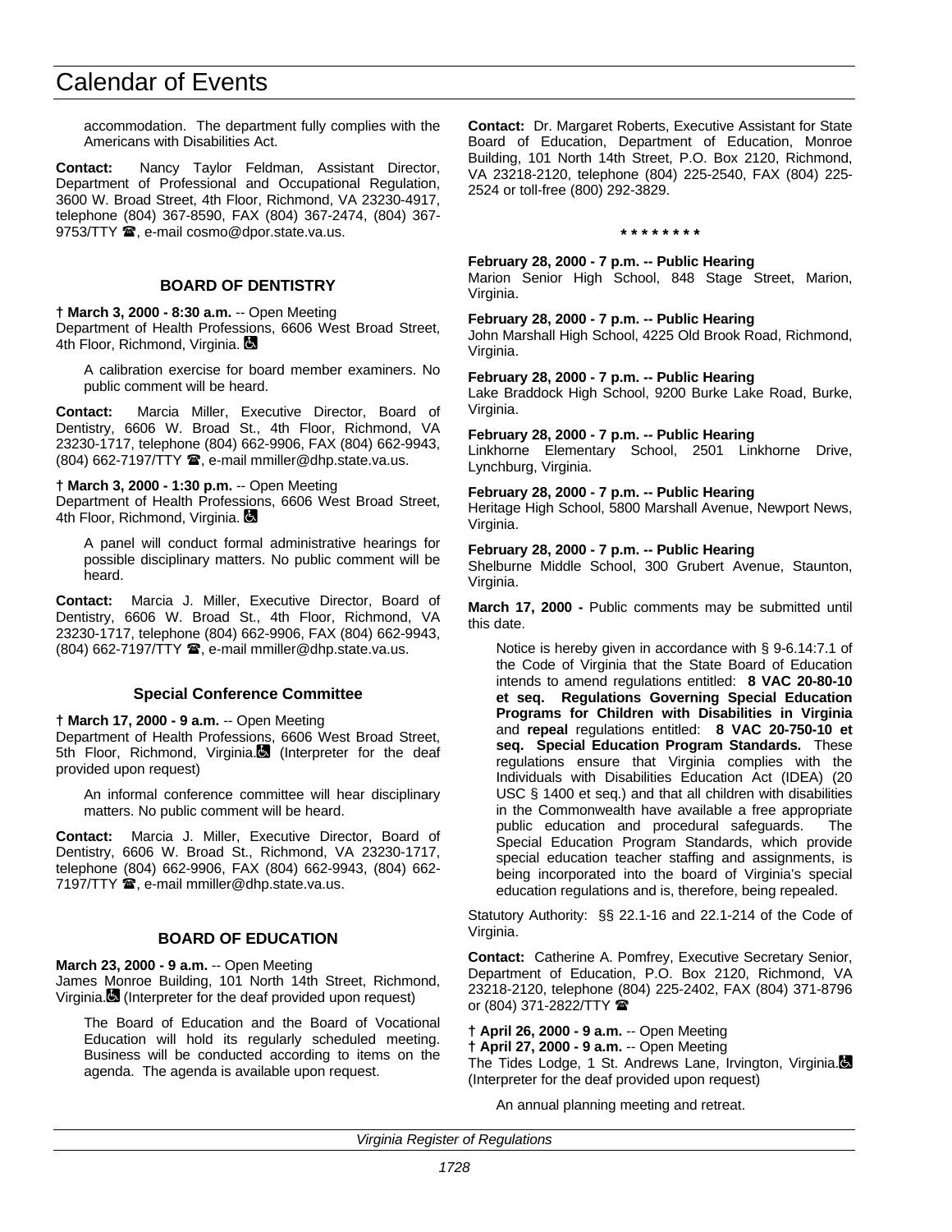accommodation. The department fully complies with the Americans with Disabilities Act.

**Contact:** Nancy Taylor Feldman, Assistant Director, Department of Professional and Occupational Regulation, 3600 W. Broad Street, 4th Floor, Richmond, VA 23230-4917, telephone (804) 367-8590, FAX (804) 367-2474, (804) 367-9753/TTY ☎, e-mail cosmo@dpor.state.va.us.

### BOARD OF DENTISTRY

**† March 3, 2000 - 8:30 a.m.** -- Open Meeting
Department of Health Professions, 6606 West Broad Street, 4th Floor, Richmond, Virginia. ♿

A calibration exercise for board member examiners. No public comment will be heard.

**Contact:** Marcia Miller, Executive Director, Board of Dentistry, 6606 W. Broad St., 4th Floor, Richmond, VA 23230-1717, telephone (804) 662-9906, FAX (804) 662-9943, (804) 662-7197/TTY ☎, e-mail mmiller@dhp.state.va.us.

**† March 3, 2000 - 1:30 p.m.** -- Open Meeting
Department of Health Professions, 6606 West Broad Street, 4th Floor, Richmond, Virginia. ♿

A panel will conduct formal administrative hearings for possible disciplinary matters. No public comment will be heard.

**Contact:** Marcia J. Miller, Executive Director, Board of Dentistry, 6606 W. Broad St., 4th Floor, Richmond, VA 23230-1717, telephone (804) 662-9906, FAX (804) 662-9943, (804) 662-7197/TTY ☎, e-mail mmiller@dhp.state.va.us.

#### Special Conference Committee

**† March 17, 2000 - 9 a.m.** -- Open Meeting
Department of Health Professions, 6606 West Broad Street, 5th Floor, Richmond, Virginia. ♿ (Interpreter for the deaf provided upon request)

An informal conference committee will hear disciplinary matters. No public comment will be heard.

**Contact:** Marcia J. Miller, Executive Director, Board of Dentistry, 6606 W. Broad St., Richmond, VA 23230-1717, telephone (804) 662-9906, FAX (804) 662-9943, (804) 662-7197/TTY ☎, e-mail mmiller@dhp.state.va.us.

### BOARD OF EDUCATION

**March 23, 2000 - 9 a.m.** -- Open Meeting
James Monroe Building, 101 North 14th Street, Richmond, Virginia. ♿ (Interpreter for the deaf provided upon request)

The Board of Education and the Board of Vocational Education will hold its regularly scheduled meeting. Business will be conducted according to items on the agenda. The agenda is available upon request.

**Contact:** Dr. Margaret Roberts, Executive Assistant for State Board of Education, Department of Education, Monroe Building, 101 North 14th Street, P.O. Box 2120, Richmond, VA 23218-2120, telephone (804) 225-2540, FAX (804) 225-2524 or toll-free (800) 292-3829.

\* \* \* \* \* \* \* \*

**February 28, 2000 - 7 p.m. -- Public Hearing**
Marion Senior High School, 848 Stage Street, Marion, Virginia.

**February 28, 2000 - 7 p.m. -- Public Hearing**
John Marshall High School, 4225 Old Brook Road, Richmond, Virginia.

**February 28, 2000 - 7 p.m. -- Public Hearing**
Lake Braddock High School, 9200 Burke Lake Road, Burke, Virginia.

**February 28, 2000 - 7 p.m. -- Public Hearing**
Linkhorne Elementary School, 2501 Linkhorne Drive, Lynchburg, Virginia.

**February 28, 2000 - 7 p.m. -- Public Hearing**
Heritage High School, 5800 Marshall Avenue, Newport News, Virginia.

**February 28, 2000 - 7 p.m. -- Public Hearing**
Shelburne Middle School, 300 Grubert Avenue, Staunton, Virginia.

**March 17, 2000 -** Public comments may be submitted until this date.

Notice is hereby given in accordance with § 9-6.14:7.1 of the Code of Virginia that the State Board of Education intends to amend regulations entitled: **8 VAC 20-80-10 et seq. Regulations Governing Special Education Programs for Children with Disabilities in Virginia** and **repeal** regulations entitled: **8 VAC 20-750-10 et seq. Special Education Program Standards.** These regulations ensure that Virginia complies with the Individuals with Disabilities Education Act (IDEA) (20 USC § 1400 et seq.) and that all children with disabilities in the Commonwealth have available a free appropriate public education and procedural safeguards. The Special Education Program Standards, which provide special education teacher staffing and assignments, is being incorporated into the board of Virginia's special education regulations and is, therefore, being repealed.

Statutory Authority: §§ 22.1-16 and 22.1-214 of the Code of Virginia.

**Contact:** Catherine A. Pomfrey, Executive Secretary Senior, Department of Education, P.O. Box 2120, Richmond, VA 23218-2120, telephone (804) 225-2402, FAX (804) 371-8796 or (804) 371-2822/TTY ☎

**† April 26, 2000 - 9 a.m.** -- Open Meeting
**† April 27, 2000 - 9 a.m.** -- Open Meeting
The Tides Lodge, 1 St. Andrews Lane, Irvington, Virginia. ♿ (Interpreter for the deaf provided upon request)

An annual planning meeting and retreat.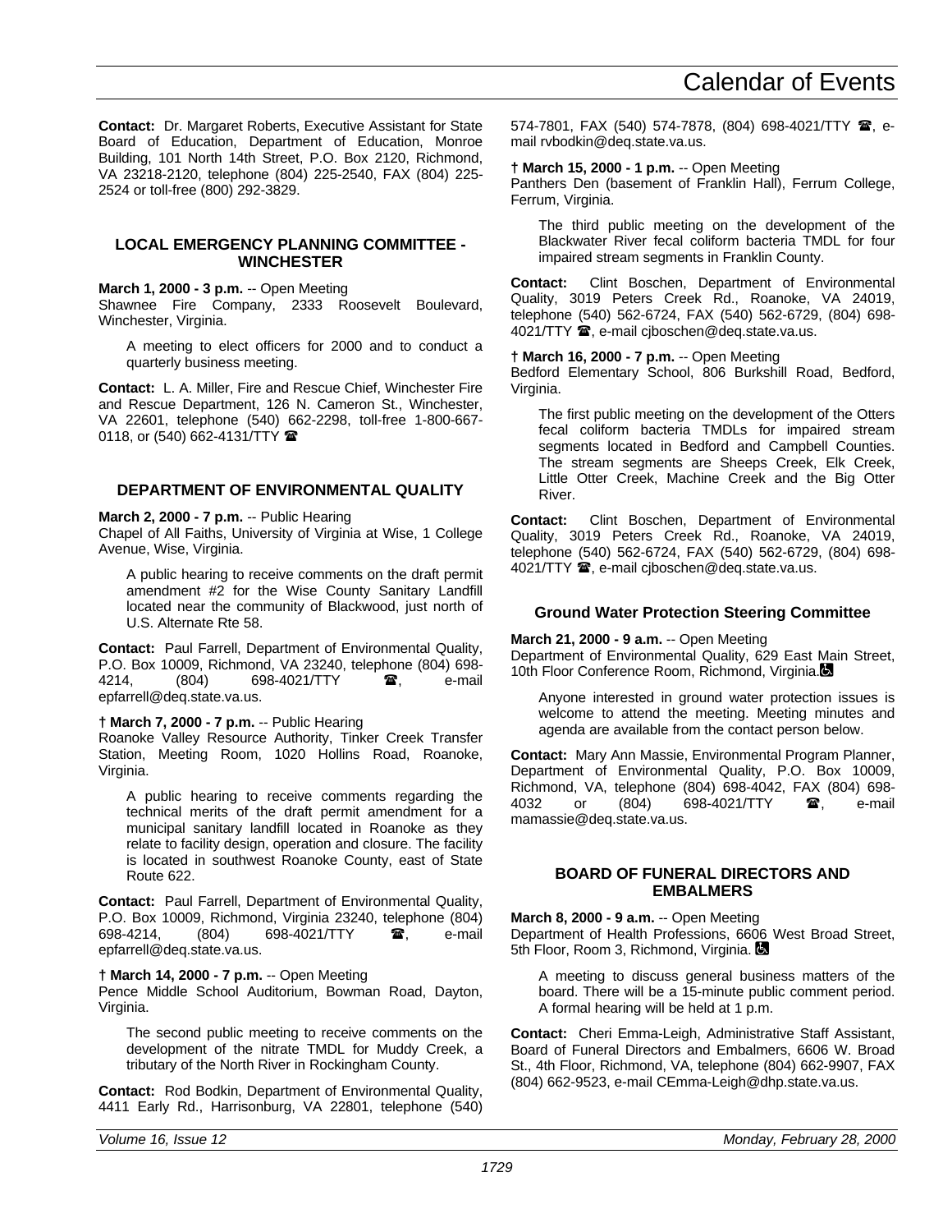**Contact:** Dr. Margaret Roberts, Executive Assistant for State Board of Education, Department of Education, Monroe Building, 101 North 14th Street, P.O. Box 2120, Richmond, VA 23218-2120, telephone (804) 225-2540, FAX (804) 225-2524 or toll-free (800) 292-3829.

### LOCAL EMERGENCY PLANNING COMMITTEE - WINCHESTER

**March 1, 2000 - 3 p.m.** -- Open Meeting
Shawnee Fire Company, 2333 Roosevelt Boulevard, Winchester, Virginia.

A meeting to elect officers for 2000 and to conduct a quarterly business meeting.

**Contact:** L. A. Miller, Fire and Rescue Chief, Winchester Fire and Rescue Department, 126 N. Cameron St., Winchester, VA 22601, telephone (540) 662-2298, toll-free 1-800-667-0118, or (540) 662-4131/TTY ☎

### DEPARTMENT OF ENVIRONMENTAL QUALITY

**March 2, 2000 - 7 p.m.** -- Public Hearing
Chapel of All Faiths, University of Virginia at Wise, 1 College Avenue, Wise, Virginia.

A public hearing to receive comments on the draft permit amendment #2 for the Wise County Sanitary Landfill located near the community of Blackwood, just north of U.S. Alternate Rte 58.

**Contact:** Paul Farrell, Department of Environmental Quality, P.O. Box 10009, Richmond, VA 23240, telephone (804) 698-4214, (804) 698-4021/TTY ☎, e-mail epfarrell@deq.state.va.us.

**† March 7, 2000 - 7 p.m.** -- Public Hearing
Roanoke Valley Resource Authority, Tinker Creek Transfer Station, Meeting Room, 1020 Hollins Road, Roanoke, Virginia.

A public hearing to receive comments regarding the technical merits of the draft permit amendment for a municipal sanitary landfill located in Roanoke as they relate to facility design, operation and closure. The facility is located in southwest Roanoke County, east of State Route 622.

**Contact:** Paul Farrell, Department of Environmental Quality, P.O. Box 10009, Richmond, Virginia 23240, telephone (804) 698-4214, (804) 698-4021/TTY ☎, e-mail epfarrell@deq.state.va.us.

**† March 14, 2000 - 7 p.m.** -- Open Meeting
Pence Middle School Auditorium, Bowman Road, Dayton, Virginia.

The second public meeting to receive comments on the development of the nitrate TMDL for Muddy Creek, a tributary of the North River in Rockingham County.

**Contact:** Rod Bodkin, Department of Environmental Quality, 4411 Early Rd., Harrisonburg, VA 22801, telephone (540) 574-7801, FAX (540) 574-7878, (804) 698-4021/TTY ☎, e-mail rvbodkin@deq.state.va.us.

**† March 15, 2000 - 1 p.m.** -- Open Meeting
Panthers Den (basement of Franklin Hall), Ferrum College, Ferrum, Virginia.

The third public meeting on the development of the Blackwater River fecal coliform bacteria TMDL for four impaired stream segments in Franklin County.

**Contact:** Clint Boschen, Department of Environmental Quality, 3019 Peters Creek Rd., Roanoke, VA 24019, telephone (540) 562-6724, FAX (540) 562-6729, (804) 698-4021/TTY ☎, e-mail cjboschen@deq.state.va.us.

**† March 16, 2000 - 7 p.m.** -- Open Meeting
Bedford Elementary School, 806 Burkshill Road, Bedford, Virginia.

The first public meeting on the development of the Otters fecal coliform bacteria TMDLs for impaired stream segments located in Bedford and Campbell Counties. The stream segments are Sheeps Creek, Elk Creek, Little Otter Creek, Machine Creek and the Big Otter River.

**Contact:** Clint Boschen, Department of Environmental Quality, 3019 Peters Creek Rd., Roanoke, VA 24019, telephone (540) 562-6724, FAX (540) 562-6729, (804) 698-4021/TTY ☎, e-mail cjboschen@deq.state.va.us.

#### Ground Water Protection Steering Committee

**March 21, 2000 - 9 a.m.** -- Open Meeting
Department of Environmental Quality, 629 East Main Street, 10th Floor Conference Room, Richmond, Virginia. ♿

Anyone interested in ground water protection issues is welcome to attend the meeting. Meeting minutes and agenda are available from the contact person below.

**Contact:** Mary Ann Massie, Environmental Program Planner, Department of Environmental Quality, P.O. Box 10009, Richmond, VA, telephone (804) 698-4042, FAX (804) 698-4032 or (804) 698-4021/TTY ☎, e-mail mamassie@deq.state.va.us.

### BOARD OF FUNERAL DIRECTORS AND EMBALMERS

**March 8, 2000 - 9 a.m.** -- Open Meeting
Department of Health Professions, 6606 West Broad Street, 5th Floor, Room 3, Richmond, Virginia. ♿

A meeting to discuss general business matters of the board. There will be a 15-minute public comment period. A formal hearing will be held at 1 p.m.

**Contact:** Cheri Emma-Leigh, Administrative Staff Assistant, Board of Funeral Directors and Embalmers, 6606 W. Broad St., 4th Floor, Richmond, VA, telephone (804) 662-9907, FAX (804) 662-9523, e-mail CEmma-Leigh@dhp.state.va.us.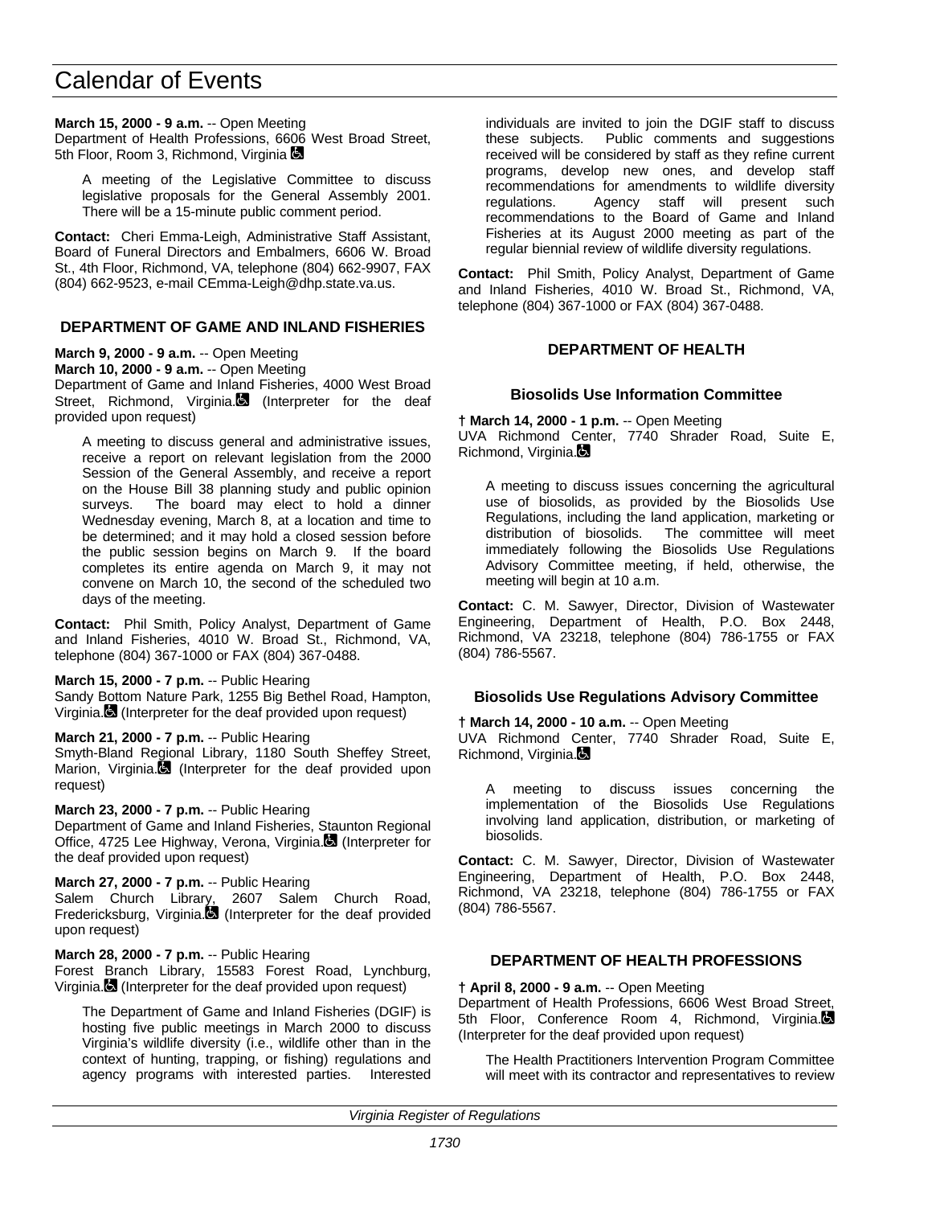**March 15, 2000 - 9 a.m.** -- Open Meeting
Department of Health Professions, 6606 West Broad Street, 5th Floor, Room 3, Richmond, Virginia ♿

A meeting of the Legislative Committee to discuss legislative proposals for the General Assembly 2001. There will be a 15-minute public comment period.

**Contact:** Cheri Emma-Leigh, Administrative Staff Assistant, Board of Funeral Directors and Embalmers, 6606 W. Broad St., 4th Floor, Richmond, VA, telephone (804) 662-9907, FAX (804) 662-9523, e-mail CEmma-Leigh@dhp.state.va.us.

## DEPARTMENT OF GAME AND INLAND FISHERIES

**March 9, 2000 - 9 a.m.** -- Open Meeting
**March 10, 2000 - 9 a.m.** -- Open Meeting
Department of Game and Inland Fisheries, 4000 West Broad Street, Richmond, Virginia.♿ (Interpreter for the deaf provided upon request)

A meeting to discuss general and administrative issues, receive a report on relevant legislation from the 2000 Session of the General Assembly, and receive a report on the House Bill 38 planning study and public opinion surveys. The board may elect to hold a dinner Wednesday evening, March 8, at a location and time to be determined; and it may hold a closed session before the public session begins on March 9. If the board completes its entire agenda on March 9, it may not convene on March 10, the second of the scheduled two days of the meeting.

**Contact:** Phil Smith, Policy Analyst, Department of Game and Inland Fisheries, 4010 W. Broad St., Richmond, VA, telephone (804) 367-1000 or FAX (804) 367-0488.

**March 15, 2000 - 7 p.m.** -- Public Hearing
Sandy Bottom Nature Park, 1255 Big Bethel Road, Hampton, Virginia.♿ (Interpreter for the deaf provided upon request)

**March 21, 2000 - 7 p.m.** -- Public Hearing
Smyth-Bland Regional Library, 1180 South Sheffey Street, Marion, Virginia.♿ (Interpreter for the deaf provided upon request)

**March 23, 2000 - 7 p.m.** -- Public Hearing
Department of Game and Inland Fisheries, Staunton Regional Office, 4725 Lee Highway, Verona, Virginia.♿ (Interpreter for the deaf provided upon request)

**March 27, 2000 - 7 p.m.** -- Public Hearing
Salem Church Library, 2607 Salem Church Road, Fredericksburg, Virginia.♿ (Interpreter for the deaf provided upon request)

**March 28, 2000 - 7 p.m.** -- Public Hearing
Forest Branch Library, 15583 Forest Road, Lynchburg, Virginia.♿ (Interpreter for the deaf provided upon request)

The Department of Game and Inland Fisheries (DGIF) is hosting five public meetings in March 2000 to discuss Virginia's wildlife diversity (i.e., wildlife other than in the context of hunting, trapping, or fishing) regulations and agency programs with interested parties. Interested individuals are invited to join the DGIF staff to discuss these subjects. Public comments and suggestions received will be considered by staff as they refine current programs, develop new ones, and develop staff recommendations for amendments to wildlife diversity regulations. Agency staff will present such recommendations to the Board of Game and Inland Fisheries at its August 2000 meeting as part of the regular biennial review of wildlife diversity regulations.

**Contact:** Phil Smith, Policy Analyst, Department of Game and Inland Fisheries, 4010 W. Broad St., Richmond, VA, telephone (804) 367-1000 or FAX (804) 367-0488.

## DEPARTMENT OF HEALTH

### Biosolids Use Information Committee

**† March 14, 2000 - 1 p.m.** -- Open Meeting
UVA Richmond Center, 7740 Shrader Road, Suite E, Richmond, Virginia.♿

A meeting to discuss issues concerning the agricultural use of biosolids, as provided by the Biosolids Use Regulations, including the land application, marketing or distribution of biosolids. The committee will meet immediately following the Biosolids Use Regulations Advisory Committee meeting, if held, otherwise, the meeting will begin at 10 a.m.

**Contact:** C. M. Sawyer, Director, Division of Wastewater Engineering, Department of Health, P.O. Box 2448, Richmond, VA 23218, telephone (804) 786-1755 or FAX (804) 786-5567.

### Biosolids Use Regulations Advisory Committee

**† March 14, 2000 - 10 a.m.** -- Open Meeting
UVA Richmond Center, 7740 Shrader Road, Suite E, Richmond, Virginia.♿

A meeting to discuss issues concerning the implementation of the Biosolids Use Regulations involving land application, distribution, or marketing of biosolids.

**Contact:** C. M. Sawyer, Director, Division of Wastewater Engineering, Department of Health, P.O. Box 2448, Richmond, VA 23218, telephone (804) 786-1755 or FAX (804) 786-5567.

## DEPARTMENT OF HEALTH PROFESSIONS

**† April 8, 2000 - 9 a.m.** -- Open Meeting
Department of Health Professions, 6606 West Broad Street, 5th Floor, Conference Room 4, Richmond, Virginia.♿ (Interpreter for the deaf provided upon request)

The Health Practitioners Intervention Program Committee will meet with its contractor and representatives to review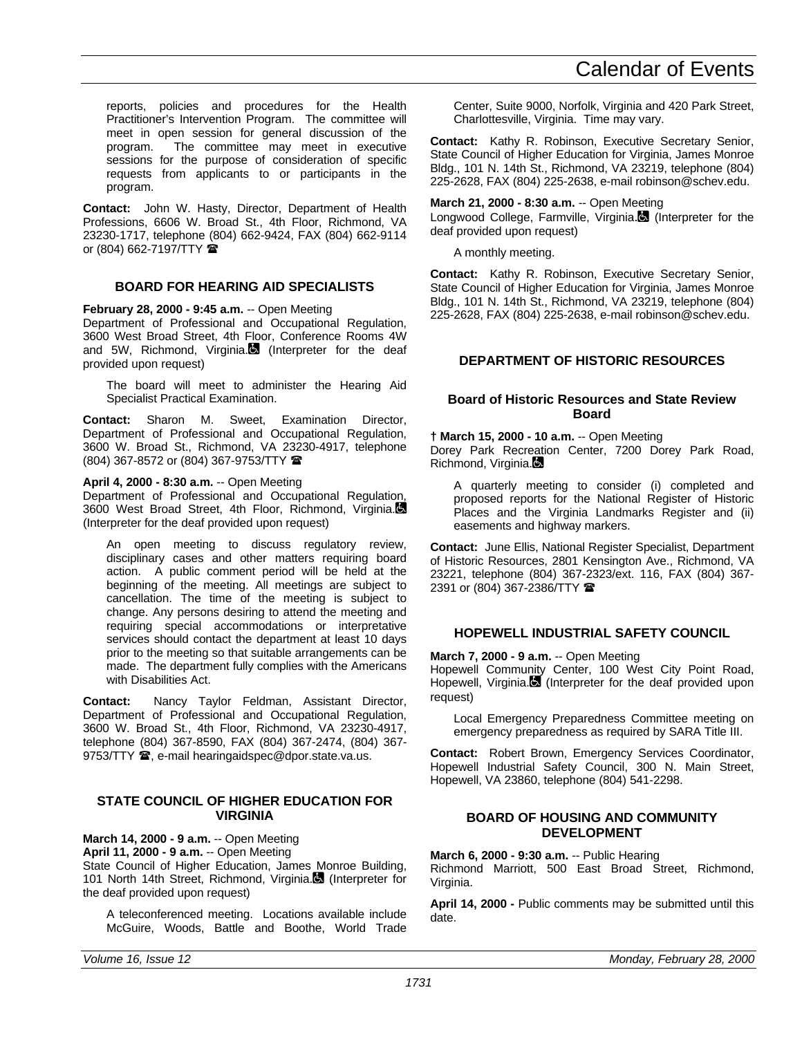reports, policies and procedures for the Health Practitioner's Intervention Program. The committee will meet in open session for general discussion of the program. The committee may meet in executive sessions for the purpose of consideration of specific requests from applicants to or participants in the program.

**Contact:** John W. Hasty, Director, Department of Health Professions, 6606 W. Broad St., 4th Floor, Richmond, VA 23230-1717, telephone (804) 662-9424, FAX (804) 662-9114 or (804) 662-7197/TTY ☎

### BOARD FOR HEARING AID SPECIALISTS

**February 28, 2000 - 9:45 a.m.** -- Open Meeting
Department of Professional and Occupational Regulation, 3600 West Broad Street, 4th Floor, Conference Rooms 4W and 5W, Richmond, Virginia. (Interpreter for the deaf provided upon request)

The board will meet to administer the Hearing Aid Specialist Practical Examination.

**Contact:** Sharon M. Sweet, Examination Director, Department of Professional and Occupational Regulation, 3600 W. Broad St., Richmond, VA 23230-4917, telephone (804) 367-8572 or (804) 367-9753/TTY ☎

**April 4, 2000 - 8:30 a.m.** -- Open Meeting
Department of Professional and Occupational Regulation, 3600 West Broad Street, 4th Floor, Richmond, Virginia. (Interpreter for the deaf provided upon request)

An open meeting to discuss regulatory review, disciplinary cases and other matters requiring board action. A public comment period will be held at the beginning of the meeting. All meetings are subject to cancellation. The time of the meeting is subject to change. Any persons desiring to attend the meeting and requiring special accommodations or interpretative services should contact the department at least 10 days prior to the meeting so that suitable arrangements can be made. The department fully complies with the Americans with Disabilities Act.

**Contact:** Nancy Taylor Feldman, Assistant Director, Department of Professional and Occupational Regulation, 3600 W. Broad St., 4th Floor, Richmond, VA 23230-4917, telephone (804) 367-8590, FAX (804) 367-2474, (804) 367-9753/TTY ☎, e-mail hearingaidspec@dpor.state.va.us.

### STATE COUNCIL OF HIGHER EDUCATION FOR VIRGINIA

**March 14, 2000 - 9 a.m.** -- Open Meeting
**April 11, 2000 - 9 a.m.** -- Open Meeting
State Council of Higher Education, James Monroe Building, 101 North 14th Street, Richmond, Virginia. (Interpreter for the deaf provided upon request)

A teleconferenced meeting. Locations available include McGuire, Woods, Battle and Boothe, World Trade Center, Suite 9000, Norfolk, Virginia and 420 Park Street, Charlottesville, Virginia. Time may vary.

**Contact:** Kathy R. Robinson, Executive Secretary Senior, State Council of Higher Education for Virginia, James Monroe Bldg., 101 N. 14th St., Richmond, VA 23219, telephone (804) 225-2628, FAX (804) 225-2638, e-mail robinson@schev.edu.

**March 21, 2000 - 8:30 a.m.** -- Open Meeting
Longwood College, Farmville, Virginia. (Interpreter for the deaf provided upon request)

A monthly meeting.

**Contact:** Kathy R. Robinson, Executive Secretary Senior, State Council of Higher Education for Virginia, James Monroe Bldg., 101 N. 14th St., Richmond, VA 23219, telephone (804) 225-2628, FAX (804) 225-2638, e-mail robinson@schev.edu.

### DEPARTMENT OF HISTORIC RESOURCES

#### Board of Historic Resources and State Review Board

**† March 15, 2000 - 10 a.m.** -- Open Meeting
Dorey Park Recreation Center, 7200 Dorey Park Road, Richmond, Virginia.

A quarterly meeting to consider (i) completed and proposed reports for the National Register of Historic Places and the Virginia Landmarks Register and (ii) easements and highway markers.

**Contact:** June Ellis, National Register Specialist, Department of Historic Resources, 2801 Kensington Ave., Richmond, VA 23221, telephone (804) 367-2323/ext. 116, FAX (804) 367-2391 or (804) 367-2386/TTY ☎

### HOPEWELL INDUSTRIAL SAFETY COUNCIL

**March 7, 2000 - 9 a.m.** -- Open Meeting
Hopewell Community Center, 100 West City Point Road, Hopewell, Virginia. (Interpreter for the deaf provided upon request)

Local Emergency Preparedness Committee meeting on emergency preparedness as required by SARA Title III.

**Contact:** Robert Brown, Emergency Services Coordinator, Hopewell Industrial Safety Council, 300 N. Main Street, Hopewell, VA 23860, telephone (804) 541-2298.

### BOARD OF HOUSING AND COMMUNITY DEVELOPMENT

**March 6, 2000 - 9:30 a.m.** -- Public Hearing
Richmond Marriott, 500 East Broad Street, Richmond, Virginia.

**April 14, 2000 -** Public comments may be submitted until this date.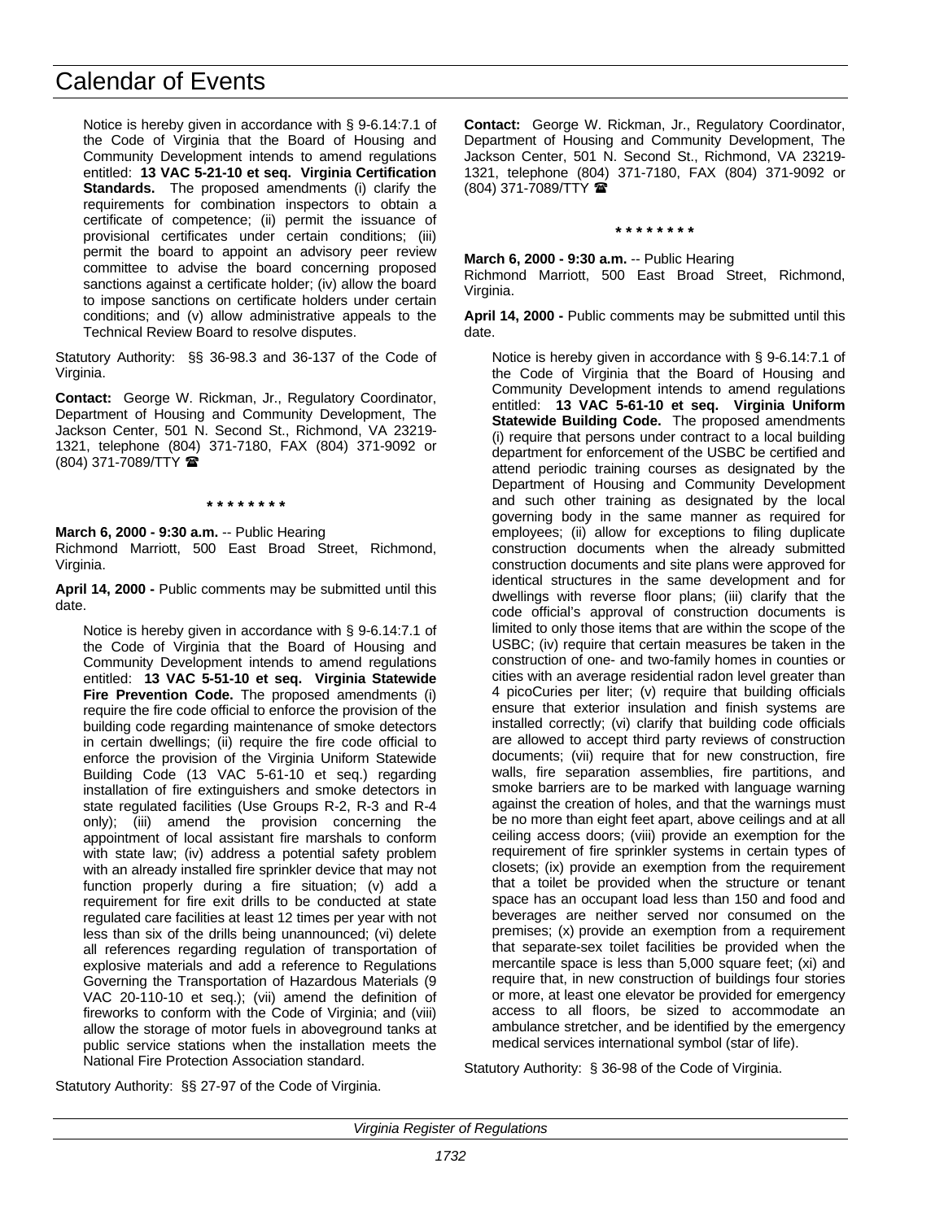Notice is hereby given in accordance with § 9-6.14:7.1 of the Code of Virginia that the Board of Housing and Community Development intends to amend regulations entitled: **13 VAC 5-21-10 et seq. Virginia Certification Standards.** The proposed amendments (i) clarify the requirements for combination inspectors to obtain a certificate of competence; (ii) permit the issuance of provisional certificates under certain conditions; (iii) permit the board to appoint an advisory peer review committee to advise the board concerning proposed sanctions against a certificate holder; (iv) allow the board to impose sanctions on certificate holders under certain conditions; and (v) allow administrative appeals to the Technical Review Board to resolve disputes.

Statutory Authority: §§ 36-98.3 and 36-137 of the Code of Virginia.

**Contact:** George W. Rickman, Jr., Regulatory Coordinator, Department of Housing and Community Development, The Jackson Center, 501 N. Second St., Richmond, VA 23219-1321, telephone (804) 371-7180, FAX (804) 371-9092 or (804) 371-7089/TTY ☎

**\* \* \* \* \* \* \* \***

**March 6, 2000 - 9:30 a.m.** -- Public Hearing
Richmond Marriott, 500 East Broad Street, Richmond, Virginia.

**April 14, 2000 -** Public comments may be submitted until this date.

Notice is hereby given in accordance with § 9-6.14:7.1 of the Code of Virginia that the Board of Housing and Community Development intends to amend regulations entitled: **13 VAC 5-51-10 et seq. Virginia Statewide Fire Prevention Code.** The proposed amendments (i) require the fire code official to enforce the provision of the building code regarding maintenance of smoke detectors in certain dwellings; (ii) require the fire code official to enforce the provision of the Virginia Uniform Statewide Building Code (13 VAC 5-61-10 et seq.) regarding installation of fire extinguishers and smoke detectors in state regulated facilities (Use Groups R-2, R-3 and R-4 only); (iii) amend the provision concerning the appointment of local assistant fire marshals to conform with state law; (iv) address a potential safety problem with an already installed fire sprinkler device that may not function properly during a fire situation; (v) add a requirement for fire exit drills to be conducted at state regulated care facilities at least 12 times per year with not less than six of the drills being unannounced; (vi) delete all references regarding regulation of transportation of explosive materials and add a reference to Regulations Governing the Transportation of Hazardous Materials (9 VAC 20-110-10 et seq.); (vii) amend the definition of fireworks to conform with the Code of Virginia; and (viii) allow the storage of motor fuels in aboveground tanks at public service stations when the installation meets the National Fire Protection Association standard.

Statutory Authority: §§ 27-97 of the Code of Virginia.

**Contact:** George W. Rickman, Jr., Regulatory Coordinator, Department of Housing and Community Development, The Jackson Center, 501 N. Second St., Richmond, VA 23219-1321, telephone (804) 371-7180, FAX (804) 371-9092 or (804) 371-7089/TTY ☎

**\* \* \* \* \* \* \* \***

**March 6, 2000 - 9:30 a.m.** -- Public Hearing
Richmond Marriott, 500 East Broad Street, Richmond, Virginia.

**April 14, 2000 -** Public comments may be submitted until this date.

Notice is hereby given in accordance with § 9-6.14:7.1 of the Code of Virginia that the Board of Housing and Community Development intends to amend regulations entitled: **13 VAC 5-61-10 et seq. Virginia Uniform Statewide Building Code.** The proposed amendments (i) require that persons under contract to a local building department for enforcement of the USBC be certified and attend periodic training courses as designated by the Department of Housing and Community Development and such other training as designated by the local governing body in the same manner as required for employees; (ii) allow for exceptions to filing duplicate construction documents when the already submitted construction documents and site plans were approved for identical structures in the same development and for dwellings with reverse floor plans; (iii) clarify that the code official's approval of construction documents is limited to only those items that are within the scope of the USBC; (iv) require that certain measures be taken in the construction of one- and two-family homes in counties or cities with an average residential radon level greater than 4 picoCuries per liter; (v) require that building officials ensure that exterior insulation and finish systems are installed correctly; (vi) clarify that building code officials are allowed to accept third party reviews of construction documents; (vii) require that for new construction, fire walls, fire separation assemblies, fire partitions, and smoke barriers are to be marked with language warning against the creation of holes, and that the warnings must be no more than eight feet apart, above ceilings and at all ceiling access doors; (viii) provide an exemption for the requirement of fire sprinkler systems in certain types of closets; (ix) provide an exemption from the requirement that a toilet be provided when the structure or tenant space has an occupant load less than 150 and food and beverages are neither served nor consumed on the premises; (x) provide an exemption from a requirement that separate-sex toilet facilities be provided when the mercantile space is less than 5,000 square feet; (xi) and require that, in new construction of buildings four stories or more, at least one elevator be provided for emergency access to all floors, be sized to accommodate an ambulance stretcher, and be identified by the emergency medical services international symbol (star of life).

Statutory Authority: § 36-98 of the Code of Virginia.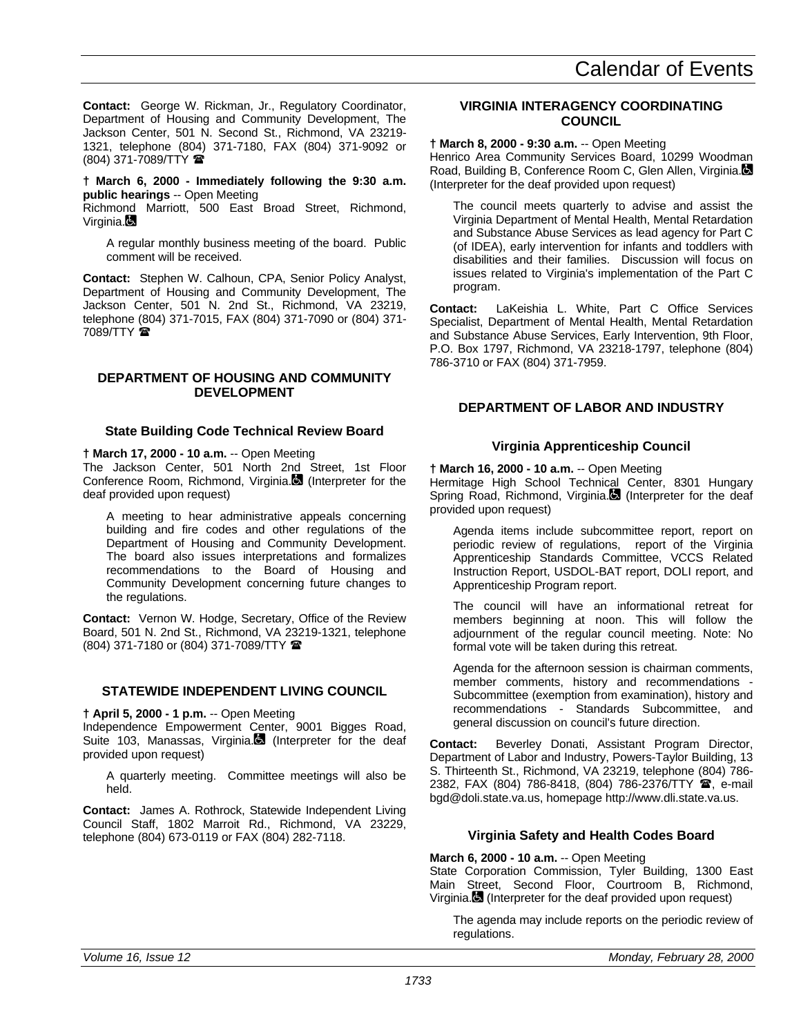**Contact:** George W. Rickman, Jr., Regulatory Coordinator, Department of Housing and Community Development, The Jackson Center, 501 N. Second St., Richmond, VA 23219-1321, telephone (804) 371-7180, FAX (804) 371-9092 or (804) 371-7089/TTY ☎

**† March 6, 2000 - Immediately following the 9:30 a.m. public hearings** -- Open Meeting
Richmond Marriott, 500 East Broad Street, Richmond, Virginia.♿

A regular monthly business meeting of the board. Public comment will be received.

**Contact:** Stephen W. Calhoun, CPA, Senior Policy Analyst, Department of Housing and Community Development, The Jackson Center, 501 N. 2nd St., Richmond, VA 23219, telephone (804) 371-7015, FAX (804) 371-7090 or (804) 371-7089/TTY ☎

## DEPARTMENT OF HOUSING AND COMMUNITY DEVELOPMENT

### State Building Code Technical Review Board

**† March 17, 2000 - 10 a.m.** -- Open Meeting
The Jackson Center, 501 North 2nd Street, 1st Floor Conference Room, Richmond, Virginia.♿ (Interpreter for the deaf provided upon request)

A meeting to hear administrative appeals concerning building and fire codes and other regulations of the Department of Housing and Community Development. The board also issues interpretations and formalizes recommendations to the Board of Housing and Community Development concerning future changes to the regulations.

**Contact:** Vernon W. Hodge, Secretary, Office of the Review Board, 501 N. 2nd St., Richmond, VA 23219-1321, telephone (804) 371-7180 or (804) 371-7089/TTY ☎

## STATEWIDE INDEPENDENT LIVING COUNCIL

**† April 5, 2000 - 1 p.m.** -- Open Meeting
Independence Empowerment Center, 9001 Bigges Road, Suite 103, Manassas, Virginia.♿ (Interpreter for the deaf provided upon request)

A quarterly meeting. Committee meetings will also be held.

**Contact:** James A. Rothrock, Statewide Independent Living Council Staff, 1802 Marroit Rd., Richmond, VA 23229, telephone (804) 673-0119 or FAX (804) 282-7118.

## VIRGINIA INTERAGENCY COORDINATING COUNCIL

**† March 8, 2000 - 9:30 a.m.** -- Open Meeting
Henrico Area Community Services Board, 10299 Woodman Road, Building B, Conference Room C, Glen Allen, Virginia.♿ (Interpreter for the deaf provided upon request)

The council meets quarterly to advise and assist the Virginia Department of Mental Health, Mental Retardation and Substance Abuse Services as lead agency for Part C (of IDEA), early intervention for infants and toddlers with disabilities and their families. Discussion will focus on issues related to Virginia's implementation of the Part C program.

**Contact:** LaKeishia L. White, Part C Office Services Specialist, Department of Mental Health, Mental Retardation and Substance Abuse Services, Early Intervention, 9th Floor, P.O. Box 1797, Richmond, VA 23218-1797, telephone (804) 786-3710 or FAX (804) 371-7959.

## DEPARTMENT OF LABOR AND INDUSTRY

### Virginia Apprenticeship Council

**† March 16, 2000 - 10 a.m.** -- Open Meeting
Hermitage High School Technical Center, 8301 Hungary Spring Road, Richmond, Virginia.♿ (Interpreter for the deaf provided upon request)

Agenda items include subcommittee report, report on periodic review of regulations, report of the Virginia Apprenticeship Standards Committee, VCCS Related Instruction Report, USDOL-BAT report, DOLI report, and Apprenticeship Program report.

The council will have an informational retreat for members beginning at noon. This will follow the adjournment of the regular council meeting. Note: No formal vote will be taken during this retreat.

Agenda for the afternoon session is chairman comments, member comments, history and recommendations - Subcommittee (exemption from examination), history and recommendations - Standards Subcommittee, and general discussion on council's future direction.

**Contact:** Beverley Donati, Assistant Program Director, Department of Labor and Industry, Powers-Taylor Building, 13 S. Thirteenth St., Richmond, VA 23219, telephone (804) 786-2382, FAX (804) 786-8418, (804) 786-2376/TTY ☎, e-mail bgd@doli.state.va.us, homepage http://www.dli.state.va.us.

### Virginia Safety and Health Codes Board

**March 6, 2000 - 10 a.m.** -- Open Meeting
State Corporation Commission, Tyler Building, 1300 East Main Street, Second Floor, Courtroom B, Richmond, Virginia.♿ (Interpreter for the deaf provided upon request)

The agenda may include reports on the periodic review of regulations.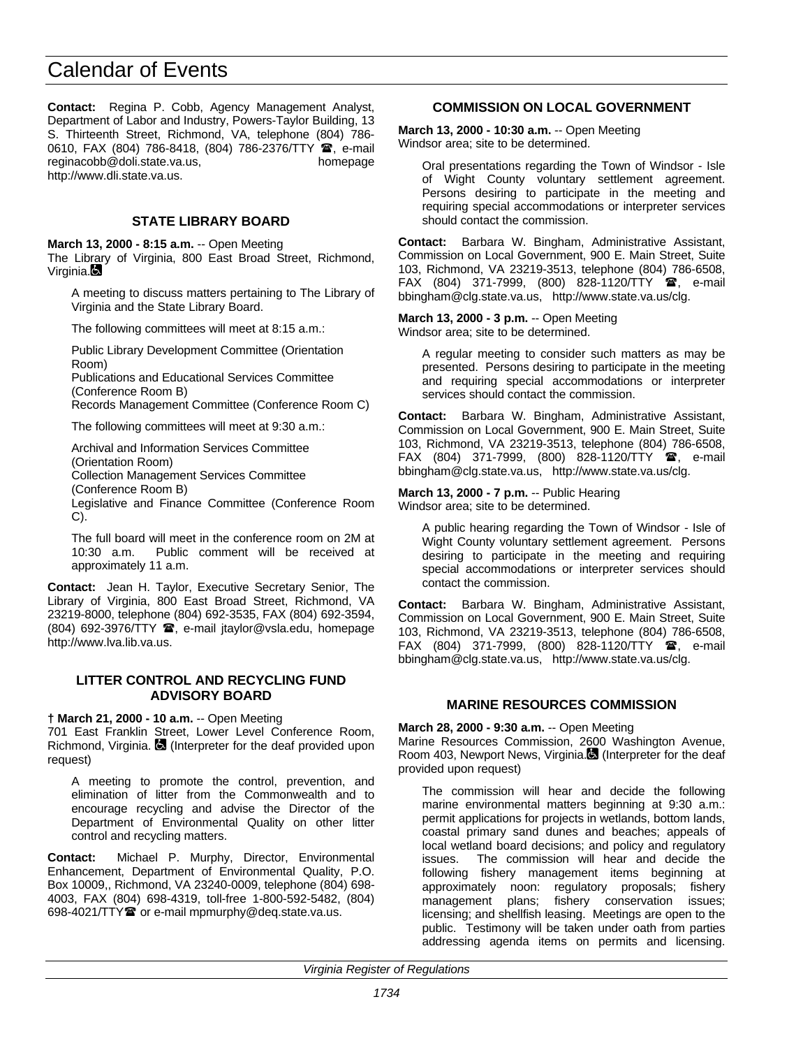**Contact:** Regina P. Cobb, Agency Management Analyst, Department of Labor and Industry, Powers-Taylor Building, 13 S. Thirteenth Street, Richmond, VA, telephone (804) 786-0610, FAX (804) 786-8418, (804) 786-2376/TTY ☎, e-mail reginacobb@doli.state.va.us, homepage http://www.dli.state.va.us.

### STATE LIBRARY BOARD

**March 13, 2000 - 8:15 a.m.** -- Open Meeting
The Library of Virginia, 800 East Broad Street, Richmond, Virginia. ♿

A meeting to discuss matters pertaining to The Library of Virginia and the State Library Board.

The following committees will meet at 8:15 a.m.:

Public Library Development Committee (Orientation Room)
Publications and Educational Services Committee (Conference Room B)
Records Management Committee (Conference Room C)

The following committees will meet at 9:30 a.m.:

Archival and Information Services Committee (Orientation Room)
Collection Management Services Committee (Conference Room B)
Legislative and Finance Committee (Conference Room C).

The full board will meet in the conference room on 2M at 10:30 a.m. Public comment will be received at approximately 11 a.m.

**Contact:** Jean H. Taylor, Executive Secretary Senior, The Library of Virginia, 800 East Broad Street, Richmond, VA 23219-8000, telephone (804) 692-3535, FAX (804) 692-3594, (804) 692-3976/TTY ☎, e-mail jtaylor@vsla.edu, homepage http://www.lva.lib.va.us.

### LITTER CONTROL AND RECYCLING FUND ADVISORY BOARD

**† March 21, 2000 - 10 a.m.** -- Open Meeting
701 East Franklin Street, Lower Level Conference Room, Richmond, Virginia. ♿ (Interpreter for the deaf provided upon request)

A meeting to promote the control, prevention, and elimination of litter from the Commonwealth and to encourage recycling and advise the Director of the Department of Environmental Quality on other litter control and recycling matters.

**Contact:** Michael P. Murphy, Director, Environmental Enhancement, Department of Environmental Quality, P.O. Box 10009,, Richmond, VA 23240-0009, telephone (804) 698-4003, FAX (804) 698-4319, toll-free 1-800-592-5482, (804) 698-4021/TTY☎ or e-mail mpmurphy@deq.state.va.us.

### COMMISSION ON LOCAL GOVERNMENT

**March 13, 2000 - 10:30 a.m.** -- Open Meeting
Windsor area; site to be determined.

Oral presentations regarding the Town of Windsor - Isle of Wight County voluntary settlement agreement. Persons desiring to participate in the meeting and requiring special accommodations or interpreter services should contact the commission.

**Contact:** Barbara W. Bingham, Administrative Assistant, Commission on Local Government, 900 E. Main Street, Suite 103, Richmond, VA 23219-3513, telephone (804) 786-6508, FAX (804) 371-7999, (800) 828-1120/TTY ☎, e-mail bbingham@clg.state.va.us, http://www.state.va.us/clg.

**March 13, 2000 - 3 p.m.** -- Open Meeting
Windsor area; site to be determined.

A regular meeting to consider such matters as may be presented. Persons desiring to participate in the meeting and requiring special accommodations or interpreter services should contact the commission.

**Contact:** Barbara W. Bingham, Administrative Assistant, Commission on Local Government, 900 E. Main Street, Suite 103, Richmond, VA 23219-3513, telephone (804) 786-6508, FAX (804) 371-7999, (800) 828-1120/TTY ☎, e-mail bbingham@clg.state.va.us, http://www.state.va.us/clg.

**March 13, 2000 - 7 p.m.** -- Public Hearing
Windsor area; site to be determined.

A public hearing regarding the Town of Windsor - Isle of Wight County voluntary settlement agreement. Persons desiring to participate in the meeting and requiring special accommodations or interpreter services should contact the commission.

**Contact:** Barbara W. Bingham, Administrative Assistant, Commission on Local Government, 900 E. Main Street, Suite 103, Richmond, VA 23219-3513, telephone (804) 786-6508, FAX (804) 371-7999, (800) 828-1120/TTY ☎, e-mail bbingham@clg.state.va.us, http://www.state.va.us/clg.

### MARINE RESOURCES COMMISSION

**March 28, 2000 - 9:30 a.m.** -- Open Meeting
Marine Resources Commission, 2600 Washington Avenue, Room 403, Newport News, Virginia. ♿ (Interpreter for the deaf provided upon request)

The commission will hear and decide the following marine environmental matters beginning at 9:30 a.m.: permit applications for projects in wetlands, bottom lands, coastal primary sand dunes and beaches; appeals of local wetland board decisions; and policy and regulatory issues. The commission will hear and decide the following fishery management items beginning at approximately noon: regulatory proposals; fishery management plans; fishery conservation issues; licensing; and shellfish leasing. Meetings are open to the public. Testimony will be taken under oath from parties addressing agenda items on permits and licensing.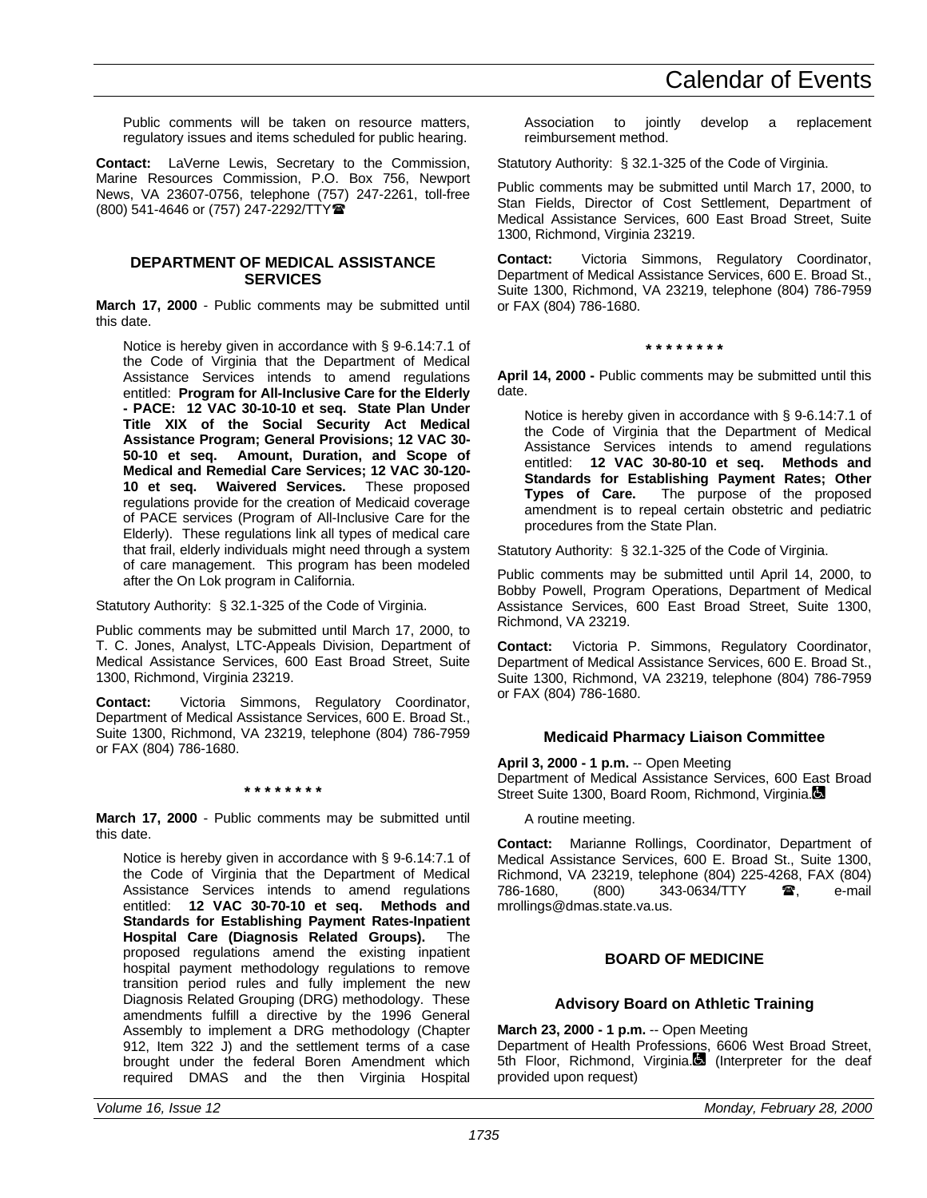Public comments will be taken on resource matters, regulatory issues and items scheduled for public hearing.

**Contact:** LaVerne Lewis, Secretary to the Commission, Marine Resources Commission, P.O. Box 756, Newport News, VA 23607-0756, telephone (757) 247-2261, toll-free (800) 541-4646 or (757) 247-2292/TTY☎

### DEPARTMENT OF MEDICAL ASSISTANCE SERVICES

**March 17, 2000** - Public comments may be submitted until this date.

Notice is hereby given in accordance with § 9-6.14:7.1 of the Code of Virginia that the Department of Medical Assistance Services intends to amend regulations entitled: **Program for All-Inclusive Care for the Elderly - PACE: 12 VAC 30-10-10 et seq. State Plan Under Title XIX of the Social Security Act Medical Assistance Program; General Provisions; 12 VAC 30-50-10 et seq. Amount, Duration, and Scope of Medical and Remedial Care Services; 12 VAC 30-120-10 et seq. Waivered Services.** These proposed regulations provide for the creation of Medicaid coverage of PACE services (Program of All-Inclusive Care for the Elderly). These regulations link all types of medical care that frail, elderly individuals might need through a system of care management. This program has been modeled after the On Lok program in California.

Statutory Authority: § 32.1-325 of the Code of Virginia.

Public comments may be submitted until March 17, 2000, to T. C. Jones, Analyst, LTC-Appeals Division, Department of Medical Assistance Services, 600 East Broad Street, Suite 1300, Richmond, Virginia 23219.

**Contact:** Victoria Simmons, Regulatory Coordinator, Department of Medical Assistance Services, 600 E. Broad St., Suite 1300, Richmond, VA 23219, telephone (804) 786-7959 or FAX (804) 786-1680.

\* \* \* \* \* \* \* \*

**March 17, 2000** - Public comments may be submitted until this date.

Notice is hereby given in accordance with § 9-6.14:7.1 of the Code of Virginia that the Department of Medical Assistance Services intends to amend regulations entitled: **12 VAC 30-70-10 et seq. Methods and Standards for Establishing Payment Rates-Inpatient Hospital Care (Diagnosis Related Groups).** The proposed regulations amend the existing inpatient hospital payment methodology regulations to remove transition period rules and fully implement the new Diagnosis Related Grouping (DRG) methodology. These amendments fulfill a directive by the 1996 General Assembly to implement a DRG methodology (Chapter 912, Item 322 J) and the settlement terms of a case brought under the federal Boren Amendment which required DMAS and the then Virginia Hospital Association to jointly develop a replacement reimbursement method.

Statutory Authority: § 32.1-325 of the Code of Virginia.

Public comments may be submitted until March 17, 2000, to Stan Fields, Director of Cost Settlement, Department of Medical Assistance Services, 600 East Broad Street, Suite 1300, Richmond, Virginia 23219.

**Contact:** Victoria Simmons, Regulatory Coordinator, Department of Medical Assistance Services, 600 E. Broad St., Suite 1300, Richmond, VA 23219, telephone (804) 786-7959 or FAX (804) 786-1680.

\* \* \* \* \* \* \* \*

**April 14, 2000 -** Public comments may be submitted until this date.

Notice is hereby given in accordance with § 9-6.14:7.1 of the Code of Virginia that the Department of Medical Assistance Services intends to amend regulations entitled: **12 VAC 30-80-10 et seq. Methods and Standards for Establishing Payment Rates; Other Types of Care.** The purpose of the proposed amendment is to repeal certain obstetric and pediatric procedures from the State Plan.

Statutory Authority: § 32.1-325 of the Code of Virginia.

Public comments may be submitted until April 14, 2000, to Bobby Powell, Program Operations, Department of Medical Assistance Services, 600 East Broad Street, Suite 1300, Richmond, VA 23219.

**Contact:** Victoria P. Simmons, Regulatory Coordinator, Department of Medical Assistance Services, 600 E. Broad St., Suite 1300, Richmond, VA 23219, telephone (804) 786-7959 or FAX (804) 786-1680.

#### Medicaid Pharmacy Liaison Committee

**April 3, 2000 - 1 p.m.** -- Open Meeting
Department of Medical Assistance Services, 600 East Broad Street Suite 1300, Board Room, Richmond, Virginia.♿

A routine meeting.

**Contact:** Marianne Rollings, Coordinator, Department of Medical Assistance Services, 600 E. Broad St., Suite 1300, Richmond, VA 23219, telephone (804) 225-4268, FAX (804) 786-1680, (800) 343-0634/TTY ☎, e-mail mrollings@dmas.state.va.us.

### BOARD OF MEDICINE

#### Advisory Board on Athletic Training

**March 23, 2000 - 1 p.m.** -- Open Meeting
Department of Health Professions, 6606 West Broad Street, 5th Floor, Richmond, Virginia.♿ (Interpreter for the deaf provided upon request)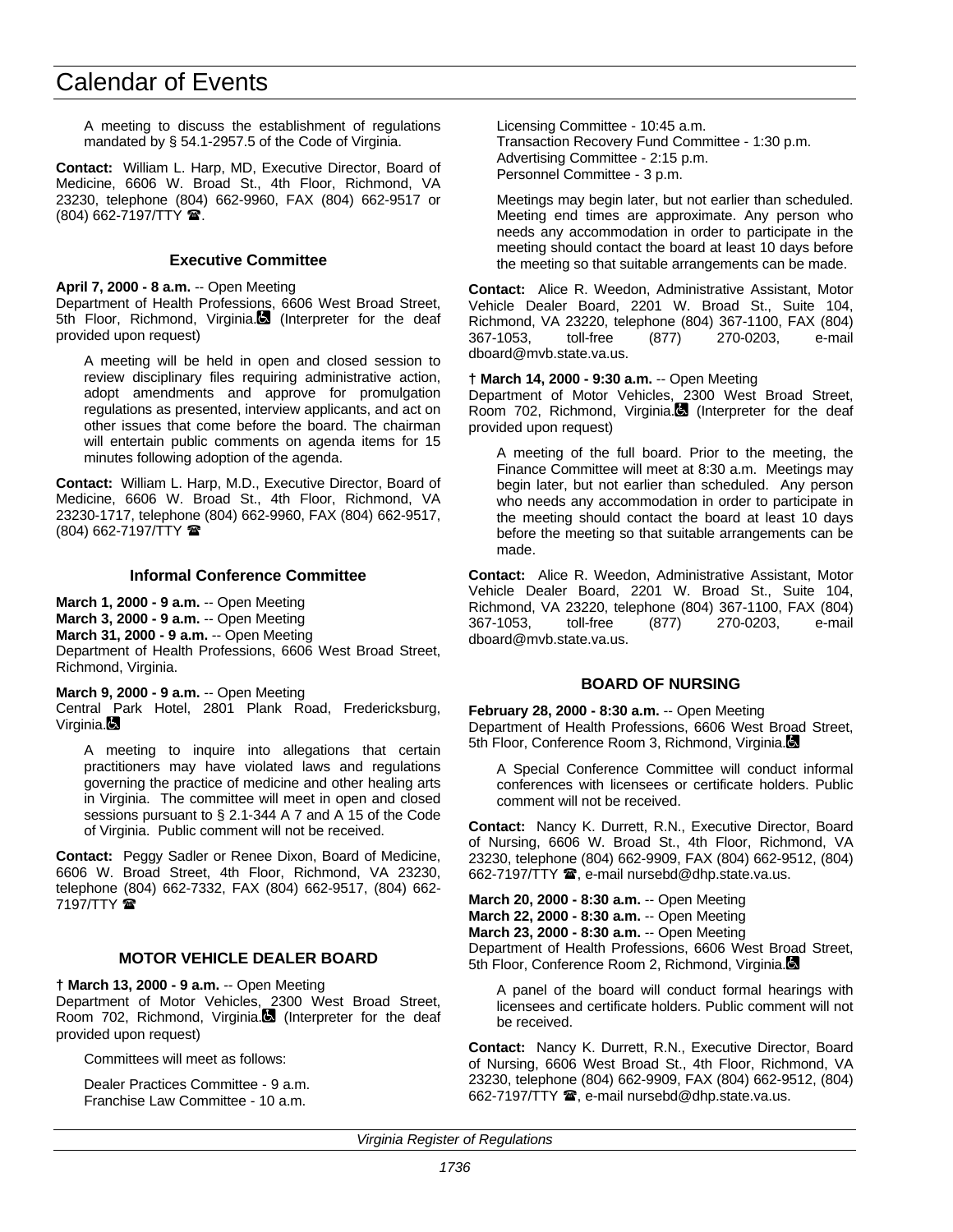A meeting to discuss the establishment of regulations mandated by § 54.1-2957.5 of the Code of Virginia.

**Contact:** William L. Harp, MD, Executive Director, Board of Medicine, 6606 W. Broad St., 4th Floor, Richmond, VA 23230, telephone (804) 662-9960, FAX (804) 662-9517 or (804) 662-7197/TTY ☎.

### Executive Committee

**April 7, 2000 - 8 a.m.** -- Open Meeting
Department of Health Professions, 6606 West Broad Street, 5th Floor, Richmond, Virginia. (Interpreter for the deaf provided upon request)

A meeting will be held in open and closed session to review disciplinary files requiring administrative action, adopt amendments and approve for promulgation regulations as presented, interview applicants, and act on other issues that come before the board. The chairman will entertain public comments on agenda items for 15 minutes following adoption of the agenda.

**Contact:** William L. Harp, M.D., Executive Director, Board of Medicine, 6606 W. Broad St., 4th Floor, Richmond, VA 23230-1717, telephone (804) 662-9960, FAX (804) 662-9517, (804) 662-7197/TTY ☎

### Informal Conference Committee

**March 1, 2000 - 9 a.m.** -- Open Meeting
**March 3, 2000 - 9 a.m.** -- Open Meeting
**March 31, 2000 - 9 a.m.** -- Open Meeting
Department of Health Professions, 6606 West Broad Street, Richmond, Virginia.

**March 9, 2000 - 9 a.m.** -- Open Meeting
Central Park Hotel, 2801 Plank Road, Fredericksburg, Virginia.

A meeting to inquire into allegations that certain practitioners may have violated laws and regulations governing the practice of medicine and other healing arts in Virginia. The committee will meet in open and closed sessions pursuant to § 2.1-344 A 7 and A 15 of the Code of Virginia. Public comment will not be received.

**Contact:** Peggy Sadler or Renee Dixon, Board of Medicine, 6606 W. Broad Street, 4th Floor, Richmond, VA 23230, telephone (804) 662-7332, FAX (804) 662-9517, (804) 662-7197/TTY ☎

## MOTOR VEHICLE DEALER BOARD

**† March 13, 2000 - 9 a.m.** -- Open Meeting
Department of Motor Vehicles, 2300 West Broad Street, Room 702, Richmond, Virginia. (Interpreter for the deaf provided upon request)

Committees will meet as follows:

Dealer Practices Committee - 9 a.m.
Franchise Law Committee - 10 a.m.
Licensing Committee - 10:45 a.m.
Transaction Recovery Fund Committee - 1:30 p.m.
Advertising Committee - 2:15 p.m.
Personnel Committee - 3 p.m.

Meetings may begin later, but not earlier than scheduled. Meeting end times are approximate. Any person who needs any accommodation in order to participate in the meeting should contact the board at least 10 days before the meeting so that suitable arrangements can be made.

**Contact:** Alice R. Weedon, Administrative Assistant, Motor Vehicle Dealer Board, 2201 W. Broad St., Suite 104, Richmond, VA 23220, telephone (804) 367-1100, FAX (804) 367-1053, toll-free (877) 270-0203, e-mail dboard@mvb.state.va.us.

**† March 14, 2000 - 9:30 a.m.** -- Open Meeting
Department of Motor Vehicles, 2300 West Broad Street, Room 702, Richmond, Virginia. (Interpreter for the deaf provided upon request)

A meeting of the full board. Prior to the meeting, the Finance Committee will meet at 8:30 a.m. Meetings may begin later, but not earlier than scheduled. Any person who needs any accommodation in order to participate in the meeting should contact the board at least 10 days before the meeting so that suitable arrangements can be made.

**Contact:** Alice R. Weedon, Administrative Assistant, Motor Vehicle Dealer Board, 2201 W. Broad St., Suite 104, Richmond, VA 23220, telephone (804) 367-1100, FAX (804) 367-1053, toll-free (877) 270-0203, e-mail dboard@mvb.state.va.us.

## BOARD OF NURSING

**February 28, 2000 - 8:30 a.m.** -- Open Meeting
Department of Health Professions, 6606 West Broad Street, 5th Floor, Conference Room 3, Richmond, Virginia.

A Special Conference Committee will conduct informal conferences with licensees or certificate holders. Public comment will not be received.

**Contact:** Nancy K. Durrett, R.N., Executive Director, Board of Nursing, 6606 W. Broad St., 4th Floor, Richmond, VA 23230, telephone (804) 662-9909, FAX (804) 662-9512, (804) 662-7197/TTY ☎, e-mail nursebd@dhp.state.va.us.

**March 20, 2000 - 8:30 a.m.** -- Open Meeting
**March 22, 2000 - 8:30 a.m.** -- Open Meeting
**March 23, 2000 - 8:30 a.m.** -- Open Meeting
Department of Health Professions, 6606 West Broad Street, 5th Floor, Conference Room 2, Richmond, Virginia.

A panel of the board will conduct formal hearings with licensees and certificate holders. Public comment will not be received.

**Contact:** Nancy K. Durrett, R.N., Executive Director, Board of Nursing, 6606 West Broad St., 4th Floor, Richmond, VA 23230, telephone (804) 662-9909, FAX (804) 662-9512, (804) 662-7197/TTY ☎, e-mail nursebd@dhp.state.va.us.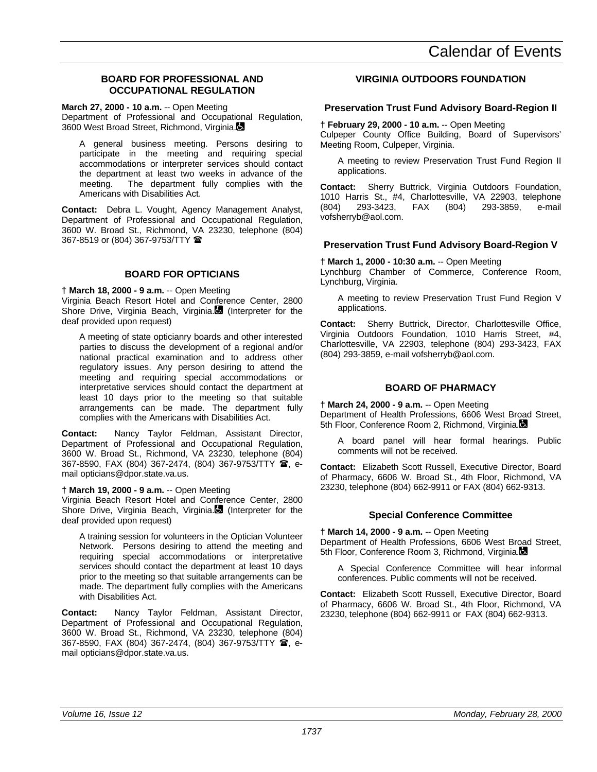## BOARD FOR PROFESSIONAL AND OCCUPATIONAL REGULATION

**March 27, 2000 - 10 a.m.** -- Open Meeting
Department of Professional and Occupational Regulation, 3600 West Broad Street, Richmond, Virginia.

A general business meeting. Persons desiring to participate in the meeting and requiring special accommodations or interpreter services should contact the department at least two weeks in advance of the meeting. The department fully complies with the Americans with Disabilities Act.

**Contact:** Debra L. Vought, Agency Management Analyst, Department of Professional and Occupational Regulation, 3600 W. Broad St., Richmond, VA 23230, telephone (804) 367-8519 or (804) 367-9753/TTY ☎

## BOARD FOR OPTICIANS

**† March 18, 2000 - 9 a.m.** -- Open Meeting
Virginia Beach Resort Hotel and Conference Center, 2800 Shore Drive, Virginia Beach, Virginia. (Interpreter for the deaf provided upon request)

A meeting of state opticianry boards and other interested parties to discuss the development of a regional and/or national practical examination and to address other regulatory issues. Any person desiring to attend the meeting and requiring special accommodations or interpretative services should contact the department at least 10 days prior to the meeting so that suitable arrangements can be made. The department fully complies with the Americans with Disabilities Act.

**Contact:** Nancy Taylor Feldman, Assistant Director, Department of Professional and Occupational Regulation, 3600 W. Broad St., Richmond, VA 23230, telephone (804) 367-8590, FAX (804) 367-2474, (804) 367-9753/TTY ☎, e-mail opticians@dpor.state.va.us.

**† March 19, 2000 - 9 a.m.** -- Open Meeting
Virginia Beach Resort Hotel and Conference Center, 2800 Shore Drive, Virginia Beach, Virginia. (Interpreter for the deaf provided upon request)

A training session for volunteers in the Optician Volunteer Network. Persons desiring to attend the meeting and requiring special accommodations or interpretative services should contact the department at least 10 days prior to the meeting so that suitable arrangements can be made. The department fully complies with the Americans with Disabilities Act.

**Contact:** Nancy Taylor Feldman, Assistant Director, Department of Professional and Occupational Regulation, 3600 W. Broad St., Richmond, VA 23230, telephone (804) 367-8590, FAX (804) 367-2474, (804) 367-9753/TTY ☎, e-mail opticians@dpor.state.va.us.

## VIRGINIA OUTDOORS FOUNDATION

### Preservation Trust Fund Advisory Board-Region II

**† February 29, 2000 - 10 a.m.** -- Open Meeting
Culpeper County Office Building, Board of Supervisors' Meeting Room, Culpeper, Virginia.

A meeting to review Preservation Trust Fund Region II applications.

**Contact:** Sherry Buttrick, Virginia Outdoors Foundation, 1010 Harris St., #4, Charlottesville, VA 22903, telephone (804) 293-3423, FAX (804) 293-3859, e-mail vofsherryb@aol.com.

### Preservation Trust Fund Advisory Board-Region V

**† March 1, 2000 - 10:30 a.m.** -- Open Meeting
Lynchburg Chamber of Commerce, Conference Room, Lynchburg, Virginia.

A meeting to review Preservation Trust Fund Region V applications.

**Contact:** Sherry Buttrick, Director, Charlottesville Office, Virginia Outdoors Foundation, 1010 Harris Street, #4, Charlottesville, VA 22903, telephone (804) 293-3423, FAX (804) 293-3859, e-mail vofsherryb@aol.com.

## BOARD OF PHARMACY

**† March 24, 2000 - 9 a.m.** -- Open Meeting
Department of Health Professions, 6606 West Broad Street, 5th Floor, Conference Room 2, Richmond, Virginia.

A board panel will hear formal hearings. Public comments will not be received.

**Contact:** Elizabeth Scott Russell, Executive Director, Board of Pharmacy, 6606 W. Broad St., 4th Floor, Richmond, VA 23230, telephone (804) 662-9911 or FAX (804) 662-9313.

### Special Conference Committee

**† March 14, 2000 - 9 a.m.** -- Open Meeting
Department of Health Professions, 6606 West Broad Street, 5th Floor, Conference Room 3, Richmond, Virginia.

A Special Conference Committee will hear informal conferences. Public comments will not be received.

**Contact:** Elizabeth Scott Russell, Executive Director, Board of Pharmacy, 6606 W. Broad St., 4th Floor, Richmond, VA 23230, telephone (804) 662-9911 or FAX (804) 662-9313.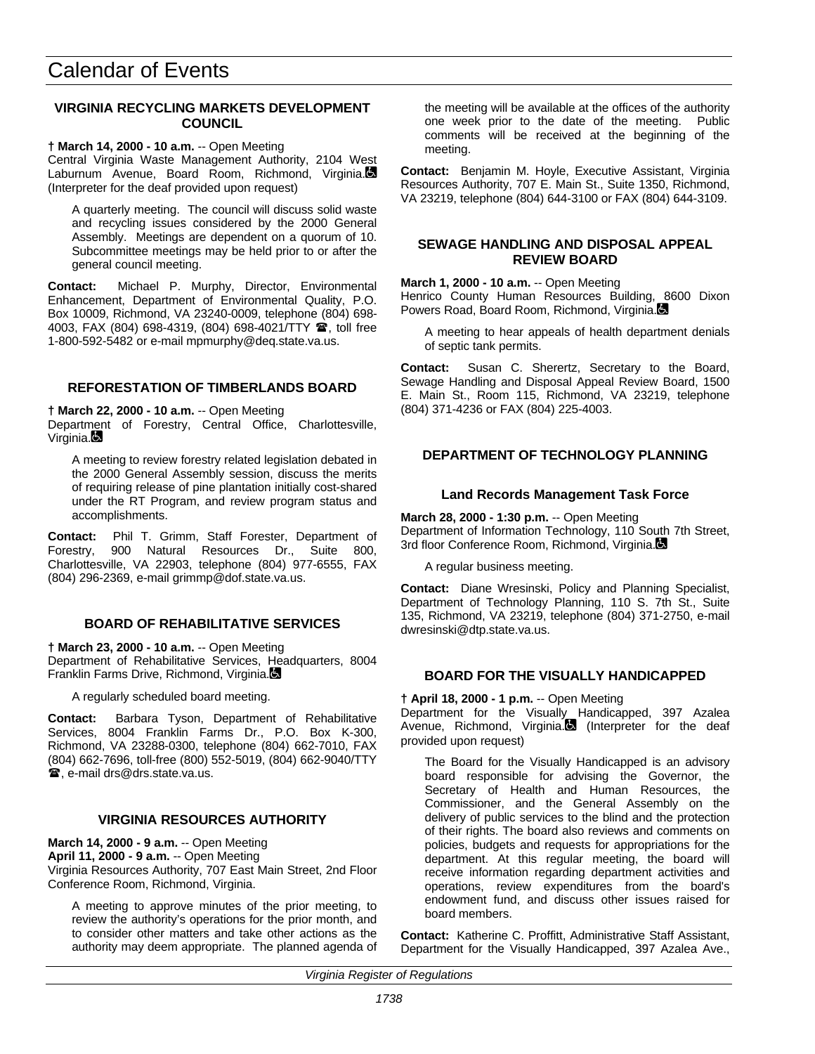# Calendar of Events

### VIRGINIA RECYCLING MARKETS DEVELOPMENT COUNCIL

**† March 14, 2000 - 10 a.m.** -- Open Meeting
Central Virginia Waste Management Authority, 2104 West Laburnum Avenue, Board Room, Richmond, Virginia. (Interpreter for the deaf provided upon request)

A quarterly meeting. The council will discuss solid waste and recycling issues considered by the 2000 General Assembly. Meetings are dependent on a quorum of 10. Subcommittee meetings may be held prior to or after the general council meeting.

**Contact:** Michael P. Murphy, Director, Environmental Enhancement, Department of Environmental Quality, P.O. Box 10009, Richmond, VA 23240-0009, telephone (804) 698-4003, FAX (804) 698-4319, (804) 698-4021/TTY ☎, toll free 1-800-592-5482 or e-mail mpmurphy@deq.state.va.us.

### REFORESTATION OF TIMBERLANDS BOARD

**† March 22, 2000 - 10 a.m.** -- Open Meeting
Department of Forestry, Central Office, Charlottesville, Virginia.

A meeting to review forestry related legislation debated in the 2000 General Assembly session, discuss the merits of requiring release of pine plantation initially cost-shared under the RT Program, and review program status and accomplishments.

**Contact:** Phil T. Grimm, Staff Forester, Department of Forestry, 900 Natural Resources Dr., Suite 800, Charlottesville, VA 22903, telephone (804) 977-6555, FAX (804) 296-2369, e-mail grimmp@dof.state.va.us.

### BOARD OF REHABILITATIVE SERVICES

**† March 23, 2000 - 10 a.m.** -- Open Meeting
Department of Rehabilitative Services, Headquarters, 8004 Franklin Farms Drive, Richmond, Virginia.

A regularly scheduled board meeting.

**Contact:** Barbara Tyson, Department of Rehabilitative Services, 8004 Franklin Farms Dr., P.O. Box K-300, Richmond, VA 23288-0300, telephone (804) 662-7010, FAX (804) 662-7696, toll-free (800) 552-5019, (804) 662-9040/TTY ☎, e-mail drs@drs.state.va.us.

### VIRGINIA RESOURCES AUTHORITY

**March 14, 2000 - 9 a.m.** -- Open Meeting
**April 11, 2000 - 9 a.m.** -- Open Meeting
Virginia Resources Authority, 707 East Main Street, 2nd Floor Conference Room, Richmond, Virginia.

A meeting to approve minutes of the prior meeting, to review the authority's operations for the prior month, and to consider other matters and take other actions as the authority may deem appropriate. The planned agenda of the meeting will be available at the offices of the authority one week prior to the date of the meeting. Public comments will be received at the beginning of the meeting.

**Contact:** Benjamin M. Hoyle, Executive Assistant, Virginia Resources Authority, 707 E. Main St., Suite 1350, Richmond, VA 23219, telephone (804) 644-3100 or FAX (804) 644-3109.

### SEWAGE HANDLING AND DISPOSAL APPEAL REVIEW BOARD

**March 1, 2000 - 10 a.m.** -- Open Meeting
Henrico County Human Resources Building, 8600 Dixon Powers Road, Board Room, Richmond, Virginia.

A meeting to hear appeals of health department denials of septic tank permits.

**Contact:** Susan C. Sherertz, Secretary to the Board, Sewage Handling and Disposal Appeal Review Board, 1500 E. Main St., Room 115, Richmond, VA 23219, telephone (804) 371-4236 or FAX (804) 225-4003.

### DEPARTMENT OF TECHNOLOGY PLANNING

#### Land Records Management Task Force

**March 28, 2000 - 1:30 p.m.** -- Open Meeting
Department of Information Technology, 110 South 7th Street, 3rd floor Conference Room, Richmond, Virginia.

A regular business meeting.

**Contact:** Diane Wresinski, Policy and Planning Specialist, Department of Technology Planning, 110 S. 7th St., Suite 135, Richmond, VA 23219, telephone (804) 371-2750, e-mail dwresinski@dtp.state.va.us.

### BOARD FOR THE VISUALLY HANDICAPPED

**† April 18, 2000 - 1 p.m.** -- Open Meeting
Department for the Visually Handicapped, 397 Azalea Avenue, Richmond, Virginia. (Interpreter for the deaf provided upon request)

The Board for the Visually Handicapped is an advisory board responsible for advising the Governor, the Secretary of Health and Human Resources, the Commissioner, and the General Assembly on the delivery of public services to the blind and the protection of their rights. The board also reviews and comments on policies, budgets and requests for appropriations for the department. At this regular meeting, the board will receive information regarding department activities and operations, review expenditures from the board's endowment fund, and discuss other issues raised for board members.

**Contact:** Katherine C. Proffitt, Administrative Staff Assistant, Department for the Visually Handicapped, 397 Azalea Ave.,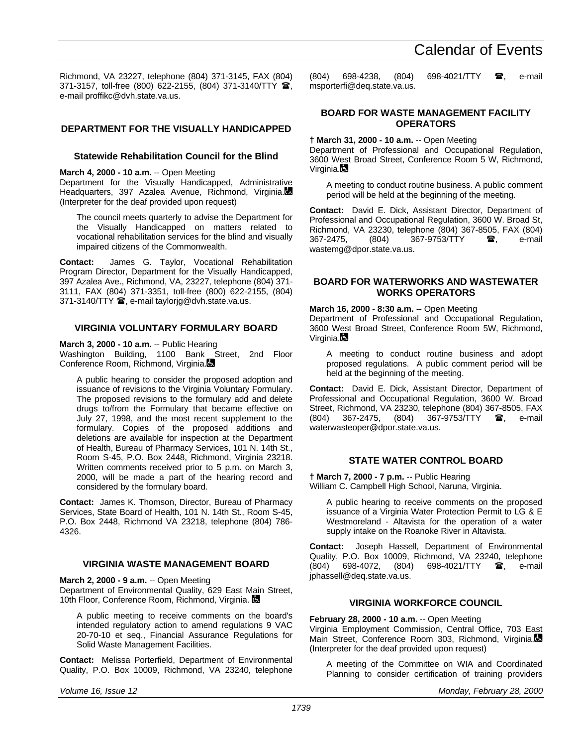Richmond, VA 23227, telephone (804) 371-3145, FAX (804) 371-3157, toll-free (800) 622-2155, (804) 371-3140/TTY ☎, e-mail proffikc@dvh.state.va.us.

## DEPARTMENT FOR THE VISUALLY HANDICAPPED

### Statewide Rehabilitation Council for the Blind

**March 4, 2000 - 10 a.m.** -- Open Meeting
Department for the Visually Handicapped, Administrative Headquarters, 397 Azalea Avenue, Richmond, Virginia. (Interpreter for the deaf provided upon request)

The council meets quarterly to advise the Department for the Visually Handicapped on matters related to vocational rehabilitation services for the blind and visually impaired citizens of the Commonwealth.

**Contact:** James G. Taylor, Vocational Rehabilitation Program Director, Department for the Visually Handicapped, 397 Azalea Ave., Richmond, VA, 23227, telephone (804) 371-3111, FAX (804) 371-3351, toll-free (800) 622-2155, (804) 371-3140/TTY ☎, e-mail taylorjg@dvh.state.va.us.

## VIRGINIA VOLUNTARY FORMULARY BOARD

**March 3, 2000 - 10 a.m.** -- Public Hearing
Washington Building, 1100 Bank Street, 2nd Floor Conference Room, Richmond, Virginia.

A public hearing to consider the proposed adoption and issuance of revisions to the Virginia Voluntary Formulary. The proposed revisions to the formulary add and delete drugs to/from the Formulary that became effective on July 27, 1998, and the most recent supplement to the formulary. Copies of the proposed additions and deletions are available for inspection at the Department of Health, Bureau of Pharmacy Services, 101 N. 14th St., Room S-45, P.O. Box 2448, Richmond, Virginia 23218. Written comments received prior to 5 p.m. on March 3, 2000, will be made a part of the hearing record and considered by the formulary board.

**Contact:** James K. Thomson, Director, Bureau of Pharmacy Services, State Board of Health, 101 N. 14th St., Room S-45, P.O. Box 2448, Richmond VA 23218, telephone (804) 786-4326.

## VIRGINIA WASTE MANAGEMENT BOARD

**March 2, 2000 - 9 a.m.** -- Open Meeting
Department of Environmental Quality, 629 East Main Street, 10th Floor, Conference Room, Richmond, Virginia.

A public meeting to receive comments on the board's intended regulatory action to amend regulations 9 VAC 20-70-10 et seq., Financial Assurance Regulations for Solid Waste Management Facilities.

**Contact:** Melissa Porterfield, Department of Environmental Quality, P.O. Box 10009, Richmond, VA 23240, telephone (804) 698-4238, (804) 698-4021/TTY ☎, e-mail msporterfi@deq.state.va.us.

## BOARD FOR WASTE MANAGEMENT FACILITY OPERATORS

**† March 31, 2000 - 10 a.m.** -- Open Meeting
Department of Professional and Occupational Regulation, 3600 West Broad Street, Conference Room 5 W, Richmond, Virginia.

A meeting to conduct routine business. A public comment period will be held at the beginning of the meeting.

**Contact:** David E. Dick, Assistant Director, Department of Professional and Occupational Regulation, 3600 W. Broad St, Richmond, VA 23230, telephone (804) 367-8505, FAX (804) 367-2475, (804) 367-9753/TTY ☎, e-mail wastemg@dpor.state.va.us.

## BOARD FOR WATERWORKS AND WASTEWATER WORKS OPERATORS

**March 16, 2000 - 8:30 a.m.** -- Open Meeting
Department of Professional and Occupational Regulation, 3600 West Broad Street, Conference Room 5W, Richmond, Virginia.

A meeting to conduct routine business and adopt proposed regulations. A public comment period will be held at the beginning of the meeting.

**Contact:** David E. Dick, Assistant Director, Department of Professional and Occupational Regulation, 3600 W. Broad Street, Richmond, VA 23230, telephone (804) 367-8505, FAX (804) 367-2475, (804) 367-9753/TTY ☎, e-mail waterwasteoper@dpor.state.va.us.

## STATE WATER CONTROL BOARD

**† March 7, 2000 - 7 p.m.** -- Public Hearing
William C. Campbell High School, Naruna, Virginia.

A public hearing to receive comments on the proposed issuance of a Virginia Water Protection Permit to LG & E Westmoreland - Altavista for the operation of a water supply intake on the Roanoke River in Altavista.

**Contact:** Joseph Hassell, Department of Environmental Quality, P.O. Box 10009, Richmond, VA 23240, telephone (804) 698-4072, (804) 698-4021/TTY ☎, e-mail jphassell@deq.state.va.us.

## VIRGINIA WORKFORCE COUNCIL

**February 28, 2000 - 10 a.m.** -- Open Meeting
Virginia Employment Commission, Central Office, 703 East Main Street, Conference Room 303, Richmond, Virginia. (Interpreter for the deaf provided upon request)

A meeting of the Committee on WIA and Coordinated Planning to consider certification of training providers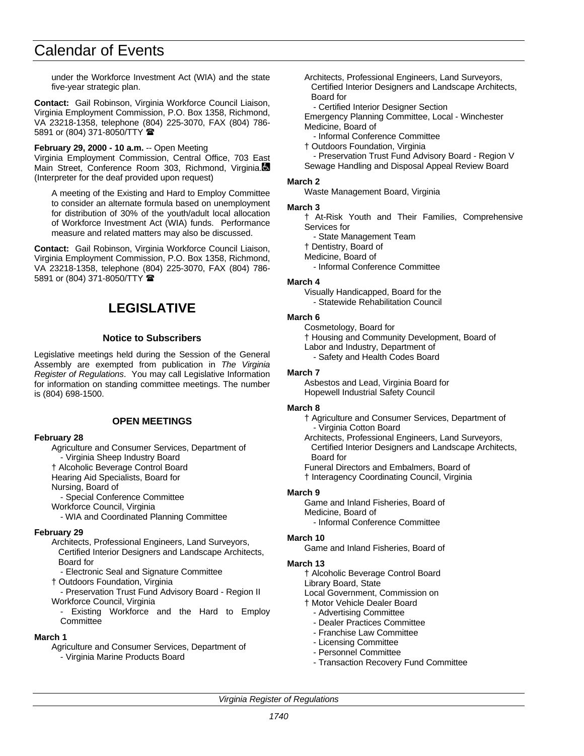under the Workforce Investment Act (WIA) and the state five-year strategic plan.

**Contact:** Gail Robinson, Virginia Workforce Council Liaison, Virginia Employment Commission, P.O. Box 1358, Richmond, VA 23218-1358, telephone (804) 225-3070, FAX (804) 786-5891 or (804) 371-8050/TTY ☎

**February 29, 2000 - 10 a.m.** -- Open Meeting
Virginia Employment Commission, Central Office, 703 East Main Street, Conference Room 303, Richmond, Virginia. (Interpreter for the deaf provided upon request)

A meeting of the Existing and Hard to Employ Committee to consider an alternate formula based on unemployment for distribution of 30% of the youth/adult local allocation of Workforce Investment Act (WIA) funds. Performance measure and related matters may also be discussed.

**Contact:** Gail Robinson, Virginia Workforce Council Liaison, Virginia Employment Commission, P.O. Box 1358, Richmond, VA 23218-1358, telephone (804) 225-3070, FAX (804) 786-5891 or (804) 371-8050/TTY ☎

## LEGISLATIVE

### Notice to Subscribers

Legislative meetings held during the Session of the General Assembly are exempted from publication in *The Virginia Register of Regulations*. You may call Legislative Information for information on standing committee meetings. The number is (804) 698-1500.

### OPEN MEETINGS

**February 28**

- Agriculture and Consumer Services, Department of
  - Virginia Sheep Industry Board
- † Alcoholic Beverage Control Board
- Hearing Aid Specialists, Board for
- Nursing, Board of
  - Special Conference Committee
- Workforce Council, Virginia
  - WIA and Coordinated Planning Committee

**February 29**

- Architects, Professional Engineers, Land Surveyors, Certified Interior Designers and Landscape Architects, Board for
  - Electronic Seal and Signature Committee
- † Outdoors Foundation, Virginia
  - Preservation Trust Fund Advisory Board - Region II
- Workforce Council, Virginia
  - Existing Workforce and the Hard to Employ Committee

**March 1**

- Agriculture and Consumer Services, Department of
  - Virginia Marine Products Board
- Architects, Professional Engineers, Land Surveyors, Certified Interior Designers and Landscape Architects, Board for
  - Certified Interior Designer Section
- Emergency Planning Committee, Local - Winchester
- Medicine, Board of
  - Informal Conference Committee
- † Outdoors Foundation, Virginia
  - Preservation Trust Fund Advisory Board - Region V
- Sewage Handling and Disposal Appeal Review Board

**March 2**

- Waste Management Board, Virginia

**March 3**

- † At-Risk Youth and Their Families, Comprehensive Services for
  - State Management Team
- † Dentistry, Board of
- Medicine, Board of
  - Informal Conference Committee

**March 4**

- Visually Handicapped, Board for the
  - Statewide Rehabilitation Council

**March 6**

- Cosmetology, Board for
- † Housing and Community Development, Board of
- Labor and Industry, Department of
  - Safety and Health Codes Board

**March 7**

- Asbestos and Lead, Virginia Board for
- Hopewell Industrial Safety Council

**March 8**

- † Agriculture and Consumer Services, Department of
  - Virginia Cotton Board
- Architects, Professional Engineers, Land Surveyors, Certified Interior Designers and Landscape Architects, Board for
- Funeral Directors and Embalmers, Board of
- † Interagency Coordinating Council, Virginia

**March 9**

- Game and Inland Fisheries, Board of
- Medicine, Board of
  - Informal Conference Committee

**March 10**

- Game and Inland Fisheries, Board of

**March 13**

- † Alcoholic Beverage Control Board
- Library Board, State
- Local Government, Commission on
- † Motor Vehicle Dealer Board
  - Advertising Committee
  - Dealer Practices Committee
  - Franchise Law Committee
  - Licensing Committee
  - Personnel Committee
  - Transaction Recovery Fund Committee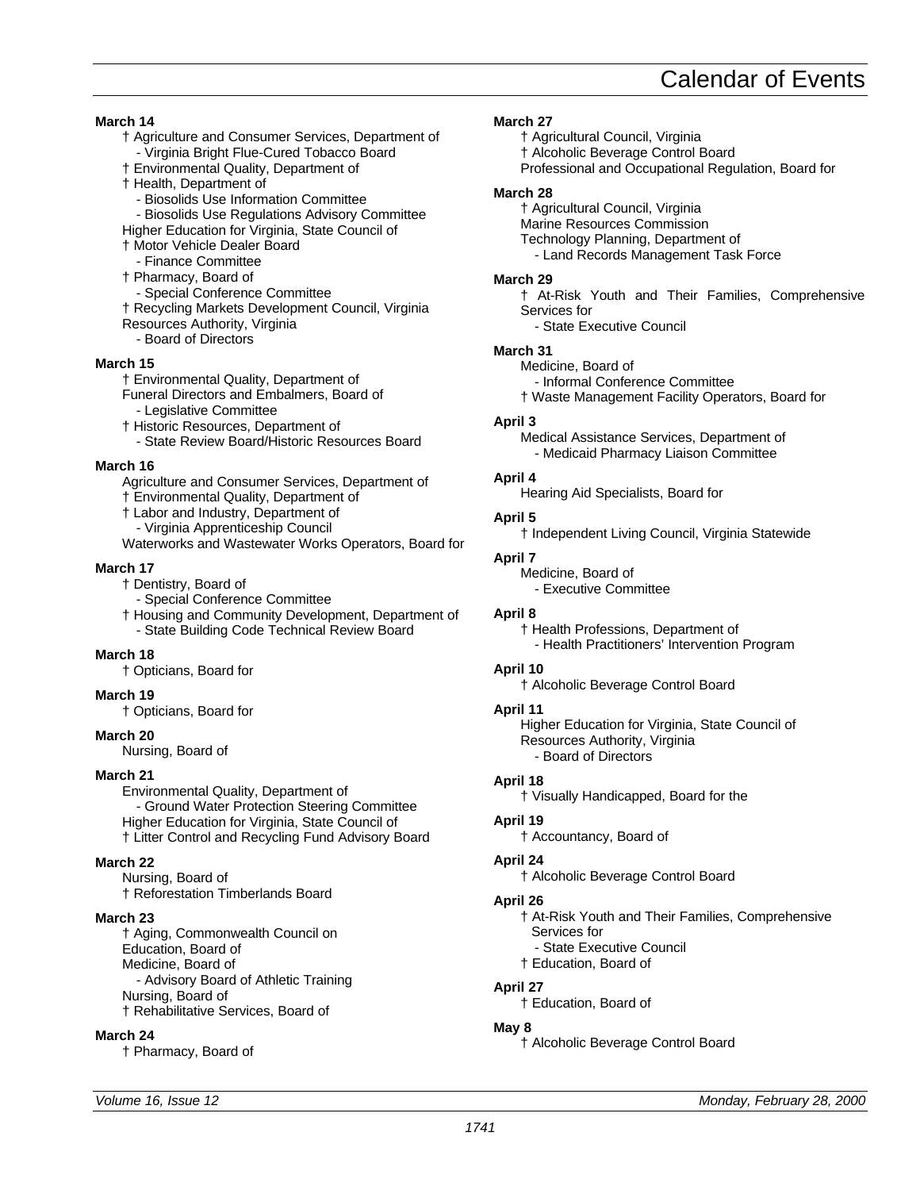# Calendar of Events

**March 14**

† Agriculture and Consumer Services, Department of
- Virginia Bright Flue-Cured Tobacco Board

† Environmental Quality, Department of

† Health, Department of
- Biosolids Use Information Committee
- Biosolids Use Regulations Advisory Committee

Higher Education for Virginia, State Council of

† Motor Vehicle Dealer Board
- Finance Committee

† Pharmacy, Board of
- Special Conference Committee

† Recycling Markets Development Council, Virginia

Resources Authority, Virginia
- Board of Directors

**March 15**

† Environmental Quality, Department of

Funeral Directors and Embalmers, Board of
- Legislative Committee

† Historic Resources, Department of
- State Review Board/Historic Resources Board

**March 16**

Agriculture and Consumer Services, Department of

† Environmental Quality, Department of

† Labor and Industry, Department of
- Virginia Apprenticeship Council

Waterworks and Wastewater Works Operators, Board for

**March 17**

† Dentistry, Board of
- Special Conference Committee

† Housing and Community Development, Department of
- State Building Code Technical Review Board

**March 18**

† Opticians, Board for

**March 19**

† Opticians, Board for

**March 20**

Nursing, Board of

**March 21**

Environmental Quality, Department of
- Ground Water Protection Steering Committee

Higher Education for Virginia, State Council of

† Litter Control and Recycling Fund Advisory Board

**March 22**

Nursing, Board of

† Reforestation Timberlands Board

**March 23**

† Aging, Commonwealth Council on

Education, Board of

Medicine, Board of
- Advisory Board of Athletic Training

Nursing, Board of

† Rehabilitative Services, Board of

**March 24**

† Pharmacy, Board of

**March 27**

† Agricultural Council, Virginia

† Alcoholic Beverage Control Board

Professional and Occupational Regulation, Board for

**March 28**

† Agricultural Council, Virginia

Marine Resources Commission

Technology Planning, Department of
- Land Records Management Task Force

**March 29**

† At-Risk Youth and Their Families, Comprehensive Services for
- State Executive Council

**March 31**

Medicine, Board of
- Informal Conference Committee

† Waste Management Facility Operators, Board for

**April 3**

Medical Assistance Services, Department of
- Medicaid Pharmacy Liaison Committee

**April 4**

Hearing Aid Specialists, Board for

**April 5**

† Independent Living Council, Virginia Statewide

**April 7**

Medicine, Board of
- Executive Committee

**April 8**

† Health Professions, Department of
- Health Practitioners' Intervention Program

**April 10**

† Alcoholic Beverage Control Board

**April 11**

Higher Education for Virginia, State Council of

Resources Authority, Virginia
- Board of Directors

**April 18**

† Visually Handicapped, Board for the

**April 19**

† Accountancy, Board of

**April 24**

† Alcoholic Beverage Control Board

**April 26**

† At-Risk Youth and Their Families, Comprehensive Services for
- State Executive Council

† Education, Board of

**April 27**

† Education, Board of

**May 8**

† Alcoholic Beverage Control Board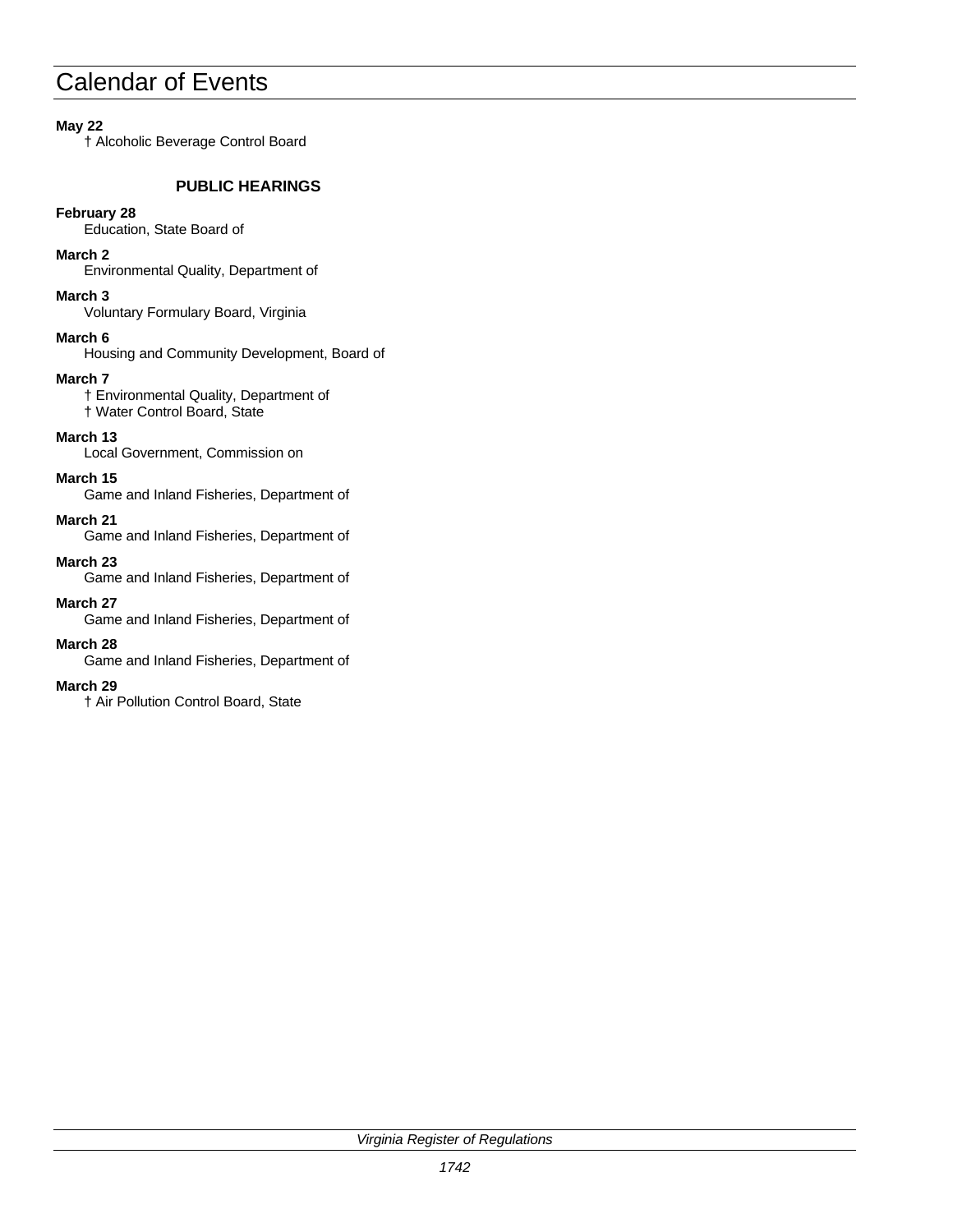# Calendar of Events

**May 22**

† Alcoholic Beverage Control Board

### PUBLIC HEARINGS

**February 28**

Education, State Board of

**March 2**

Environmental Quality, Department of

**March 3**

Voluntary Formulary Board, Virginia

**March 6**

Housing and Community Development, Board of

**March 7**

† Environmental Quality, Department of
† Water Control Board, State

**March 13**

Local Government, Commission on

**March 15**

Game and Inland Fisheries, Department of

**March 21**

Game and Inland Fisheries, Department of

**March 23**

Game and Inland Fisheries, Department of

**March 27**

Game and Inland Fisheries, Department of

**March 28**

Game and Inland Fisheries, Department of

**March 29**

† Air Pollution Control Board, State